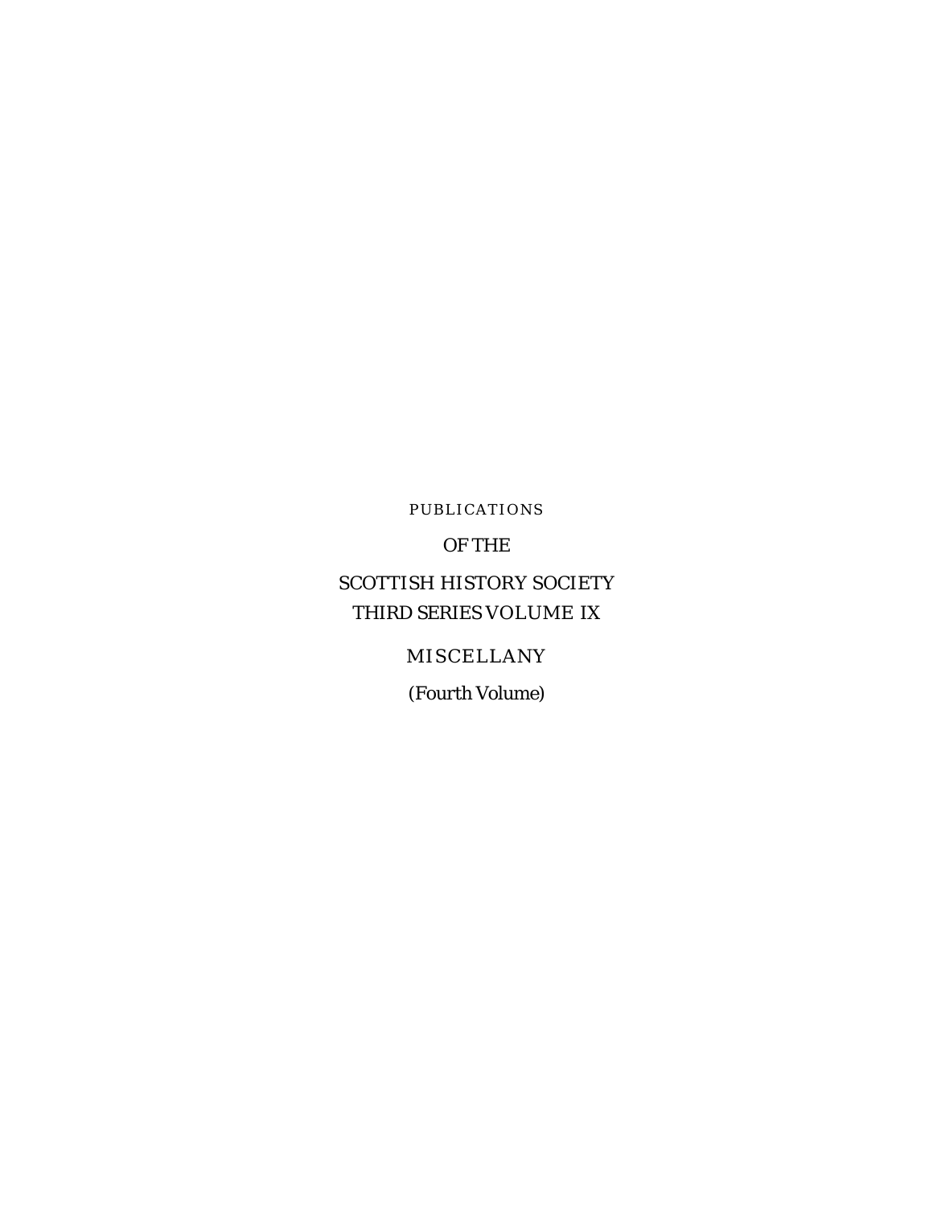PUBLICATIONS

OF THE

SCOTTISH HISTORY SOCIETY

THIRD SERIES VOLUME IX

MISCELLANY

(Fourth Volume)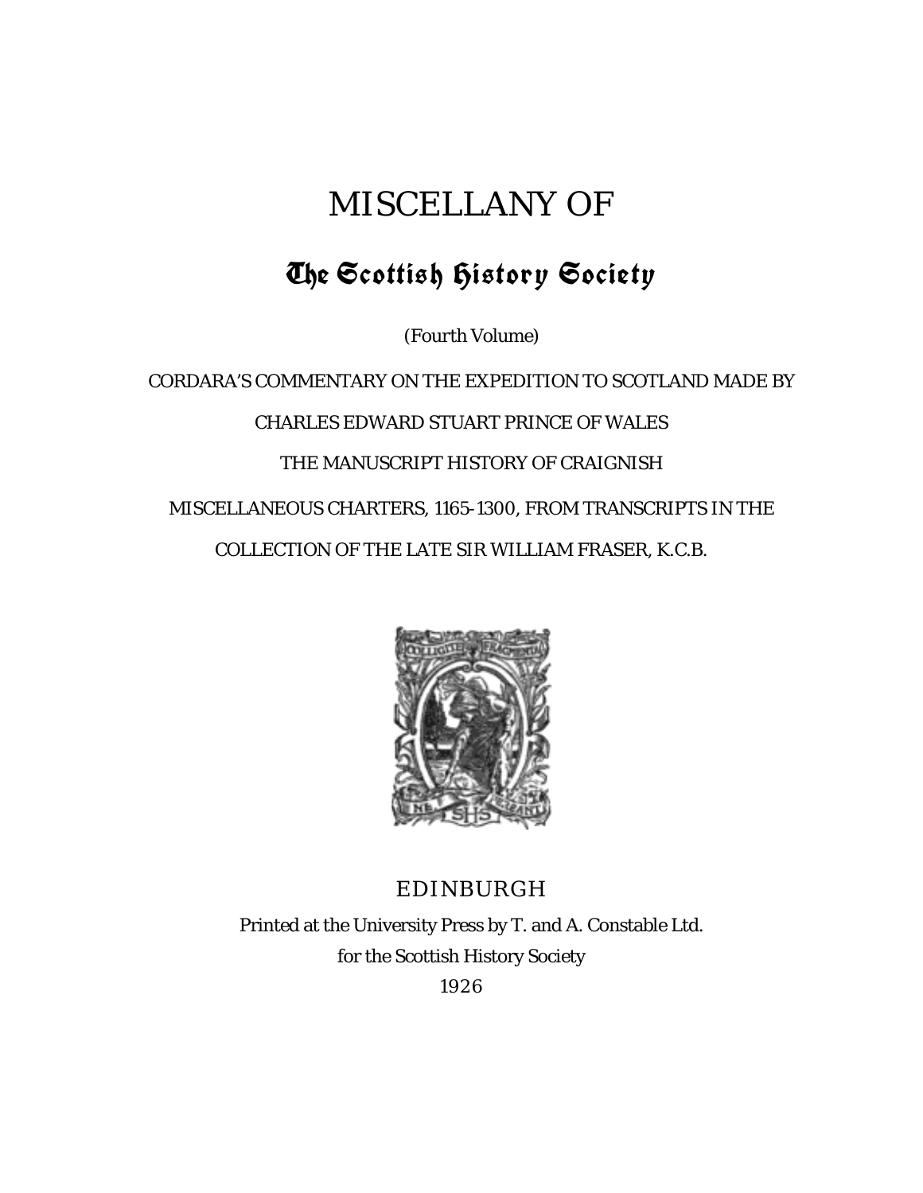# MISCELLANY OF

## The Scottish History Society

(Fourth Volume)

CORDARA'S COMMENTARY ON THE EXPEDITION TO SCOTLAND MADE BY

CHARLES EDWARD STUART PRINCE OF WALES

THE MANUSCRIPT HISTORY OF CRAIGNISH

MISCELLANEOUS CHARTERS, 1165-1300, FROM TRANSCRIPTS IN THE

COLLECTION OF THE LATE SIR WILLIAM FRASER, K.C.B.

EDINBURGH

Printed at the University Press by T. and A. Constable Ltd.

for the Scottish History Society

1926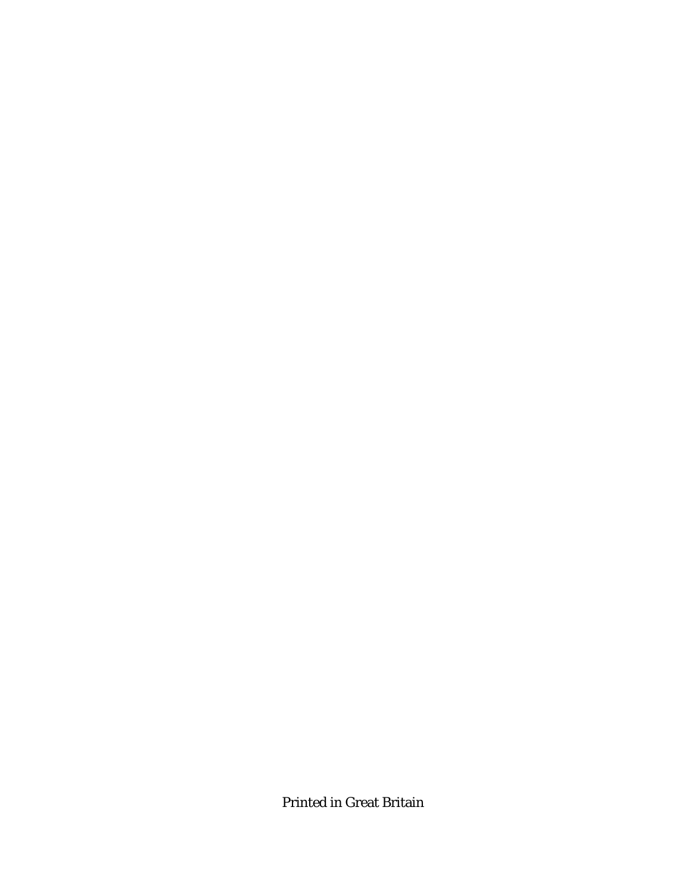Printed in Great Britain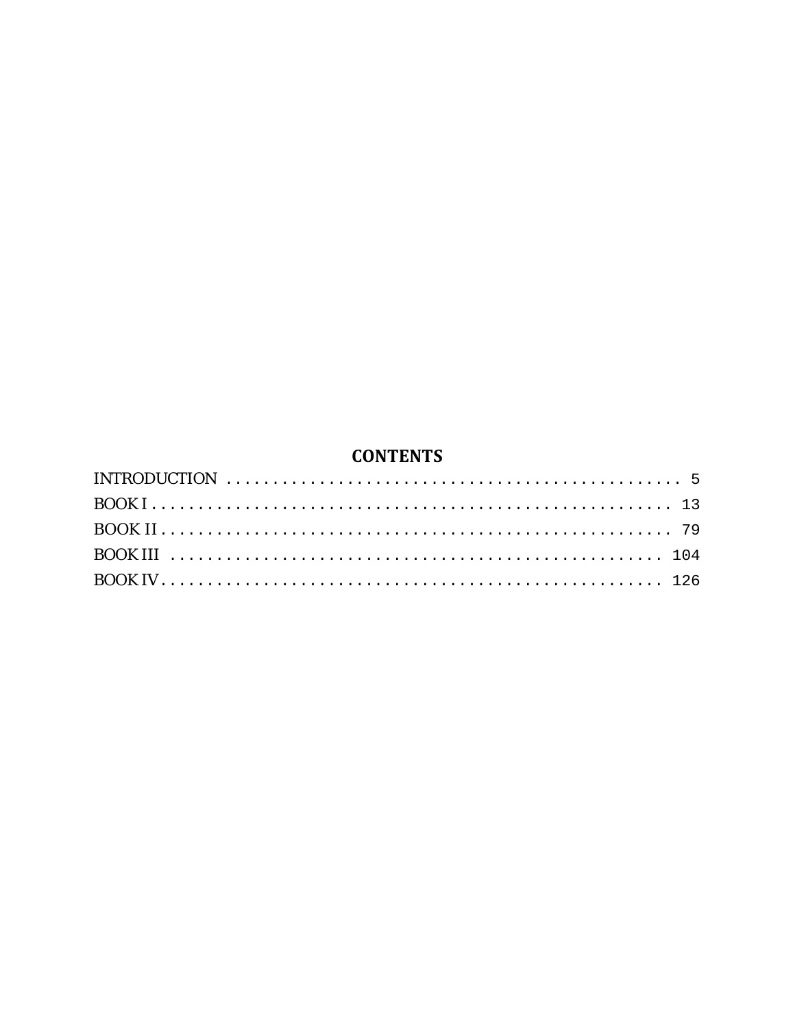## CONTENTS

INTRODUCTION . . . . . . . . . . . . . . . . . . . . . . . . . . . . . . . . . . . . . . . . . . . . . . . . . 5

BOOK I . . . . . . . . . . . . . . . . . . . . . . . . . . . . . . . . . . . . . . . . . . . . . . . . . . . . 13

BOOK II . . . . . . . . . . . . . . . . . . . . . . . . . . . . . . . . . . . . . . . . . . . . . . . . . . . 79

BOOK III . . . . . . . . . . . . . . . . . . . . . . . . . . . . . . . . . . . . . . . . . . . . . . . . . 104

BOOK IV . . . . . . . . . . . . . . . . . . . . . . . . . . . . . . . . . . . . . . . . . . . . . . . . . . 126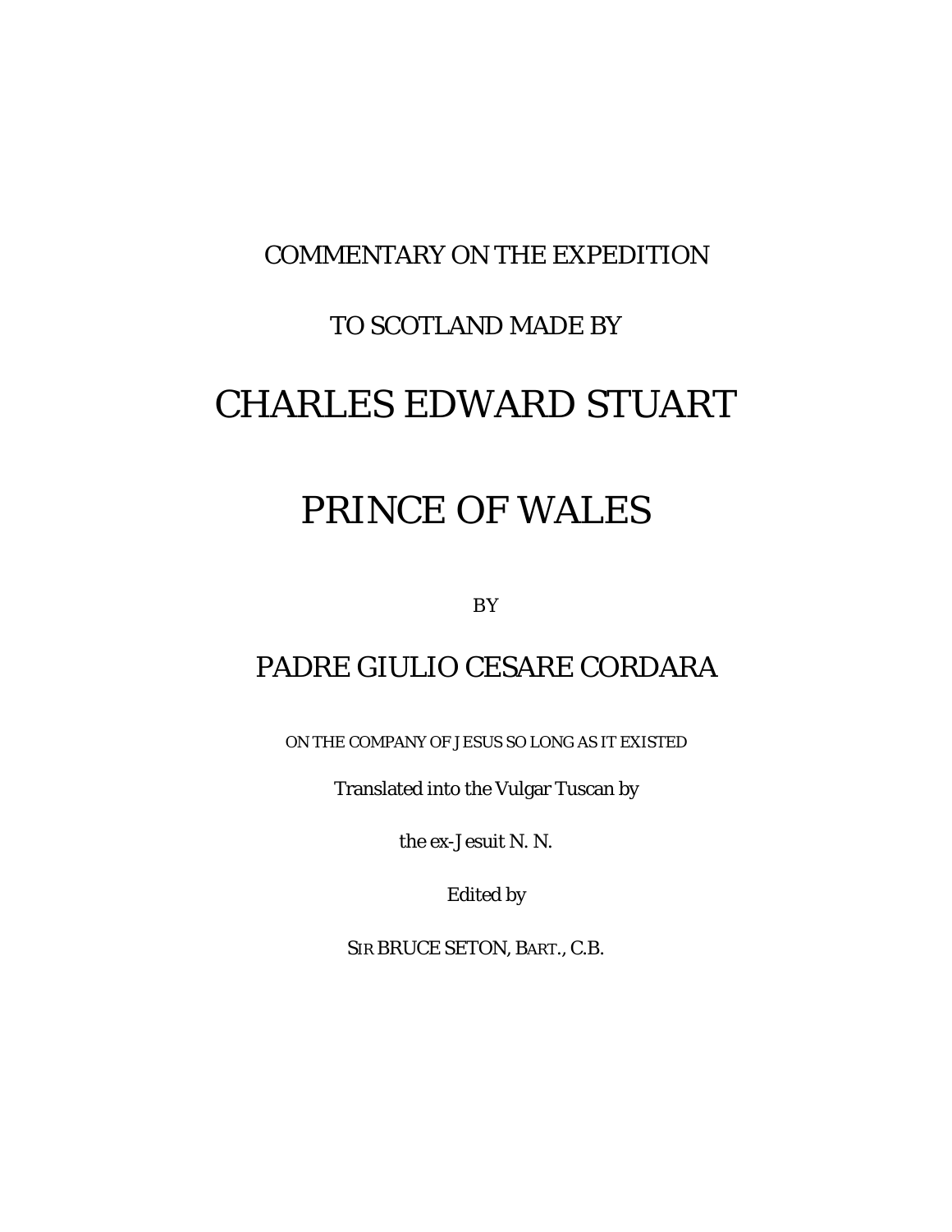COMMENTARY ON THE EXPEDITION

TO SCOTLAND MADE BY

# CHARLES EDWARD STUART

# PRINCE OF WALES

BY

## PADRE GIULIO CESARE CORDARA

ON THE COMPANY OF JESUS SO LONG AS IT EXISTED

Translated into the Vulgar Tuscan by

the ex-Jesuit N. N.

Edited by

SIR BRUCE SETON, BART., C.B.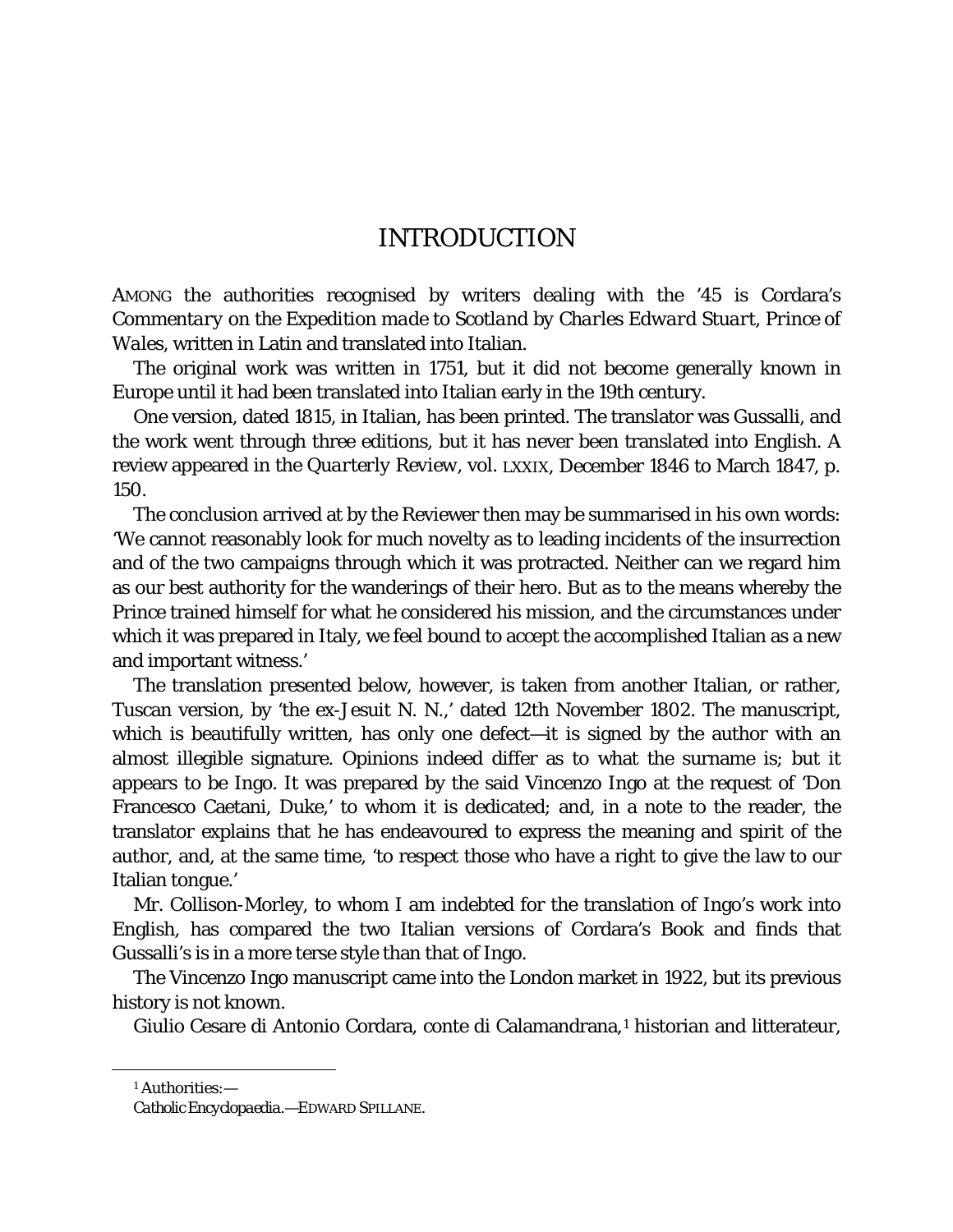# INTRODUCTION

AMONG the authorities recognised by writers dealing with the '45 is Cordara's *Commentary on the Expedition made to Scotland by Charles Edward Stuart, Prince of Wales*, written in Latin and translated into Italian.

The original work was written in 1751, but it did not become generally known in Europe until it had been translated into Italian early in the 19th century.

One version, dated 1815, in Italian, has been printed. The translator was Gussalli, and the work went through three editions, but it has never been translated into English. A review appeared in the *Quarterly Review*, vol. LXXIX, December 1846 to March 1847, p. 150.

The conclusion arrived at by the Reviewer then may be summarised in his own words: 'We cannot reasonably look for much novelty as to leading incidents of the insurrection and of the two campaigns through which it was protracted. Neither can we regard him as our best authority for the wanderings of their hero. But as to the means whereby the Prince trained himself for what he considered his mission, and the circumstances under which it was prepared in Italy, we feel bound to accept the accomplished Italian as a new and important witness.'

The translation presented below, however, is taken from another Italian, or rather, Tuscan version, by 'the ex-Jesuit N. N.,' dated 12th November 1802. The manuscript, which is beautifully written, has only one defect—it is signed by the author with an almost illegible signature. Opinions indeed differ as to what the surname is; but it appears to be Ingo. It was prepared by the said Vincenzo Ingo at the request of 'Don Francesco Caetani, Duke,' to whom it is dedicated; and, in a note to the reader, the translator explains that he has endeavoured to express the meaning and spirit of the author, and, at the same time, 'to respect those who have a right to give the law to our Italian tongue.'

Mr. Collison-Morley, to whom I am indebted for the translation of Ingo's work into English, has compared the two Italian versions of Cordara's Book and finds that Gussalli's is in a more terse style than that of Ingo.

The Vincenzo Ingo manuscript came into the London market in 1922, but its previous history is not known.

Giulio Cesare di Antonio Cordara, conte di Calamandrana,[1] historian and litterateur,

---

[1] Authorities:—
*Catholic Encyclopaedia.*—EDWARD SPILLANE.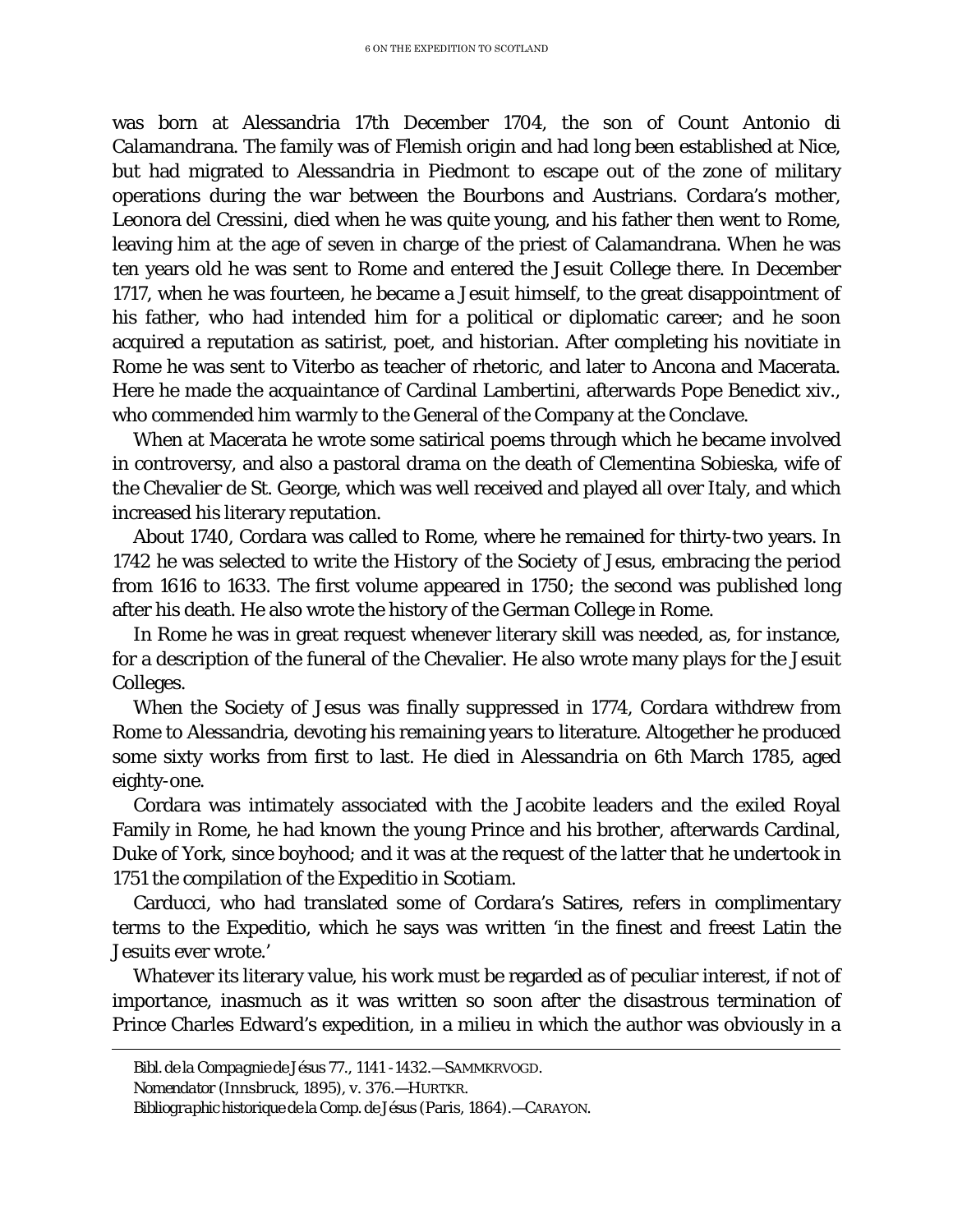was born at Alessandria 17th December 1704, the son of Count Antonio di Calamandrana. The family was of Flemish origin and had long been established at Nice, but had migrated to Alessandria in Piedmont to escape out of the zone of military operations during the war between the Bourbons and Austrians. Cordara's mother, Leonora del Cressini, died when he was quite young, and his father then went to Rome, leaving him at the age of seven in charge of the priest of Calamandrana. When he was ten years old he was sent to Rome and entered the Jesuit College there. In December 1717, when he was fourteen, he became a Jesuit himself, to the great disappointment of his father, who had intended him for a political or diplomatic career; and he soon acquired a reputation as satirist, poet, and historian. After completing his novitiate in Rome he was sent to Viterbo as teacher of rhetoric, and later to Ancona and Macerata. Here he made the acquaintance of Cardinal Lambertini, afterwards Pope Benedict xiv., who commended him warmly to the General of the Company at the Conclave.

When at Macerata he wrote some satirical poems through which he became involved in controversy, and also a pastoral drama on the death of Clementina Sobieska, wife of the Chevalier de St. George, which was well received and played all over Italy, and which increased his literary reputation.

About 1740, Cordara was called to Rome, where he remained for thirty-two years. In 1742 he was selected to write the History of the Society of Jesus, embracing the period from 1616 to 1633. The first volume appeared in 1750; the second was published long after his death. He also wrote the history of the German College in Rome.

In Rome he was in great request whenever literary skill was needed, as, for instance, for a description of the funeral of the Chevalier. He also wrote many plays for the Jesuit Colleges.

When the Society of Jesus was finally suppressed in 1774, Cordara withdrew from Rome to Alessandria, devoting his remaining years to literature. Altogether he produced some sixty works from first to last. He died in Alessandria on 6th March 1785, aged eighty-one.

Cordara was intimately associated with the Jacobite leaders and the exiled Royal Family in Rome, he had known the young Prince and his brother, afterwards Cardinal, Duke of York, since boyhood; and it was at the request of the latter that he undertook in 1751 the compilation of the *Expeditio in Scotiam*.

Carducci, who had translated some of Cordara's Satires, refers in complimentary terms to the Expeditio, which he says was written 'in the finest and freest Latin the Jesuits ever wrote.'

Whatever its literary value, his work must be regarded as of peculiar interest, if not of importance, inasmuch as it was written so soon after the disastrous termination of Prince Charles Edward's expedition, in a milieu in which the author was obviously in a

---

*Bibl. de la Compagnie de Jésus* 77., 1141-1432.—SAMMKRVOGD.

*Nomendator* (Innsbruck, 1895), v. 376.—HURTKR.

*Bibliographic historique de la Comp. de Jésus* (Paris, 1864).—CARAYON.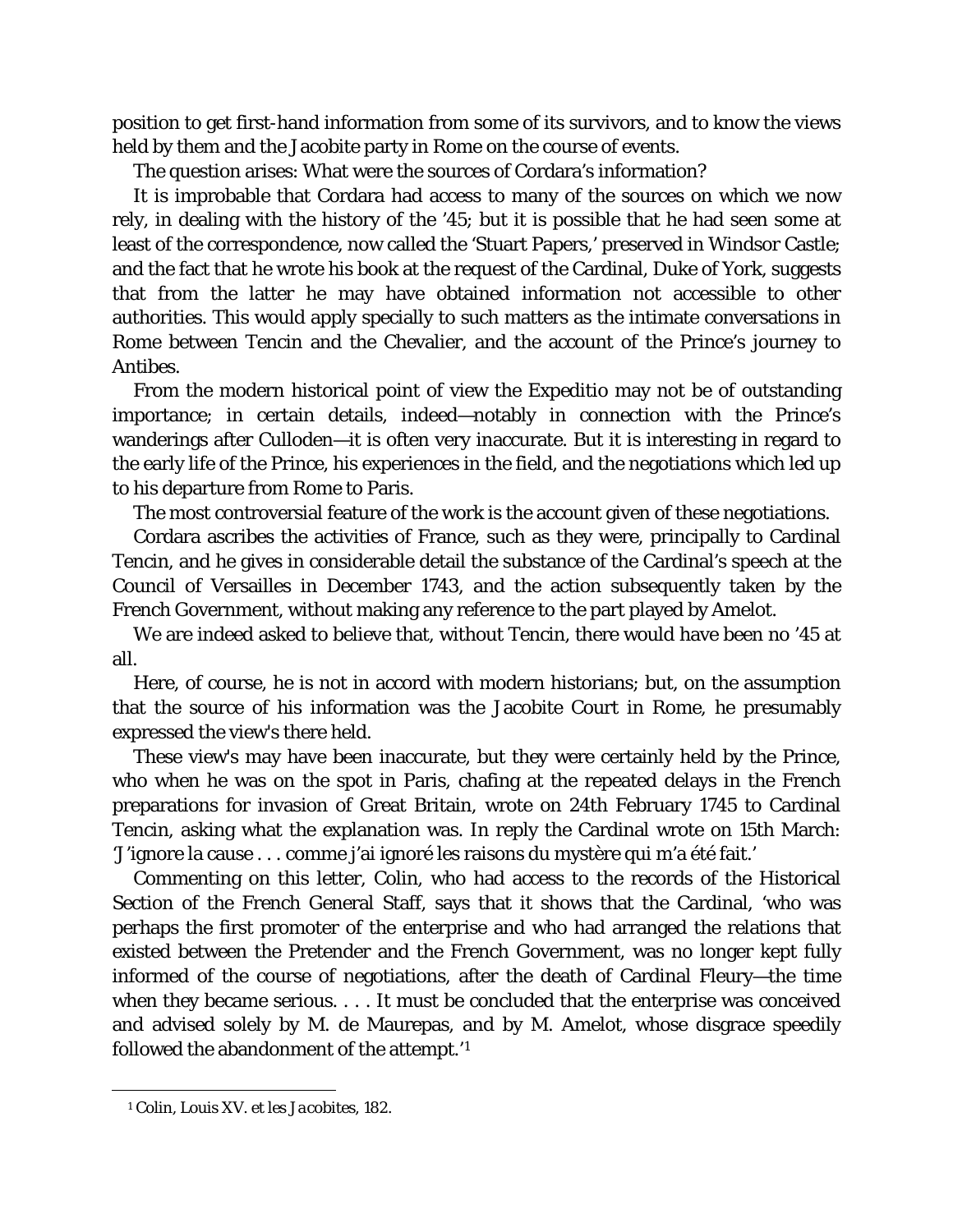position to get first-hand information from some of its survivors, and to know the views held by them and the Jacobite party in Rome on the course of events.

The question arises: What were the sources of Cordara's information?

It is improbable that Cordara had access to many of the sources on which we now rely, in dealing with the history of the '45; but it is possible that he had seen some at least of the correspondence, now called the 'Stuart Papers,' preserved in Windsor Castle; and the fact that he wrote his book at the request of the Cardinal, Duke of York, suggests that from the latter he may have obtained information not accessible to other authorities. This would apply specially to such matters as the intimate conversations in Rome between Tencin and the Chevalier, and the account of the Prince's journey to Antibes.

From the modern historical point of view the Expeditio may not be of outstanding importance; in certain details, indeed—notably in connection with the Prince's wanderings after Culloden—it is often very inaccurate. But it is interesting in regard to the early life of the Prince, his experiences in the field, and the negotiations which led up to his departure from Rome to Paris.

The most controversial feature of the work is the account given of these negotiations.

Cordara ascribes the activities of France, such as they were, principally to Cardinal Tencin, and he gives in considerable detail the substance of the Cardinal's speech at the Council of Versailles in December 1743, and the action subsequently taken by the French Government, without making any reference to the part played by Amelot.

We are indeed asked to believe that, without Tencin, there would have been no '45 at all.

Here, of course, he is not in accord with modern historians; but, on the assumption that the source of his information was the Jacobite Court in Rome, he presumably expressed the view's there held.

These view's may have been inaccurate, but they were certainly held by the Prince, who when he was on the spot in Paris, chafing at the repeated delays in the French preparations for invasion of Great Britain, wrote on 24th February 1745 to Cardinal Tencin, asking what the explanation was. In reply the Cardinal wrote on 15th March: 'J'ignore la cause . . . comme j'ai ignoré les raisons du mystère qui m'a été fait.'

Commenting on this letter, Colin, who had access to the records of the Historical Section of the French General Staff, says that it shows that the Cardinal, 'who was perhaps the first promoter of the enterprise and who had arranged the relations that existed between the Pretender and the French Government, was no longer kept fully informed of the course of negotiations, after the death of Cardinal Fleury—the time when they became serious. . . . It must be concluded that the enterprise was conceived and advised solely by M. de Maurepas, and by M. Amelot, whose disgrace speedily followed the abandonment of the attempt.'[1]

[1] Colin, *Louis XV. et les Jacobites*, 182.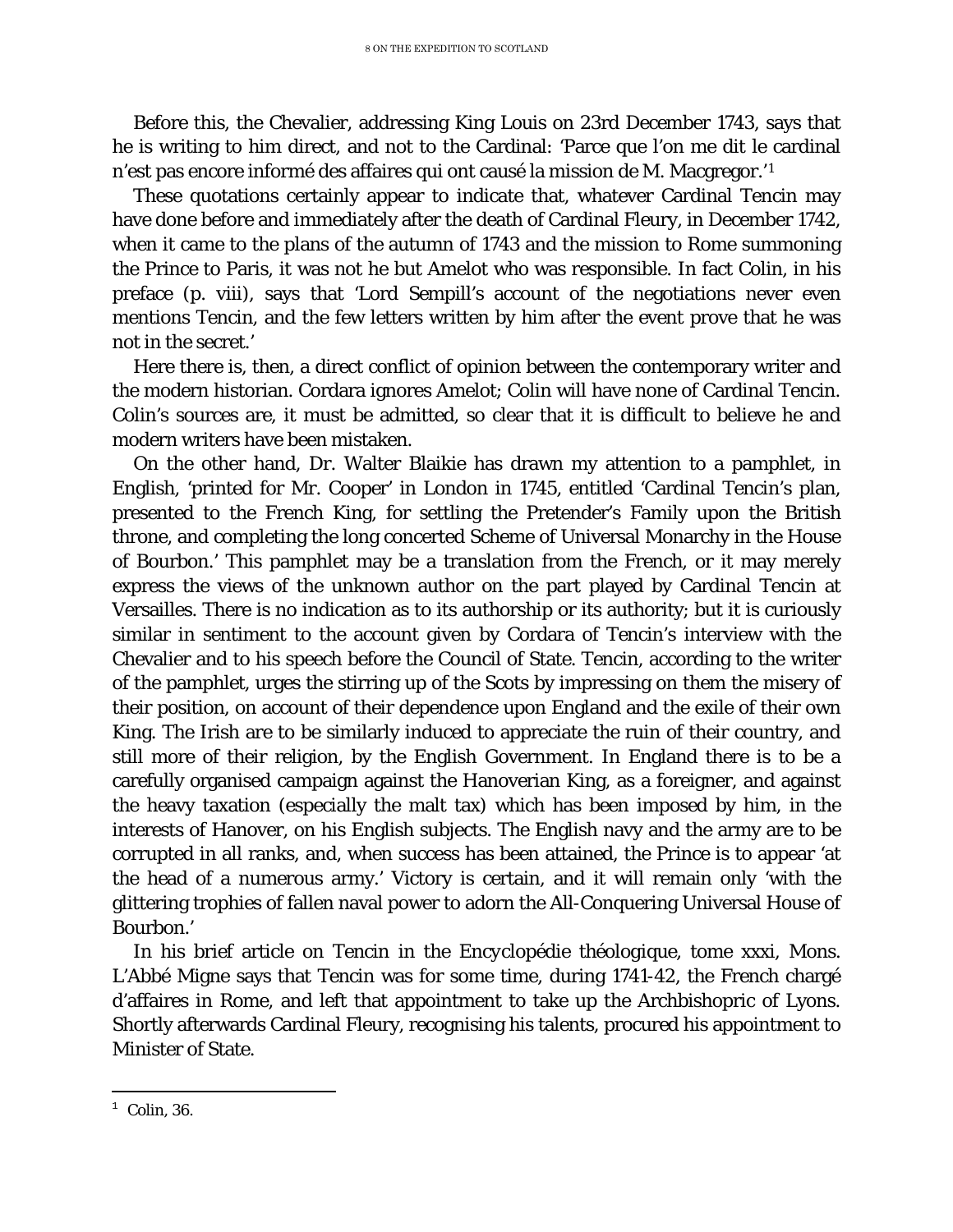Before this, the Chevalier, addressing King Louis on 23rd December 1743, says that he is writing to him direct, and not to the Cardinal: 'Parce que l'on me dit le cardinal n'est pas encore informé des affaires qui ont causé la mission de M. Macgregor.'[1]

These quotations certainly appear to indicate that, whatever Cardinal Tencin may have done before and immediately after the death of Cardinal Fleury, in December 1742, when it came to the plans of the autumn of 1743 and the mission to Rome summoning the Prince to Paris, it was not he but Amelot who was responsible. In fact Colin, in his preface (p. viii), says that 'Lord Sempill's account of the negotiations never even mentions Tencin, and the few letters written by him after the event prove that he was not in the secret.'

Here there is, then, a direct conflict of opinion between the contemporary writer and the modern historian. Cordara ignores Amelot; Colin will have none of Cardinal Tencin. Colin's sources are, it must be admitted, so clear that it is difficult to believe he and modern writers have been mistaken.

On the other hand, Dr. Walter Blaikie has drawn my attention to a pamphlet, in English, 'printed for Mr. Cooper' in London in 1745, entitled 'Cardinal Tencin's plan, presented to the French King, for settling the Pretender's Family upon the British throne, and completing the long concerted Scheme of Universal Monarchy in the House of Bourbon.' This pamphlet may be a translation from the French, or it may merely express the views of the unknown author on the part played by Cardinal Tencin at Versailles. There is no indication as to its authorship or its authority; but it is curiously similar in sentiment to the account given by Cordara of Tencin's interview with the Chevalier and to his speech before the Council of State. Tencin, according to the writer of the pamphlet, urges the stirring up of the Scots by impressing on them the misery of their position, on account of their dependence upon England and the exile of their own King. The Irish are to be similarly induced to appreciate the ruin of their country, and still more of their religion, by the English Government. In England there is to be a carefully organised campaign against the Hanoverian King, as a foreigner, and against the heavy taxation (especially the malt tax) which has been imposed by him, in the interests of Hanover, on his English subjects. The English navy and the army are to be corrupted in all ranks, and, when success has been attained, the Prince is to appear 'at the head of a numerous army.' Victory is certain, and it will remain only 'with the glittering trophies of fallen naval power to adorn the All-Conquering Universal House of Bourbon.'

In his brief article on Tencin in the *Encyclopédie théologique*, tome xxxi, Mons. L'Abbé Migne says that Tencin was for some time, during 1741-42, the French chargé d'affaires in Rome, and left that appointment to take up the Archbishopric of Lyons. Shortly afterwards Cardinal Fleury, recognising his talents, procured his appointment to Minister of State.

---

[1] Colin, 36.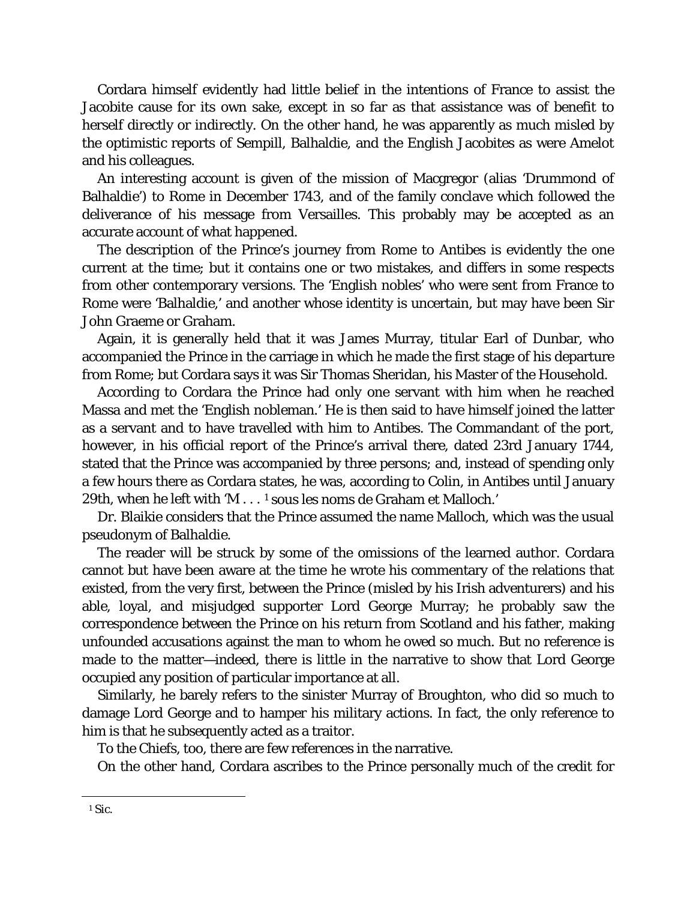Cordara himself evidently had little belief in the intentions of France to assist the Jacobite cause for its own sake, except in so far as that assistance was of benefit to herself directly or indirectly. On the other hand, he was apparently as much misled by the optimistic reports of Sempill, Balhaldie, and the English Jacobites as were Amelot and his colleagues.

An interesting account is given of the mission of Macgregor (alias 'Drummond of Balhaldie') to Rome in December 1743, and of the family conclave which followed the deliverance of his message from Versailles. This probably may be accepted as an accurate account of what happened.

The description of the Prince's journey from Rome to Antibes is evidently the one current at the time; but it contains one or two mistakes, and differs in some respects from other contemporary versions. The 'English nobles' who were sent from France to Rome were 'Balhaldie,' and another whose identity is uncertain, but may have been Sir John Graeme or Graham.

Again, it is generally held that it was James Murray, titular Earl of Dunbar, who accompanied the Prince in the carriage in which he made the first stage of his departure from Rome; but Cordara says it was Sir Thomas Sheridan, his Master of the Household.

According to Cordara the Prince had only one servant with him when he reached Massa and met the 'English nobleman.' He is then said to have himself joined the latter as a servant and to have travelled with him to Antibes. The Commandant of the port, however, in his official report of the Prince's arrival there, dated 23rd January 1744, stated that the Prince was accompanied by three persons; and, instead of spending only a few hours there as Cordara states, he was, according to Colin, in Antibes until January 29th, when he left with 'M . . . [1] sous les noms de Graham et Malloch.'

Dr. Blaikie considers that the Prince assumed the name Malloch, which was the usual pseudonym of Balhaldie.

The reader will be struck by some of the omissions of the learned author. Cordara cannot but have been aware at the time he wrote his commentary of the relations that existed, from the very first, between the Prince (misled by his Irish adventurers) and his able, loyal, and misjudged supporter Lord George Murray; he probably saw the correspondence between the Prince on his return from Scotland and his father, making unfounded accusations against the man to whom he owed so much. But no reference is made to the matter—indeed, there is little in the narrative to show that Lord George occupied any position of particular importance at all.

Similarly, he barely refers to the sinister Murray of Broughton, who did so much to damage Lord George and to hamper his military actions. In fact, the only reference to him is that he subsequently acted as a traitor.

To the Chiefs, too, there are few references in the narrative.

On the other hand, Cordara ascribes to the Prince personally much of the credit for

[1] Sic.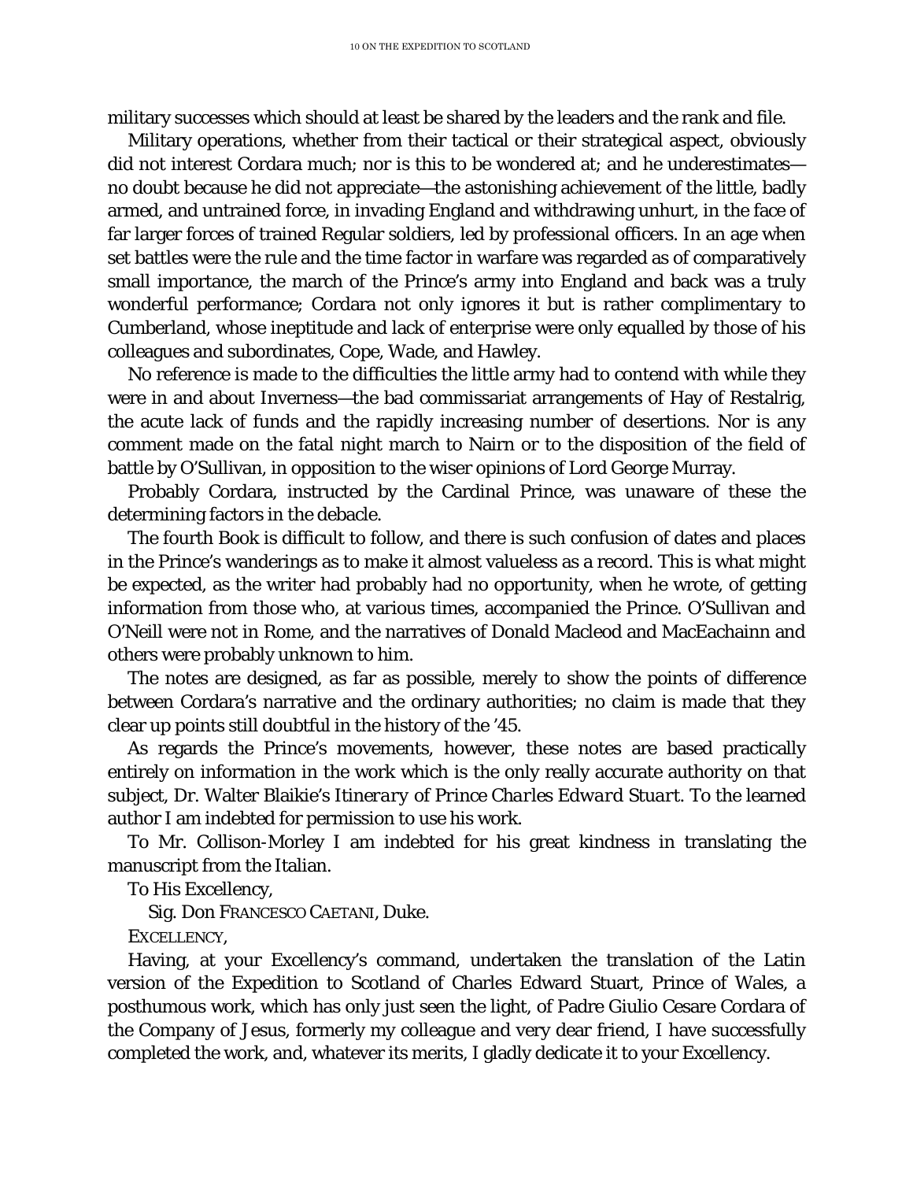military successes which should at least be shared by the leaders and the rank and file.

Military operations, whether from their tactical or their strategical aspect, obviously did not interest Cordara much; nor is this to be wondered at; and he underestimates—no doubt because he did not appreciate—the astonishing achievement of the little, badly armed, and untrained force, in invading England and withdrawing unhurt, in the face of far larger forces of trained Regular soldiers, led by professional officers. In an age when set battles were the rule and the time factor in warfare was regarded as of comparatively small importance, the march of the Prince's army into England and back was a truly wonderful performance; Cordara not only ignores it but is rather complimentary to Cumberland, whose ineptitude and lack of enterprise were only equalled by those of his colleagues and subordinates, Cope, Wade, and Hawley.

No reference is made to the difficulties the little army had to contend with while they were in and about Inverness—the bad commissariat arrangements of Hay of Restalrig, the acute lack of funds and the rapidly increasing number of desertions. Nor is any comment made on the fatal night march to Nairn or to the disposition of the field of battle by O'Sullivan, in opposition to the wiser opinions of Lord George Murray.

Probably Cordara, instructed by the Cardinal Prince, was unaware of these the determining factors in the debacle.

The fourth Book is difficult to follow, and there is such confusion of dates and places in the Prince's wanderings as to make it almost valueless as a record. This is what might be expected, as the writer had probably had no opportunity, when he wrote, of getting information from those who, at various times, accompanied the Prince. O'Sullivan and O'Neill were not in Rome, and the narratives of Donald Macleod and MacEachainn and others were probably unknown to him.

The notes are designed, as far as possible, merely to show the points of difference between Cordara's narrative and the ordinary authorities; no claim is made that they clear up points still doubtful in the history of the '45.

As regards the Prince's movements, however, these notes are based practically entirely on information in the work which is the only really accurate authority on that subject, Dr. Walter Blaikie's *Itinerary of Prince Charles Edward Stuart*. To the learned author I am indebted for permission to use his work.

To Mr. Collison-Morley I am indebted for his great kindness in translating the manuscript from the Italian.

To His Excellency,

Sig. Don FRANCESCO CAETANI, Duke.

EXCELLENCY,

Having, at your Excellency's command, undertaken the translation of the Latin version of the Expedition to Scotland of Charles Edward Stuart, Prince of Wales, a posthumous work, which has only just seen the light, of Padre Giulio Cesare Cordara of the Company of Jesus, formerly my colleague and very dear friend, I have successfully completed the work, and, whatever its merits, I gladly dedicate it to your Excellency.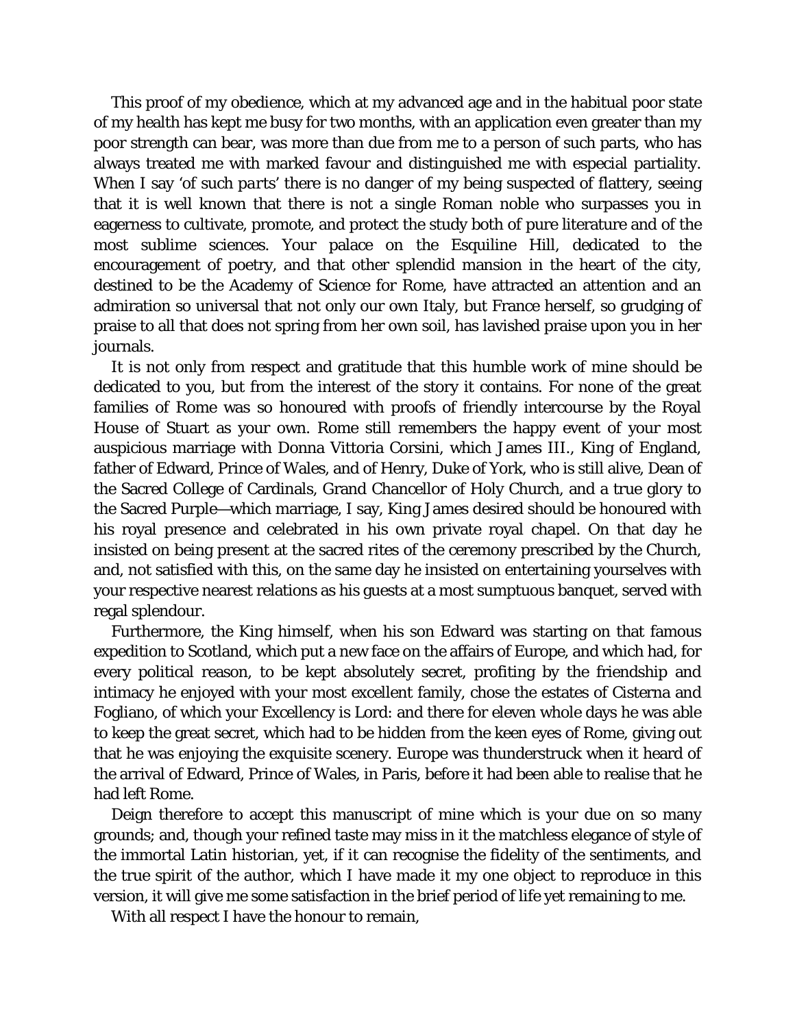This proof of my obedience, which at my advanced age and in the habitual poor state of my health has kept me busy for two months, with an application even greater than my poor strength can bear, was more than due from me to a person of such parts, who has always treated me with marked favour and distinguished me with especial partiality. When I say 'of such *parts*' there is no danger of my being suspected of flattery, seeing that it is well known that there is not a single Roman noble who surpasses you in eagerness to cultivate, promote, and protect the study both of pure literature and of the most sublime sciences. Your palace on the Esquiline Hill, dedicated to the encouragement of poetry, and that other splendid mansion in the heart of the city, destined to be the Academy of Science for Rome, have attracted an attention and an admiration so universal that not only our own Italy, but France herself, so grudging of praise to all that does not spring from her own soil, has lavished praise upon you in her journals.

It is not only from respect and gratitude that this humble work of mine should be dedicated to you, but from the interest of the story it contains. For none of the great families of Rome was so honoured with proofs of friendly intercourse by the Royal House of Stuart as your own. Rome still remembers the happy event of your most auspicious marriage with Donna Vittoria Corsini, which James III., King of England, father of Edward, Prince of Wales, and of Henry, Duke of York, who is still alive, Dean of the Sacred College of Cardinals, Grand Chancellor of Holy Church, and a true glory to the Sacred Purple—which marriage, I say, King James desired should be honoured with his royal presence and celebrated in his own private royal chapel. On that day he insisted on being present at the sacred rites of the ceremony prescribed by the Church, and, not satisfied with this, on the same day he insisted on entertaining yourselves with your respective nearest relations as his guests at a most sumptuous banquet, served with regal splendour.

Furthermore, the King himself, when his son Edward was starting on that famous expedition to Scotland, which put a new face on the affairs of Europe, and which had, for every political reason, to be kept absolutely secret, profiting by the friendship and intimacy he enjoyed with your most excellent family, chose the estates of Cisterna and Fogliano, of which your Excellency is Lord: and there for eleven whole days he was able to keep the great secret, which had to be hidden from the keen eyes of Rome, giving out that he was enjoying the exquisite scenery. Europe was thunderstruck when it heard of the arrival of Edward, Prince of Wales, in Paris, before it had been able to realise that he had left Rome.

Deign therefore to accept this manuscript of mine which is your due on so many grounds; and, though your refined taste may miss in it the matchless elegance of style of the immortal Latin historian, yet, if it can recognise the fidelity of the sentiments, and the true spirit of the author, which I have made it my one object to reproduce in this version, it will give me some satisfaction in the brief period of life yet remaining to me.

With all respect I have the honour to remain,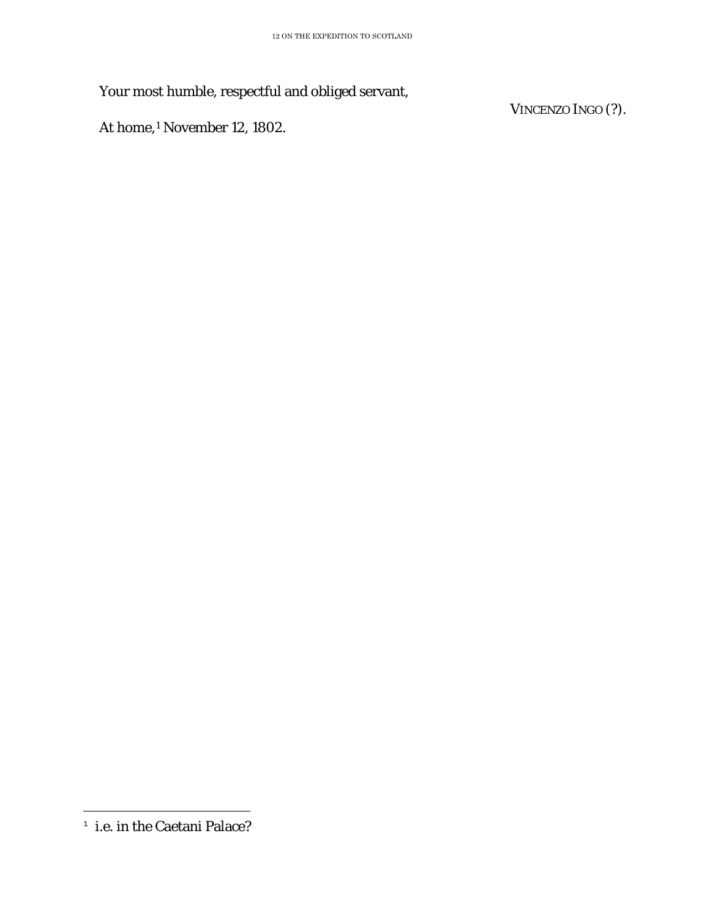Your most humble, respectful and obliged servant,

VINCENZO INGO (?).

At home,[1] November 12, 1802.

---

[1] i.e. in the Caetani Palace?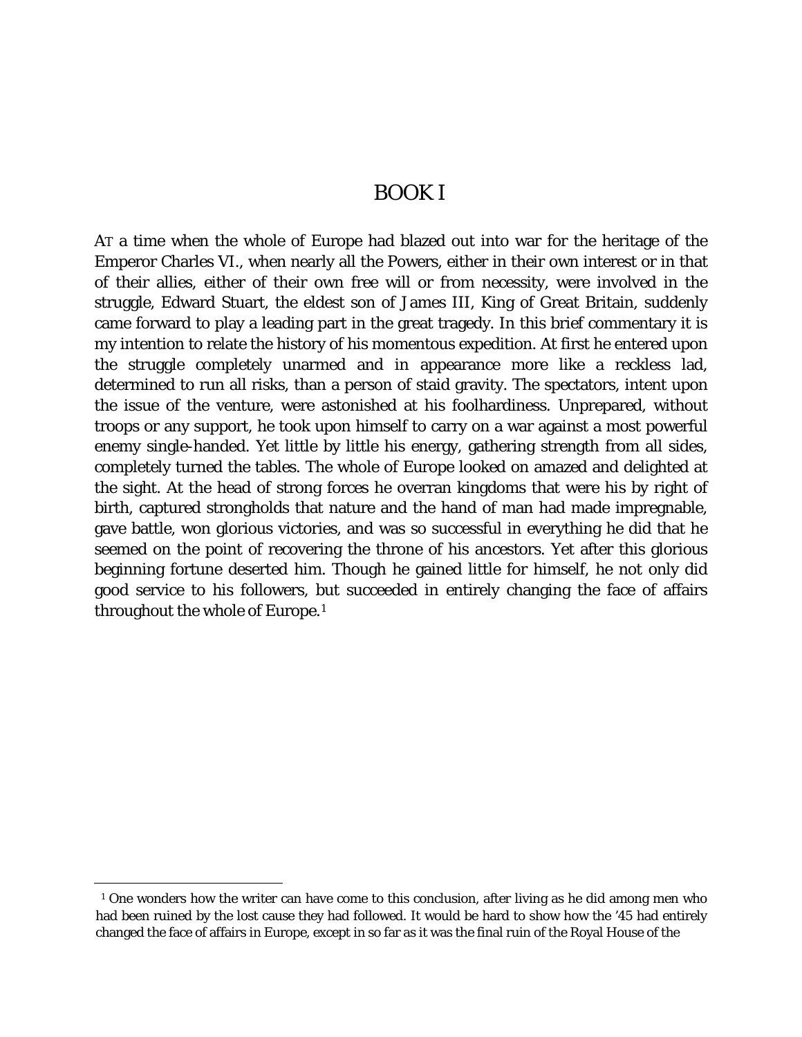# BOOK I

AT a time when the whole of Europe had blazed out into war for the heritage of the Emperor Charles VI., when nearly all the Powers, either in their own interest or in that of their allies, either of their own free will or from necessity, were involved in the struggle, Edward Stuart, the eldest son of James III, King of Great Britain, suddenly came forward to play a leading part in the great tragedy. In this brief commentary it is my intention to relate the history of his momentous expedition. At first he entered upon the struggle completely unarmed and in appearance more like a reckless lad, determined to run all risks, than a person of staid gravity. The spectators, intent upon the issue of the venture, were astonished at his foolhardiness. Unprepared, without troops or any support, he took upon himself to carry on a war against a most powerful enemy single-handed. Yet little by little his energy, gathering strength from all sides, completely turned the tables. The whole of Europe looked on amazed and delighted at the sight. At the head of strong forces he overran kingdoms that were his by right of birth, captured strongholds that nature and the hand of man had made impregnable, gave battle, won glorious victories, and was so successful in everything he did that he seemed on the point of recovering the throne of his ancestors. Yet after this glorious beginning fortune deserted him. Though he gained little for himself, he not only did good service to his followers, but succeeded in entirely changing the face of affairs throughout the whole of Europe.[1]

---

[1] One wonders how the writer can have come to this conclusion, after living as he did among men who had been ruined by the lost cause they had followed. It would be hard to show how the '45 had entirely changed the face of affairs in Europe, except in so far as it was the final ruin of the Royal House of the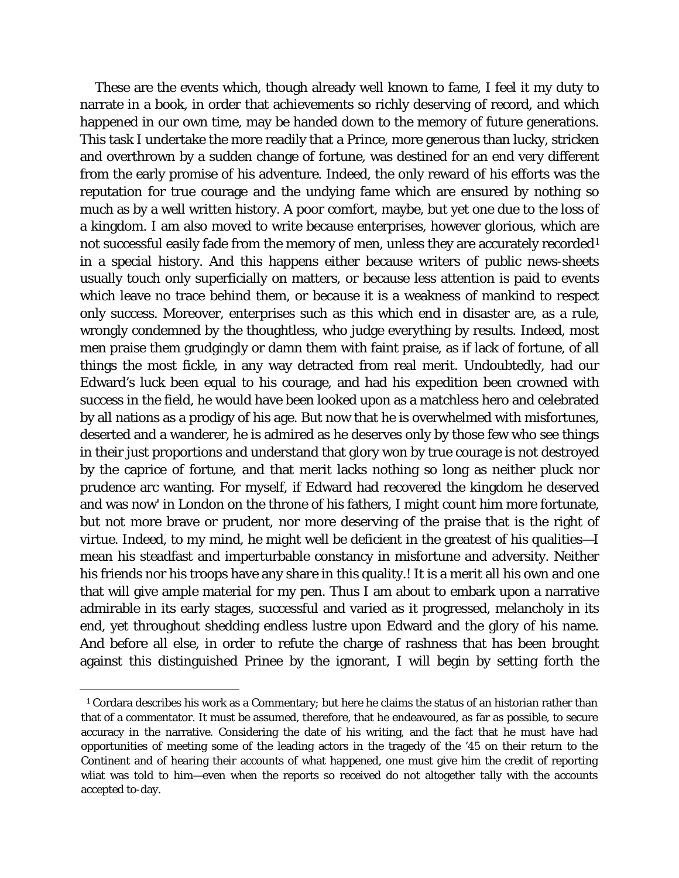These are the events which, though already well known to fame, I feel it my duty to narrate in a book, in order that achievements so richly deserving of record, and which happened in our own time, may be handed down to the memory of future generations. This task I undertake the more readily that a Prince, more generous than lucky, stricken and overthrown by a sudden change of fortune, was destined for an end very different from the early promise of his adventure. Indeed, the only reward of his efforts was the reputation for true courage and the undying fame which are ensured by nothing so much as by a well written history. A poor comfort, maybe, but yet one due to the loss of a kingdom. I am also moved to write because enterprises, however glorious, which are not successful easily fade from the memory of men, unless they are accurately recorded[1] in a special history. And this happens either because writers of public news-sheets usually touch only superficially on matters, or because less attention is paid to events which leave no trace behind them, or because it is a weakness of mankind to respect only success. Moreover, enterprises such as this which end in disaster are, as a rule, wrongly condemned by the thoughtless, who judge everything by results. Indeed, most men praise them grudgingly or damn them with faint praise, as if lack of fortune, of all things the most fickle, in any way detracted from real merit. Undoubtedly, had our Edward's luck been equal to his courage, and had his expedition been crowned with success in the field, he would have been looked upon as a matchless hero and celebrated by all nations as a prodigy of his age. But now that he is overwhelmed with misfortunes, deserted and a wanderer, he is admired as he deserves only by those few who see things in their just proportions and understand that glory won by true courage is not destroyed by the caprice of fortune, and that merit lacks nothing so long as neither pluck nor prudence arc wanting. For myself, if Edward had recovered the kingdom he deserved and was now' in London on the throne of his fathers, I might count him more fortunate, but not more brave or prudent, nor more deserving of the praise that is the right of virtue. Indeed, to my mind, he might well be deficient in the greatest of his qualities—I mean his steadfast and imperturbable constancy in misfortune and adversity. Neither his friends nor his troops have any share in this quality.! It is a merit all his own and one that will give ample material for my pen. Thus I am about to embark upon a narrative admirable in its early stages, successful and varied as it progressed, melancholy in its end, yet throughout shedding endless lustre upon Edward and the glory of his name. And before all else, in order to refute the charge of rashness that has been brought against this distinguished Prinee by the ignorant, I will begin by setting forth the

---

[1] Cordara describes his work as a Commentary; but here he claims the status of an historian rather than that of a commentator. It must be assumed, therefore, that he endeavoured, as far as possible, to secure accuracy in the narrative. Considering the date of his writing, and the fact that he must have had opportunities of meeting some of the leading actors in the tragedy of the '45 on their return to the Continent and of hearing their accounts of what happened, one must give him the credit of reporting wliat was told to him—even when the reports so received do not altogether tally with the accounts accepted to-day.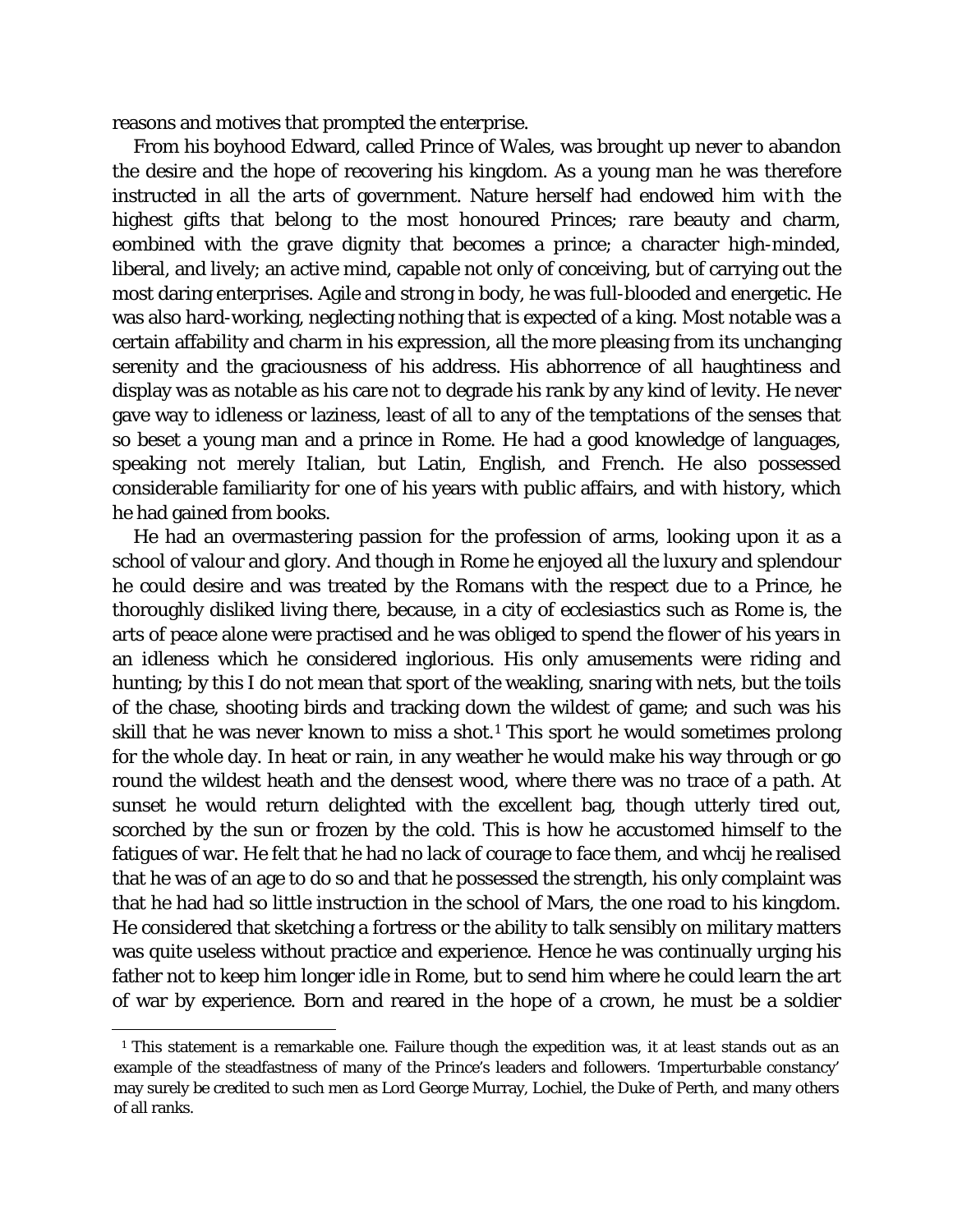reasons and motives that prompted the enterprise.

From his boyhood Edward, called Prince of Wales, was brought up never to abandon the desire and the hope of recovering his kingdom. As a young man he was therefore instructed in all the arts of government. Nature herself had endowed him with the highest gifts that belong to the most honoured Princes; rare beauty and charm, eombined with the grave dignity that becomes a prince; a character high-minded, liberal, and lively; an active mind, capable not only of conceiving, but of carrying out the most daring enterprises. Agile and strong in body, he was full-blooded and energetic. He was also hard-working, neglecting nothing that is expected of a king. Most notable was a certain affability and charm in his expression, all the more pleasing from its unchanging serenity and the graciousness of his address. His abhorrence of all haughtiness and display was as notable as his care not to degrade his rank by any kind of levity. He never gave way to idleness or laziness, least of all to any of the temptations of the senses that so beset a young man and a prince in Rome. He had a good knowledge of languages, speaking not merely Italian, but Latin, English, and French. He also possessed considerable familiarity for one of his years with public affairs, and with history, which he had gained from books.

He had an overmastering passion for the profession of arms, looking upon it as a school of valour and glory. And though in Rome he enjoyed all the luxury and splendour he could desire and was treated by the Romans with the respect due to a Prince, he thoroughly disliked living there, because, in a city of ecclesiastics such as Rome is, the arts of peace alone were practised and he was obliged to spend the flower of his years in an idleness which he considered inglorious. His only amusements were riding and hunting; by this I do not mean that sport of the weakling, snaring with nets, but the toils of the chase, shooting birds and tracking down the wildest of game; and such was his skill that he was never known to miss a shot.[1] This sport he would sometimes prolong for the whole day. In heat or rain, in any weather he would make his way through or go round the wildest heath and the densest wood, where there was no trace of a path. At sunset he would return delighted with the excellent bag, though utterly tired out, scorched by the sun or frozen by the cold. This is how he accustomed himself to the fatigues of war. He felt that he had no lack of courage to face them, and whcij he realised that he was of an age to do so and that he possessed the strength, his only complaint was that he had had so little instruction in the school of Mars, the one road to his kingdom. He considered that sketching a fortress or the ability to talk sensibly on military matters was quite useless without practice and experience. Hence he was continually urging his father not to keep him longer idle in Rome, but to send him where he could learn the art of war by experience. Born and reared in the hope of a crown, he must be a soldier

---

[1] This statement is a remarkable one. Failure though the expedition was, it at least stands out as an example of the steadfastness of many of the Prince's leaders and followers. 'Imperturbable constancy' may surely be credited to such men as Lord George Murray, Lochiel, the Duke of Perth, and many others of all ranks.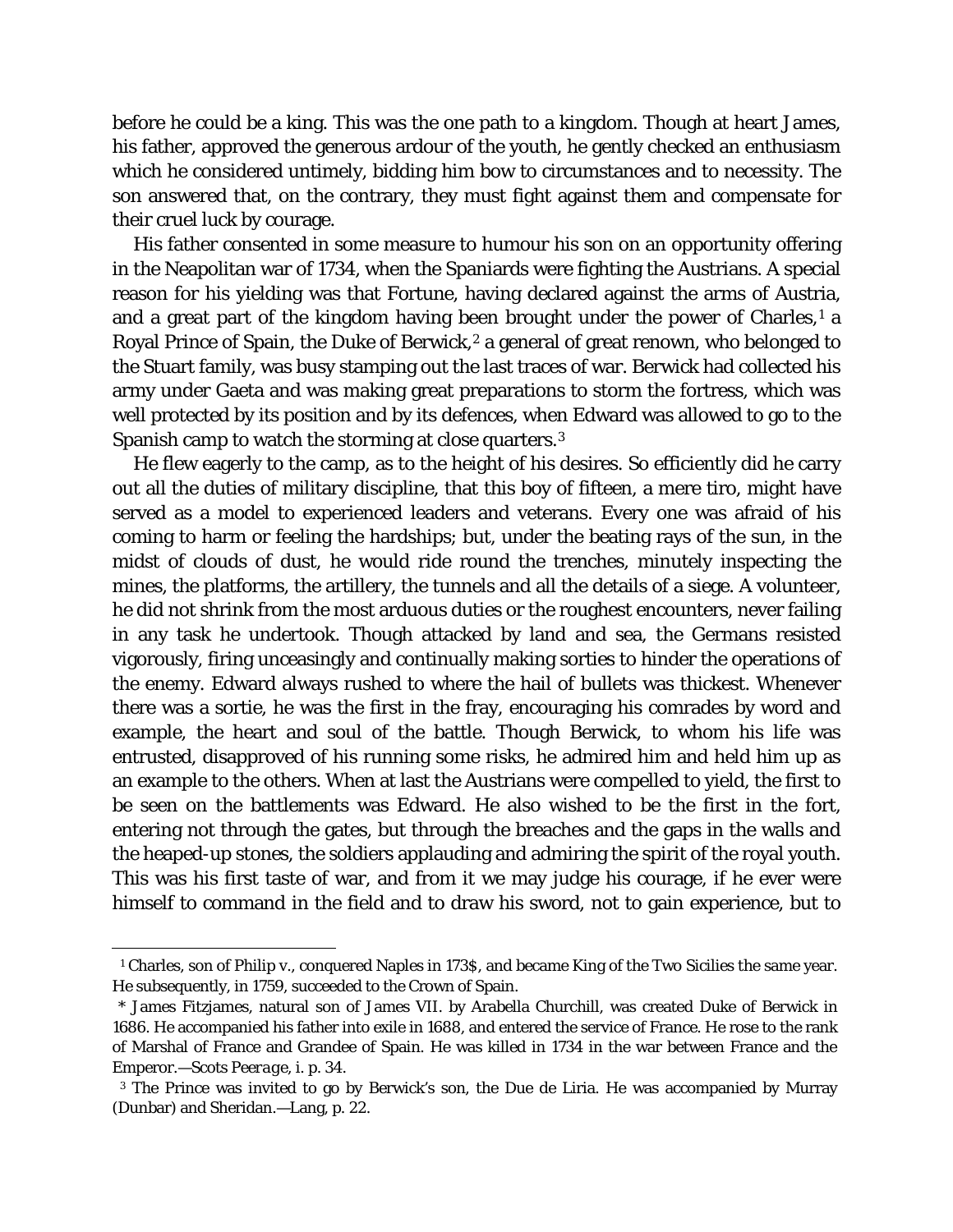before he could be a king. This was the one path to a kingdom. Though at heart James, his father, approved the generous ardour of the youth, he gently checked an enthusiasm which he considered untimely, bidding him bow to circumstances and to necessity. The son answered that, on the contrary, they must fight against them and compensate for their cruel luck by courage.

His father consented in some measure to humour his son on an opportunity offering in the Neapolitan war of 1734, when the Spaniards were fighting the Austrians. A special reason for his yielding was that Fortune, having declared against the arms of Austria, and a great part of the kingdom having been brought under the power of Charles,[1] a Royal Prince of Spain, the Duke of Berwick,[2] a general of great renown, who belonged to the Stuart family, was busy stamping out the last traces of war. Berwick had collected his army under Gaeta and was making great preparations to storm the fortress, which was well protected by its position and by its defences, when Edward was allowed to go to the Spanish camp to watch the storming at close quarters.[3]

He flew eagerly to the camp, as to the height of his desires. So efficiently did he carry out all the duties of military discipline, that this boy of fifteen, a mere tiro, might have served as a model to experienced leaders and veterans. Every one was afraid of his coming to harm or feeling the hardships; but, under the beating rays of the sun, in the midst of clouds of dust, he would ride round the trenches, minutely inspecting the mines, the platforms, the artillery, the tunnels and all the details of a siege. A volunteer, he did not shrink from the most arduous duties or the roughest encounters, never failing in any task he undertook. Though attacked by land and sea, the Germans resisted vigorously, firing unceasingly and continually making sorties to hinder the operations of the enemy. Edward always rushed to where the hail of bullets was thickest. Whenever there was a sortie, he was the first in the fray, encouraging his comrades by word and example, the heart and soul of the battle. Though Berwick, to whom his life was entrusted, disapproved of his running some risks, he admired him and held him up as an example to the others. When at last the Austrians were compelled to yield, the first to be seen on the battlements was Edward. He also wished to be the first in the fort, entering not through the gates, but through the breaches and the gaps in the walls and the heaped-up stones, the soldiers applauding and admiring the spirit of the royal youth. This was his first taste of war, and from it we may judge his courage, if he ever were himself to command in the field and to draw his sword, not to gain experience, but to

---

[1] Charles, son of Philip v., conquered Naples in 173$, and became King of the Two Sicilies the same year. He subsequently, in 1759, succeeded to the Crown of Spain.

[2] James Fitzjames, natural son of James VII. by Arabella Churchill, was created Duke of Berwick in 1686. He accompanied his father into exile in 1688, and entered the service of France. He rose to the rank of Marshal of France and Grandee of Spain. He was killed in 1734 in the war between France and the Emperor.—*Scots Peerage*, i. p. 34.

[3] The Prince was invited to go by Berwick's son, the Due de Liria. He was accompanied by Murray (Dunbar) and Sheridan.—Lang, p. 22.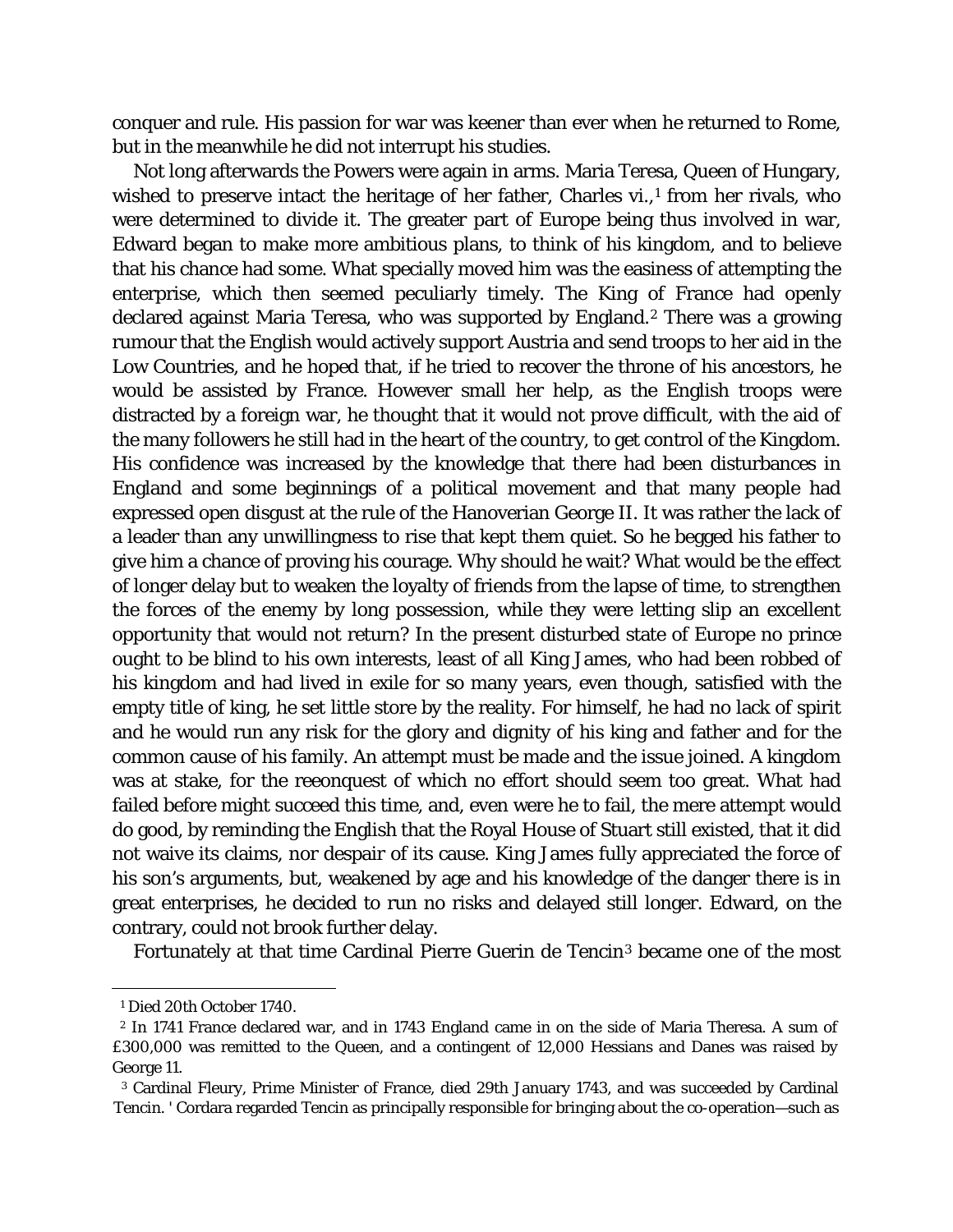conquer and rule. His passion for war was keener than ever when he returned to Rome, but in the meanwhile he did not interrupt his studies.

Not long afterwards the Powers were again in arms. Maria Teresa, Queen of Hungary, wished to preserve intact the heritage of her father, Charles vi.,[1] from her rivals, who were determined to divide it. The greater part of Europe being thus involved in war, Edward began to make more ambitious plans, to think of his kingdom, and to believe that his chance had some. What specially moved him was the easiness of attempting the enterprise, which then seemed peculiarly timely. The King of France had openly declared against Maria Teresa, who was supported by England.[2] There was a growing rumour that the English would actively support Austria and send troops to her aid in the Low Countries, and he hoped that, if he tried to recover the throne of his ancestors, he would be assisted by France. However small her help, as the English troops were distracted by a foreign war, he thought that it would not prove difficult, with the aid of the many followers he still had in the heart of the country, to get control of the Kingdom. His confidence was increased by the knowledge that there had been disturbances in England and some beginnings of a political movement and that many people had expressed open disgust at the rule of the Hanoverian George II. It was rather the lack of a leader than any unwillingness to rise that kept them quiet. So he begged his father to give him a chance of proving his courage. Why should he wait? What would be the effect of longer delay but to weaken the loyalty of friends from the lapse of time, to strengthen the forces of the enemy by long possession, while they were letting slip an excellent opportunity that would not return? In the present disturbed state of Europe no prince ought to be blind to his own interests, least of all King James, who had been robbed of his kingdom and had lived in exile for so many years, even though, satisfied with the empty title of king, he set little store by the reality. For himself, he had no lack of spirit and he would run any risk for the glory and dignity of his king and father and for the common cause of his family. An attempt must be made and the issue joined. A kingdom was at stake, for the reeonquest of which no effort should seem too great. What had failed before might succeed this time, and, even were he to fail, the mere attempt would do good, by reminding the English that the Royal House of Stuart still existed, that it did not waive its claims, nor despair of its cause. King James fully appreciated the force of his son's arguments, but, weakened by age and his knowledge of the danger there is in great enterprises, he decided to run no risks and delayed still longer. Edward, on the contrary, could not brook further delay.

Fortunately at that time Cardinal Pierre Guerin de Tencin[3] became one of the most

---

[1] Died 20th October 1740.

[2] In 1741 France declared war, and in 1743 England came in on the side of Maria Theresa. A sum of £300,000 was remitted to the Queen, and a contingent of 12,000 Hessians and Danes was raised by George 11.

[3] Cardinal Fleury, Prime Minister of France, died 29th January 1743, and was succeeded by Cardinal Tencin. ' Cordara regarded Tencin as principally responsible for bringing about the co-operation—such as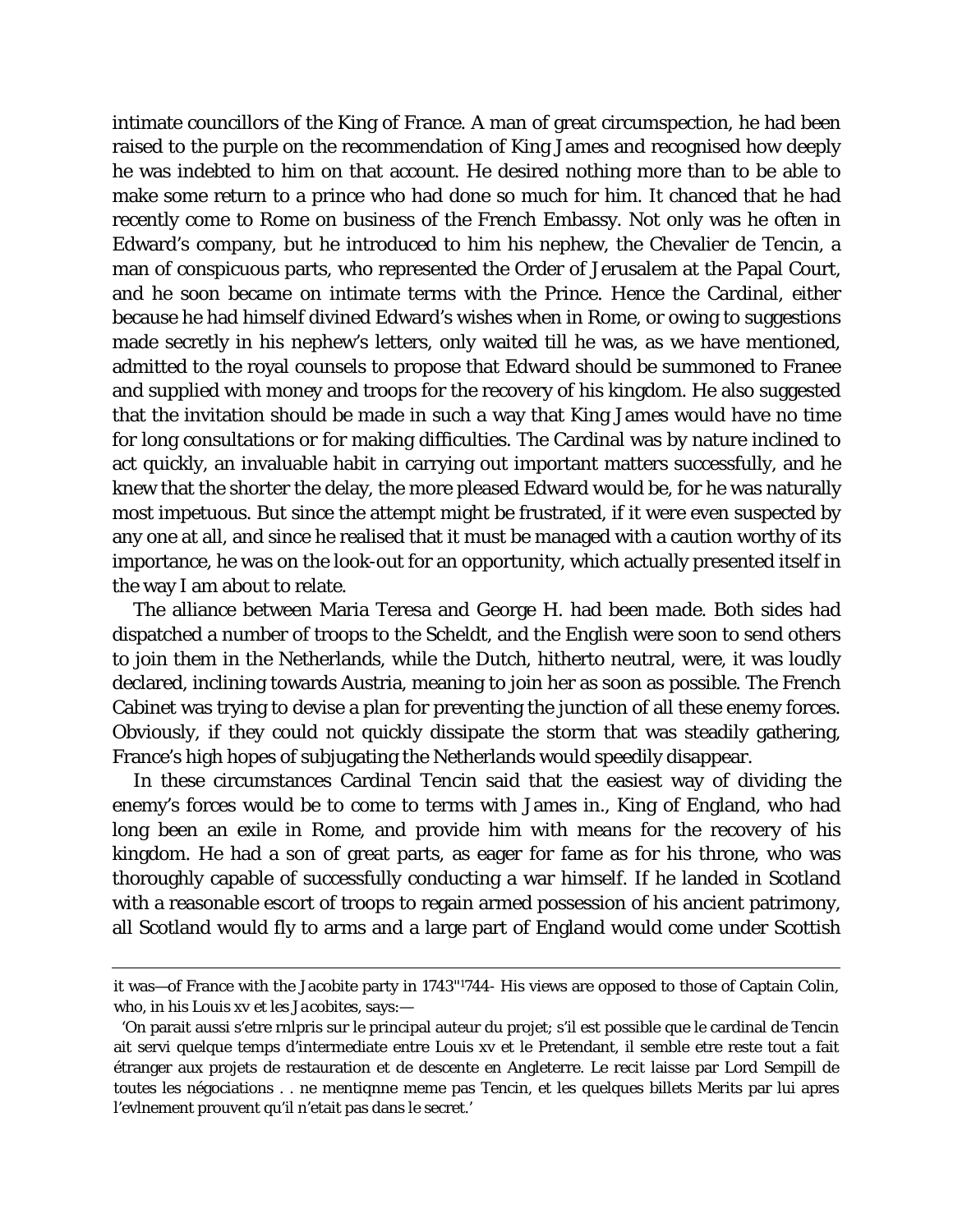intimate councillors of the King of France. A man of great circumspection, he had been raised to the purple on the recommendation of King James and recognised how deeply he was indebted to him on that account. He desired nothing more than to be able to make some return to a prince who had done so much for him. It chanced that he had recently come to Rome on business of the French Embassy. Not only was he often in Edward's company, but he introduced to him his nephew, the Chevalier de Tencin, a man of conspicuous parts, who represented the Order of Jerusalem at the Papal Court, and he soon became on intimate terms with the Prince. Hence the Cardinal, either because he had himself divined Edward's wishes when in Rome, or owing to suggestions made secretly in his nephew's letters, only waited till he was, as we have mentioned, admitted to the royal counsels to propose that Edward should be summoned to Franee and supplied with money and troops for the recovery of his kingdom. He also suggested that the invitation should be made in such a way that King James would have no time for long consultations or for making difficulties. The Cardinal was by nature inclined to act quickly, an invaluable habit in carrying out important matters successfully, and he knew that the shorter the delay, the more pleased Edward would be, for he was naturally most impetuous. But since the attempt might be frustrated, if it were even suspected by any one at all, and since he realised that it must be managed with a caution worthy of its importance, he was on the look-out for an opportunity, which actually presented itself in the way I am about to relate.

The alliance between Maria Teresa and George H. had been made. Both sides had dispatched a number of troops to the Scheldt, and the English were soon to send others to join them in the Netherlands, while the Dutch, hitherto neutral, were, it was loudly declared, inclining towards Austria, meaning to join her as soon as possible. The French Cabinet was trying to devise a plan for preventing the junction of all these enemy forces. Obviously, if they could not quickly dissipate the storm that was steadily gathering, France's high hopes of subjugating the Netherlands would speedily disappear.

In these circumstances Cardinal Tencin said that the easiest way of dividing the enemy's forces would be to come to terms with James in., King of England, who had long been an exile in Rome, and provide him with means for the recovery of his kingdom. He had a son of great parts, as eager for fame as for his throne, who was thoroughly capable of successfully conducting a war himself. If he landed in Scotland with a reasonable escort of troops to regain armed possession of his ancient patrimony, all Scotland would fly to arms and a large part of England would come under Scottish

---

it was—of France with the Jacobite party in 1743"1744- His views are opposed to those of Captain Colin, who, in his *Louis xv et les Jacobites*, says:—

'On parait aussi s'etre rnlpris sur le principal auteur du projet; s'il est possible que le cardinal de Tencin ait servi quelque temps d'intermediate entre Louis xv et le Pretendant, il semble etre reste tout a fait étranger aux projets de restauration et de descente en Angleterre. Le recit laisse par Lord Sempill de toutes les négociations . . ne mentiqnne meme pas Tencin, et les quelques billets Merits par lui apres l'evlnement prouvent qu'il n'etait pas dans le secret.'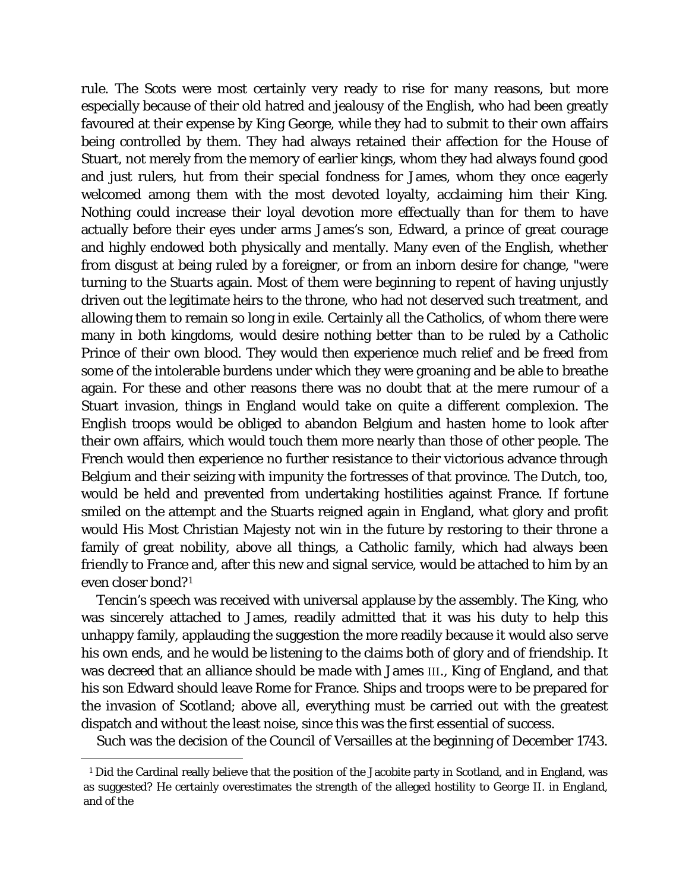rule. The Scots were most certainly very ready to rise for many reasons, but more especially because of their old hatred and jealousy of the English, who had been greatly favoured at their expense by King George, while they had to submit to their own affairs being controlled by them. They had always retained their affection for the House of Stuart, not merely from the memory of earlier kings, whom they had always found good and just rulers, hut from their special fondness for James, whom they once eagerly welcomed among them with the most devoted loyalty, acclaiming him their King. Nothing could increase their loyal devotion more effectually than for them to have actually before their eyes under arms James's son, Edward, a prince of great courage and highly endowed both physically and mentally. Many even of the English, whether from disgust at being ruled by a foreigner, or from an inborn desire for change, "were turning to the Stuarts again. Most of them were beginning to repent of having unjustly driven out the legitimate heirs to the throne, who had not deserved such treatment, and allowing them to remain so long in exile. Certainly all the Catholics, of whom there were many in both kingdoms, would desire nothing better than to be ruled by a Catholic Prince of their own blood. They would then experience much relief and be freed from some of the intolerable burdens under which they were groaning and be able to breathe again. For these and other reasons there was no doubt that at the mere rumour of a Stuart invasion, things in England would take on quite a different complexion. The English troops would be obliged to abandon Belgium and hasten home to look after their own affairs, which would touch them more nearly than those of other people. The French would then experience no further resistance to their victorious advance through Belgium and their seizing with impunity the fortresses of that province. The Dutch, too, would be held and prevented from undertaking hostilities against France. If fortune smiled on the attempt and the Stuarts reigned again in England, what glory and profit would His Most Christian Majesty not win in the future by restoring to their throne a family of great nobility, above all things, a Catholic family, which had always been friendly to France and, after this new and signal service, would be attached to him by an even closer bond?[1]

Tencin's speech was received with universal applause by the assembly. The King, who was sincerely attached to James, readily admitted that it was his duty to help this unhappy family, applauding the suggestion the more readily because it would also serve his own ends, and he would be listening to the claims both of glory and of friendship. It was decreed that an alliance should be made with James III., King of England, and that his son Edward should leave Rome for France. Ships and troops were to be prepared for the invasion of Scotland; above all, everything must be carried out with the greatest dispatch and without the least noise, since this was the first essential of success.

Such was the decision of the Council of Versailles at the beginning of December 1743.

---

[1] Did the Cardinal really believe that the position of the Jacobite party in Scotland, and in England, was as suggested? He certainly overestimates the strength of the alleged hostility to George II. in England, and of the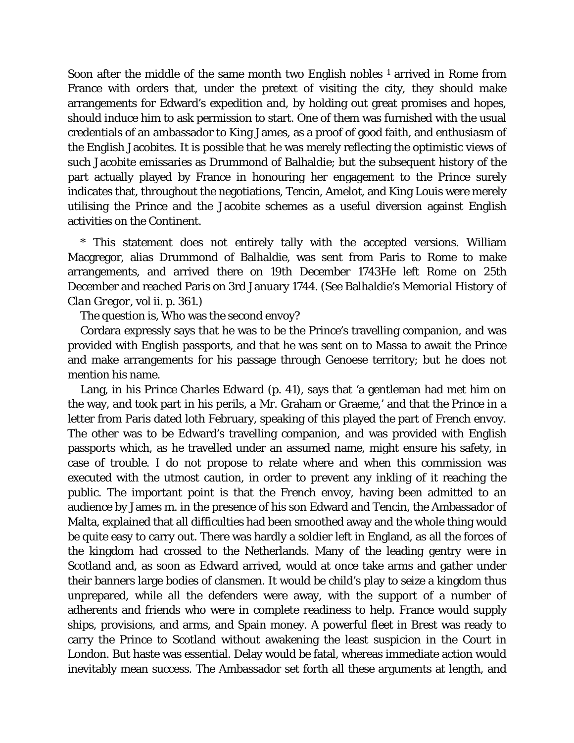Soon after the middle of the same month two English nobles [1] arrived in Rome from France with orders that, under the pretext of visiting the city, they should make arrangements for Edward's expedition and, by holding out great promises and hopes, should induce him to ask permission to start. One of them was furnished with the usual credentials of an ambassador to King James, as a proof of good faith, and enthusiasm of the English Jacobites. It is possible that he was merely reflecting the optimistic views of such Jacobite emissaries as Drummond of Balhaldie; but the subsequent history of the part actually played by France in honouring her engagement to the Prince surely indicates that, throughout the negotiations, Tencin, Amelot, and King Louis were merely utilising the Prince and the Jacobite schemes as a useful diversion against English activities on the Continent.

\* This statement does not entirely tally with the accepted versions. William Macgregor, alias Drummond of Balhaldie, was sent from Paris to Rome to make arrangements, and arrived there on 19th December 1743He left Rome on 25th December and reached Paris on 3rd January 1744. (See Balhaldie's *Memorial History of Clan Gregor*, vol ii. p. 361.)

The question is, Who was the second envoy?

Cordara expressly says that he was to be the Prince's travelling companion, and was provided with English passports, and that he was sent on to Massa to await the Prince and make arrangements for his passage through Genoese territory; but he does not mention his name.

Lang, in his *Prince Charles Edward* (p. 41), says that 'a gentleman had met him on the way, and took part in his perils, a Mr. Graham or Graeme,' and that the Prince in a letter from Paris dated loth February, speaking of this played the part of French envoy. The other was to be Edward's travelling companion, and was provided with English passports which, as he travelled under an assumed name, might ensure his safety, in case of trouble. I do not propose to relate where and when this commission was executed with the utmost caution, in order to prevent any inkling of it reaching the public. The important point is that the French envoy, having been admitted to an audience by James m. in the presence of his son Edward and Tencin, the Ambassador of Malta, explained that all difficulties had been smoothed away and the whole thing would be quite easy to carry out. There was hardly a soldier left in England, as all the forces of the kingdom had crossed to the Netherlands. Many of the leading gentry were in Scotland and, as soon as Edward arrived, would at once take arms and gather under their banners large bodies of clansmen. It would be child's play to seize a kingdom thus unprepared, while all the defenders were away, with the support of a number of adherents and friends who were in complete readiness to help. France would supply ships, provisions, and arms, and Spain money. A powerful fleet in Brest was ready to carry the Prince to Scotland without awakening the least suspicion in the Court in London. But haste was essential. Delay would be fatal, whereas immediate action would inevitably mean success. The Ambassador set forth all these arguments at length, and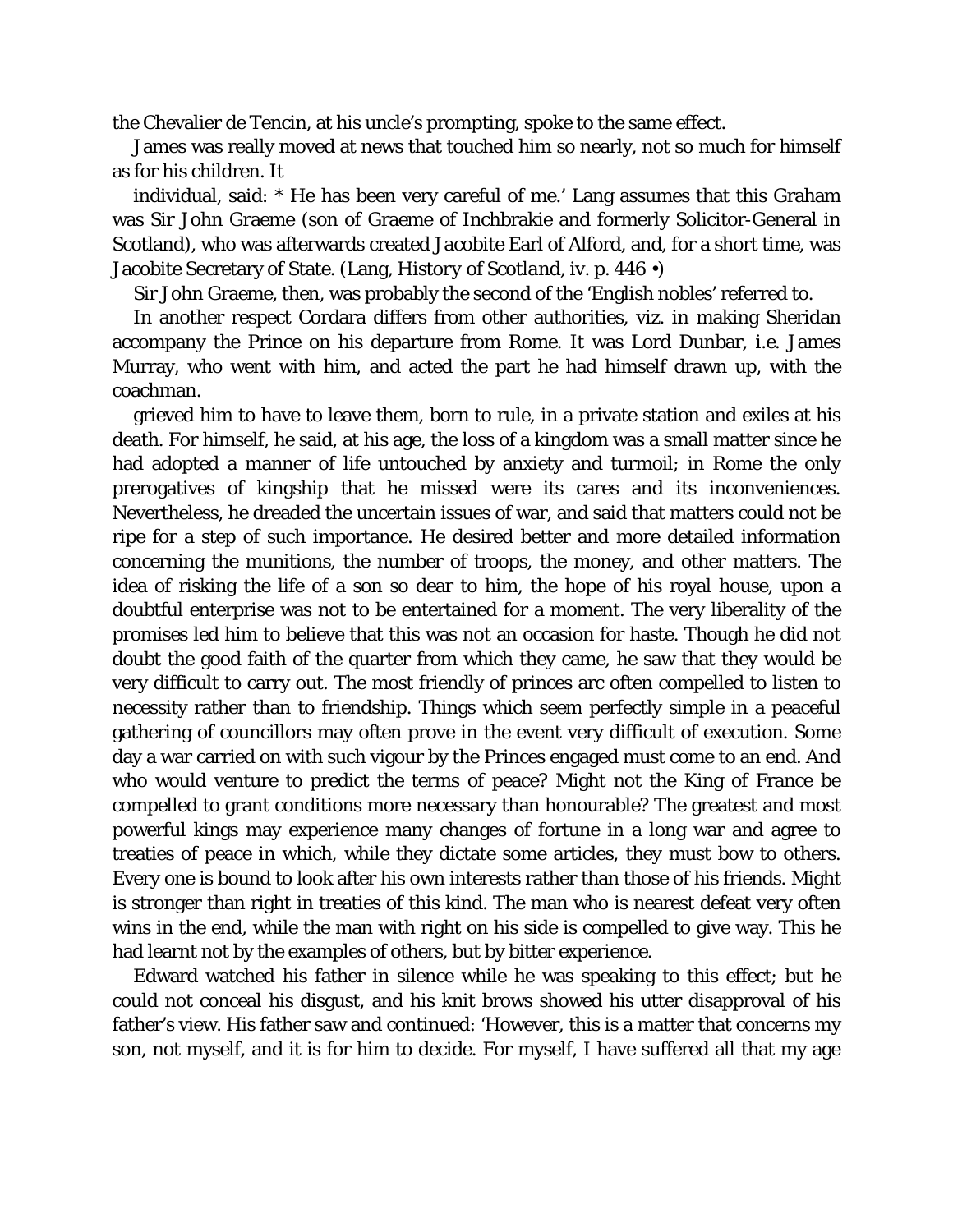the Chevalier de Tencin, at his uncle's prompting, spoke to the same effect.

James was really moved at news that touched him so nearly, not so much for himself as for his children. It

individual, said: * He has been very careful of me.' Lang assumes that this Graham was Sir John Graeme (son of Graeme of Inchbrakie and formerly Solicitor-General in Scotland), who was afterwards created Jacobite Earl of Alford, and, for a short time, was Jacobite Secretary of State. (Lang, History of Scotland, iv. p. 446 •)

Sir John Graeme, then, was probably the second of the 'English nobles' referred to.

In another respect Cordara differs from other authorities, viz. in making Sheridan accompany the Prince on his departure from Rome. It was Lord Dunbar, i.e. James Murray, who went with him, and acted the part he had himself drawn up, with the coachman.

grieved him to have to leave them, born to rule, in a private station and exiles at his death. For himself, he said, at his age, the loss of a kingdom was a small matter since he had adopted a manner of life untouched by anxiety and turmoil; in Rome the only prerogatives of kingship that he missed were its cares and its inconveniences. Nevertheless, he dreaded the uncertain issues of war, and said that matters could not be ripe for a step of such importance. He desired better and more detailed information concerning the munitions, the number of troops, the money, and other matters. The idea of risking the life of a son so dear to him, the hope of his royal house, upon a doubtful enterprise was not to be entertained for a moment. The very liberality of the promises led him to believe that this was not an occasion for haste. Though he did not doubt the good faith of the quarter from which they came, he saw that they would be very difficult to carry out. The most friendly of princes arc often compelled to listen to necessity rather than to friendship. Things which seem perfectly simple in a peaceful gathering of councillors may often prove in the event very difficult of execution. Some day a war carried on with such vigour by the Princes engaged must come to an end. And who would venture to predict the terms of peace? Might not the King of France be compelled to grant conditions more necessary than honourable? The greatest and most powerful kings may experience many changes of fortune in a long war and agree to treaties of peace in which, while they dictate some articles, they must bow to others. Every one is bound to look after his own interests rather than those of his friends. Might is stronger than right in treaties of this kind. The man who is nearest defeat very often wins in the end, while the man with right on his side is compelled to give way. This he had learnt not by the examples of others, but by bitter experience.

Edward watched his father in silence while he was speaking to this effect; but he could not conceal his disgust, and his knit brows showed his utter disapproval of his father's view. His father saw and continued: 'However, this is a matter that concerns my son, not myself, and it is for him to decide. For myself, I have suffered all that my age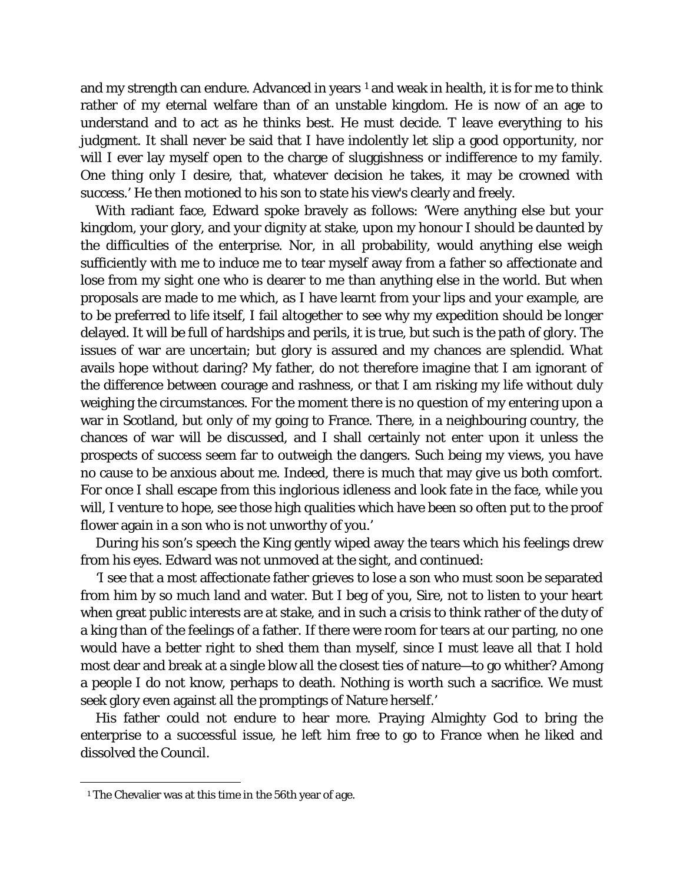and my strength can endure. Advanced in years [1] and weak in health, it is for me to think rather of my eternal welfare than of an unstable kingdom. He is now of an age to understand and to act as he thinks best. He must decide. T leave everything to his judgment. It shall never be said that I have indolently let slip a good opportunity, nor will I ever lay myself open to the charge of sluggishness or indifference to my family. One thing only I desire, that, whatever decision he takes, it may be crowned with success.' He then motioned to his son to state his view's clearly and freely.

With radiant face, Edward spoke bravely as follows: 'Were anything else but your kingdom, your glory, and your dignity at stake, upon my honour I should be daunted by the difficulties of the enterprise. Nor, in all probability, would anything else weigh sufficiently with me to induce me to tear myself away from a father so affectionate and lose from my sight one who is dearer to me than anything else in the world. But when proposals are made to me which, as I have learnt from your lips and your example, are to be preferred to life itself, I fail altogether to see why my expedition should be longer delayed. It will be full of hardships and perils, it is true, but such is the path of glory. The issues of war are uncertain; but glory is assured and my chances are splendid. What avails hope without daring? My father, do not therefore imagine that I am ignorant of the difference between courage and rashness, or that I am risking my life without duly weighing the circumstances. For the moment there is no question of my entering upon a war in Scotland, but only of my going to France. There, in a neighbouring country, the chances of war will be discussed, and I shall certainly not enter upon it unless the prospects of success seem far to outweigh the dangers. Such being my views, you have no cause to be anxious about me. Indeed, there is much that may give us both comfort. For once I shall escape from this inglorious idleness and look fate in the face, while you will, I venture to hope, see those high qualities which have been so often put to the proof flower again in a son who is not unworthy of you.'

During his son's speech the King gently wiped away the tears which his feelings drew from his eyes. Edward was not unmoved at the sight, and continued:

'I see that a most affectionate father grieves to lose a son who must soon be separated from him by so much land and water. But I beg of you, Sire, not to listen to your heart when great public interests are at stake, and in such a crisis to think rather of the duty of a king than of the feelings of a father. If there were room for tears at our parting, no one would have a better right to shed them than myself, since I must leave all that I hold most dear and break at a single blow all the closest ties of nature—to go whither? Among a people I do not know, perhaps to death. Nothing is worth such a sacrifice. We must seek glory even against all the promptings of Nature herself.'

His father could not endure to hear more. Praying Almighty God to bring the enterprise to a successful issue, he left him free to go to France when he liked and dissolved the Council.

[1] The Chevalier was at this time in the 56th year of age.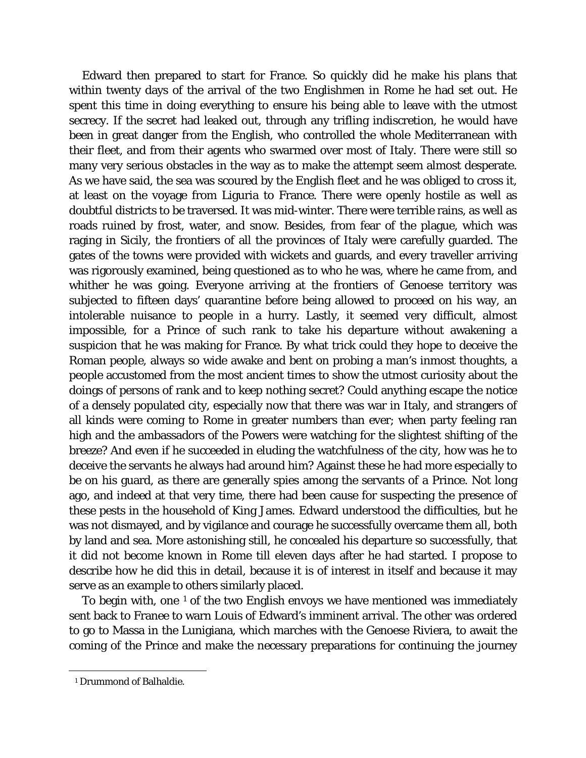Edward then prepared to start for France. So quickly did he make his plans that within twenty days of the arrival of the two Englishmen in Rome he had set out. He spent this time in doing everything to ensure his being able to leave with the utmost secrecy. If the secret had leaked out, through any trifling indiscretion, he would have been in great danger from the English, who controlled the whole Mediterranean with their fleet, and from their agents who swarmed over most of Italy. There were still so many very serious obstacles in the way as to make the attempt seem almost desperate. As we have said, the sea was scoured by the English fleet and he was obliged to cross it, at least on the voyage from Liguria to France. There were openly hostile as well as doubtful districts to be traversed. It was mid-winter. There were terrible rains, as well as roads ruined by frost, water, and snow. Besides, from fear of the plague, which was raging in Sicily, the frontiers of all the provinces of Italy were carefully guarded. The gates of the towns were provided with wickets and guards, and every traveller arriving was rigorously examined, being questioned as to who he was, where he came from, and whither he was going. Everyone arriving at the frontiers of Genoese territory was subjected to fifteen days' quarantine before being allowed to proceed on his way, an intolerable nuisance to people in a hurry. Lastly, it seemed very difficult, almost impossible, for a Prince of such rank to take his departure without awakening a suspicion that he was making for France. By what trick could they hope to deceive the Roman people, always so wide awake and bent on probing a man's inmost thoughts, a people accustomed from the most ancient times to show the utmost curiosity about the doings of persons of rank and to keep nothing secret? Could anything escape the notice of a densely populated city, especially now that there was war in Italy, and strangers of all kinds were coming to Rome in greater numbers than ever; when party feeling ran high and the ambassadors of the Powers were watching for the slightest shifting of the breeze? And even if he succeeded in eluding the watchfulness of the city, how was he to deceive the servants he always had around him? Against these he had more especially to be on his guard, as there are generally spies among the servants of a Prince. Not long ago, and indeed at that very time, there had been cause for suspecting the presence of these pests in the household of King James. Edward understood the difficulties, but he was not dismayed, and by vigilance and courage he successfully overcame them all, both by land and sea. More astonishing still, he concealed his departure so successfully, that it did not become known in Rome till eleven days after he had started. I propose to describe how he did this in detail, because it is of interest in itself and because it may serve as an example to others similarly placed.

To begin with, one [1] of the two English envoys we have mentioned was immediately sent back to Franee to warn Louis of Edward's imminent arrival. The other was ordered to go to Massa in the Lunigiana, which marches with the Genoese Riviera, to await the coming of the Prince and make the necessary preparations for continuing the journey

[1] Drummond of Balhaldie.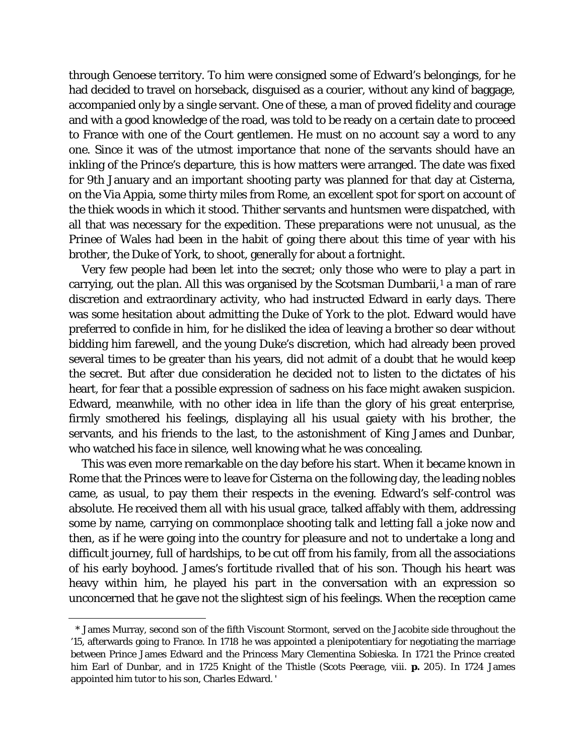through Genoese territory. To him were consigned some of Edward's belongings, for he had decided to travel on horseback, disguised as a courier, without any kind of baggage, accompanied only by a single servant. One of these, a man of proved fidelity and courage and with a good knowledge of the road, was told to be ready on a certain date to proceed to France with one of the Court gentlemen. He must on no account say a word to any one. Since it was of the utmost importance that none of the servants should have an inkling of the Prince's departure, this is how matters were arranged. The date was fixed for 9th January and an important shooting party was planned for that day at Cisterna, on the Via Appia, some thirty miles from Rome, an excellent spot for sport on account of the thiek woods in which it stood. Thither servants and huntsmen were dispatched, with all that was necessary for the expedition. These preparations were not unusual, as the Prinee of Wales had been in the habit of going there about this time of year with his brother, the Duke of York, to shoot, generally for about a fortnight.

Very few people had been let into the secret; only those who were to play a part in carrying, out the plan. All this was organised by the Scotsman Dumbarii,[1] a man of rare discretion and extraordinary activity, who had instructed Edward in early days. There was some hesitation about admitting the Duke of York to the plot. Edward would have preferred to confide in him, for he disliked the idea of leaving a brother so dear without bidding him farewell, and the young Duke's discretion, which had already been proved several times to be greater than his years, did not admit of a doubt that he would keep the secret. But after due consideration he decided not to listen to the dictates of his heart, for fear that a possible expression of sadness on his face might awaken suspicion. Edward, meanwhile, with no other idea in life than the glory of his great enterprise, firmly smothered his feelings, displaying all his usual gaiety with his brother, the servants, and his friends to the last, to the astonishment of King James and Dunbar, who watched his face in silence, well knowing what he was concealing.

This was even more remarkable on the day before his start. When it became known in Rome that the Princes were to leave for Cisterna on the following day, the leading nobles came, as usual, to pay them their respects in the evening. Edward's self-control was absolute. He received them all with his usual grace, talked affably with them, addressing some by name, carrying on commonplace shooting talk and letting fall a joke now and then, as if he were going into the country for pleasure and not to undertake a long and difficult journey, full of hardships, to be cut off from his family, from all the associations of his early boyhood. James's fortitude rivalled that of his son. Though his heart was heavy within him, he played his part in the conversation with an expression so unconcerned that he gave not the slightest sign of his feelings. When the reception came

---

* James Murray, second son of the fifth Viscount Stormont, served on the Jacobite side throughout the '15, afterwards going to France. In 1718 he was appointed a plenipotentiary for negotiating the marriage between Prince James Edward and the Princess Mary Clementina Sobieska. In 1721 the Prince created him Earl of Dunbar, and in 1725 Knight of the Thistle (*Scots Peerage*, viii. **p.** 205). In 1724 James appointed him tutor to his son, Charles Edward. '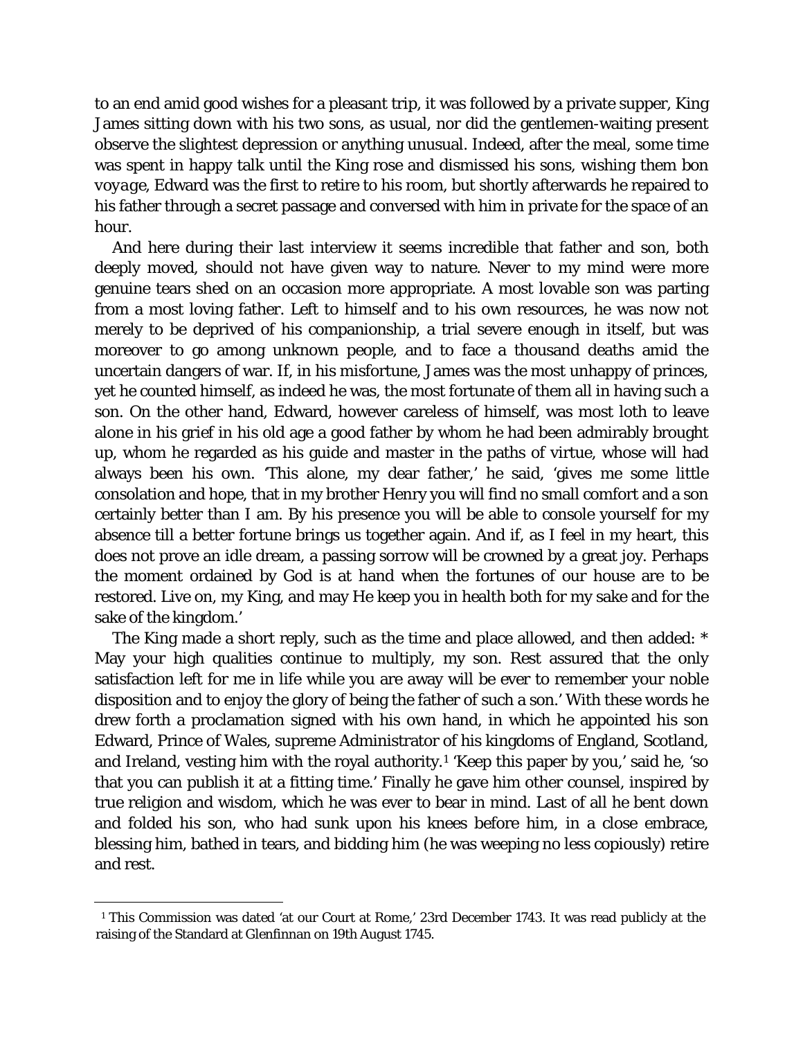to an end amid good wishes for a pleasant trip, it was followed by a private supper, King James sitting down with his two sons, as usual, nor did the gentlemen-waiting present observe the slightest depression or anything unusual. Indeed, after the meal, some time was spent in happy talk until the King rose and dismissed his sons, wishing them bon *voyage*, Edward was the first to retire to his room, but shortly afterwards he repaired to his father through a secret passage and conversed with him in private for the space of an hour.

And here during their last interview it seems incredible that father and son, both deeply moved, should not have given way to nature. Never to my mind were more genuine tears shed on an occasion more appropriate. A most lovable son was parting from a most loving father. Left to himself and to his own resources, he was now not merely to be deprived of his companionship, a trial severe enough in itself, but was moreover to go among unknown people, and to face a thousand deaths amid the uncertain dangers of war. If, in his misfortune, James was the most unhappy of princes, yet he counted himself, as indeed he was, the most fortunate of them all in having such a son. On the other hand, Edward, however careless of himself, was most loth to leave alone in his grief in his old age a good father by whom he had been admirably brought up, whom he regarded as his guide and master in the paths of virtue, whose will had always been his own. 'This alone, my dear father,' he said, 'gives me some little consolation and hope, that in my brother Henry you will find no small comfort and a son certainly better than I am. By his presence you will be able to console yourself for my absence till a better fortune brings us together again. And if, as I feel in my heart, this does not prove an idle dream, a passing sorrow will be crowned by a great joy. Perhaps the moment ordained by God is at hand when the fortunes of our house are to be restored. Live on, my King, and may He keep you in health both for my sake and for the sake of the kingdom.'

The King made a short reply, such as the time and place allowed, and then added: * May your high qualities continue to multiply, my son. Rest assured that the only satisfaction left for me in life while you are away will be ever to remember your noble disposition and to enjoy the glory of being the father of such a son.' With these words he drew forth a proclamation signed with his own hand, in which he appointed his son Edward, Prince of Wales, supreme Administrator of his kingdoms of England, Scotland, and Ireland, vesting him with the royal authority.[1] 'Keep this paper by you,' said he, 'so that you can publish it at a fitting time.' Finally he gave him other counsel, inspired by true religion and wisdom, which he was ever to bear in mind. Last of all he bent down and folded his son, who had sunk upon his knees before him, in a close embrace, blessing him, bathed in tears, and bidding him (he was weeping no less copiously) retire and rest.

---

[1] This Commission was dated 'at our Court at Rome,' 23rd December 1743. It was read publicly at the raising of the Standard at Glenfinnan on 19th August 1745.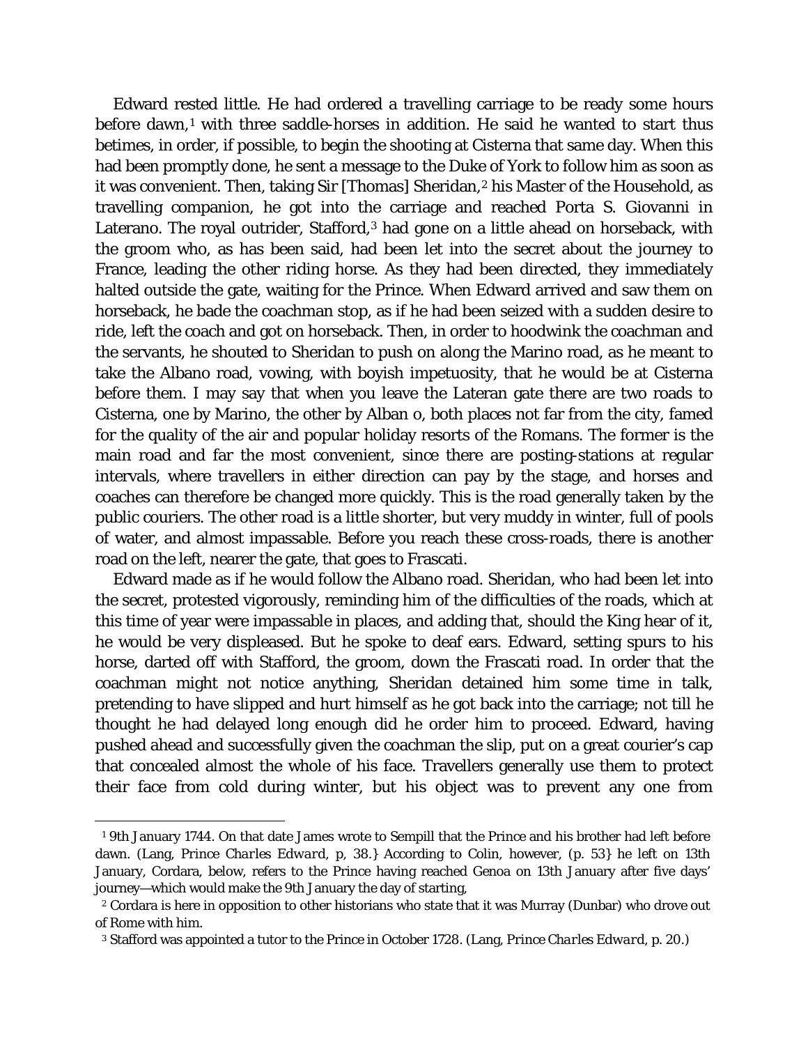Edward rested little. He had ordered a travelling carriage to be ready some hours before dawn,[1] with three saddle-horses in addition. He said he wanted to start thus betimes, in order, if possible, to begin the shooting at Cisterna that same day. When this had been promptly done, he sent a message to the Duke of York to follow him as soon as it was convenient. Then, taking Sir [Thomas] Sheridan,[2] his Master of the Household, as travelling companion, he got into the carriage and reached Porta S. Giovanni in Laterano. The royal outrider, Stafford,[3] had gone on a little ahead on horseback, with the groom who, as has been said, had been let into the secret about the journey to France, leading the other riding horse. As they had been directed, they immediately halted outside the gate, waiting for the Prince. When Edward arrived and saw them on horseback, he bade the coachman stop, as if he had been seized with a sudden desire to ride, left the coach and got on horseback. Then, in order to hoodwink the coachman and the servants, he shouted to Sheridan to push on along the Marino road, as he meant to take the Albano road, vowing, with boyish impetuosity, that he would be at Cisterna before them. I may say that when you leave the Lateran gate there are two roads to Cisterna, one by Marino, the other by Alban o, both places not far from the city, famed for the quality of the air and popular holiday resorts of the Romans. The former is the main road and far the most convenient, since there are posting-stations at regular intervals, where travellers in either direction can pay by the stage, and horses and coaches can therefore be changed more quickly. This is the road generally taken by the public couriers. The other road is a little shorter, but very muddy in winter, full of pools of water, and almost impassable. Before you reach these cross-roads, there is another road on the left, nearer the gate, that goes to Frascati.

Edward made as if he would follow the Albano road. Sheridan, who had been let into the secret, protested vigorously, reminding him of the difficulties of the roads, which at this time of year were impassable in places, and adding that, should the King hear of it, he would be very displeased. But he spoke to deaf ears. Edward, setting spurs to his horse, darted off with Stafford, the groom, down the Frascati road. In order that the coachman might not notice anything, Sheridan detained him some time in talk, pretending to have slipped and hurt himself as he got back into the carriage; not till he thought he had delayed long enough did he order him to proceed. Edward, having pushed ahead and successfully given the coachman the slip, put on a great courier's cap that concealed almost the whole of his face. Travellers generally use them to protect their face from cold during winter, but his object was to prevent any one from

---

[1] 9th January 1744. On that date James wrote to Sempill that the Prince and his brother had left before dawn. (Lang, *Prince Charles Edward*, p, 38.} According to Colin, however, (p. 53} he left on 13th January, Cordara, below, refers to the Prince having reached Genoa on 13th January after five days' journey—which would make the 9th January the day of starting,

[2] Cordara is here in opposition to other historians who state that it was Murray (Dunbar) who drove out of Rome with him.

[3] Stafford was appointed a tutor to the Prince in October 1728. (Lang, *Prince Charles Edward*, p. 20.)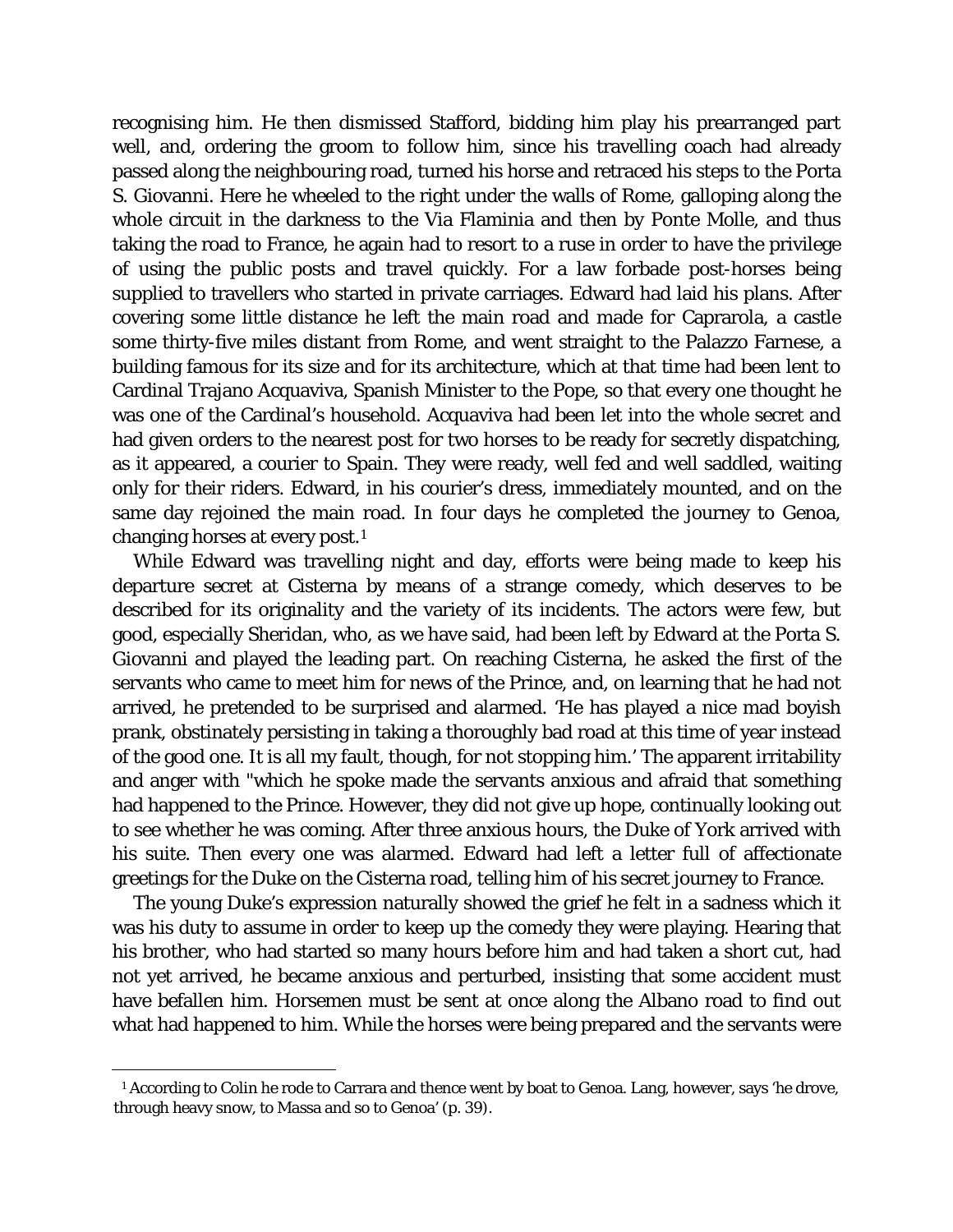recognising him. He then dismissed Stafford, bidding him play his prearranged part well, and, ordering the groom to follow him, since his travelling coach had already passed along the neighbouring road, turned his horse and retraced his steps to the Porta S. Giovanni. Here he wheeled to the right under the walls of Rome, galloping along the whole circuit in the darkness to the Via Flaminia and then by Ponte Molle, and thus taking the road to France, he again had to resort to a ruse in order to have the privilege of using the public posts and travel quickly. For a law forbade post-horses being supplied to travellers who started in private carriages. Edward had laid his plans. After covering some little distance he left the main road and made for Caprarola, a castle some thirty-five miles distant from Rome, and went straight to the Palazzo Farnese, a building famous for its size and for its architecture, which at that time had been lent to Cardinal Trajano Acquaviva, Spanish Minister to the Pope, so that every one thought he was one of the Cardinal's household. Acquaviva had been let into the whole secret and had given orders to the nearest post for two horses to be ready for secretly dispatching, as it appeared, a courier to Spain. They were ready, well fed and well saddled, waiting only for their riders. Edward, in his courier's dress, immediately mounted, and on the same day rejoined the main road. In four days he completed the journey to Genoa, changing horses at every post.[1]

While Edward was travelling night and day, efforts were being made to keep his departure secret at Cisterna by means of a strange comedy, which deserves to be described for its originality and the variety of its incidents. The actors were few, but good, especially Sheridan, who, as we have said, had been left by Edward at the Porta S. Giovanni and played the leading part. On reaching Cisterna, he asked the first of the servants who came to meet him for news of the Prince, and, on learning that he had not arrived, he pretended to be surprised and alarmed. 'He has played a nice mad boyish prank, obstinately persisting in taking a thoroughly bad road at this time of year instead of the good one. It is all my fault, though, for not stopping him.' The apparent irritability and anger with "which he spoke made the servants anxious and afraid that something had happened to the Prince. However, they did not give up hope, continually looking out to see whether he was coming. After three anxious hours, the Duke of York arrived with his suite. Then every one was alarmed. Edward had left a letter full of affectionate greetings for the Duke on the Cisterna road, telling him of his secret journey to France.

The young Duke's expression naturally showed the grief he felt in a sadness which it was his duty to assume in order to keep up the comedy they were playing. Hearing that his brother, who had started so many hours before him and had taken a short cut, had not yet arrived, he became anxious and perturbed, insisting that some accident must have befallen him. Horsemen must be sent at once along the Albano road to find out what had happened to him. While the horses were being prepared and the servants were

---

[1] According to Colin he rode to Carrara and thence went by boat to Genoa. Lang, however, says 'he drove, through heavy snow, to Massa and so to Genoa' (p. 39).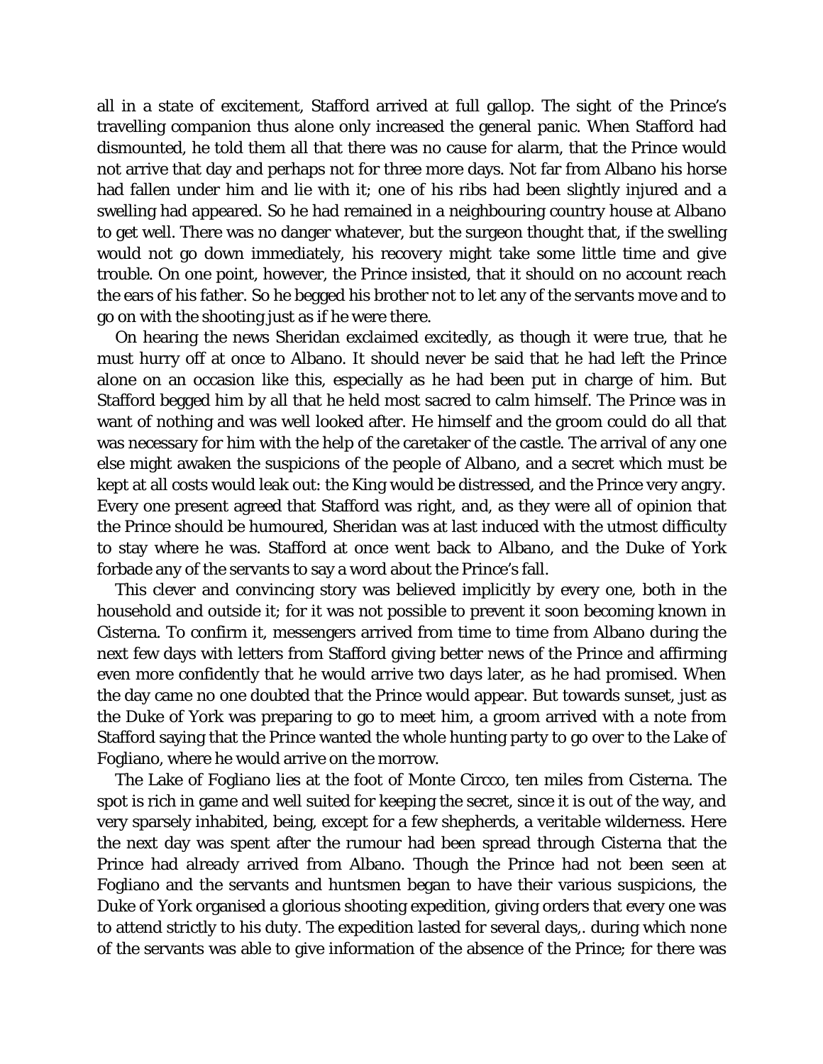all in a state of excitement, Stafford arrived at full gallop. The sight of the Prince's travelling companion thus alone only increased the general panic. When Stafford had dismounted, he told them all that there was no cause for alarm, that the Prince would not arrive that day and perhaps not for three more days. Not far from Albano his horse had fallen under him and lie with it; one of his ribs had been slightly injured and a swelling had appeared. So he had remained in a neighbouring country house at Albano to get well. There was no danger whatever, but the surgeon thought that, if the swelling would not go down immediately, his recovery might take some little time and give trouble. On one point, however, the Prince insisted, that it should on no account reach the ears of his father. So he begged his brother not to let any of the servants move and to go on with the shooting just as if he were there.

On hearing the news Sheridan exclaimed excitedly, as though it were true, that he must hurry off at once to Albano. It should never be said that he had left the Prince alone on an occasion like this, especially as he had been put in charge of him. But Stafford begged him by all that he held most sacred to calm himself. The Prince was in want of nothing and was well looked after. He himself and the groom could do all that was necessary for him with the help of the caretaker of the castle. The arrival of any one else might awaken the suspicions of the people of Albano, and a secret which must be kept at all costs would leak out: the King would be distressed, and the Prince very angry. Every one present agreed that Stafford was right, and, as they were all of opinion that the Prince should be humoured, Sheridan was at last induced with the utmost difficulty to stay where he was. Stafford at once went back to Albano, and the Duke of York forbade any of the servants to say a word about the Prince's fall.

This clever and convincing story was believed implicitly by every one, both in the household and outside it; for it was not possible to prevent it soon becoming known in Cisterna. To confirm it, messengers arrived from time to time from Albano during the next few days with letters from Stafford giving better news of the Prince and affirming even more confidently that he would arrive two days later, as he had promised. When the day came no one doubted that the Prince would appear. But towards sunset, just as the Duke of York was preparing to go to meet him, a groom arrived with a note from Stafford saying that the Prince wanted the whole hunting party to go over to the Lake of Fogliano, where he would arrive on the morrow.

The Lake of Fogliano lies at the foot of Monte Circco, ten miles from Cisterna. The spot is rich in game and well suited for keeping the secret, since it is out of the way, and very sparsely inhabited, being, except for a few shepherds, a veritable wilderness. Here the next day was spent after the rumour had been spread through Cisterna that the Prince had already arrived from Albano. Though the Prince had not been seen at Fogliano and the servants and huntsmen began to have their various suspicions, the Duke of York organised a glorious shooting expedition, giving orders that every one was to attend strictly to his duty. The expedition lasted for several days,. during which none of the servants was able to give information of the absence of the Prince; for there was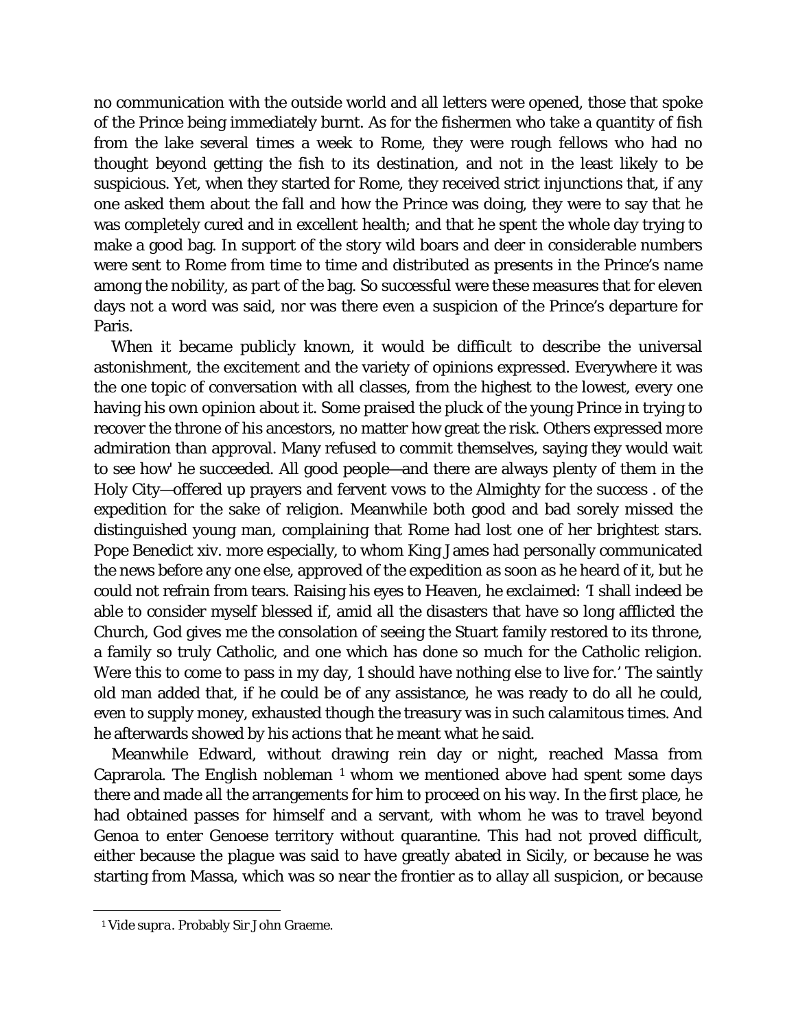no communication with the outside world and all letters were opened, those that spoke of the Prince being immediately burnt. As for the fishermen who take a quantity of fish from the lake several times a week to Rome, they were rough fellows who had no thought beyond getting the fish to its destination, and not in the least likely to be suspicious. Yet, when they started for Rome, they received strict injunctions that, if any one asked them about the fall and how the Prince was doing, they were to say that he was completely cured and in excellent health; and that he spent the whole day trying to make a good bag. In support of the story wild boars and deer in considerable numbers were sent to Rome from time to time and distributed as presents in the Prince's name among the nobility, as part of the bag. So successful were these measures that for eleven days not a word was said, nor was there even a suspicion of the Prince's departure for Paris.

When it became publicly known, it would be difficult to describe the universal astonishment, the excitement and the variety of opinions expressed. Everywhere it was the one topic of conversation with all classes, from the highest to the lowest, every one having his own opinion about it. Some praised the pluck of the young Prince in trying to recover the throne of his ancestors, no matter how great the risk. Others expressed more admiration than approval. Many refused to commit themselves, saying they would wait to see how' he succeeded. All good people—and there are always plenty of them in the Holy City—offered up prayers and fervent vows to the Almighty for the success . of the expedition for the sake of religion. Meanwhile both good and bad sorely missed the distinguished young man, complaining that Rome had lost one of her brightest stars. Pope Benedict xiv. more especially, to whom King James had personally communicated the news before any one else, approved of the expedition as soon as he heard of it, but he could not refrain from tears. Raising his eyes to Heaven, he exclaimed: 'I shall indeed be able to consider myself blessed if, amid all the disasters that have so long afflicted the Church, God gives me the consolation of seeing the Stuart family restored to its throne, a family so truly Catholic, and one which has done so much for the Catholic religion. Were this to come to pass in my day, 1 should have nothing else to live for.' The saintly old man added that, if he could be of any assistance, he was ready to do all he could, even to supply money, exhausted though the treasury was in such calamitous times. And he afterwards showed by his actions that he meant what he said.

Meanwhile Edward, without drawing rein day or night, reached Massa from Caprarola. The English nobleman [1] whom we mentioned above had spent some days there and made all the arrangements for him to proceed on his way. In the first place, he had obtained passes for himself and a servant, with whom he was to travel beyond Genoa to enter Genoese territory without quarantine. This had not proved difficult, either because the plague was said to have greatly abated in Sicily, or because he was starting from Massa, which was so near the frontier as to allay all suspicion, or because

[1] *Vide supra*. Probably Sir John Graeme.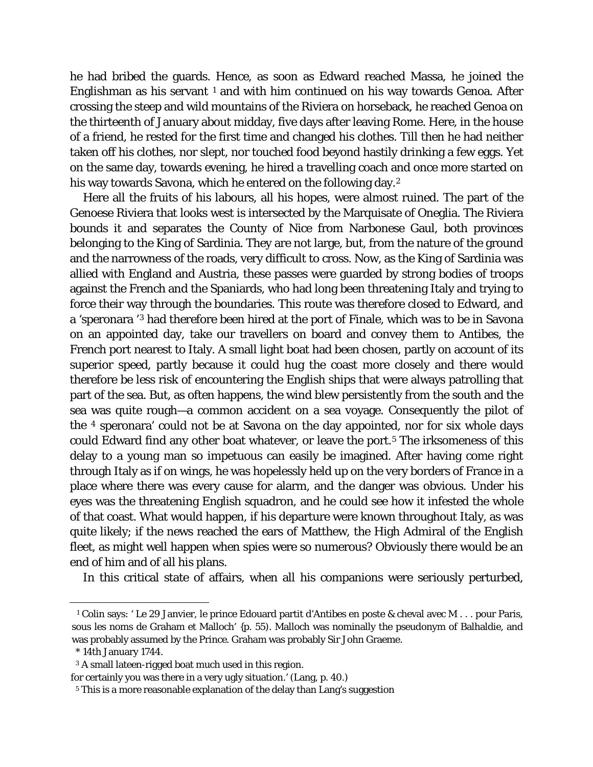he had bribed the guards. Hence, as soon as Edward reached Massa, he joined the Englishman as his servant [1] and with him continued on his way towards Genoa. After crossing the steep and wild mountains of the Riviera on horseback, he reached Genoa on the thirteenth of January about midday, five days after leaving Rome. Here, in the house of a friend, he rested for the first time and changed his clothes. Till then he had neither taken off his clothes, nor slept, nor touched food beyond hastily drinking a few eggs. Yet on the same day, towards evening, he hired a travelling coach and once more started on his way towards Savona, which he entered on the following day.[2]

Here all the fruits of his labours, all his hopes, were almost ruined. The part of the Genoese Riviera that looks west is intersected by the Marquisate of Oneglia. The Riviera bounds it and separates the County of Nice from Narbonese Gaul, both provinces belonging to the King of Sardinia. They are not large, but, from the nature of the ground and the narrowness of the roads, very difficult to cross. Now, as the King of Sardinia was allied with England and Austria, these passes were guarded by strong bodies of troops against the French and the Spaniards, who had long been threatening Italy and trying to force their way through the boundaries. This route was therefore closed to Edward, and a 'speronara '[3] had therefore been hired at the port of Finale, which was to be in Savona on an appointed day, take our travellers on board and convey them to Antibes, the French port nearest to Italy. A small light boat had been chosen, partly on account of its superior speed, partly because it could hug the coast more closely and there would therefore be less risk of encountering the English ships that were always patrolling that part of the sea. But, as often happens, the wind blew persistently from the south and the sea was quite rough—a common accident on a sea voyage. Consequently the pilot of the [4] speronara' could not be at Savona on the day appointed, nor for six whole days could Edward find any other boat whatever, or leave the port.[5] The irksomeness of this delay to a young man so impetuous can easily be imagined. After having come right through Italy as if on wings, he was hopelessly held up on the very borders of France in a place where there was every cause for alarm, and the danger was obvious. Under his eyes was the threatening English squadron, and he could see how it infested the whole of that coast. What would happen, if his departure were known throughout Italy, as was quite likely; if the news reached the ears of Matthew, the High Admiral of the English fleet, as might well happen when spies were so numerous? Obviously there would be an end of him and of all his plans.

In this critical state of affairs, when all his companions were seriously perturbed,

---

[1] Colin says: ' Le 29 Janvier, le prince Edouard partit d'Antibes en poste & cheval avec M . . . pour Paris, sous les noms de Graham et Malloch' {p. 55). Malloch was nominally the pseudonym of Balhaldie, and was probably assumed by the Prince. Graham was probably Sir John Graeme.

* 14th January 1744.

[3] A small lateen-rigged boat much used in this region.

for certainly you was there in a very ugly situation.' (Lang, p. 40.)

[5] This is a more reasonable explanation of the delay than Lang's suggestion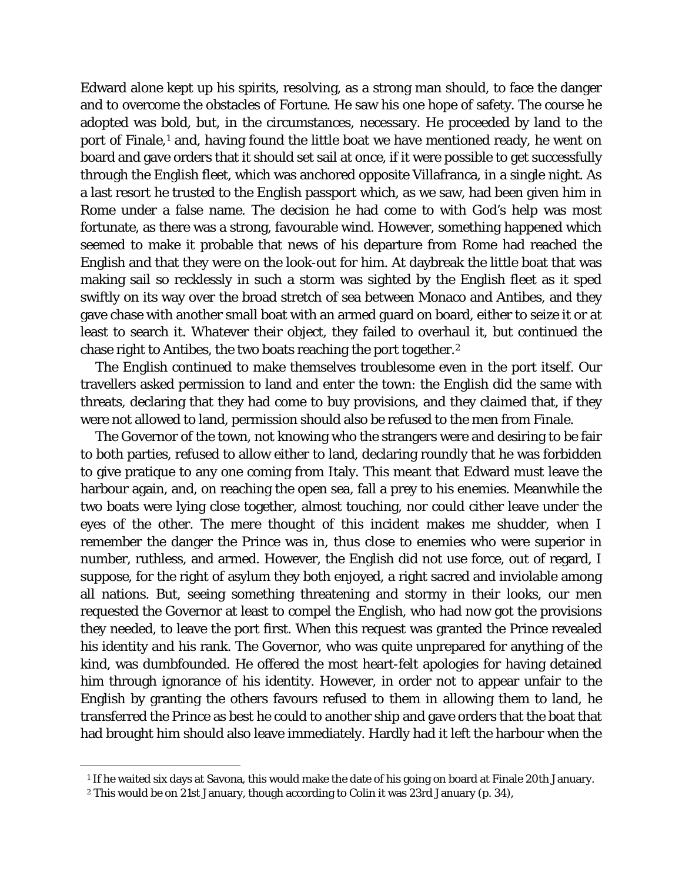Edward alone kept up his spirits, resolving, as a strong man should, to face the danger and to overcome the obstacles of Fortune. He saw his one hope of safety. The course he adopted was bold, but, in the circumstances, necessary. He proceeded by land to the port of Finale,[1] and, having found the little boat we have mentioned ready, he went on board and gave orders that it should set sail at once, if it were possible to get successfully through the English fleet, which was anchored opposite Villafranca, in a single night. As a last resort he trusted to the English passport which, as we saw, had been given him in Rome under a false name. The decision he had come to with God's help was most fortunate, as there was a strong, favourable wind. However, something happened which seemed to make it probable that news of his departure from Rome had reached the English and that they were on the look-out for him. At daybreak the little boat that was making sail so recklessly in such a storm was sighted by the English fleet as it sped swiftly on its way over the broad stretch of sea between Monaco and Antibes, and they gave chase with another small boat with an armed guard on board, either to seize it or at least to search it. Whatever their object, they failed to overhaul it, but continued the chase right to Antibes, the two boats reaching the port together.[2]

The English continued to make themselves troublesome even in the port itself. Our travellers asked permission to land and enter the town: the English did the same with threats, declaring that they had come to buy provisions, and they claimed that, if they were not allowed to land, permission should also be refused to the men from Finale.

The Governor of the town, not knowing who the strangers were and desiring to be fair to both parties, refused to allow either to land, declaring roundly that he was forbidden to give pratique to any one coming from Italy. This meant that Edward must leave the harbour again, and, on reaching the open sea, fall a prey to his enemies. Meanwhile the two boats were lying close together, almost touching, nor could cither leave under the eyes of the other. The mere thought of this incident makes me shudder, when I remember the danger the Prince was in, thus close to enemies who were superior in number, ruthless, and armed. However, the English did not use force, out of regard, I suppose, for the right of asylum they both enjoyed, a right sacred and inviolable among all nations. But, seeing something threatening and stormy in their looks, our men requested the Governor at least to compel the English, who had now got the provisions they needed, to leave the port first. When this request was granted the Prince revealed his identity and his rank. The Governor, who was quite unprepared for anything of the kind, was dumbfounded. He offered the most heart-felt apologies for having detained him through ignorance of his identity. However, in order not to appear unfair to the English by granting the others favours refused to them in allowing them to land, he transferred the Prince as best he could to another ship and gave orders that the boat that had brought him should also leave immediately. Hardly had it left the harbour when the

[1] If he waited six days at Savona, this would make the date of his going on board at Finale 20th January.

[2] This would be on 21st January, though according to Colin it was 23rd January (p. 34),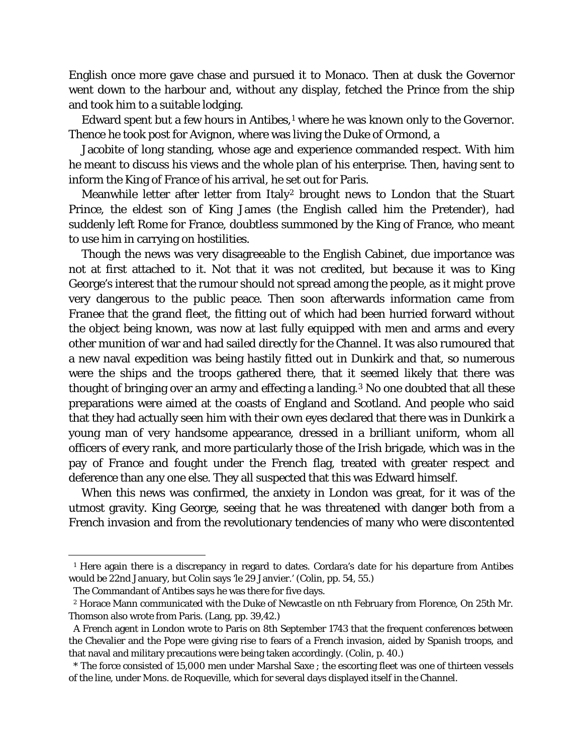English once more gave chase and pursued it to Monaco. Then at dusk the Governor went down to the harbour and, without any display, fetched the Prince from the ship and took him to a suitable lodging.

Edward spent but a few hours in Antibes,[1] where he was known only to the Governor. Thence he took post for Avignon, where was living the Duke of Ormond, a

Jacobite of long standing, whose age and experience commanded respect. With him he meant to discuss his views and the whole plan of his enterprise. Then, having sent to inform the King of France of his arrival, he set out for Paris.

Meanwhile letter after letter from Italy[2] brought news to London that the Stuart Prince, the eldest son of King James (the English called him the Pretender), had suddenly left Rome for France, doubtless summoned by the King of France, who meant to use him in carrying on hostilities.

Though the news was very disagreeable to the English Cabinet, due importance was not at first attached to it. Not that it was not credited, but because it was to King George's interest that the rumour should not spread among the people, as it might prove very dangerous to the public peace. Then soon afterwards information came from Franee that the grand fleet, the fitting out of which had been hurried forward without the object being known, was now at last fully equipped with men and arms and every other munition of war and had sailed directly for the Channel. It was also rumoured that a new naval expedition was being hastily fitted out in Dunkirk and that, so numerous were the ships and the troops gathered there, that it seemed likely that there was thought of bringing over an army and effecting a landing.[3] No one doubted that all these preparations were aimed at the coasts of England and Scotland. And people who said that they had actually seen him with their own eyes declared that there was in Dunkirk a young man of very handsome appearance, dressed in a brilliant uniform, whom all officers of every rank, and more particularly those of the Irish brigade, which was in the pay of France and fought under the French flag, treated with greater respect and deference than any one else. They all suspected that this was Edward himself.

When this news was confirmed, the anxiety in London was great, for it was of the utmost gravity. King George, seeing that he was threatened with danger both from a French invasion and from the revolutionary tendencies of many who were discontented

---

[1] Here again there is a discrepancy in regard to dates. Cordara's date for his departure from Antibes would be 22nd January, but Colin says 'le 29 Janvier.' (Colin, pp. 54, 55.)

The Commandant of Antibes says he was there for five days.

[2] Horace Mann communicated with the Duke of Newcastle on nth February from Florence, On 25th Mr. Thomson also wrote from Paris. (Lang, pp. 39,42.)

A French agent in London wrote to Paris on 8th September 1743 that the frequent conferences between the Chevalier and the Pope were giving rise to fears of a French invasion, aided by Spanish troops, and that naval and military precautions were being taken accordingly. (Colin, p. 40.)

[3] The force consisted of 15,000 men under Marshal Saxe ; the escorting fleet was one of thirteen vessels of the line, under Mons. de Roqueville, which for several days displayed itself in the Channel.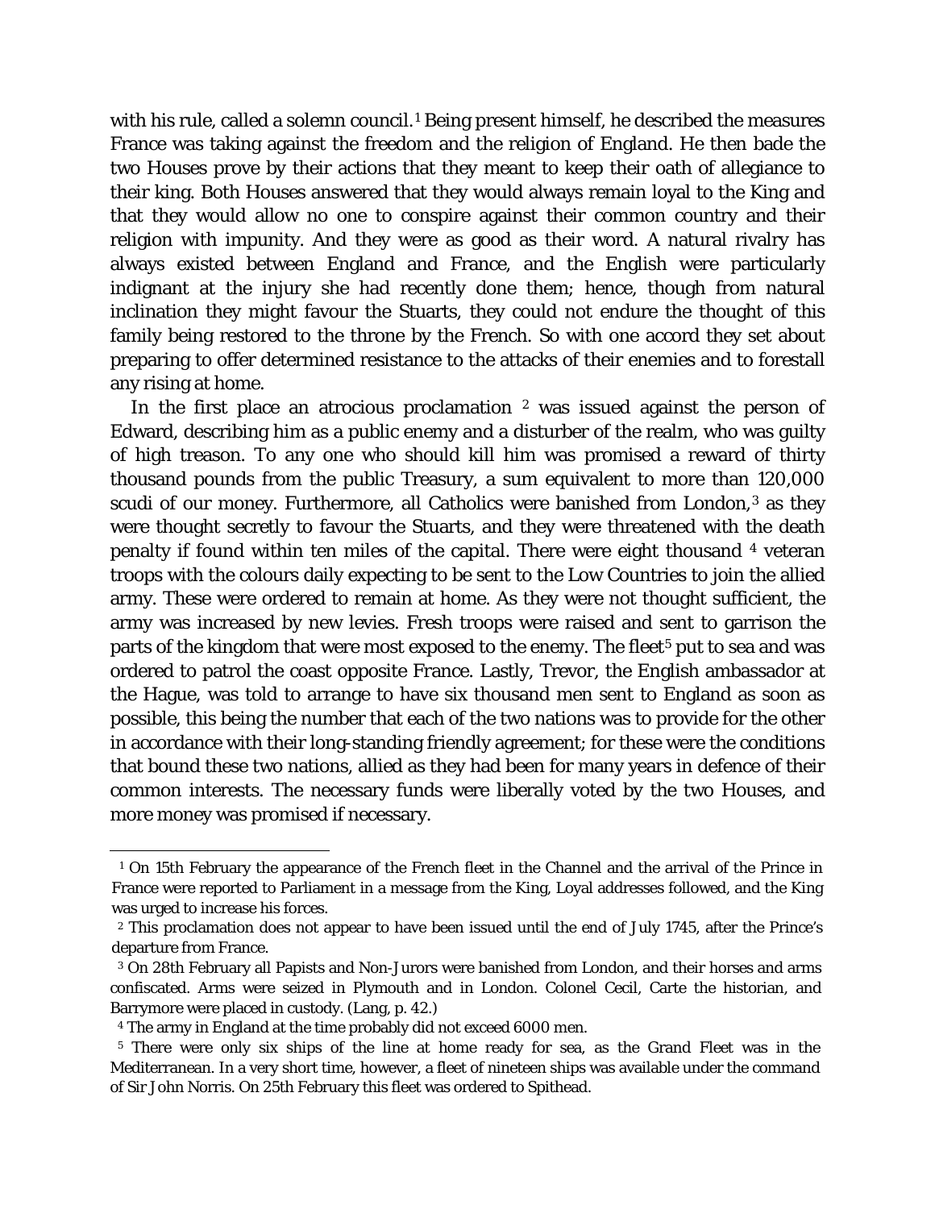with his rule, called a solemn council.[1] Being present himself, he described the measures France was taking against the freedom and the religion of England. He then bade the two Houses prove by their actions that they meant to keep their oath of allegiance to their king. Both Houses answered that they would always remain loyal to the King and that they would allow no one to conspire against their common country and their religion with impunity. And they were as good as their word. A natural rivalry has always existed between England and France, and the English were particularly indignant at the injury she had recently done them; hence, though from natural inclination they might favour the Stuarts, they could not endure the thought of this family being restored to the throne by the French. So with one accord they set about preparing to offer determined resistance to the attacks of their enemies and to forestall any rising at home.

In the first place an atrocious proclamation [2] was issued against the person of Edward, describing him as a public enemy and a disturber of the realm, who was guilty of high treason. To any one who should kill him was promised a reward of thirty thousand pounds from the public Treasury, a sum equivalent to more than 120,000 scudi of our money. Furthermore, all Catholics were banished from London,[3] as they were thought secretly to favour the Stuarts, and they were threatened with the death penalty if found within ten miles of the capital. There were eight thousand [4] veteran troops with the colours daily expecting to be sent to the Low Countries to join the allied army. These were ordered to remain at home. As they were not thought sufficient, the army was increased by new levies. Fresh troops were raised and sent to garrison the parts of the kingdom that were most exposed to the enemy. The fleet[5] put to sea and was ordered to patrol the coast opposite France. Lastly, Trevor, the English ambassador at the Hague, was told to arrange to have six thousand men sent to England as soon as possible, this being the number that each of the two nations was to provide for the other in accordance with their long-standing friendly agreement; for these were the conditions that bound these two nations, allied as they had been for many years in defence of their common interests. The necessary funds were liberally voted by the two Houses, and more money was promised if necessary.

---

[1] On 15th February the appearance of the French fleet in the Channel and the arrival of the Prince in France were reported to Parliament in a message from the King, Loyal addresses followed, and the King was urged to increase his forces.

[2] This proclamation does not appear to have been issued until the end of July 1745, after the Prince's departure from France.

[3] On 28th February all Papists and Non-Jurors were banished from London, and their horses and arms confiscated. Arms were seized in Plymouth and in London. Colonel Cecil, Carte the historian, and Barrymore were placed in custody. (Lang, p. 42.)

[4] The army in England at the time probably did not exceed 6000 men.

[5] There were only six ships of the line at home ready for sea, as the Grand Fleet was in the Mediterranean. In a very short time, however, a fleet of nineteen ships was available under the command of Sir John Norris. On 25th February this fleet was ordered to Spithead.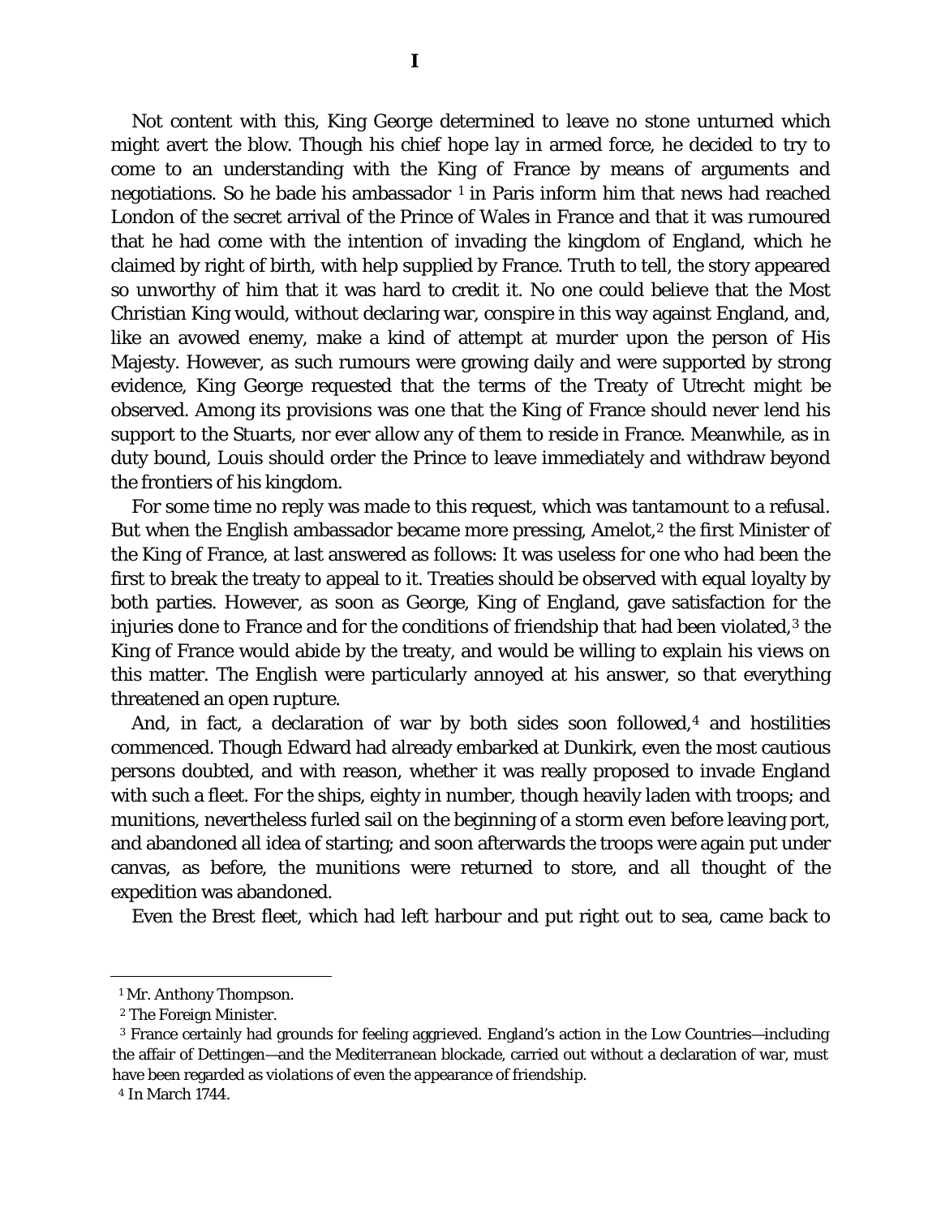# I

Not content with this, King George determined to leave no stone unturned which might avert the blow. Though his chief hope lay in armed force, he decided to try to come to an understanding with the King of France by means of arguments and negotiations. So he bade his ambassador [1] in Paris inform him that news had reached London of the secret arrival of the Prince of Wales in France and that it was rumoured that he had come with the intention of invading the kingdom of England, which he claimed by right of birth, with help supplied by France. Truth to tell, the story appeared so unworthy of him that it was hard to credit it. No one could believe that the Most Christian King would, without declaring war, conspire in this way against England, and, like an avowed enemy, make a kind of attempt at murder upon the person of His Majesty. However, as such rumours were growing daily and were supported by strong evidence, King George requested that the terms of the Treaty of Utrecht might be observed. Among its provisions was one that the King of France should never lend his support to the Stuarts, nor ever allow any of them to reside in France. Meanwhile, as in duty bound, Louis should order the Prince to leave immediately and withdraw beyond the frontiers of his kingdom.

For some time no reply was made to this request, which was tantamount to a refusal. But when the English ambassador became more pressing, Amelot,[2] the first Minister of the King of France, at last answered as follows: It was useless for one who had been the first to break the treaty to appeal to it. Treaties should be observed with equal loyalty by both parties. However, as soon as George, King of England, gave satisfaction for the injuries done to France and for the conditions of friendship that had been violated,[3] the King of France would abide by the treaty, and would be willing to explain his views on this matter. The English were particularly annoyed at his answer, so that everything threatened an open rupture.

And, in fact, a declaration of war by both sides soon followed,[4] and hostilities commenced. Though Edward had already embarked at Dunkirk, even the most cautious persons doubted, and with reason, whether it was really proposed to invade England with such a fleet. For the ships, eighty in number, though heavily laden with troops; and munitions, nevertheless furled sail on the beginning of a storm even before leaving port, and abandoned all idea of starting; and soon afterwards the troops were again put under canvas, as before, the munitions were returned to store, and all thought of the expedition was abandoned.

Even the Brest fleet, which had left harbour and put right out to sea, came back to

---

[1] Mr. Anthony Thompson.

[2] The Foreign Minister.

[3] France certainly had grounds for feeling aggrieved. England's action in the Low Countries—including the affair of Dettingen—and the Mediterranean blockade, carried out without a declaration of war, must have been regarded as violations of even the appearance of friendship.

[4] In March 1744.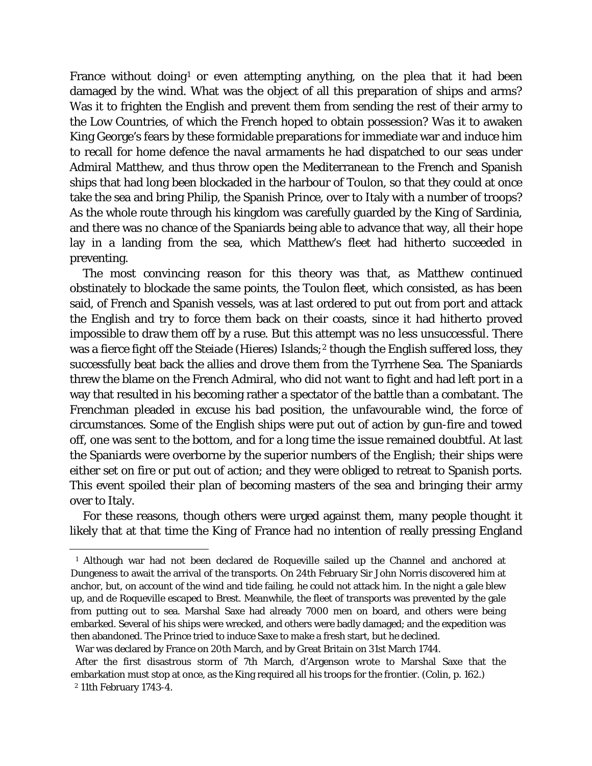France without doing[1] or even attempting anything, on the plea that it had been damaged by the wind. What was the object of all this preparation of ships and arms? Was it to frighten the English and prevent them from sending the rest of their army to the Low Countries, of which the French hoped to obtain possession? Was it to awaken King George's fears by these formidable preparations for immediate war and induce him to recall for home defence the naval armaments he had dispatched to our seas under Admiral Matthew, and thus throw open the Mediterranean to the French and Spanish ships that had long been blockaded in the harbour of Toulon, so that they could at once take the sea and bring Philip, the Spanish Prince, over to Italy with a number of troops? As the whole route through his kingdom was carefully guarded by the King of Sardinia, and there was no chance of the Spaniards being able to advance that way, all their hope lay in a landing from the sea, which Matthew's fleet had hitherto succeeded in preventing.

The most convincing reason for this theory was that, as Matthew continued obstinately to blockade the same points, the Toulon fleet, which consisted, as has been said, of French and Spanish vessels, was at last ordered to put out from port and attack the English and try to force them back on their coasts, since it had hitherto proved impossible to draw them off by a ruse. But this attempt was no less unsuccessful. There was a fierce fight off the Steiade (Hieres) Islands;[2] though the English suffered loss, they successfully beat back the allies and drove them from the Tyrrhene Sea. The Spaniards threw the blame on the French Admiral, who did not want to fight and had left port in a way that resulted in his becoming rather a spectator of the battle than a combatant. The Frenchman pleaded in excuse his bad position, the unfavourable wind, the force of circumstances. Some of the English ships were put out of action by gun-fire and towed off, one was sent to the bottom, and for a long time the issue remained doubtful. At last the Spaniards were overborne by the superior numbers of the English; their ships were either set on fire or put out of action; and they were obliged to retreat to Spanish ports. This event spoiled their plan of becoming masters of the sea and bringing their army over to Italy.

For these reasons, though others were urged against them, many people thought it likely that at that time the King of France had no intention of really pressing England

---

[1] Although war had not been declared de Roqueville sailed up the Channel and anchored at Dungeness to await the arrival of the transports. On 24th February Sir John Norris discovered him at anchor, but, on account of the wind and tide failing, he could not attack him. In the night a gale blew up, and de Roqueville escaped to Brest. Meanwhile, the fleet of transports was prevented by the gale from putting out to sea. Marshal Saxe had already 7000 men on board, and others were being embarked. Several of his ships were wrecked, and others were badly damaged; and the expedition was then abandoned. The Prince tried to induce Saxe to make a fresh start, but he declined.

War was declared by France on 20th March, and by Great Britain on 31st March 1744.

After the first disastrous storm of 7th March, d'Argenson wrote to Marshal Saxe that the embarkation must stop at once, as the King required all his troops for the frontier. (Colin, p. 162.)

[2] 11th February 1743-4.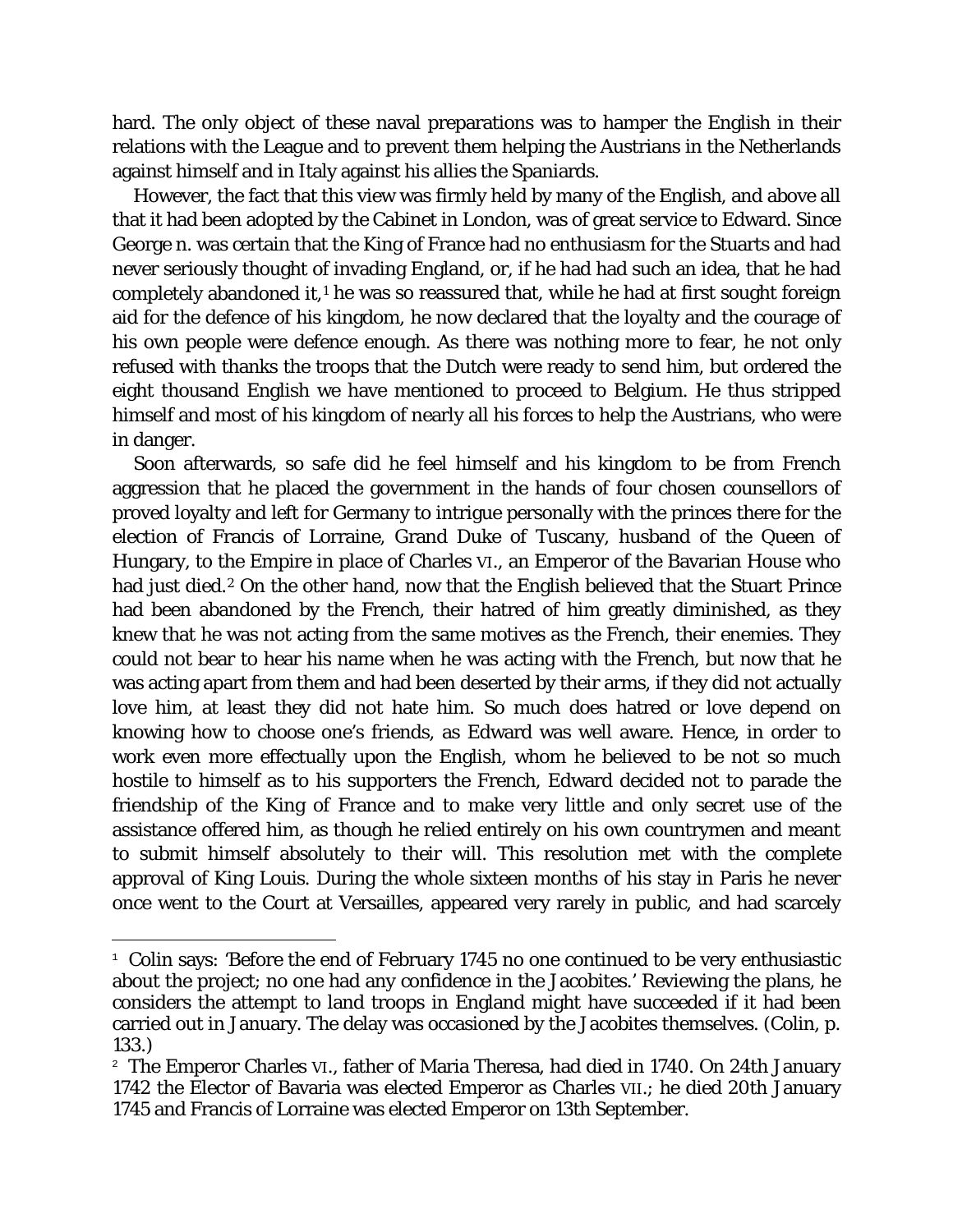hard. The only object of these naval preparations was to hamper the English in their relations with the League and to prevent them helping the Austrians in the Netherlands against himself and in Italy against his allies the Spaniards.

However, the fact that this view was firmly held by many of the English, and above all that it had been adopted by the Cabinet in London, was of great service to Edward. Since George n. was certain that the King of France had no enthusiasm for the Stuarts and had never seriously thought of invading England, or, if he had had such an idea, that he had completely abandoned it,[1] he was so reassured that, while he had at first sought foreign aid for the defence of his kingdom, he now declared that the loyalty and the courage of his own people were defence enough. As there was nothing more to fear, he not only refused with thanks the troops that the Dutch were ready to send him, but ordered the eight thousand English we have mentioned to proceed to Belgium. He thus stripped himself and most of his kingdom of nearly all his forces to help the Austrians, who were in danger.

Soon afterwards, so safe did he feel himself and his kingdom to be from French aggression that he placed the government in the hands of four chosen counsellors of proved loyalty and left for Germany to intrigue personally with the princes there for the election of Francis of Lorraine, Grand Duke of Tuscany, husband of the Queen of Hungary, to the Empire in place of Charles VI., an Emperor of the Bavarian House who had just died.[2] On the other hand, now that the English believed that the Stuart Prince had been abandoned by the French, their hatred of him greatly diminished, as they knew that he was not acting from the same motives as the French, their enemies. They could not bear to hear his name when he was acting with the French, but now that he was acting apart from them and had been deserted by their arms, if they did not actually love him, at least they did not hate him. So much does hatred or love depend on knowing how to choose one's friends, as Edward was well aware. Hence, in order to work even more effectually upon the English, whom he believed to be not so much hostile to himself as to his supporters the French, Edward decided not to parade the friendship of the King of France and to make very little and only secret use of the assistance offered him, as though he relied entirely on his own countrymen and meant to submit himself absolutely to their will. This resolution met with the complete approval of King Louis. During the whole sixteen months of his stay in Paris he never once went to the Court at Versailles, appeared very rarely in public, and had scarcely

---

[1] Colin says: 'Before the end of February 1745 no one continued to be very enthusiastic about the project; no one had any confidence in the Jacobites.' Reviewing the plans, he considers the attempt to land troops in England might have succeeded if it had been carried out in January. The delay was occasioned by the Jacobites themselves. (Colin, p. 133.)

[2] The Emperor Charles VI., father of Maria Theresa, had died in 1740. On 24th January 1742 the Elector of Bavaria was elected Emperor as Charles VII.; he died 20th January 1745 and Francis of Lorraine was elected Emperor on 13th September.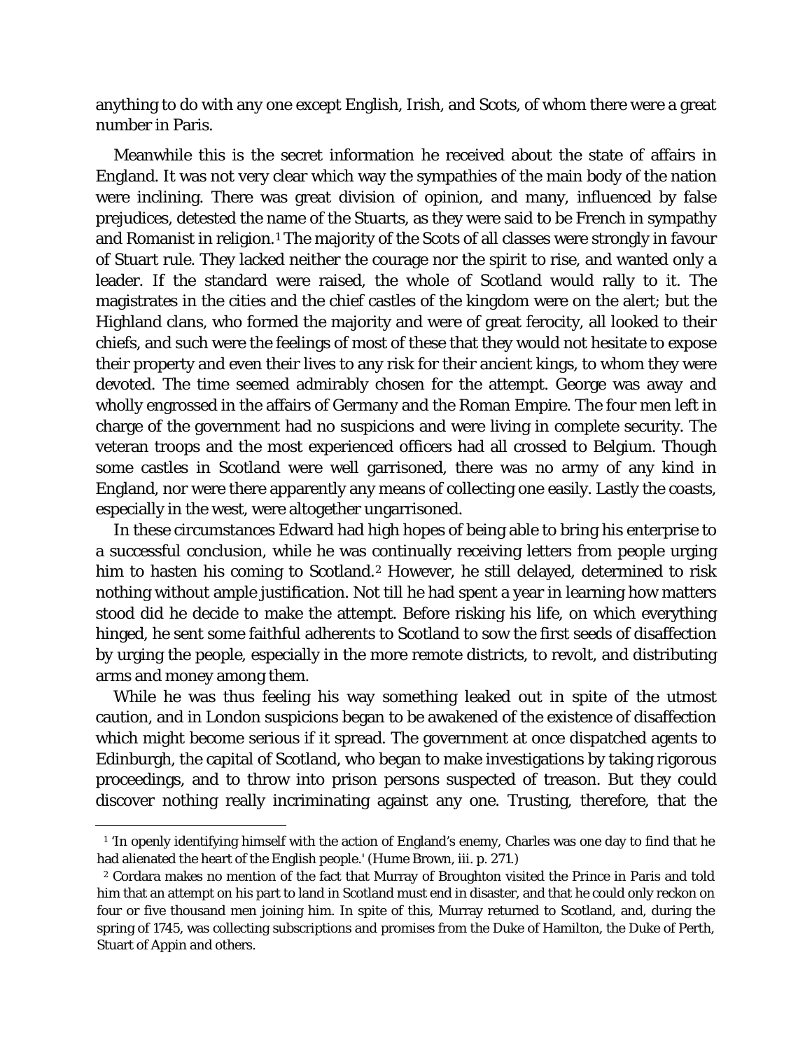anything to do with any one except English, Irish, and Scots, of whom there were a great number in Paris.

Meanwhile this is the secret information he received about the state of affairs in England. It was not very clear which way the sympathies of the main body of the nation were inclining. There was great division of opinion, and many, influenced by false prejudices, detested the name of the Stuarts, as they were said to be French in sympathy and Romanist in religion.[1] The majority of the Scots of all classes were strongly in favour of Stuart rule. They lacked neither the courage nor the spirit to rise, and wanted only a leader. If the standard were raised, the whole of Scotland would rally to it. The magistrates in the cities and the chief castles of the kingdom were on the alert; but the Highland clans, who formed the majority and were of great ferocity, all looked to their chiefs, and such were the feelings of most of these that they would not hesitate to expose their property and even their lives to any risk for their ancient kings, to whom they were devoted. The time seemed admirably chosen for the attempt. George was away and wholly engrossed in the affairs of Germany and the Roman Empire. The four men left in charge of the government had no suspicions and were living in complete security. The veteran troops and the most experienced officers had all crossed to Belgium. Though some castles in Scotland were well garrisoned, there was no army of any kind in England, nor were there apparently any means of collecting one easily. Lastly the coasts, especially in the west, were altogether ungarrisoned.

In these circumstances Edward had high hopes of being able to bring his enterprise to a successful conclusion, while he was continually receiving letters from people urging him to hasten his coming to Scotland.[2] However, he still delayed, determined to risk nothing without ample justification. Not till he had spent a year in learning how matters stood did he decide to make the attempt. Before risking his life, on which everything hinged, he sent some faithful adherents to Scotland to sow the first seeds of disaffection by urging the people, especially in the more remote districts, to revolt, and distributing arms and money among them.

While he was thus feeling his way something leaked out in spite of the utmost caution, and in London suspicions began to be awakened of the existence of disaffection which might become serious if it spread. The government at once dispatched agents to Edinburgh, the capital of Scotland, who began to make investigations by taking rigorous proceedings, and to throw into prison persons suspected of treason. But they could discover nothing really incriminating against any one. Trusting, therefore, that the

---

[1] 'In openly identifying himself with the action of England's enemy, Charles was one day to find that he had alienated the heart of the English people.' (Hume Brown, iii. p. 271.)

[2] Cordara makes no mention of the fact that Murray of Broughton visited the Prince in Paris and told him that an attempt on his part to land in Scotland must end in disaster, and that he could only reckon on four or five thousand men joining him. In spite of this, Murray returned to Scotland, and, during the spring of 1745, was collecting subscriptions and promises from the Duke of Hamilton, the Duke of Perth, Stuart of Appin and others.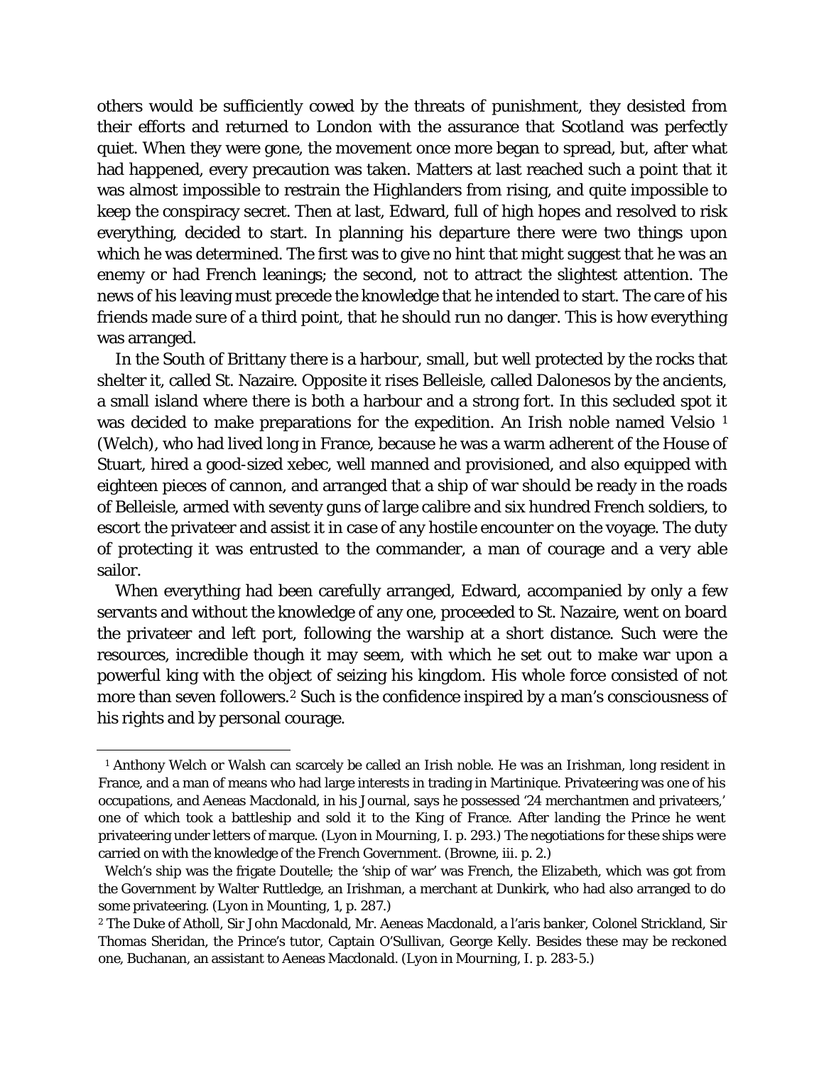others would be sufficiently cowed by the threats of punishment, they desisted from their efforts and returned to London with the assurance that Scotland was perfectly quiet. When they were gone, the movement once more began to spread, but, after what had happened, every precaution was taken. Matters at last reached such a point that it was almost impossible to restrain the Highlanders from rising, and quite impossible to keep the conspiracy secret. Then at last, Edward, full of high hopes and resolved to risk everything, decided to start. In planning his departure there were two things upon which he was determined. The first was to give no hint that might suggest that he was an enemy or had French leanings; the second, not to attract the slightest attention. The news of his leaving must precede the knowledge that he intended to start. The care of his friends made sure of a third point, that he should run no danger. This is how everything was arranged.

In the South of Brittany there is a harbour, small, but well protected by the rocks that shelter it, called St. Nazaire. Opposite it rises Belleisle, called Dalonesos by the ancients, a small island where there is both a harbour and a strong fort. In this secluded spot it was decided to make preparations for the expedition. An Irish noble named Velsio [1] (Welch), who had lived long in France, because he was a warm adherent of the House of Stuart, hired a good-sized xebec, well manned and provisioned, and also equipped with eighteen pieces of cannon, and arranged that a ship of war should be ready in the roads of Belleisle, armed with seventy guns of large calibre and six hundred French soldiers, to escort the privateer and assist it in case of any hostile encounter on the voyage. The duty of protecting it was entrusted to the commander, a man of courage and a very able sailor.

When everything had been carefully arranged, Edward, accompanied by only a few servants and without the knowledge of any one, proceeded to St. Nazaire, went on board the privateer and left port, following the warship at a short distance. Such were the resources, incredible though it may seem, with which he set out to make war upon a powerful king with the object of seizing his kingdom. His whole force consisted of not more than seven followers.[2] Such is the confidence inspired by a man's consciousness of his rights and by personal courage.

---

[1] Anthony Welch or Walsh can scarcely be called an Irish noble. He was an Irishman, long resident in France, and a man of means who had large interests in trading in Martinique. Privateering was one of his occupations, and Aeneas Macdonald, in his Journal, says he possessed '24 merchantmen and privateers,' one of which took a battleship and sold it to the King of France. After landing the Prince he went privateering under letters of marque. (Lyon in Mourning, I. p. 293.) The negotiations for these ships were carried on with the knowledge of the French Government. (Browne, iii. p. 2.)

Welch's ship was the frigate Doutelle; the 'ship of war' was French, the *Elizabeth*, which was got from the Government by Walter Ruttledge, an Irishman, a merchant at Dunkirk, who had also arranged to do some privateering. (Lyon in Mounting, 1, p. 287.)

[2] The Duke of Atholl, Sir John Macdonald, Mr. Aeneas Macdonald, a l'aris banker, Colonel Strickland, Sir Thomas Sheridan, the Prince's tutor, Captain O'Sullivan, George Kelly. Besides these may be reckoned one, Buchanan, an assistant to Aeneas Macdonald. (Lyon in Mourning, I. p. 283-5.)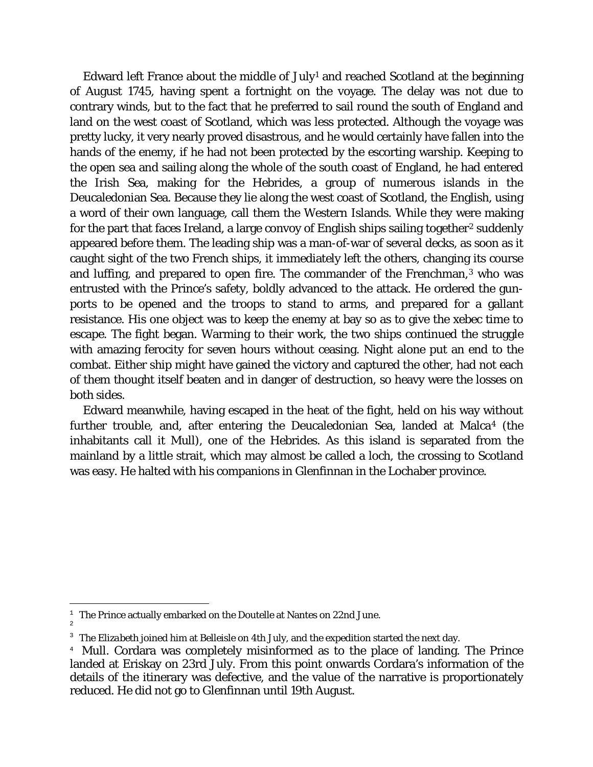Edward left France about the middle of July[1] and reached Scotland at the beginning of August 1745, having spent a fortnight on the voyage. The delay was not due to contrary winds, but to the fact that he preferred to sail round the south of England and land on the west coast of Scotland, which was less protected. Although the voyage was pretty lucky, it very nearly proved disastrous, and he would certainly have fallen into the hands of the enemy, if he had not been protected by the escorting warship. Keeping to the open sea and sailing along the whole of the south coast of England, he had entered the Irish Sea, making for the Hebrides, a group of numerous islands in the Deucaledonian Sea. Because they lie along the west coast of Scotland, the English, using a word of their own language, call them the Western Islands. While they were making for the part that faces Ireland, a large convoy of English ships sailing together[2] suddenly appeared before them. The leading ship was a man-of-war of several decks, as soon as it caught sight of the two French ships, it immediately left the others, changing its course and luffing, and prepared to open fire. The commander of the Frenchman,[3] who was entrusted with the Prince's safety, boldly advanced to the attack. He ordered the gun-ports to be opened and the troops to stand to arms, and prepared for a gallant resistance. His one object was to keep the enemy at bay so as to give the xebec time to escape. The fight began. Warming to their work, the two ships continued the struggle with amazing ferocity for seven hours without ceasing. Night alone put an end to the combat. Either ship might have gained the victory and captured the other, had not each of them thought itself beaten and in danger of destruction, so heavy were the losses on both sides.

Edward meanwhile, having escaped in the heat of the fight, held on his way without further trouble, and, after entering the Deucaledonian Sea, landed at Malca[4] (the inhabitants call it Mull), one of the Hebrides. As this island is separated from the mainland by a little strait, which may almost be called a loch, the crossing to Scotland was easy. He halted with his companions in Glenfinnan in the Lochaber province.

---

[1] The Prince actually embarked on the Doutelle at Nantes on 22nd June.

[2]

[3] The *Elizabeth* joined him at Belleisle on 4th July, and the expedition started the next day.

[4] Mull. Cordara was completely misinformed as to the place of landing. The Prince landed at Eriskay on 23rd July. From this point onwards Cordara's information of the details of the itinerary was defective, and the value of the narrative is proportionately reduced. He did not go to Glenfinnan until 19th August.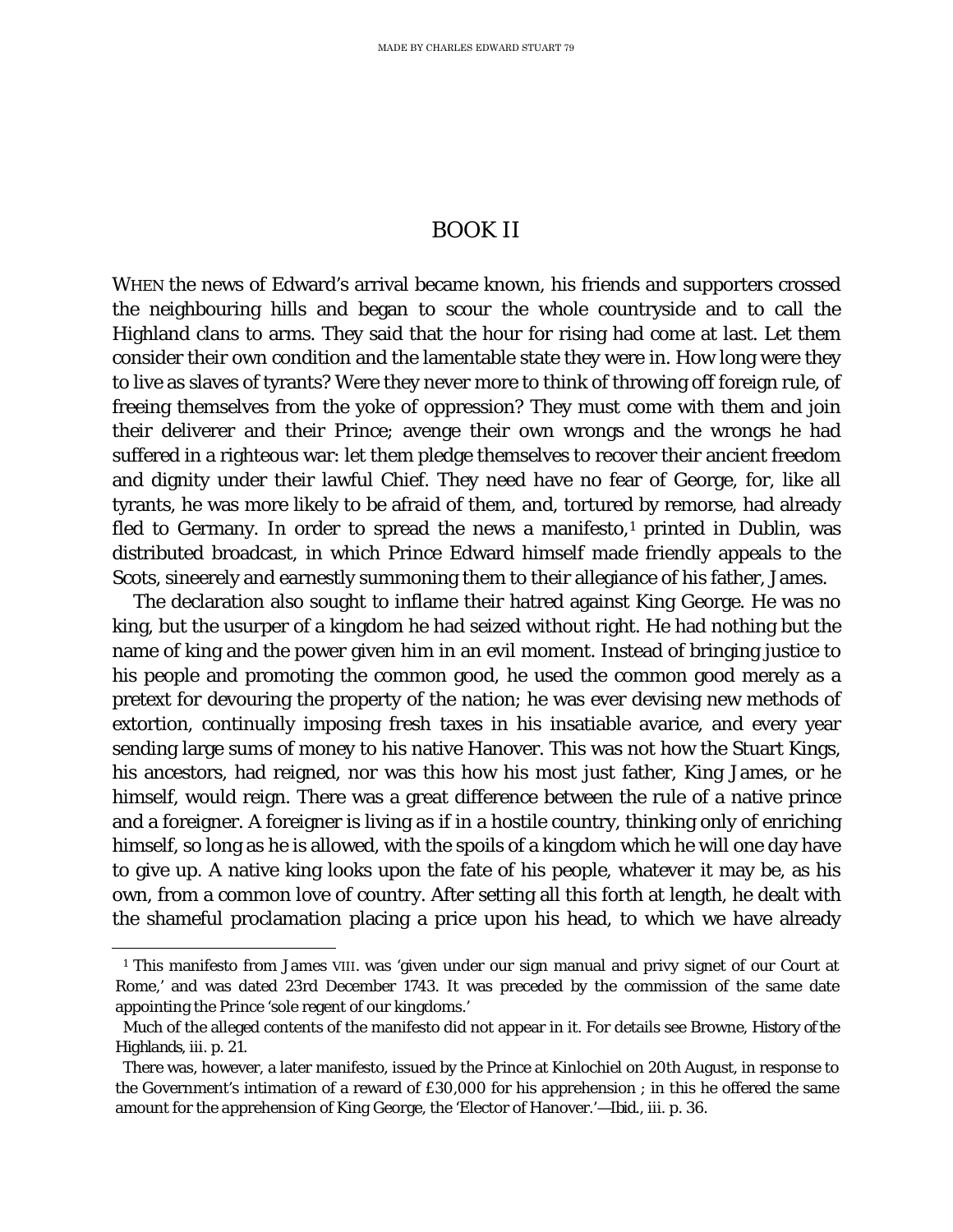# BOOK II

WHEN the news of Edward's arrival became known, his friends and supporters crossed the neighbouring hills and began to scour the whole countryside and to call the Highland clans to arms. They said that the hour for rising had come at last. Let them consider their own condition and the lamentable state they were in. How long were they to live as slaves of tyrants? Were they never more to think of throwing off foreign rule, of freeing themselves from the yoke of oppression? They must come with them and join their deliverer and their Prince; avenge their own wrongs and the wrongs he had suffered in a righteous war: let them pledge themselves to recover their ancient freedom and dignity under their lawful Chief. They need have no fear of George, for, like all tyrants, he was more likely to be afraid of them, and, tortured by remorse, had already fled to Germany. In order to spread the news a manifesto,[1] printed in Dublin, was distributed broadcast, in which Prince Edward himself made friendly appeals to the Scots, sineerely and earnestly summoning them to their allegiance of his father, James.

The declaration also sought to inflame their hatred against King George. He was no king, but the usurper of a kingdom he had seized without right. He had nothing but the name of king and the power given him in an evil moment. Instead of bringing justice to his people and promoting the common good, he used the common good merely as a pretext for devouring the property of the nation; he was ever devising new methods of extortion, continually imposing fresh taxes in his insatiable avarice, and every year sending large sums of money to his native Hanover. This was not how the Stuart Kings, his ancestors, had reigned, nor was this how his most just father, King James, or he himself, would reign. There was a great difference between the rule of a native prince and a foreigner. A foreigner is living as if in a hostile country, thinking only of enriching himself, so long as he is allowed, with the spoils of a kingdom which he will one day have to give up. A native king looks upon the fate of his people, whatever it may be, as his own, from a common love of country. After setting all this forth at length, he dealt with the shameful proclamation placing a price upon his head, to which we have already

---

[1] This manifesto from James VIII. was 'given under our sign manual and privy signet of our Court at Rome,' and was dated 23rd December 1743. It was preceded by the commission of the same date appointing the Prince 'sole regent of our kingdoms.'

Much of the alleged contents of the manifesto did not appear in it. For details see Browne, *History of the Highlands*, iii. p. 21.

There was, however, a later manifesto, issued by the Prince at Kinlochiel on 20th August, in response to the Government's intimation of a reward of £30,000 for his apprehension ; in this he offered the same amount for the apprehension of King George, the 'Elector of Hanover.'—*Ibid.*, iii. p. 36.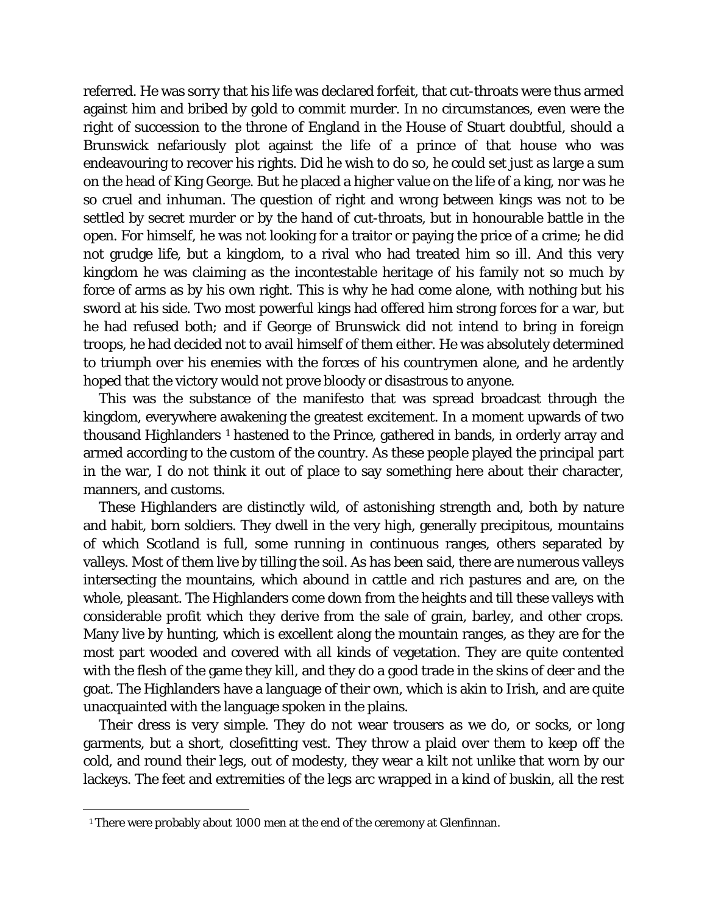referred. He was sorry that his life was declared forfeit, that cut-throats were thus armed against him and bribed by gold to commit murder. In no circumstances, even were the right of succession to the throne of England in the House of Stuart doubtful, should a Brunswick nefariously plot against the life of a prince of that house who was endeavouring to recover his rights. Did he wish to do so, he could set just as large a sum on the head of King George. But he placed a higher value on the life of a king, nor was he so cruel and inhuman. The question of right and wrong between kings was not to be settled by secret murder or by the hand of cut-throats, but in honourable battle in the open. For himself, he was not looking for a traitor or paying the price of a crime; he did not grudge life, but a kingdom, to a rival who had treated him so ill. And this very kingdom he was claiming as the incontestable heritage of his family not so much by force of arms as by his own right. This is why he had come alone, with nothing but his sword at his side. Two most powerful kings had offered him strong forces for a war, but he had refused both; and if George of Brunswick did not intend to bring in foreign troops, he had decided not to avail himself of them either. He was absolutely determined to triumph over his enemies with the forces of his countrymen alone, and he ardently hoped that the victory would not prove bloody or disastrous to anyone.

This was the substance of the manifesto that was spread broadcast through the kingdom, everywhere awakening the greatest excitement. In a moment upwards of two thousand Highlanders [1] hastened to the Prince, gathered in bands, in orderly array and armed according to the custom of the country. As these people played the principal part in the war, I do not think it out of place to say something here about their character, manners, and customs.

These Highlanders are distinctly wild, of astonishing strength and, both by nature and habit, born soldiers. They dwell in the very high, generally precipitous, mountains of which Scotland is full, some running in continuous ranges, others separated by valleys. Most of them live by tilling the soil. As has been said, there are numerous valleys intersecting the mountains, which abound in cattle and rich pastures and are, on the whole, pleasant. The Highlanders come down from the heights and till these valleys with considerable profit which they derive from the sale of grain, barley, and other crops. Many live by hunting, which is excellent along the mountain ranges, as they are for the most part wooded and covered with all kinds of vegetation. They are quite contented with the flesh of the game they kill, and they do a good trade in the skins of deer and the goat. The Highlanders have a language of their own, which is akin to Irish, and are quite unacquainted with the language spoken in the plains.

Their dress is very simple. They do not wear trousers as we do, or socks, or long garments, but a short, closefitting vest. They throw a plaid over them to keep off the cold, and round their legs, out of modesty, they wear a kilt not unlike that worn by our lackeys. The feet and extremities of the legs arc wrapped in a kind of buskin, all the rest

[1] There were probably about 1000 men at the end of the ceremony at Glenfinnan.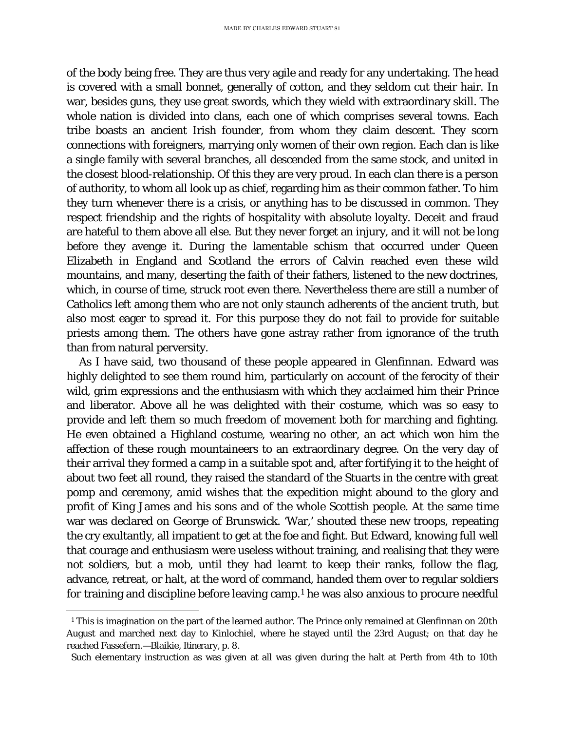of the body being free. They are thus very agile and ready for any undertaking. The head is covered with a small bonnet, generally of cotton, and they seldom cut their hair. In war, besides guns, they use great swords, which they wield with extraordinary skill. The whole nation is divided into clans, each one of which comprises several towns. Each tribe boasts an ancient Irish founder, from whom they claim descent. They scorn connections with foreigners, marrying only women of their own region. Each clan is like a single family with several branches, all descended from the same stock, and united in the closest blood-relationship. Of this they are very proud. In each clan there is a person of authority, to whom all look up as chief, regarding him as their common father. To him they turn whenever there is a crisis, or anything has to be discussed in common. They respect friendship and the rights of hospitality with absolute loyalty. Deceit and fraud are hateful to them above all else. But they never forget an injury, and it will not be long before they avenge it. During the lamentable schism that occurred under Queen Elizabeth in England and Scotland the errors of Calvin reached even these wild mountains, and many, deserting the faith of their fathers, listened to the new doctrines, which, in course of time, struck root even there. Nevertheless there are still a number of Catholics left among them who are not only staunch adherents of the ancient truth, but also most eager to spread it. For this purpose they do not fail to provide for suitable priests among them. The others have gone astray rather from ignorance of the truth than from natural perversity.

As I have said, two thousand of these people appeared in Glenfinnan. Edward was highly delighted to see them round him, particularly on account of the ferocity of their wild, grim expressions and the enthusiasm with which they acclaimed him their Prince and liberator. Above all he was delighted with their costume, which was so easy to provide and left them so much freedom of movement both for marching and fighting. He even obtained a Highland costume, wearing no other, an act which won him the affection of these rough mountaineers to an extraordinary degree. On the very day of their arrival they formed a camp in a suitable spot and, after fortifying it to the height of about two feet all round, they raised the standard of the Stuarts in the centre with great pomp and ceremony, amid wishes that the expedition might abound to the glory and profit of King James and his sons and of the whole Scottish people. At the same time war was declared on George of Brunswick. 'War,' shouted these new troops, repeating the cry exultantly, all impatient to get at the foe and fight. But Edward, knowing full well that courage and enthusiasm were useless without training, and realising that they were not soldiers, but a mob, until they had learnt to keep their ranks, follow the flag, advance, retreat, or halt, at the word of command, handed them over to regular soldiers for training and discipline before leaving camp.[1] he was also anxious to procure needful

[1] This is imagination on the part of the learned author. The Prince only remained at Glenfinnan on 20th August and marched next day to Kinlochiel, where he stayed until the 23rd August; on that day he reached Fassefern.—Blaikie, *Itinerary*, p. 8.

Such elementary instruction as was given at all was given during the halt at Perth from 4th to 10th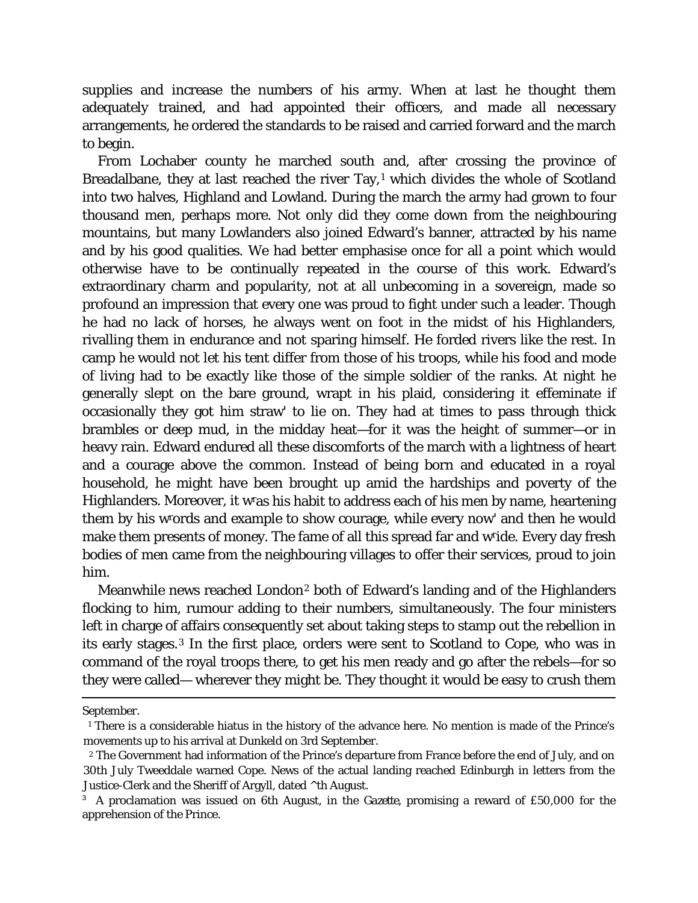supplies and increase the numbers of his army. When at last he thought them adequately trained, and had appointed their officers, and made all necessary arrangements, he ordered the standards to be raised and carried forward and the march to begin.

From Lochaber county he marched south and, after crossing the province of Breadalbane, they at last reached the river Tay,[1] which divides the whole of Scotland into two halves, Highland and Lowland. During the march the army had grown to four thousand men, perhaps more. Not only did they come down from the neighbouring mountains, but many Lowlanders also joined Edward's banner, attracted by his name and by his good qualities. We had better emphasise once for all a point which would otherwise have to be continually repeated in the course of this work. Edward's extraordinary charm and popularity, not at all unbecoming in a sovereign, made so profound an impression that every one was proud to fight under such a leader. Though he had no lack of horses, he always went on foot in the midst of his Highlanders, rivalling them in endurance and not sparing himself. He forded rivers like the rest. In camp he would not let his tent differ from those of his troops, while his food and mode of living had to be exactly like those of the simple soldier of the ranks. At night he generally slept on the bare ground, wrapt in his plaid, considering it effeminate if occasionally they got him straw' to lie on. They had at times to pass through thick brambles or deep mud, in the midday heat—for it was the height of summer—or in heavy rain. Edward endured all these discomforts of the march with a lightness of heart and a courage above the common. Instead of being born and educated in a royal household, he might have been brought up amid the hardships and poverty of the Highlanders. Moreover, it wras his habit to address each of his men by name, heartening them by his wrords and example to show courage, while every now' and then he would make them presents of money. The fame of all this spread far and wride. Every day fresh bodies of men came from the neighbouring villages to offer their services, proud to join him.

Meanwhile news reached London[2] both of Edward's landing and of the Highlanders flocking to him, rumour adding to their numbers, simultaneously. The four ministers left in charge of affairs consequently set about taking steps to stamp out the rebellion in its early stages.[3] In the first place, orders were sent to Scotland to Cope, who was in command of the royal troops there, to get his men ready and go after the rebels—for so they were called— wherever they might be. They thought it would be easy to crush them

---

September.

[1] There is a considerable hiatus in the history of the advance here. No mention is made of the Prince's movements up to his arrival at Dunkeld on 3rd September.

[2] The Government had information of the Prince's departure from France before the end of July, and on 30th July Tweeddale warned Cope. News of the actual landing reached Edinburgh in letters from the Justice-Clerk and the Sheriff of Argyll, dated ^th August.

[3] A proclamation was issued on 6th August, in the *Gazette*, promising a reward of £50,000 for the apprehension of the Prince.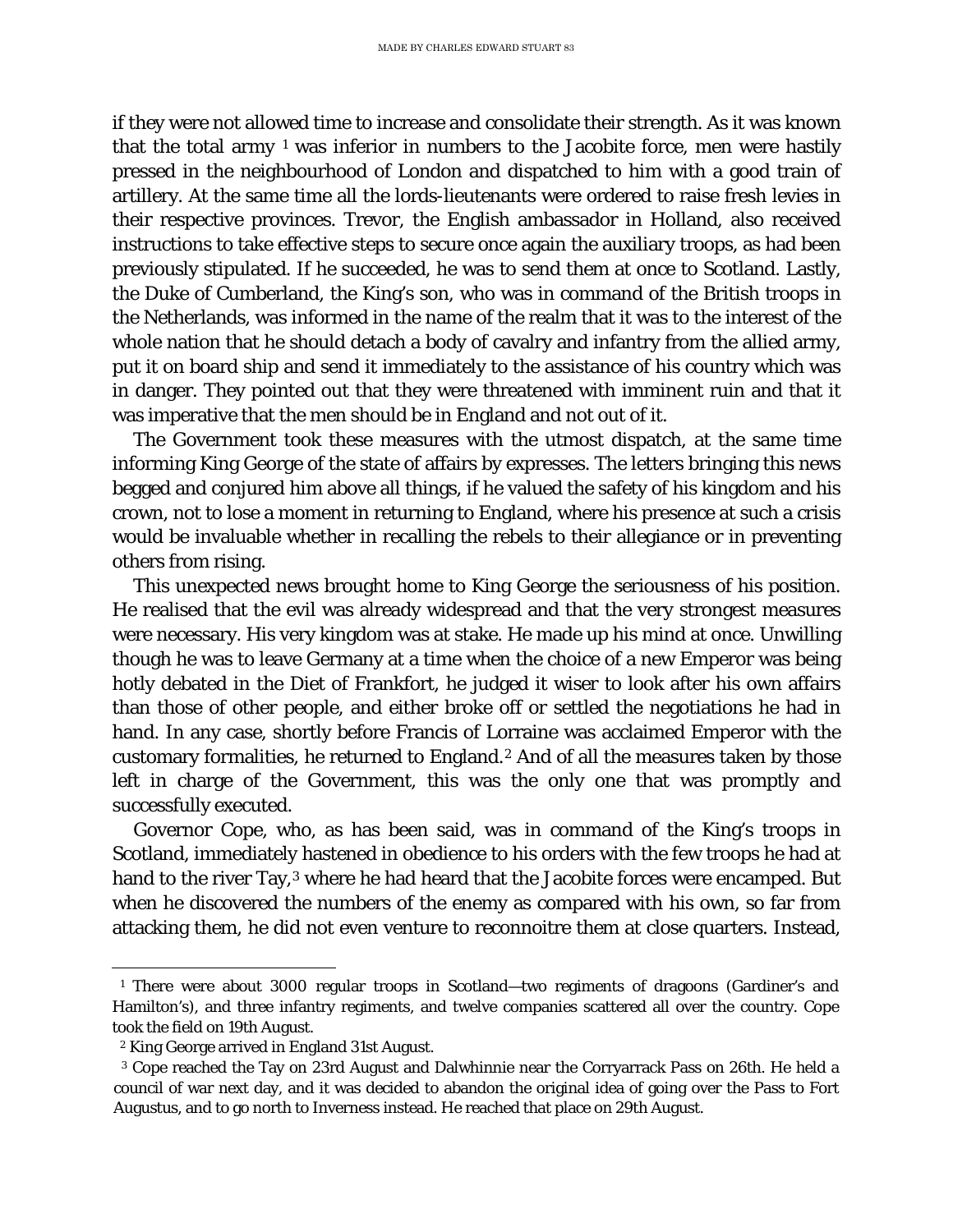if they were not allowed time to increase and consolidate their strength. As it was known that the total army [1] was inferior in numbers to the Jacobite force, men were hastily pressed in the neighbourhood of London and dispatched to him with a good train of artillery. At the same time all the lords-lieutenants were ordered to raise fresh levies in their respective provinces. Trevor, the English ambassador in Holland, also received instructions to take effective steps to secure once again the auxiliary troops, as had been previously stipulated. If he succeeded, he was to send them at once to Scotland. Lastly, the Duke of Cumberland, the King's son, who was in command of the British troops in the Netherlands, was informed in the name of the realm that it was to the interest of the whole nation that he should detach a body of cavalry and infantry from the allied army, put it on board ship and send it immediately to the assistance of his country which was in danger. They pointed out that they were threatened with imminent ruin and that it was imperative that the men should be in England and not out of it.

The Government took these measures with the utmost dispatch, at the same time informing King George of the state of affairs by expresses. The letters bringing this news begged and conjured him above all things, if he valued the safety of his kingdom and his crown, not to lose a moment in returning to England, where his presence at such a crisis would be invaluable whether in recalling the rebels to their allegiance or in preventing others from rising.

This unexpected news brought home to King George the seriousness of his position. He realised that the evil was already widespread and that the very strongest measures were necessary. His very kingdom was at stake. He made up his mind at once. Unwilling though he was to leave Germany at a time when the choice of a new Emperor was being hotly debated in the Diet of Frankfort, he judged it wiser to look after his own affairs than those of other people, and either broke off or settled the negotiations he had in hand. In any case, shortly before Francis of Lorraine was acclaimed Emperor with the customary formalities, he returned to England.[2] And of all the measures taken by those left in charge of the Government, this was the only one that was promptly and successfully executed.

Governor Cope, who, as has been said, was in command of the King's troops in Scotland, immediately hastened in obedience to his orders with the few troops he had at hand to the river Tay,[3] where he had heard that the Jacobite forces were encamped. But when he discovered the numbers of the enemy as compared with his own, so far from attacking them, he did not even venture to reconnoitre them at close quarters. Instead,

---

[1] There were about 3000 regular troops in Scotland—two regiments of dragoons (Gardiner's and Hamilton's), and three infantry regiments, and twelve companies scattered all over the country. Cope took the field on 19th August.

[2] King George arrived in England 31st August.

[3] Cope reached the Tay on 23rd August and Dalwhinnie near the Corryarrack Pass on 26th. He held a council of war next day, and it was decided to abandon the original idea of going over the Pass to Fort Augustus, and to go north to Inverness instead. He reached that place on 29th August.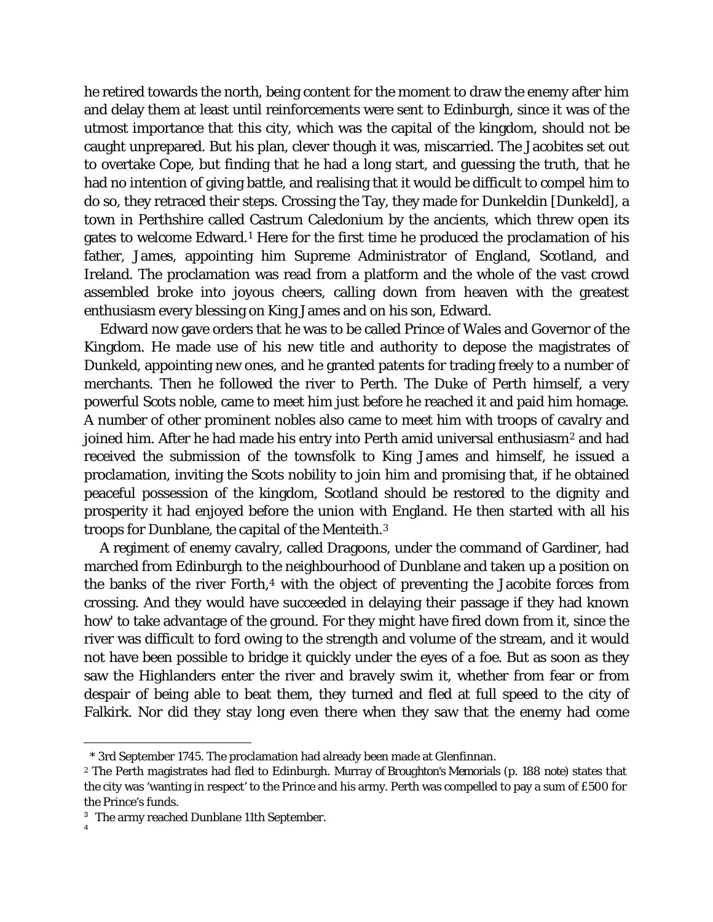he retired towards the north, being content for the moment to draw the enemy after him and delay them at least until reinforcements were sent to Edinburgh, since it was of the utmost importance that this city, which was the capital of the kingdom, should not be caught unprepared. But his plan, clever though it was, miscarried. The Jacobites set out to overtake Cope, but finding that he had a long start, and guessing the truth, that he had no intention of giving battle, and realising that it would be difficult to compel him to do so, they retraced their steps. Crossing the Tay, they made for Dunkeldin [Dunkeld], a town in Perthshire called Castrum Caledonium by the ancients, which threw open its gates to welcome Edward.[1] Here for the first time he produced the proclamation of his father, James, appointing him Supreme Administrator of England, Scotland, and Ireland. The proclamation was read from a platform and the whole of the vast crowd assembled broke into joyous cheers, calling down from heaven with the greatest enthusiasm every blessing on King James and on his son, Edward.

Edward now gave orders that he was to be called Prince of Wales and Governor of the Kingdom. He made use of his new title and authority to depose the magistrates of Dunkeld, appointing new ones, and he granted patents for trading freely to a number of merchants. Then he followed the river to Perth. The Duke of Perth himself, a very powerful Scots noble, came to meet him just before he reached it and paid him homage. A number of other prominent nobles also came to meet him with troops of cavalry and joined him. After he had made his entry into Perth amid universal enthusiasm[2] and had received the submission of the townsfolk to King James and himself, he issued a proclamation, inviting the Scots nobility to join him and promising that, if he obtained peaceful possession of the kingdom, Scotland should be restored to the dignity and prosperity it had enjoyed before the union with England. He then started with all his troops for Dunblane, the capital of the Menteith.[3]

A regiment of enemy cavalry, called Dragoons, under the command of Gardiner, had marched from Edinburgh to the neighbourhood of Dunblane and taken up a position on the banks of the river Forth,[4] with the object of preventing the Jacobite forces from crossing. And they would have succeeded in delaying their passage if they had known how' to take advantage of the ground. For they might have fired down from it, since the river was difficult to ford owing to the strength and volume of the stream, and it would not have been possible to bridge it quickly under the eyes of a foe. But as soon as they saw the Highlanders enter the river and bravely swim it, whether from fear or from despair of being able to beat them, they turned and fled at full speed to the city of Falkirk. Nor did they stay long even there when they saw that the enemy had come

---

* 3rd September 1745. The proclamation had already been made at Glenfinnan.

[2] The Perth magistrates had fled to Edinburgh. Murray of Broughton's Memorials (p. 188 note) states that the city was 'wanting in respect' to the Prince and his army. Perth was compelled to pay a sum of £500 for the Prince's funds.

[3] The army reached Dunblane 11th September.

[4]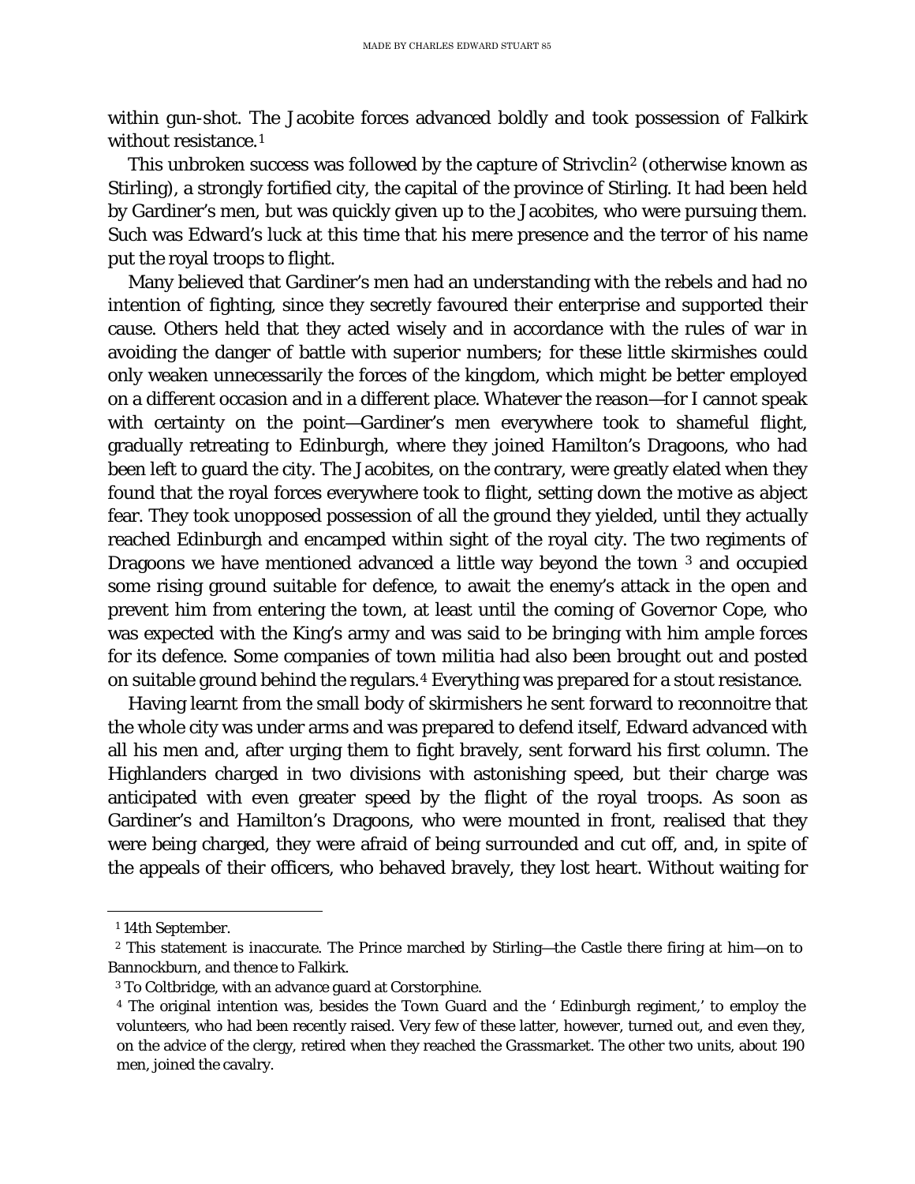within gun-shot. The Jacobite forces advanced boldly and took possession of Falkirk without resistance.[1]

This unbroken success was followed by the capture of Strivclin[2] (otherwise known as Stirling), a strongly fortified city, the capital of the province of Stirling. It had been held by Gardiner's men, but was quickly given up to the Jacobites, who were pursuing them. Such was Edward's luck at this time that his mere presence and the terror of his name put the royal troops to flight.

Many believed that Gardiner's men had an understanding with the rebels and had no intention of fighting, since they secretly favoured their enterprise and supported their cause. Others held that they acted wisely and in accordance with the rules of war in avoiding the danger of battle with superior numbers; for these little skirmishes could only weaken unnecessarily the forces of the kingdom, which might be better employed on a different occasion and in a different place. Whatever the reason—for I cannot speak with certainty on the point—Gardiner's men everywhere took to shameful flight, gradually retreating to Edinburgh, where they joined Hamilton's Dragoons, who had been left to guard the city. The Jacobites, on the contrary, were greatly elated when they found that the royal forces everywhere took to flight, setting down the motive as abject fear. They took unopposed possession of all the ground they yielded, until they actually reached Edinburgh and encamped within sight of the royal city. The two regiments of Dragoons we have mentioned advanced a little way beyond the town [3] and occupied some rising ground suitable for defence, to await the enemy's attack in the open and prevent him from entering the town, at least until the coming of Governor Cope, who was expected with the King's army and was said to be bringing with him ample forces for its defence. Some companies of town militia had also been brought out and posted on suitable ground behind the regulars.[4] Everything was prepared for a stout resistance.

Having learnt from the small body of skirmishers he sent forward to reconnoitre that the whole city was under arms and was prepared to defend itself, Edward advanced with all his men and, after urging them to fight bravely, sent forward his first column. The Highlanders charged in two divisions with astonishing speed, but their charge was anticipated with even greater speed by the flight of the royal troops. As soon as Gardiner's and Hamilton's Dragoons, who were mounted in front, realised that they were being charged, they were afraid of being surrounded and cut off, and, in spite of the appeals of their officers, who behaved bravely, they lost heart. Without waiting for

---

[1] 14th September.

[2] This statement is inaccurate. The Prince marched by Stirling—the Castle there firing at him—on to Bannockburn, and thence to Falkirk.

[3] To Coltbridge, with an advance guard at Corstorphine.

[4] The original intention was, besides the Town Guard and the ' Edinburgh regiment,' to employ the volunteers, who had been recently raised. Very few of these latter, however, turned out, and even they, on the advice of the clergy, retired when they reached the Grassmarket. The other two units, about 190 men, joined the cavalry.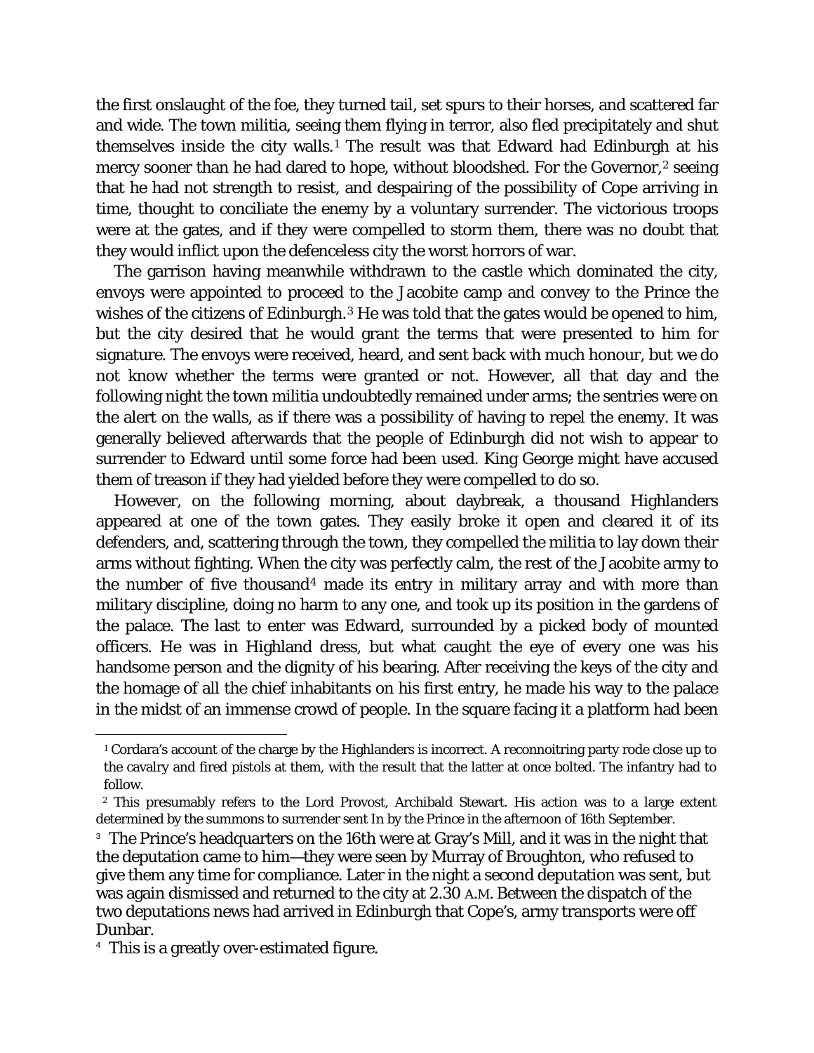the first onslaught of the foe, they turned tail, set spurs to their horses, and scattered far and wide. The town militia, seeing them flying in terror, also fled precipitately and shut themselves inside the city walls.[1] The result was that Edward had Edinburgh at his mercy sooner than he had dared to hope, without bloodshed. For the Governor,[2] seeing that he had not strength to resist, and despairing of the possibility of Cope arriving in time, thought to conciliate the enemy by a voluntary surrender. The victorious troops were at the gates, and if they were compelled to storm them, there was no doubt that they would inflict upon the defenceless city the worst horrors of war.

The garrison having meanwhile withdrawn to the castle which dominated the city, envoys were appointed to proceed to the Jacobite camp and convey to the Prince the wishes of the citizens of Edinburgh.[3] He was told that the gates would be opened to him, but the city desired that he would grant the terms that were presented to him for signature. The envoys were received, heard, and sent back with much honour, but we do not know whether the terms were granted or not. However, all that day and the following night the town militia undoubtedly remained under arms; the sentries were on the alert on the walls, as if there was a possibility of having to repel the enemy. It was generally believed afterwards that the people of Edinburgh did not wish to appear to surrender to Edward until some force had been used. King George might have accused them of treason if they had yielded before they were compelled to do so.

However, on the following morning, about daybreak, a thousand Highlanders appeared at one of the town gates. They easily broke it open and cleared it of its defenders, and, scattering through the town, they compelled the militia to lay down their arms without fighting. When the city was perfectly calm, the rest of the Jacobite army to the number of five thousand[4] made its entry in military array and with more than military discipline, doing no harm to any one, and took up its position in the gardens of the palace. The last to enter was Edward, surrounded by a picked body of mounted officers. He was in Highland dress, but what caught the eye of every one was his handsome person and the dignity of his bearing. After receiving the keys of the city and the homage of all the chief inhabitants on his first entry, he made his way to the palace in the midst of an immense crowd of people. In the square facing it a platform had been

---

[1] Cordara's account of the charge by the Highlanders is incorrect. A reconnoitring party rode close up to the cavalry and fired pistols at them, with the result that the latter at once bolted. The infantry had to follow.

[2] This presumably refers to the Lord Provost, Archibald Stewart. His action was to a large extent determined by the summons to surrender sent In by the Prince in the afternoon of 16th September.

[3] The Prince's headquarters on the 16th were at Gray's Mill, and it was in the night that the deputation came to him—they were seen by Murray of Broughton, who refused to give them any time for compliance. Later in the night a second deputation was sent, but was again dismissed and returned to the city at 2.30 A.M. Between the dispatch of the two deputations news had arrived in Edinburgh that Cope's, army transports were off Dunbar.

[4] This is a greatly over-estimated figure.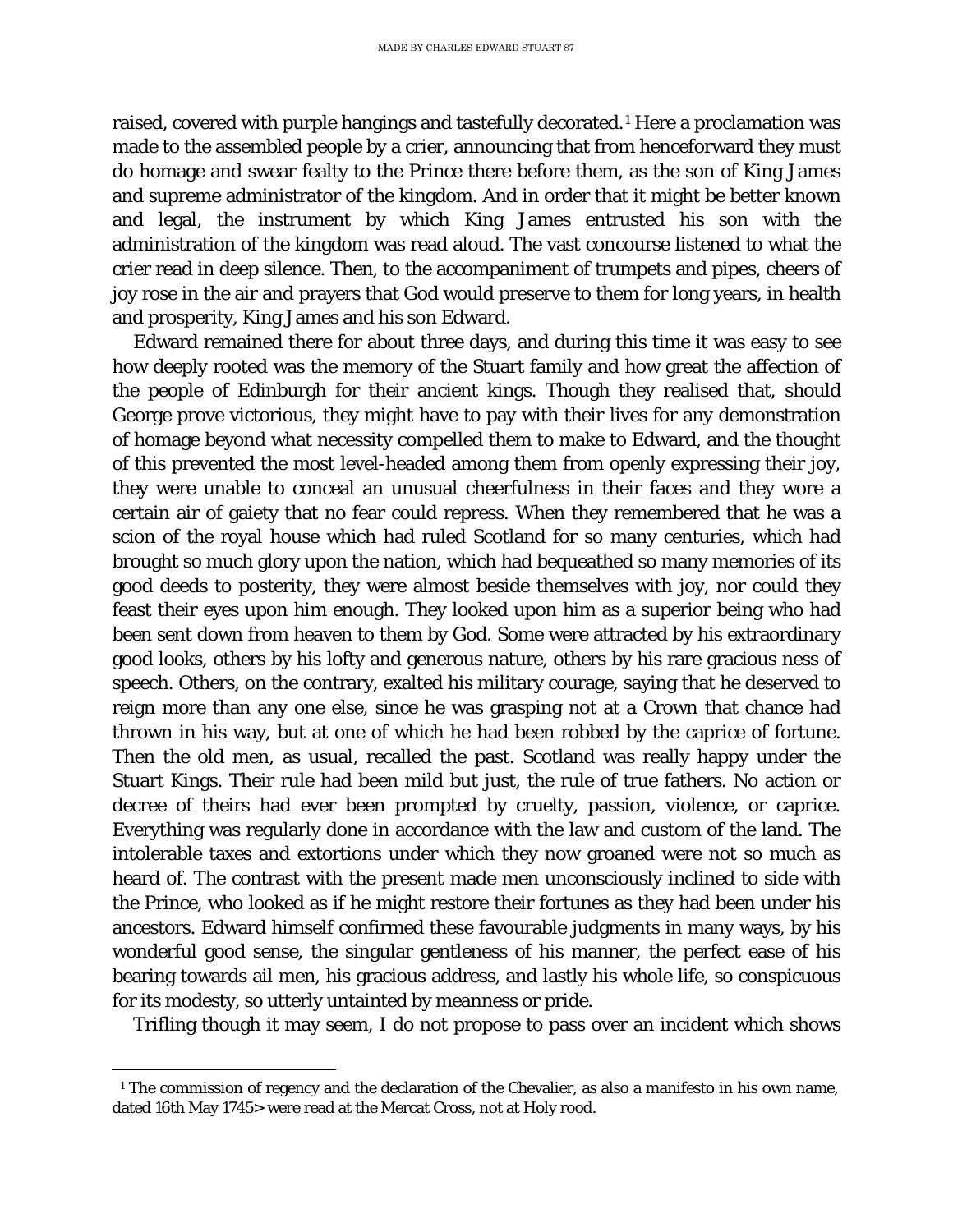raised, covered with purple hangings and tastefully decorated.[1] Here a proclamation was made to the assembled people by a crier, announcing that from henceforward they must do homage and swear fealty to the Prince there before them, as the son of King James and supreme administrator of the kingdom. And in order that it might be better known and legal, the instrument by which King James entrusted his son with the administration of the kingdom was read aloud. The vast concourse listened to what the crier read in deep silence. Then, to the accompaniment of trumpets and pipes, cheers of joy rose in the air and prayers that God would preserve to them for long years, in health and prosperity, King James and his son Edward.

Edward remained there for about three days, and during this time it was easy to see how deeply rooted was the memory of the Stuart family and how great the affection of the people of Edinburgh for their ancient kings. Though they realised that, should George prove victorious, they might have to pay with their lives for any demonstration of homage beyond what necessity compelled them to make to Edward, and the thought of this prevented the most level-headed among them from openly expressing their joy, they were unable to conceal an unusual cheerfulness in their faces and they wore a certain air of gaiety that no fear could repress. When they remembered that he was a scion of the royal house which had ruled Scotland for so many centuries, which had brought so much glory upon the nation, which had bequeathed so many memories of its good deeds to posterity, they were almost beside themselves with joy, nor could they feast their eyes upon him enough. They looked upon him as a superior being who had been sent down from heaven to them by God. Some were attracted by his extraordinary good looks, others by his lofty and generous nature, others by his rare gracious ness of speech. Others, on the contrary, exalted his military courage, saying that he deserved to reign more than any one else, since he was grasping not at a Crown that chance had thrown in his way, but at one of which he had been robbed by the caprice of fortune. Then the old men, as usual, recalled the past. Scotland was really happy under the Stuart Kings. Their rule had been mild but just, the rule of true fathers. No action or decree of theirs had ever been prompted by cruelty, passion, violence, or caprice. Everything was regularly done in accordance with the law and custom of the land. The intolerable taxes and extortions under which they now groaned were not so much as heard of. The contrast with the present made men unconsciously inclined to side with the Prince, who looked as if he might restore their fortunes as they had been under his ancestors. Edward himself confirmed these favourable judgments in many ways, by his wonderful good sense, the singular gentleness of his manner, the perfect ease of his bearing towards ail men, his gracious address, and lastly his whole life, so conspicuous for its modesty, so utterly untainted by meanness or pride.

Trifling though it may seem, I do not propose to pass over an incident which shows

---

[1] The commission of regency and the declaration of the Chevalier, as also a manifesto in his own name, dated 16th May 1745> were read at the Mercat Cross, not at Holy rood.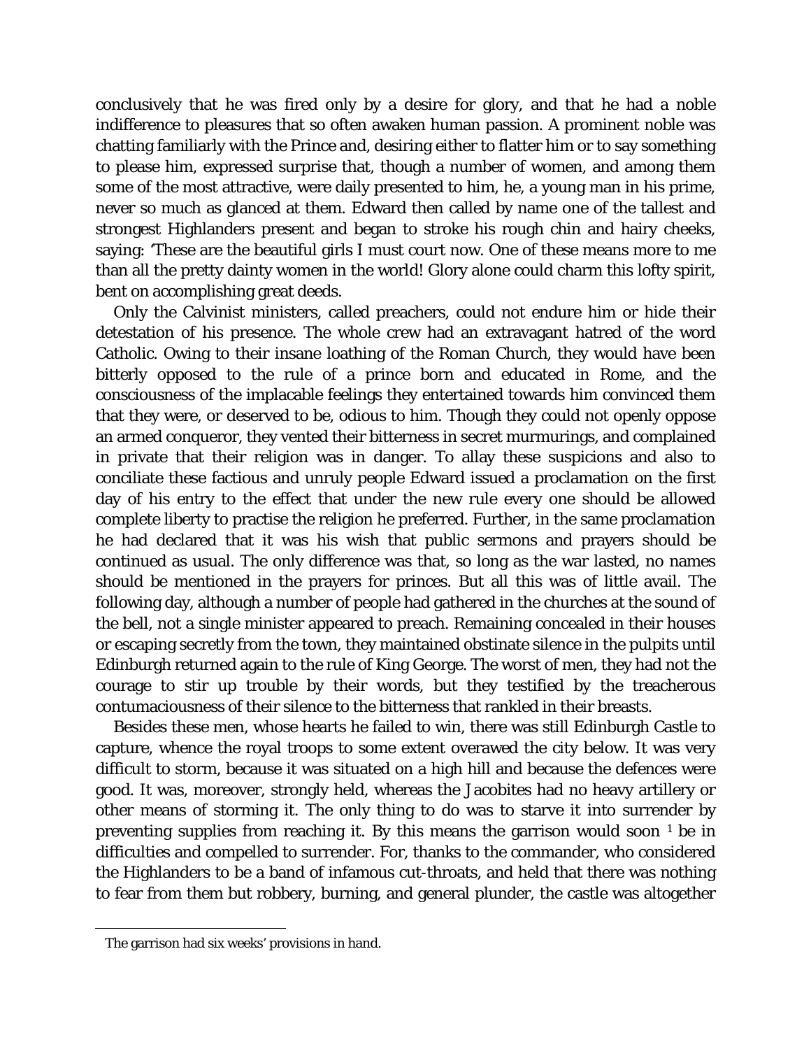conclusively that he was fired only by a desire for glory, and that he had a noble indifference to pleasures that so often awaken human passion. A prominent noble was chatting familiarly with the Prince and, desiring either to flatter him or to say something to please him, expressed surprise that, though a number of women, and among them some of the most attractive, were daily presented to him, he, a young man in his prime, never so much as glanced at them. Edward then called by name one of the tallest and strongest Highlanders present and began to stroke his rough chin and hairy cheeks, saying: 'These are the beautiful girls I must court now. One of these means more to me than all the pretty dainty women in the world! Glory alone could charm this lofty spirit, bent on accomplishing great deeds.

Only the Calvinist ministers, called preachers, could not endure him or hide their detestation of his presence. The whole crew had an extravagant hatred of the word Catholic. Owing to their insane loathing of the Roman Church, they would have been bitterly opposed to the rule of a prince born and educated in Rome, and the consciousness of the implacable feelings they entertained towards him convinced them that they were, or deserved to be, odious to him. Though they could not openly oppose an armed conqueror, they vented their bitterness in secret murmurings, and complained in private that their religion was in danger. To allay these suspicions and also to conciliate these factious and unruly people Edward issued a proclamation on the first day of his entry to the effect that under the new rule every one should be allowed complete liberty to practise the religion he preferred. Further, in the same proclamation he had declared that it was his wish that public sermons and prayers should be continued as usual. The only difference was that, so long as the war lasted, no names should be mentioned in the prayers for princes. But all this was of little avail. The following day, although a number of people had gathered in the churches at the sound of the bell, not a single minister appeared to preach. Remaining concealed in their houses or escaping secretly from the town, they maintained obstinate silence in the pulpits until Edinburgh returned again to the rule of King George. The worst of men, they had not the courage to stir up trouble by their words, but they testified by the treacherous contumaciousness of their silence to the bitterness that rankled in their breasts.

Besides these men, whose hearts he failed to win, there was still Edinburgh Castle to capture, whence the royal troops to some extent overawed the city below. It was very difficult to storm, because it was situated on a high hill and because the defences were good. It was, moreover, strongly held, whereas the Jacobites had no heavy artillery or other means of storming it. The only thing to do was to starve it into surrender by preventing supplies from reaching it. By this means the garrison would soon [1] be in difficulties and compelled to surrender. For, thanks to the commander, who considered the Highlanders to be a band of infamous cut-throats, and held that there was nothing to fear from them but robbery, burning, and general plunder, the castle was altogether

---

[1] The garrison had six weeks' provisions in hand.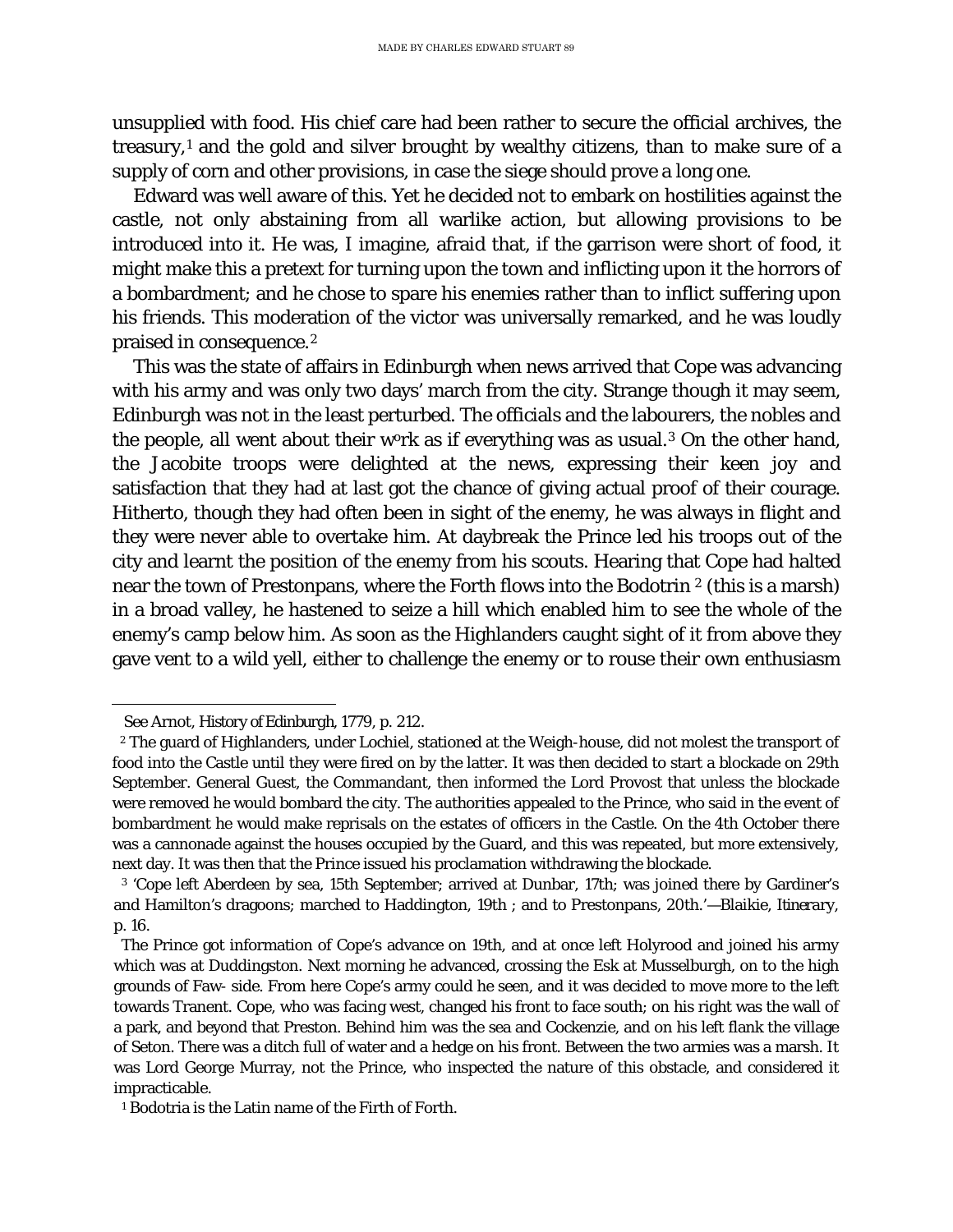unsupplied with food. His chief care had been rather to secure the official archives, the treasury,[1] and the gold and silver brought by wealthy citizens, than to make sure of a supply of corn and other provisions, in case the siege should prove a long one.

Edward was well aware of this. Yet he decided not to embark on hostilities against the castle, not only abstaining from all warlike action, but allowing provisions to be introduced into it. He was, I imagine, afraid that, if the garrison were short of food, it might make this a pretext for turning upon the town and inflicting upon it the horrors of a bombardment; and he chose to spare his enemies rather than to inflict suffering upon his friends. This moderation of the victor was universally remarked, and he was loudly praised in consequence.[2]

This was the state of affairs in Edinburgh when news arrived that Cope was advancing with his army and was only two days' march from the city. Strange though it may seem, Edinburgh was not in the least perturbed. The officials and the labourers, the nobles and the people, all went about their work as if everything was as usual.[3] On the other hand, the Jacobite troops were delighted at the news, expressing their keen joy and satisfaction that they had at last got the chance of giving actual proof of their courage. Hitherto, though they had often been in sight of the enemy, he was always in flight and they were never able to overtake him. At daybreak the Prince led his troops out of the city and learnt the position of the enemy from his scouts. Hearing that Cope had halted near the town of Prestonpans, where the Forth flows into the Bodotrin [2] (this is a marsh) in a broad valley, he hastened to seize a hill which enabled him to see the whole of the enemy's camp below him. As soon as the Highlanders caught sight of it from above they gave vent to a wild yell, either to challenge the enemy or to rouse their own enthusiasm

---

See Arnot, History of Edinburgh, 1779, p. 212.

[2] The guard of Highlanders, under Lochiel, stationed at the Weigh-house, did not molest the transport of food into the Castle until they were fired on by the latter. It was then decided to start a blockade on 29th September. General Guest, the Commandant, then informed the Lord Provost that unless the blockade were removed he would bombard the city. The authorities appealed to the Prince, who said in the event of bombardment he would make reprisals on the estates of officers in the Castle. On the 4th October there was a cannonade against the houses occupied by the Guard, and this was repeated, but more extensively, next day. It was then that the Prince issued his proclamation withdrawing the blockade.

[3] 'Cope left Aberdeen by sea, 15th September; arrived at Dunbar, 17th; was joined there by Gardiner's and Hamilton's dragoons; marched to Haddington, 19th ; and to Prestonpans, 20th.'—Blaikie, Itinerary, p. 16.

The Prince got information of Cope's advance on 19th, and at once left Holyrood and joined his army which was at Duddingston. Next morning he advanced, crossing the Esk at Musselburgh, on to the high grounds of Faw- side. From here Cope's army could he seen, and it was decided to move more to the left towards Tranent. Cope, who was facing west, changed his front to face south; on his right was the wall of a park, and beyond that Preston. Behind him was the sea and Cockenzie, and on his left flank the village of Seton. There was a ditch full of water and a hedge on his front. Between the two armies was a marsh. It was Lord George Murray, not the Prince, who inspected the nature of this obstacle, and considered it impracticable.

[1] Bodotria is the Latin name of the Firth of Forth.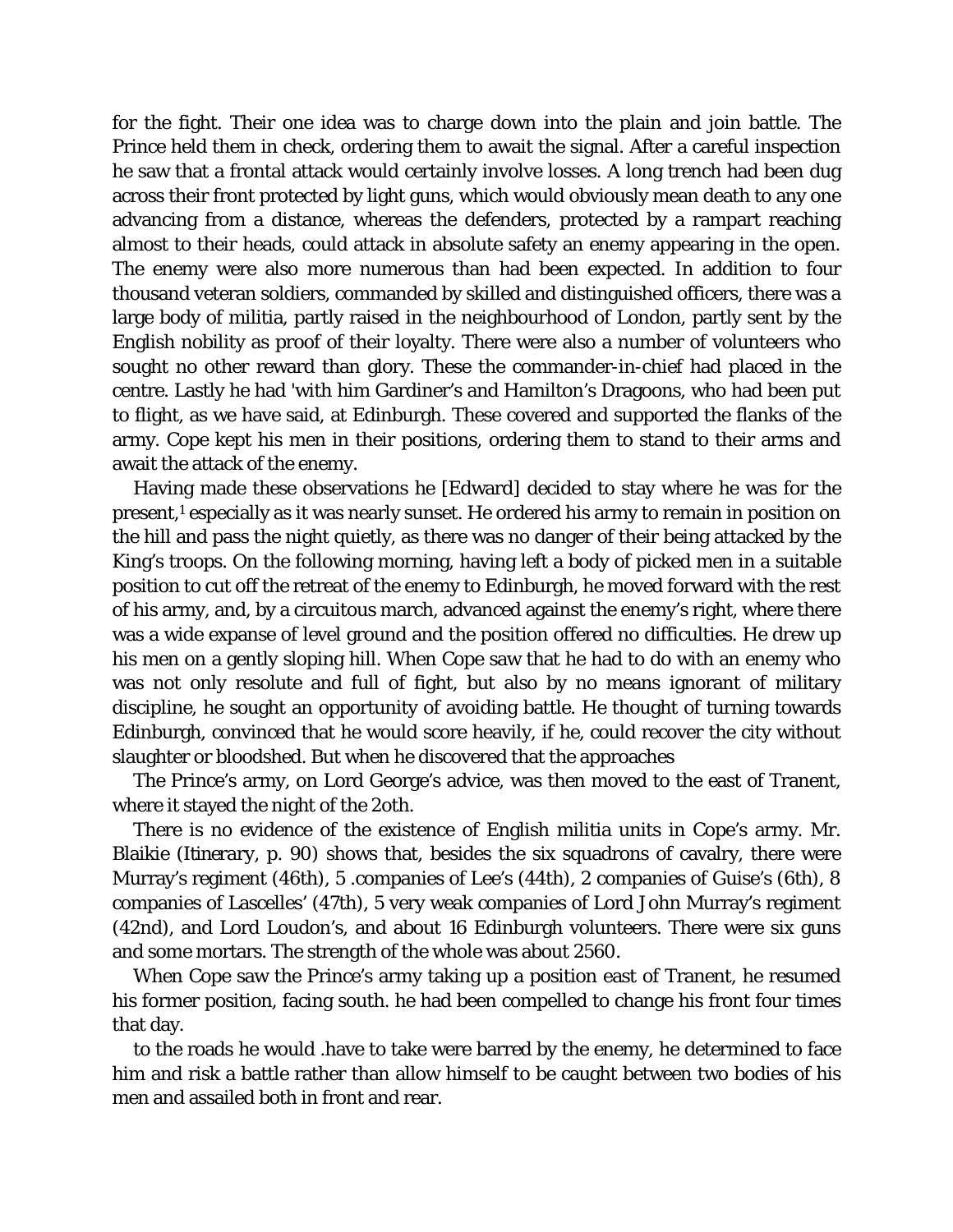for the fight. Their one idea was to charge down into the plain and join battle. The Prince held them in check, ordering them to await the signal. After a careful inspection he saw that a frontal attack would certainly involve losses. A long trench had been dug across their front protected by light guns, which would obviously mean death to any one advancing from a distance, whereas the defenders, protected by a rampart reaching almost to their heads, could attack in absolute safety an enemy appearing in the open. The enemy were also more numerous than had been expected. In addition to four thousand veteran soldiers, commanded by skilled and distinguished officers, there was a large body of militia, partly raised in the neighbourhood of London, partly sent by the English nobility as proof of their loyalty. There were also a number of volunteers who sought no other reward than glory. These the commander-in-chief had placed in the centre. Lastly he had 'with him Gardiner's and Hamilton's Dragoons, who had been put to flight, as we have said, at Edinburgh. These covered and supported the flanks of the army. Cope kept his men in their positions, ordering them to stand to their arms and await the attack of the enemy.

Having made these observations he [Edward] decided to stay where he was for the present,[1] especially as it was nearly sunset. He ordered his army to remain in position on the hill and pass the night quietly, as there was no danger of their being attacked by the King's troops. On the following morning, having left a body of picked men in a suitable position to cut off the retreat of the enemy to Edinburgh, he moved forward with the rest of his army, and, by a circuitous march, advanced against the enemy's right, where there was a wide expanse of level ground and the position offered no difficulties. He drew up his men on a gently sloping hill. When Cope saw that he had to do with an enemy who was not only resolute and full of fight, but also by no means ignorant of military discipline, he sought an opportunity of avoiding battle. He thought of turning towards Edinburgh, convinced that he would score heavily, if he, could recover the city without slaughter or bloodshed. But when he discovered that the approaches

The Prince's army, on Lord George's advice, was then moved to the east of Tranent, where it stayed the night of the 2oth.

There is no evidence of the existence of English militia units in Cope's army. Mr. Blaikie (*Itinerary*, p. 90) shows that, besides the six squadrons of cavalry, there were Murray's regiment (46th), 5 .companies of Lee's (44th), 2 companies of Guise's (6th), 8 companies of Lascelles' (47th), 5 very weak companies of Lord John Murray's regiment (42nd), and Lord Loudon's, and about 16 Edinburgh volunteers. There were six guns and some mortars. The strength of the whole was about 2560.

When Cope saw the Prince's army taking up a position east of Tranent, he resumed his former position, facing south. he had been compelled to change his front four times that day.

to the roads he would .have to take were barred by the enemy, he determined to face him and risk a battle rather than allow himself to be caught between two bodies of his men and assailed both in front and rear.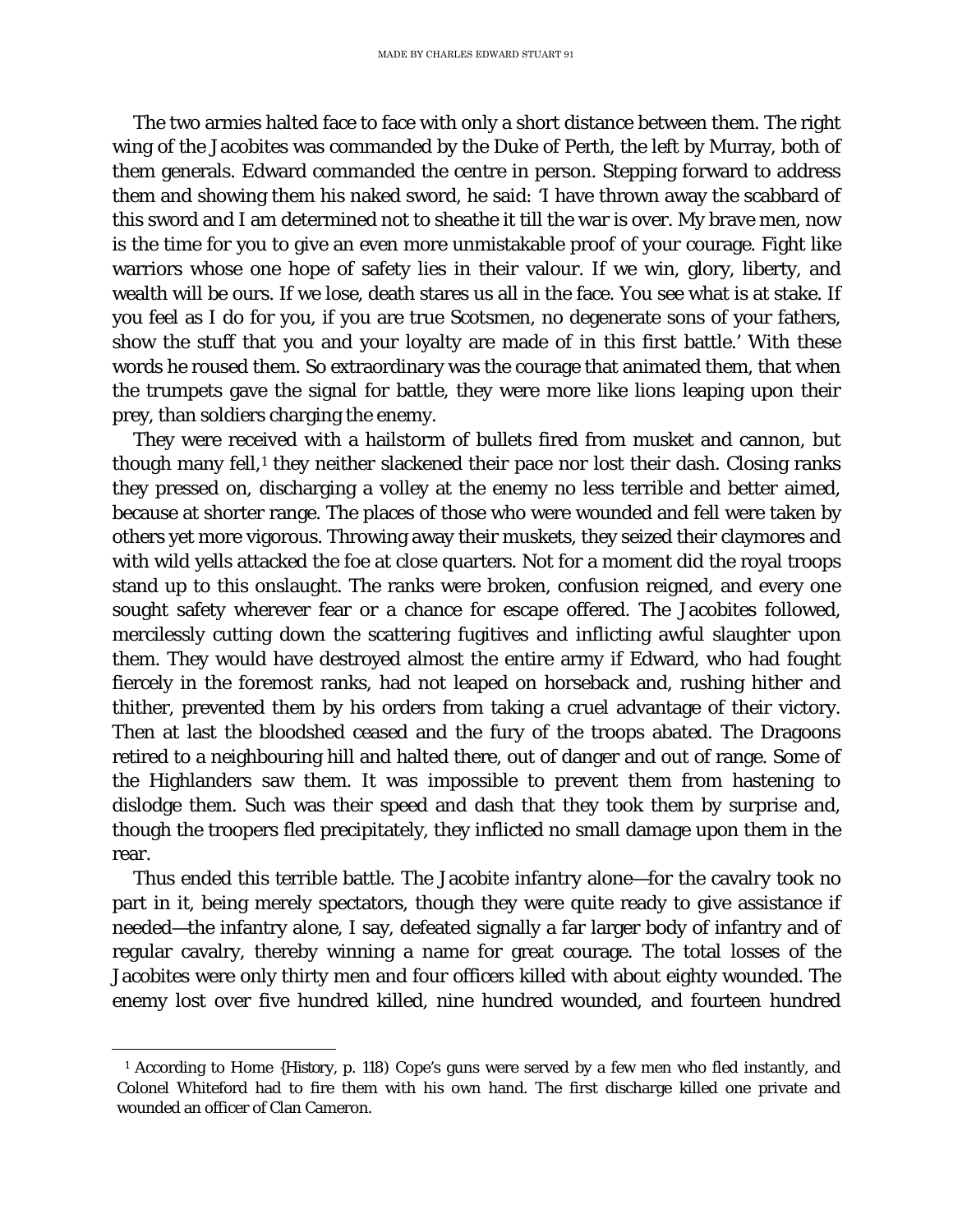The two armies halted face to face with only a short distance between them. The right wing of the Jacobites was commanded by the Duke of Perth, the left by Murray, both of them generals. Edward commanded the centre in person. Stepping forward to address them and showing them his naked sword, he said: 'I have thrown away the scabbard of this sword and I am determined not to sheathe it till the war is over. My brave men, now is the time for you to give an even more unmistakable proof of your courage. Fight like warriors whose one hope of safety lies in their valour. If we win, glory, liberty, and wealth will be ours. If we lose, death stares us all in the face. You see what is at stake. If you feel as I do for you, if you are true Scotsmen, no degenerate sons of your fathers, show the stuff that you and your loyalty are made of in this first battle.' With these words he roused them. So extraordinary was the courage that animated them, that when the trumpets gave the signal for battle, they were more like lions leaping upon their prey, than soldiers charging the enemy.

They were received with a hailstorm of bullets fired from musket and cannon, but though many fell,[1] they neither slackened their pace nor lost their dash. Closing ranks they pressed on, discharging a volley at the enemy no less terrible and better aimed, because at shorter range. The places of those who were wounded and fell were taken by others yet more vigorous. Throwing away their muskets, they seized their claymores and with wild yells attacked the foe at close quarters. Not for a moment did the royal troops stand up to this onslaught. The ranks were broken, confusion reigned, and every one sought safety wherever fear or a chance for escape offered. The Jacobites followed, mercilessly cutting down the scattering fugitives and inflicting awful slaughter upon them. They would have destroyed almost the entire army if Edward, who had fought fiercely in the foremost ranks, had not leaped on horseback and, rushing hither and thither, prevented them by his orders from taking a cruel advantage of their victory. Then at last the bloodshed ceased and the fury of the troops abated. The Dragoons retired to a neighbouring hill and halted there, out of danger and out of range. Some of the Highlanders saw them. It was impossible to prevent them from hastening to dislodge them. Such was their speed and dash that they took them by surprise and, though the troopers fled precipitately, they inflicted no small damage upon them in the rear.

Thus ended this terrible battle. The Jacobite infantry alone—for the cavalry took no part in it, being merely spectators, though they were quite ready to give assistance if needed—the infantry alone, I say, defeated signally a far larger body of infantry and of regular cavalry, thereby winning a name for great courage. The total losses of the Jacobites were only thirty men and four officers killed with about eighty wounded. The enemy lost over five hundred killed, nine hundred wounded, and fourteen hundred

---

[1] According to Home {History, p. 118) Cope's guns were served by a few men who fled instantly, and Colonel Whiteford had to fire them with his own hand. The first discharge killed one private and wounded an officer of Clan Cameron.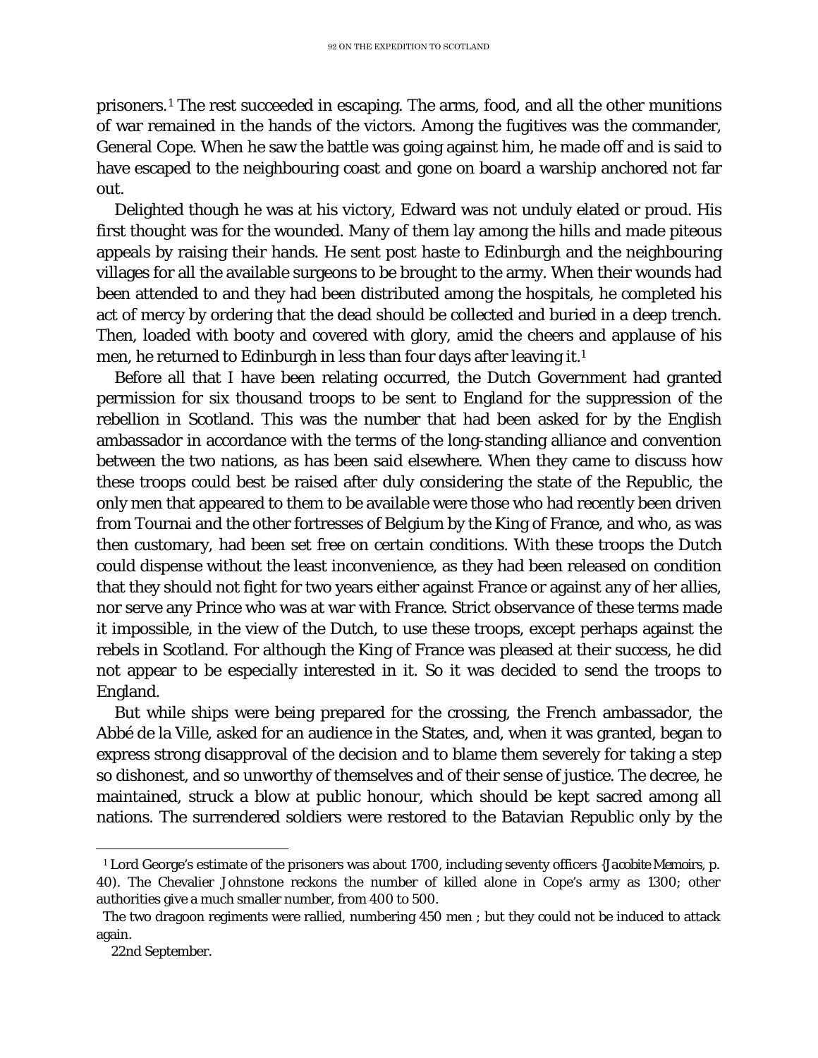prisoners.[1] The rest succeeded in escaping. The arms, food, and all the other munitions of war remained in the hands of the victors. Among the fugitives was the commander, General Cope. When he saw the battle was going against him, he made off and is said to have escaped to the neighbouring coast and gone on board a warship anchored not far out.

Delighted though he was at his victory, Edward was not unduly elated or proud. His first thought was for the wounded. Many of them lay among the hills and made piteous appeals by raising their hands. He sent post haste to Edinburgh and the neighbouring villages for all the available surgeons to be brought to the army. When their wounds had been attended to and they had been distributed among the hospitals, he completed his act of mercy by ordering that the dead should be collected and buried in a deep trench. Then, loaded with booty and covered with glory, amid the cheers and applause of his men, he returned to Edinburgh in less than four days after leaving it.[1]

Before all that I have been relating occurred, the Dutch Government had granted permission for six thousand troops to be sent to England for the suppression of the rebellion in Scotland. This was the number that had been asked for by the English ambassador in accordance with the terms of the long-standing alliance and convention between the two nations, as has been said elsewhere. When they came to discuss how these troops could best be raised after duly considering the state of the Republic, the only men that appeared to them to be available were those who had recently been driven from Tournai and the other fortresses of Belgium by the King of France, and who, as was then customary, had been set free on certain conditions. With these troops the Dutch could dispense without the least inconvenience, as they had been released on condition that they should not fight for two years either against France or against any of her allies, nor serve any Prince who was at war with France. Strict observance of these terms made it impossible, in the view of the Dutch, to use these troops, except perhaps against the rebels in Scotland. For although the King of France was pleased at their success, he did not appear to be especially interested in it. So it was decided to send the troops to England.

But while ships were being prepared for the crossing, the French ambassador, the Abbé de la Ville, asked for an audience in the States, and, when it was granted, began to express strong disapproval of the decision and to blame them severely for taking a step so dishonest, and so unworthy of themselves and of their sense of justice. The decree, he maintained, struck a blow at public honour, which should be kept sacred among all nations. The surrendered soldiers were restored to the Batavian Republic only by the

---

[1] Lord George's estimate of the prisoners was about 1700, including seventy officers (*Jacobite Memoirs*, p. 40). The Chevalier Johnstone reckons the number of killed alone in Cope's army as 1300; other authorities give a much smaller number, from 400 to 500.

The two dragoon regiments were rallied, numbering 450 men ; but they could not be induced to attack again.

22nd September.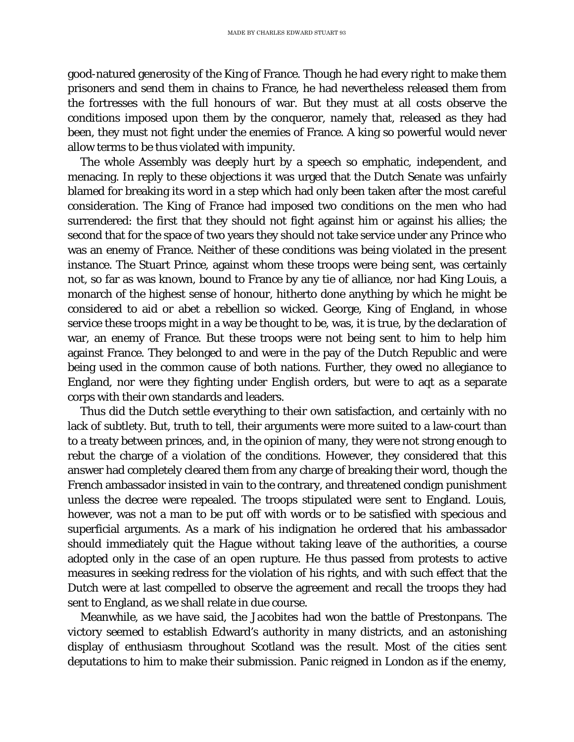good-natured generosity of the King of France. Though he had every right to make them prisoners and send them in chains to France, he had nevertheless released them from the fortresses with the full honours of war. But they must at all costs observe the conditions imposed upon them by the conqueror, namely that, released as they had been, they must not fight under the enemies of France. A king so powerful would never allow terms to be thus violated with impunity.

The whole Assembly was deeply hurt by a speech so emphatic, independent, and menacing. In reply to these objections it was urged that the Dutch Senate was unfairly blamed for breaking its word in a step which had only been taken after the most careful consideration. The King of France had imposed two conditions on the men who had surrendered: the first that they should not fight against him or against his allies; the second that for the space of two years they should not take service under any Prince who was an enemy of France. Neither of these conditions was being violated in the present instance. The Stuart Prince, against whom these troops were being sent, was certainly not, so far as was known, bound to France by any tie of alliance, nor had King Louis, a monarch of the highest sense of honour, hitherto done anything by which he might be considered to aid or abet a rebellion so wicked. George, King of England, in whose service these troops might in a way be thought to be, was, it is true, by the declaration of war, an enemy of France. But these troops were not being sent to him to help him against France. They belonged to and were in the pay of the Dutch Republic and were being used in the common cause of both nations. Further, they owed no allegiance to England, nor were they fighting under English orders, but were to aqt as a separate corps with their own standards and leaders.

Thus did the Dutch settle everything to their own satisfaction, and certainly with no lack of subtlety. But, truth to tell, their arguments were more suited to a law-court than to a treaty between princes, and, in the opinion of many, they were not strong enough to rebut the charge of a violation of the conditions. However, they considered that this answer had completely cleared them from any charge of breaking their word, though the French ambassador insisted in vain to the contrary, and threatened condign punishment unless the decree were repealed. The troops stipulated were sent to England. Louis, however, was not a man to be put off with words or to be satisfied with specious and superficial arguments. As a mark of his indignation he ordered that his ambassador should immediately quit the Hague without taking leave of the authorities, a course adopted only in the case of an open rupture. He thus passed from protests to active measures in seeking redress for the violation of his rights, and with such effect that the Dutch were at last compelled to observe the agreement and recall the troops they had sent to England, as we shall relate in due course.

Meanwhile, as we have said, the Jacobites had won the battle of Prestonpans. The victory seemed to establish Edward's authority in many districts, and an astonishing display of enthusiasm throughout Scotland was the result. Most of the cities sent deputations to him to make their submission. Panic reigned in London as if the enemy,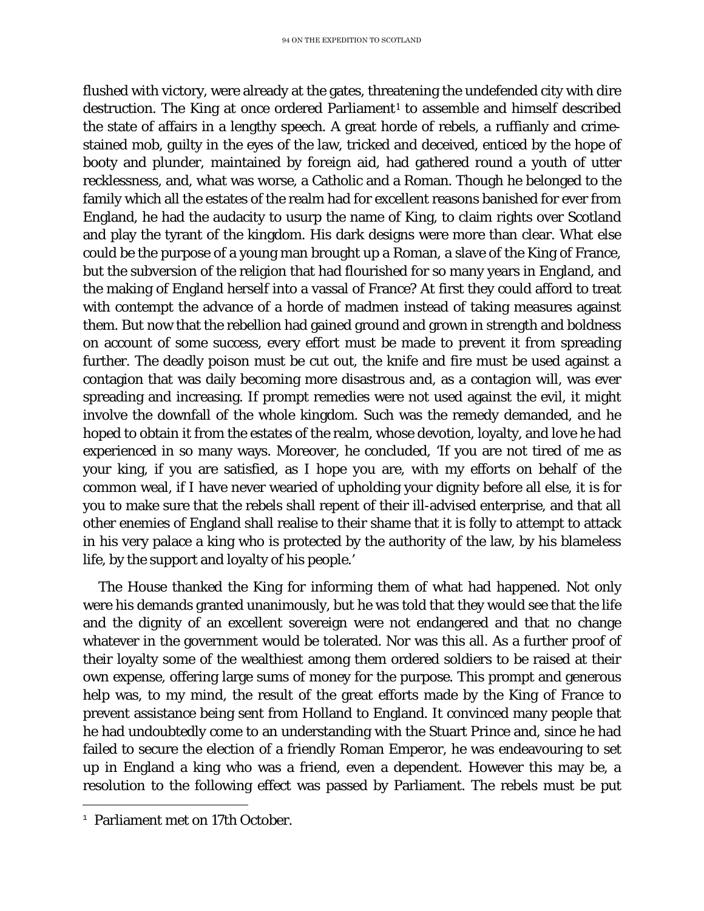flushed with victory, were already at the gates, threatening the undefended city with dire destruction. The King at once ordered Parliament[1] to assemble and himself described the state of affairs in a lengthy speech. A great horde of rebels, a ruffianly and crime-stained mob, guilty in the eyes of the law, tricked and deceived, enticed by the hope of booty and plunder, maintained by foreign aid, had gathered round a youth of utter recklessness, and, what was worse, a Catholic and a Roman. Though he belonged to the family which all the estates of the realm had for excellent reasons banished for ever from England, he had the audacity to usurp the name of King, to claim rights over Scotland and play the tyrant of the kingdom. His dark designs were more than clear. What else could be the purpose of a young man brought up a Roman, a slave of the King of France, but the subversion of the religion that had flourished for so many years in England, and the making of England herself into a vassal of France? At first they could afford to treat with contempt the advance of a horde of madmen instead of taking measures against them. But now that the rebellion had gained ground and grown in strength and boldness on account of some success, every effort must be made to prevent it from spreading further. The deadly poison must be cut out, the knife and fire must be used against a contagion that was daily becoming more disastrous and, as a contagion will, was ever spreading and increasing. If prompt remedies were not used against the evil, it might involve the downfall of the whole kingdom. Such was the remedy demanded, and he hoped to obtain it from the estates of the realm, whose devotion, loyalty, and love he had experienced in so many ways. Moreover, he concluded, 'If you are not tired of me as your king, if you are satisfied, as I hope you are, with my efforts on behalf of the common weal, if I have never wearied of upholding your dignity before all else, it is for you to make sure that the rebels shall repent of their ill-advised enterprise, and that all other enemies of England shall realise to their shame that it is folly to attempt to attack in his very palace a king who is protected by the authority of the law, by his blameless life, by the support and loyalty of his people.'

The House thanked the King for informing them of what had happened. Not only were his demands granted unanimously, but he was told that they would see that the life and the dignity of an excellent sovereign were not endangered and that no change whatever in the government would be tolerated. Nor was this all. As a further proof of their loyalty some of the wealthiest among them ordered soldiers to be raised at their own expense, offering large sums of money for the purpose. This prompt and generous help was, to my mind, the result of the great efforts made by the King of France to prevent assistance being sent from Holland to England. It convinced many people that he had undoubtedly come to an understanding with the Stuart Prince and, since he had failed to secure the election of a friendly Roman Emperor, he was endeavouring to set up in England a king who was a friend, even a dependent. However this may be, a resolution to the following effect was passed by Parliament. The rebels must be put

[1] Parliament met on 17th October.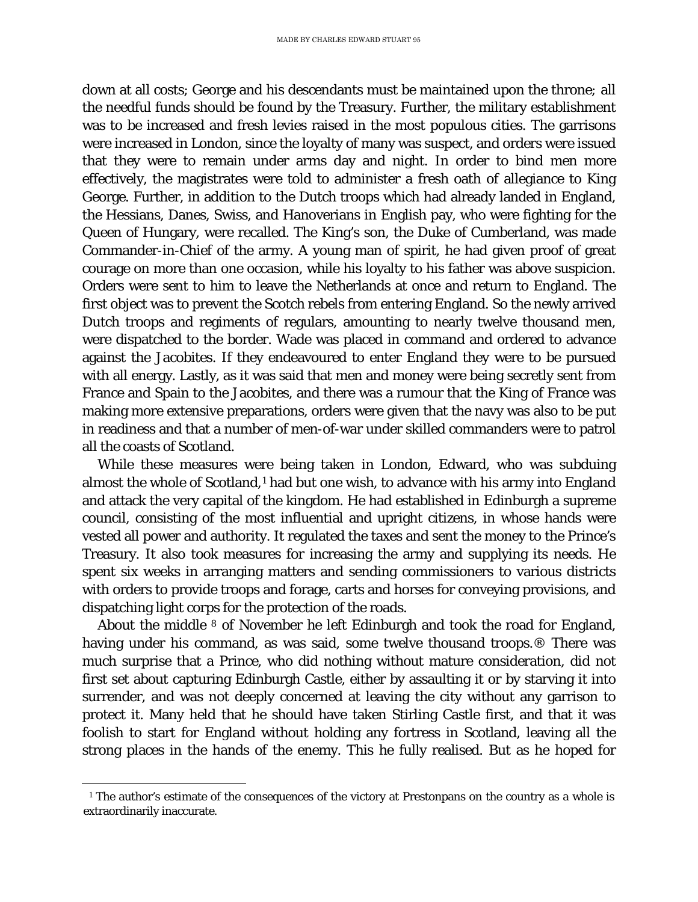down at all costs; George and his descendants must be maintained upon the throne; all the needful funds should be found by the Treasury. Further, the military establishment was to be increased and fresh levies raised in the most populous cities. The garrisons were increased in London, since the loyalty of many was suspect, and orders were issued that they were to remain under arms day and night. In order to bind men more effectively, the magistrates were told to administer a fresh oath of allegiance to King George. Further, in addition to the Dutch troops which had already landed in England, the Hessians, Danes, Swiss, and Hanoverians in English pay, who were fighting for the Queen of Hungary, were recalled. The King's son, the Duke of Cumberland, was made Commander-in-Chief of the army. A young man of spirit, he had given proof of great courage on more than one occasion, while his loyalty to his father was above suspicion. Orders were sent to him to leave the Netherlands at once and return to England. The first object was to prevent the Scotch rebels from entering England. So the newly arrived Dutch troops and regiments of regulars, amounting to nearly twelve thousand men, were dispatched to the border. Wade was placed in command and ordered to advance against the Jacobites. If they endeavoured to enter England they were to be pursued with all energy. Lastly, as it was said that men and money were being secretly sent from France and Spain to the Jacobites, and there was a rumour that the King of France was making more extensive preparations, orders were given that the navy was also to be put in readiness and that a number of men-of-war under skilled commanders were to patrol all the coasts of Scotland.

While these measures were being taken in London, Edward, who was subduing almost the whole of Scotland,[1] had but one wish, to advance with his army into England and attack the very capital of the kingdom. He had established in Edinburgh a supreme council, consisting of the most influential and upright citizens, in whose hands were vested all power and authority. It regulated the taxes and sent the money to the Prince's Treasury. It also took measures for increasing the army and supplying its needs. He spent six weeks in arranging matters and sending commissioners to various districts with orders to provide troops and forage, carts and horses for conveying provisions, and dispatching light corps for the protection of the roads.

About the middle [8] of November he left Edinburgh and took the road for England, having under his command, as was said, some twelve thousand troops.® There was much surprise that a Prince, who did nothing without mature consideration, did not first set about capturing Edinburgh Castle, either by assaulting it or by starving it into surrender, and was not deeply concerned at leaving the city without any garrison to protect it. Many held that he should have taken Stirling Castle first, and that it was foolish to start for England without holding any fortress in Scotland, leaving all the strong places in the hands of the enemy. This he fully realised. But as he hoped for

[1] The author's estimate of the consequences of the victory at Prestonpans on the country as a whole is extraordinarily inaccurate.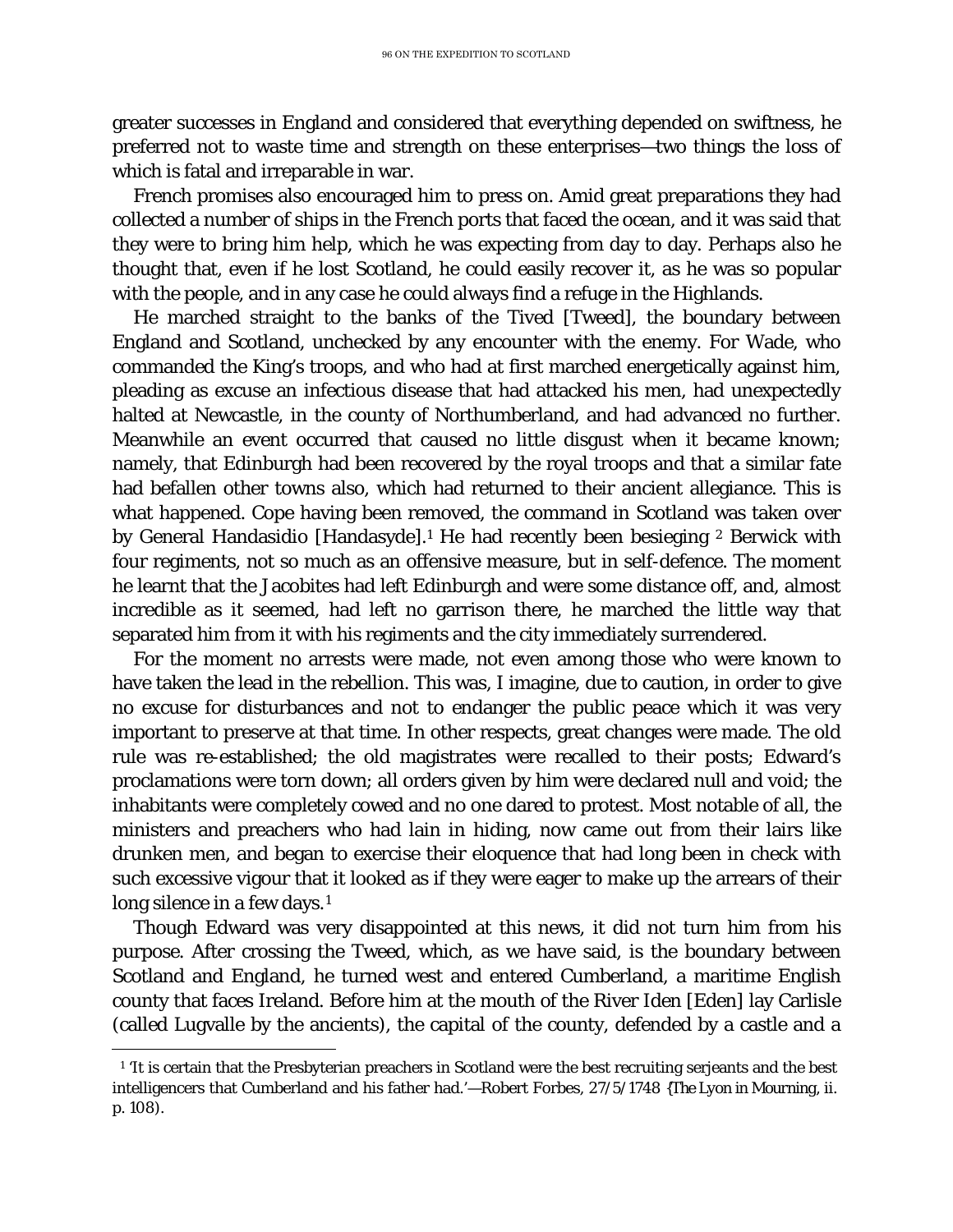greater successes in England and considered that everything depended on swiftness, he preferred not to waste time and strength on these enterprises—two things the loss of which is fatal and irreparable in war.

French promises also encouraged him to press on. Amid great preparations they had collected a number of ships in the French ports that faced the ocean, and it was said that they were to bring him help, which he was expecting from day to day. Perhaps also he thought that, even if he lost Scotland, he could easily recover it, as he was so popular with the people, and in any case he could always find a refuge in the Highlands.

He marched straight to the banks of the Tived [Tweed], the boundary between England and Scotland, unchecked by any encounter with the enemy. For Wade, who commanded the King's troops, and who had at first marched energetically against him, pleading as excuse an infectious disease that had attacked his men, had unexpectedly halted at Newcastle, in the county of Northumberland, and had advanced no further. Meanwhile an event occurred that caused no little disgust when it became known; namely, that Edinburgh had been recovered by the royal troops and that a similar fate had befallen other towns also, which had returned to their ancient allegiance. This is what happened. Cope having been removed, the command in Scotland was taken over by General Handasidio [Handasyde].[1] He had recently been besieging [2] Berwick with four regiments, not so much as an offensive measure, but in self-defence. The moment he learnt that the Jacobites had left Edinburgh and were some distance off, and, almost incredible as it seemed, had left no garrison there, he marched the little way that separated him from it with his regiments and the city immediately surrendered.

For the moment no arrests were made, not even among those who were known to have taken the lead in the rebellion. This was, I imagine, due to caution, in order to give no excuse for disturbances and not to endanger the public peace which it was very important to preserve at that time. In other respects, great changes were made. The old rule was re-established; the old magistrates were recalled to their posts; Edward's proclamations were torn down; all orders given by him were declared null and void; the inhabitants were completely cowed and no one dared to protest. Most notable of all, the ministers and preachers who had lain in hiding, now came out from their lairs like drunken men, and began to exercise their eloquence that had long been in check with such excessive vigour that it looked as if they were eager to make up the arrears of their long silence in a few days.[1]

Though Edward was very disappointed at this news, it did not turn him from his purpose. After crossing the Tweed, which, as we have said, is the boundary between Scotland and England, he turned west and entered Cumberland, a maritime English county that faces Ireland. Before him at the mouth of the River Iden [Eden] lay Carlisle (called Lugvalle by the ancients), the capital of the county, defended by a castle and a

[1] 'It is certain that the Presbyterian preachers in Scotland were the best recruiting serjeants and the best intelligencers that Cumberland and his father had.'—Robert Forbes, 27/5/1748 (*The Lyon in Mourning*, ii. p. 108).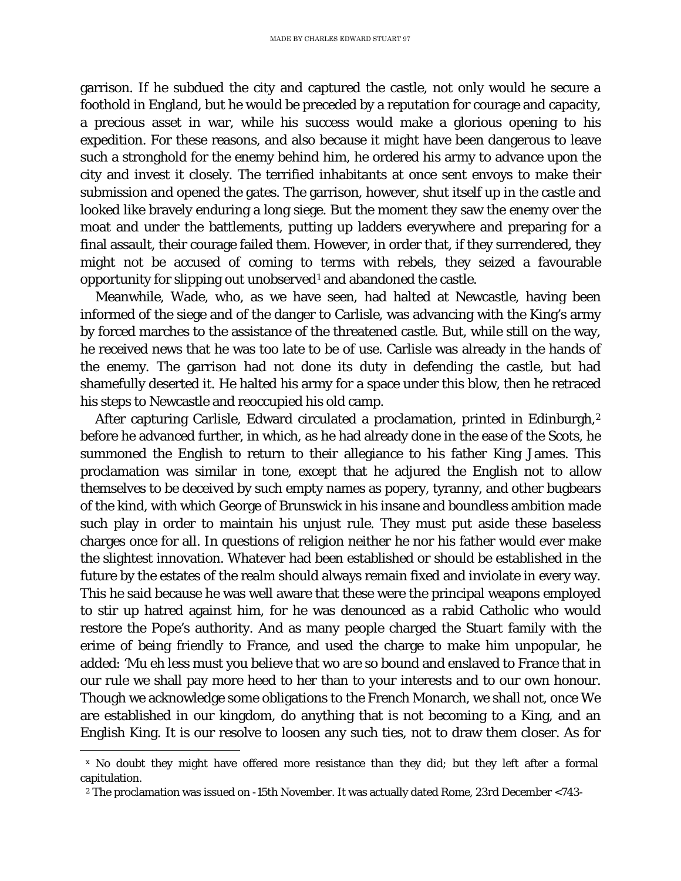garrison. If he subdued the city and captured the castle, not only would he secure a foothold in England, but he would be preceded by a reputation for courage and capacity, a precious asset in war, while his success would make a glorious opening to his expedition. For these reasons, and also because it might have been dangerous to leave such a stronghold for the enemy behind him, he ordered his army to advance upon the city and invest it closely. The terrified inhabitants at once sent envoys to make their submission and opened the gates. The garrison, however, shut itself up in the castle and looked like bravely enduring a long siege. But the moment they saw the enemy over the moat and under the battlements, putting up ladders everywhere and preparing for a final assault, their courage failed them. However, in order that, if they surrendered, they might not be accused of coming to terms with rebels, they seized a favourable opportunity for slipping out unobserved[1] and abandoned the castle.

Meanwhile, Wade, who, as we have seen, had halted at Newcastle, having been informed of the siege and of the danger to Carlisle, was advancing with the King's army by forced marches to the assistance of the threatened castle. But, while still on the way, he received news that he was too late to be of use. Carlisle was already in the hands of the enemy. The garrison had not done its duty in defending the castle, but had shamefully deserted it. He halted his army for a space under this blow, then he retraced his steps to Newcastle and reoccupied his old camp.

After capturing Carlisle, Edward circulated a proclamation, printed in Edinburgh,[2] before he advanced further, in which, as he had already done in the ease of the Scots, he summoned the English to return to their allegiance to his father King James. This proclamation was similar in tone, except that he adjured the English not to allow themselves to be deceived by such empty names as popery, tyranny, and other bugbears of the kind, with which George of Brunswick in his insane and boundless ambition made such play in order to maintain his unjust rule. They must put aside these baseless charges once for all. In questions of religion neither he nor his father would ever make the slightest innovation. Whatever had been established or should be established in the future by the estates of the realm should always remain fixed and inviolate in every way. This he said because he was well aware that these were the principal weapons employed to stir up hatred against him, for he was denounced as a rabid Catholic who would restore the Pope's authority. And as many people charged the Stuart family with the erime of being friendly to France, and used the charge to make him unpopular, he added: 'Mu eh less must you believe that wo are so bound and enslaved to France that in our rule we shall pay more heed to her than to your interests and to our own honour. Though we acknowledge some obligations to the French Monarch, we shall not, once We are established in our kingdom, do anything that is not becoming to a King, and an English King. It is our resolve to loosen any such ties, not to draw them closer. As for

---

[x] No doubt they might have offered more resistance than they did; but they left after a formal capitulation.

[2] The proclamation was issued on -15th November. It was actually dated Rome, 23rd December <743-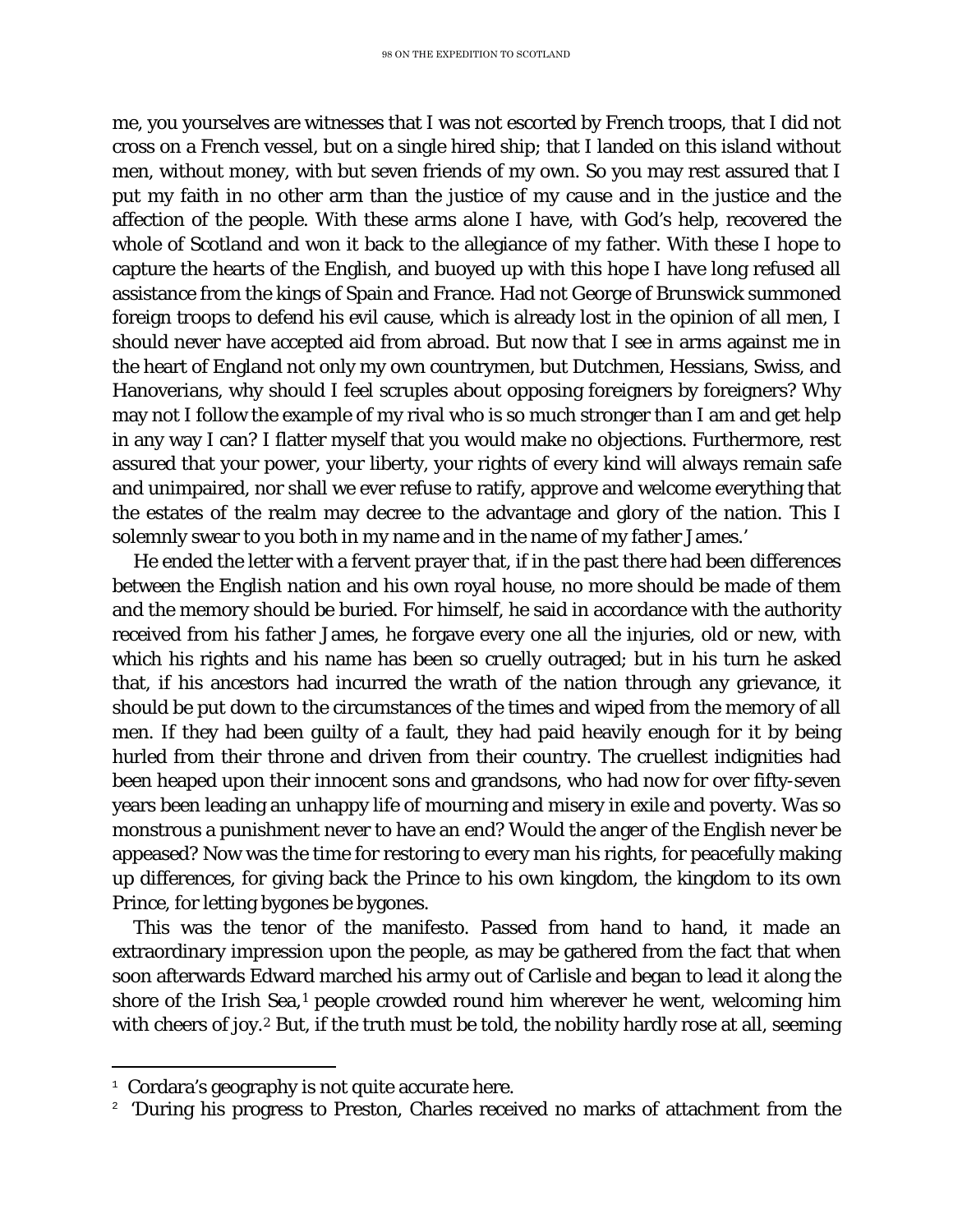me, you yourselves are witnesses that I was not escorted by French troops, that I did not cross on a French vessel, but on a single hired ship; that I landed on this island without men, without money, with but seven friends of my own. So you may rest assured that I put my faith in no other arm than the justice of my cause and in the justice and the affection of the people. With these arms alone I have, with God's help, recovered the whole of Scotland and won it back to the allegiance of my father. With these I hope to capture the hearts of the English, and buoyed up with this hope I have long refused all assistance from the kings of Spain and France. Had not George of Brunswick summoned foreign troops to defend his evil cause, which is already lost in the opinion of all men, I should never have accepted aid from abroad. But now that I see in arms against me in the heart of England not only my own countrymen, but Dutchmen, Hessians, Swiss, and Hanoverians, why should I feel scruples about opposing foreigners by foreigners? Why may not I follow the example of my rival who is so much stronger than I am and get help in any way I can? I flatter myself that you would make no objections. Furthermore, rest assured that your power, your liberty, your rights of every kind will always remain safe and unimpaired, nor shall we ever refuse to ratify, approve and welcome everything that the estates of the realm may decree to the advantage and glory of the nation. This I solemnly swear to you both in my name and in the name of my father James.'

He ended the letter with a fervent prayer that, if in the past there had been differences between the English nation and his own royal house, no more should be made of them and the memory should be buried. For himself, he said in accordance with the authority received from his father James, he forgave every one all the injuries, old or new, with which his rights and his name has been so cruelly outraged; but in his turn he asked that, if his ancestors had incurred the wrath of the nation through any grievance, it should be put down to the circumstances of the times and wiped from the memory of all men. If they had been guilty of a fault, they had paid heavily enough for it by being hurled from their throne and driven from their country. The cruellest indignities had been heaped upon their innocent sons and grandsons, who had now for over fifty-seven years been leading an unhappy life of mourning and misery in exile and poverty. Was so monstrous a punishment never to have an end? Would the anger of the English never be appeased? Now was the time for restoring to every man his rights, for peacefully making up differences, for giving back the Prince to his own kingdom, the kingdom to its own Prince, for letting bygones be bygones.

This was the tenor of the manifesto. Passed from hand to hand, it made an extraordinary impression upon the people, as may be gathered from the fact that when soon afterwards Edward marched his army out of Carlisle and began to lead it along the shore of the Irish Sea,[1] people crowded round him wherever he went, welcoming him with cheers of joy.[2] But, if the truth must be told, the nobility hardly rose at all, seeming

---

[1] Cordara's geography is not quite accurate here.

[2] 'During his progress to Preston, Charles received no marks of attachment from the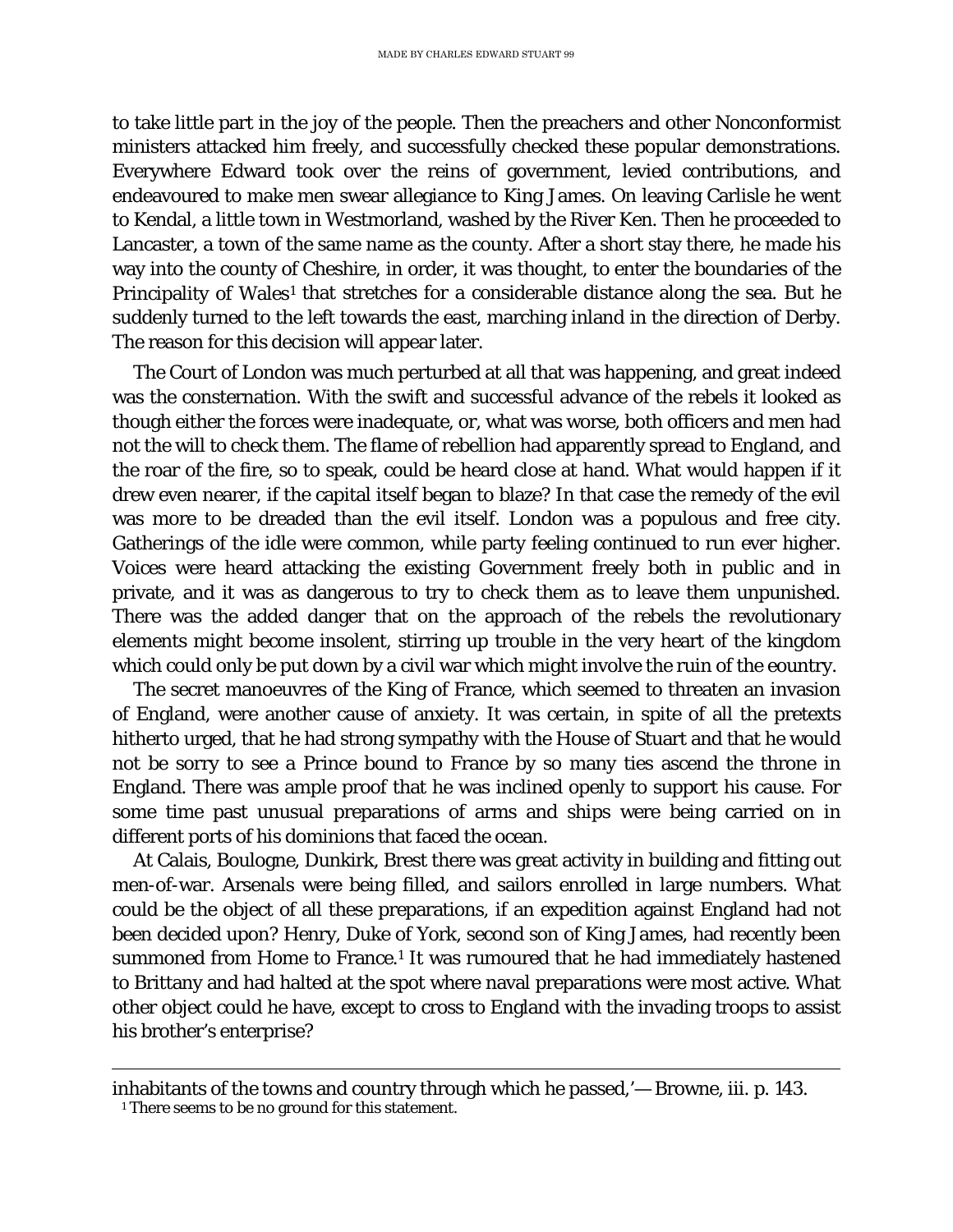to take little part in the joy of the people. Then the preachers and other Nonconformist ministers attacked him freely, and successfully checked these popular demonstrations. Everywhere Edward took over the reins of government, levied contributions, and endeavoured to make men swear allegiance to King James. On leaving Carlisle he went to Kendal, a little town in Westmorland, washed by the River Ken. Then he proceeded to Lancaster, a town of the same name as the county. After a short stay there, he made his way into the county of Cheshire, in order, it was thought, to enter the boundaries of the Principality of Wales[1] that stretches for a considerable distance along the sea. But he suddenly turned to the left towards the east, marching inland in the direction of Derby. The reason for this decision will appear later.

The Court of London was much perturbed at all that was happening, and great indeed was the consternation. With the swift and successful advance of the rebels it looked as though either the forces were inadequate, or, what was worse, both officers and men had not the will to check them. The flame of rebellion had apparently spread to England, and the roar of the fire, so to speak, could be heard close at hand. What would happen if it drew even nearer, if the capital itself began to blaze? In that case the remedy of the evil was more to be dreaded than the evil itself. London was a populous and free city. Gatherings of the idle were common, while party feeling continued to run ever higher. Voices were heard attacking the existing Government freely both in public and in private, and it was as dangerous to try to check them as to leave them unpunished. There was the added danger that on the approach of the rebels the revolutionary elements might become insolent, stirring up trouble in the very heart of the kingdom which could only be put down by a civil war which might involve the ruin of the country.

The secret manoeuvres of the King of France, which seemed to threaten an invasion of England, were another cause of anxiety. It was certain, in spite of all the pretexts hitherto urged, that he had strong sympathy with the House of Stuart and that he would not be sorry to see a Prince bound to France by so many ties ascend the throne in England. There was ample proof that he was inclined openly to support his cause. For some time past unusual preparations of arms and ships were being carried on in different ports of his dominions that faced the ocean.

At Calais, Boulogne, Dunkirk, Brest there was great activity in building and fitting out men-of-war. Arsenals were being filled, and sailors enrolled in large numbers. What could be the object of all these preparations, if an expedition against England had not been decided upon? Henry, Duke of York, second son of King James, had recently been summoned from Home to France.[1] It was rumoured that he had immediately hastened to Brittany and had halted at the spot where naval preparations were most active. What other object could he have, except to cross to England with the invading troops to assist his brother's enterprise?

---

inhabitants of the towns and country through which he passed,'—Browne, iii. p. 143.

[1] There seems to be no ground for this statement.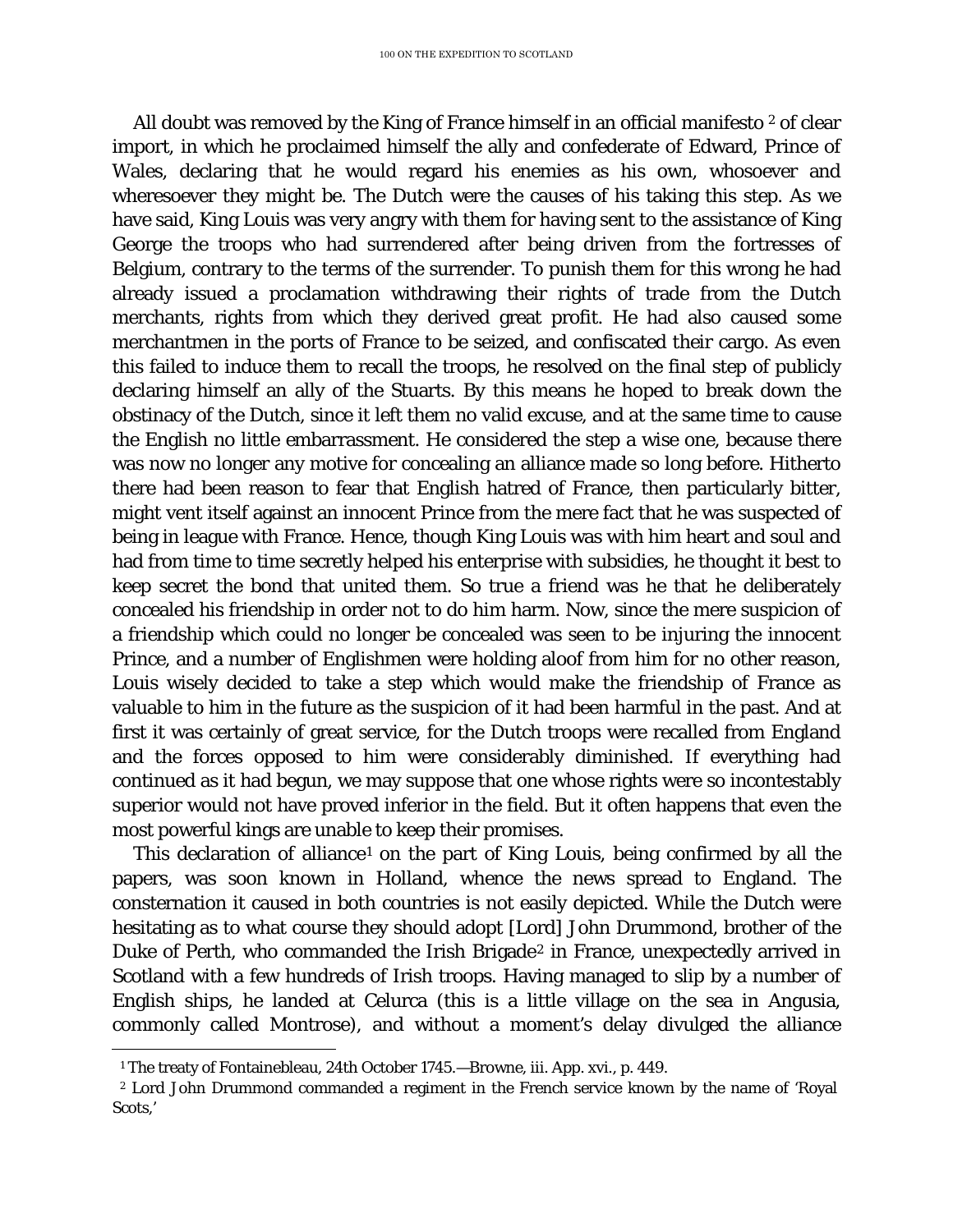All doubt was removed by the King of France himself in an official manifesto [2] of clear import, in which he proclaimed himself the ally and confederate of Edward, Prince of Wales, declaring that he would regard his enemies as his own, whosoever and wheresoever they might be. The Dutch were the causes of his taking this step. As we have said, King Louis was very angry with them for having sent to the assistance of King George the troops who had surrendered after being driven from the fortresses of Belgium, contrary to the terms of the surrender. To punish them for this wrong he had already issued a proclamation withdrawing their rights of trade from the Dutch merchants, rights from which they derived great profit. He had also caused some merchantmen in the ports of France to be seized, and confiscated their cargo. As even this failed to induce them to recall the troops, he resolved on the final step of publicly declaring himself an ally of the Stuarts. By this means he hoped to break down the obstinacy of the Dutch, since it left them no valid excuse, and at the same time to cause the English no little embarrassment. He considered the step a wise one, because there was now no longer any motive for concealing an alliance made so long before. Hitherto there had been reason to fear that English hatred of France, then particularly bitter, might vent itself against an innocent Prince from the mere fact that he was suspected of being in league with France. Hence, though King Louis was with him heart and soul and had from time to time secretly helped his enterprise with subsidies, he thought it best to keep secret the bond that united them. So true a friend was he that he deliberately concealed his friendship in order not to do him harm. Now, since the mere suspicion of a friendship which could no longer be concealed was seen to be injuring the innocent Prince, and a number of Englishmen were holding aloof from him for no other reason, Louis wisely decided to take a step which would make the friendship of France as valuable to him in the future as the suspicion of it had been harmful in the past. And at first it was certainly of great service, for the Dutch troops were recalled from England and the forces opposed to him were considerably diminished. If everything had continued as it had begun, we may suppose that one whose rights were so incontestably superior would not have proved inferior in the field. But it often happens that even the most powerful kings are unable to keep their promises.

This declaration of alliance[1] on the part of King Louis, being confirmed by all the papers, was soon known in Holland, whence the news spread to England. The consternation it caused in both countries is not easily depicted. While the Dutch were hesitating as to what course they should adopt [Lord] John Drummond, brother of the Duke of Perth, who commanded the Irish Brigade[2] in France, unexpectedly arrived in Scotland with a few hundreds of Irish troops. Having managed to slip by a number of English ships, he landed at Celurca (this is a little village on the sea in Angusia, commonly called Montrose), and without a moment's delay divulged the alliance

---

[1] The treaty of Fontainebleau, 24th October 1745.—Browne, iii. App. xvi., p. 449.

[2] Lord John Drummond commanded a regiment in the French service known by the name of 'Royal Scots,'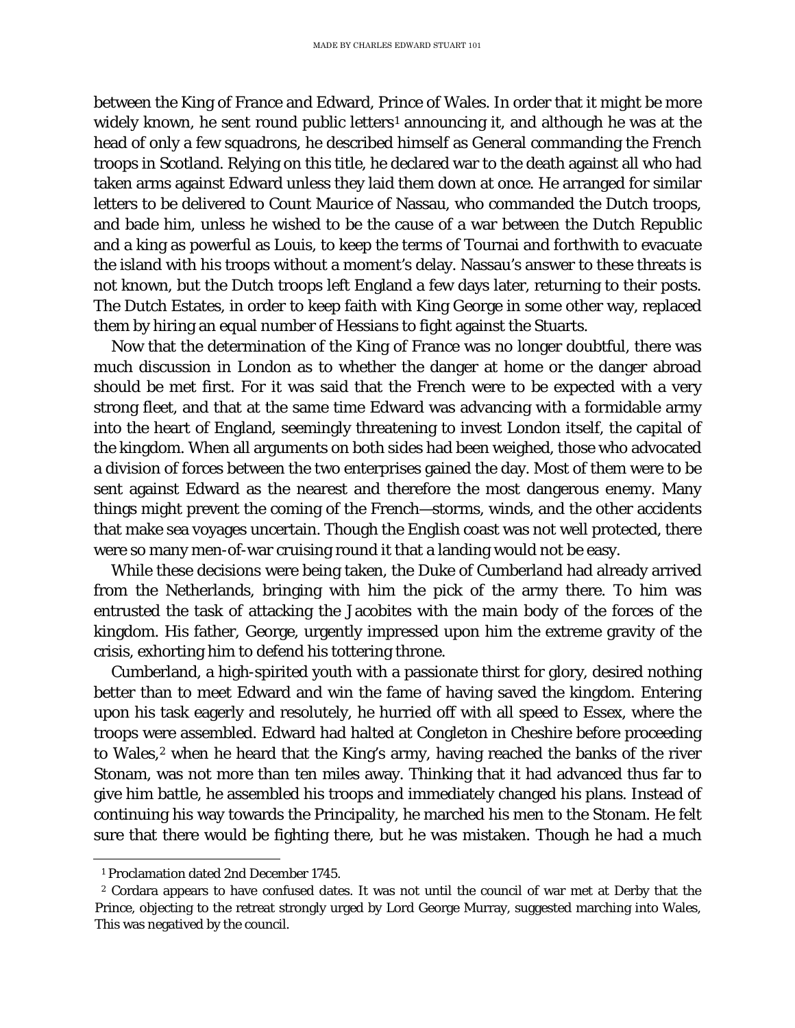between the King of France and Edward, Prince of Wales. In order that it might be more widely known, he sent round public letters[1] announcing it, and although he was at the head of only a few squadrons, he described himself as General commanding the French troops in Scotland. Relying on this title, he declared war to the death against all who had taken arms against Edward unless they laid them down at once. He arranged for similar letters to be delivered to Count Maurice of Nassau, who commanded the Dutch troops, and bade him, unless he wished to be the cause of a war between the Dutch Republic and a king as powerful as Louis, to keep the terms of Tournai and forthwith to evacuate the island with his troops without a moment's delay. Nassau's answer to these threats is not known, but the Dutch troops left England a few days later, returning to their posts. The Dutch Estates, in order to keep faith with King George in some other way, replaced them by hiring an equal number of Hessians to fight against the Stuarts.

Now that the determination of the King of France was no longer doubtful, there was much discussion in London as to whether the danger at home or the danger abroad should be met first. For it was said that the French were to be expected with a very strong fleet, and that at the same time Edward was advancing with a formidable army into the heart of England, seemingly threatening to invest London itself, the capital of the kingdom. When all arguments on both sides had been weighed, those who advocated a division of forces between the two enterprises gained the day. Most of them were to be sent against Edward as the nearest and therefore the most dangerous enemy. Many things might prevent the coming of the French—storms, winds, and the other accidents that make sea voyages uncertain. Though the English coast was not well protected, there were so many men-of-war cruising round it that a landing would not be easy.

While these decisions were being taken, the Duke of Cumberland had already arrived from the Netherlands, bringing with him the pick of the army there. To him was entrusted the task of attacking the Jacobites with the main body of the forces of the kingdom. His father, George, urgently impressed upon him the extreme gravity of the crisis, exhorting him to defend his tottering throne.

Cumberland, a high-spirited youth with a passionate thirst for glory, desired nothing better than to meet Edward and win the fame of having saved the kingdom. Entering upon his task eagerly and resolutely, he hurried off with all speed to Essex, where the troops were assembled. Edward had halted at Congleton in Cheshire before proceeding to Wales,[2] when he heard that the King's army, having reached the banks of the river Stonam, was not more than ten miles away. Thinking that it had advanced thus far to give him battle, he assembled his troops and immediately changed his plans. Instead of continuing his way towards the Principality, he marched his men to the Stonam. He felt sure that there would be fighting there, but he was mistaken. Though he had a much

---

[1] Proclamation dated 2nd December 1745.

[2] Cordara appears to have confused dates. It was not until the council of war met at Derby that the Prince, objecting to the retreat strongly urged by Lord George Murray, suggested marching into Wales, This was negatived by the council.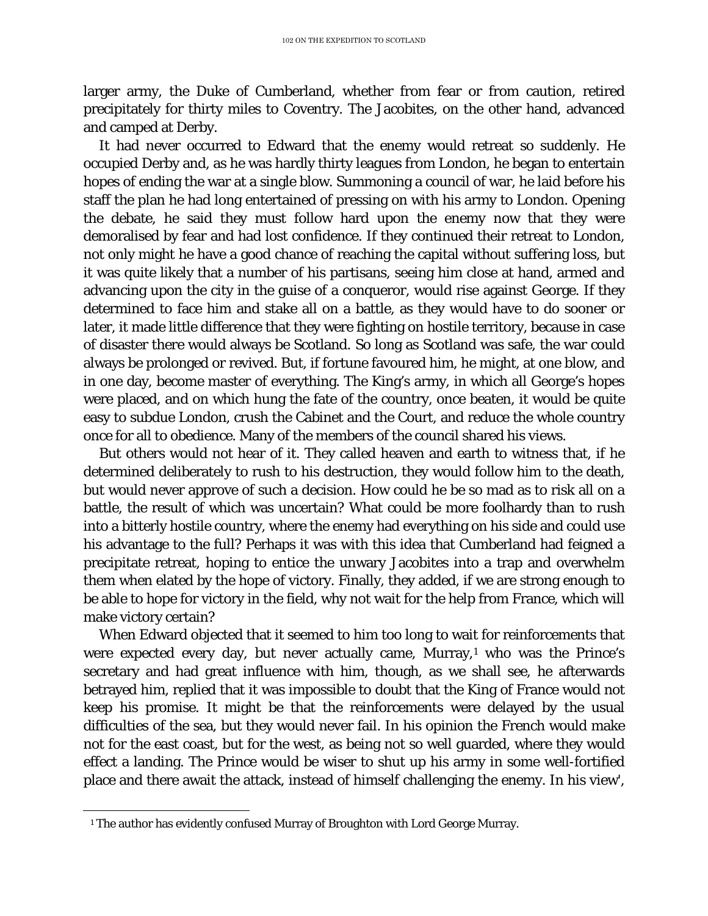larger army, the Duke of Cumberland, whether from fear or from caution, retired precipitately for thirty miles to Coventry. The Jacobites, on the other hand, advanced and camped at Derby.

It had never occurred to Edward that the enemy would retreat so suddenly. He occupied Derby and, as he was hardly thirty leagues from London, he began to entertain hopes of ending the war at a single blow. Summoning a council of war, he laid before his staff the plan he had long entertained of pressing on with his army to London. Opening the debate, he said they must follow hard upon the enemy now that they were demoralised by fear and had lost confidence. If they continued their retreat to London, not only might he have a good chance of reaching the capital without suffering loss, but it was quite likely that a number of his partisans, seeing him close at hand, armed and advancing upon the city in the guise of a conqueror, would rise against George. If they determined to face him and stake all on a battle, as they would have to do sooner or later, it made little difference that they were fighting on hostile territory, because in case of disaster there would always be Scotland. So long as Scotland was safe, the war could always be prolonged or revived. But, if fortune favoured him, he might, at one blow, and in one day, become master of everything. The King's army, in which all George's hopes were placed, and on which hung the fate of the country, once beaten, it would be quite easy to subdue London, crush the Cabinet and the Court, and reduce the whole country once for all to obedience. Many of the members of the council shared his views.

But others would not hear of it. They called heaven and earth to witness that, if he determined deliberately to rush to his destruction, they would follow him to the death, but would never approve of such a decision. How could he be so mad as to risk all on a battle, the result of which was uncertain? What could be more foolhardy than to rush into a bitterly hostile country, where the enemy had everything on his side and could use his advantage to the full? Perhaps it was with this idea that Cumberland had feigned a precipitate retreat, hoping to entice the unwary Jacobites into a trap and overwhelm them when elated by the hope of victory. Finally, they added, if we are strong enough to be able to hope for victory in the field, why not wait for the help from France, which will make victory certain?

When Edward objected that it seemed to him too long to wait for reinforcements that were expected every day, but never actually came, Murray,[1] who was the Prince's secretary and had great influence with him, though, as we shall see, he afterwards betrayed him, replied that it was impossible to doubt that the King of France would not keep his promise. It might be that the reinforcements were delayed by the usual difficulties of the sea, but they would never fail. In his opinion the French would make not for the east coast, but for the west, as being not so well guarded, where they would effect a landing. The Prince would be wiser to shut up his army in some well-fortified place and there await the attack, instead of himself challenging the enemy. In his view',

[1] The author has evidently confused Murray of Broughton with Lord George Murray.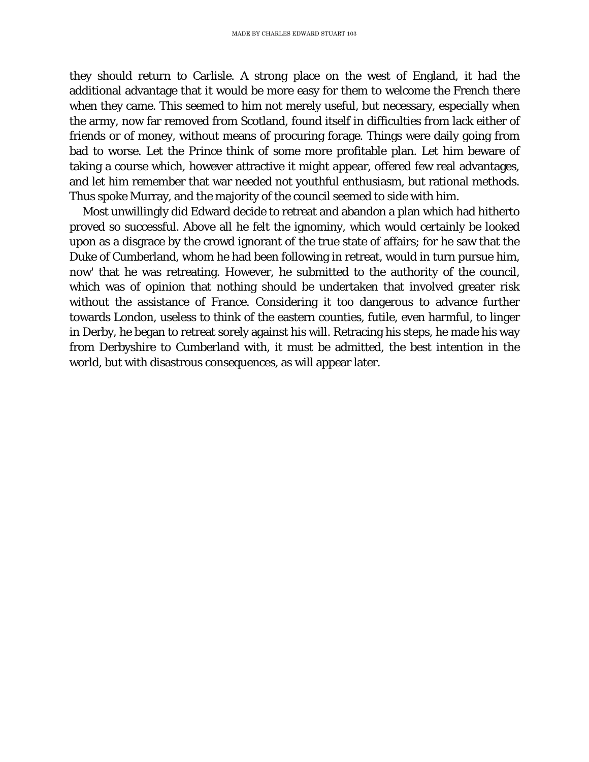they should return to Carlisle. A strong place on the west of England, it had the additional advantage that it would be more easy for them to welcome the French there when they came. This seemed to him not merely useful, but necessary, especially when the army, now far removed from Scotland, found itself in difficulties from lack either of friends or of money, without means of procuring forage. Things were daily going from bad to worse. Let the Prince think of some more profitable plan. Let him beware of taking a course which, however attractive it might appear, offered few real advantages, and let him remember that war needed not youthful enthusiasm, but rational methods. Thus spoke Murray, and the majority of the council seemed to side with him.

Most unwillingly did Edward decide to retreat and abandon a plan which had hitherto proved so successful. Above all he felt the ignominy, which would certainly be looked upon as a disgrace by the crowd ignorant of the true state of affairs; for he saw that the Duke of Cumberland, whom he had been following in retreat, would in turn pursue him, now' that he was retreating. However, he submitted to the authority of the council, which was of opinion that nothing should be undertaken that involved greater risk without the assistance of France. Considering it too dangerous to advance further towards London, useless to think of the eastern counties, futile, even harmful, to linger in Derby, he began to retreat sorely against his will. Retracing his steps, he made his way from Derbyshire to Cumberland with, it must be admitted, the best intention in the world, but with disastrous consequences, as will appear later.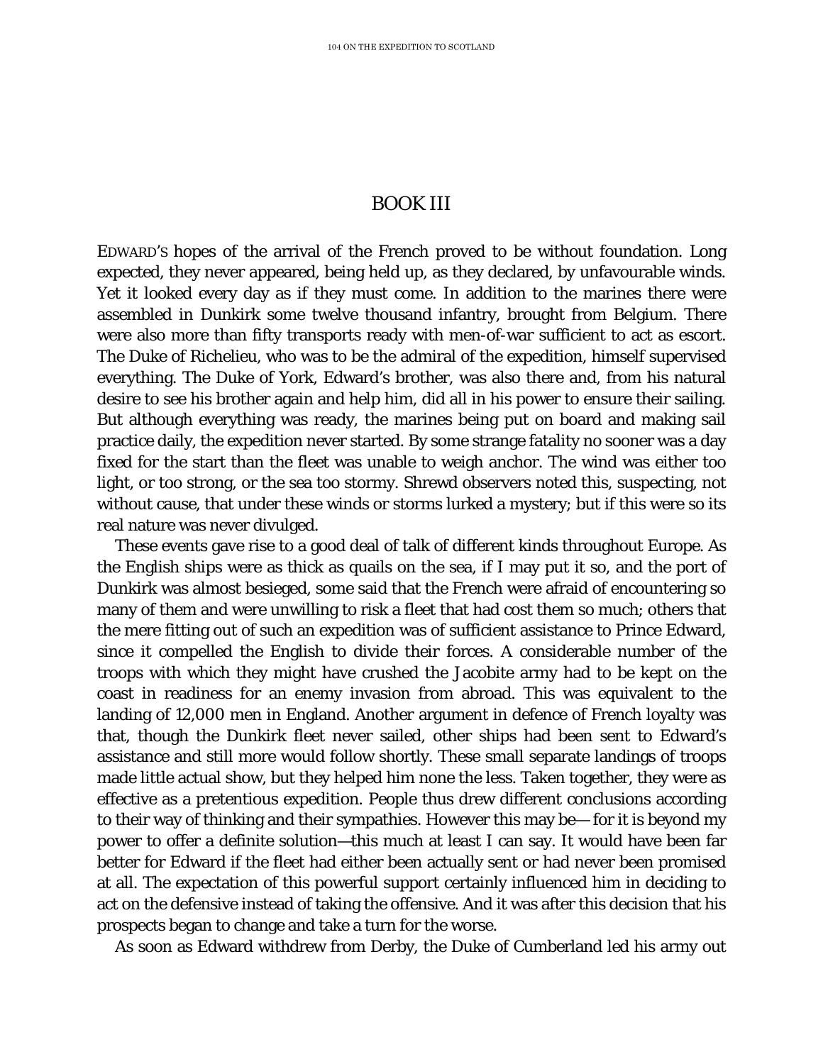## BOOK III

EDWARD'S hopes of the arrival of the French proved to be without foundation. Long expected, they never appeared, being held up, as they declared, by unfavourable winds. Yet it looked every day as if they must come. In addition to the marines there were assembled in Dunkirk some twelve thousand infantry, brought from Belgium. There were also more than fifty transports ready with men-of-war sufficient to act as escort. The Duke of Richelieu, who was to be the admiral of the expedition, himself supervised everything. The Duke of York, Edward's brother, was also there and, from his natural desire to see his brother again and help him, did all in his power to ensure their sailing. But although everything was ready, the marines being put on board and making sail practice daily, the expedition never started. By some strange fatality no sooner was a day fixed for the start than the fleet was unable to weigh anchor. The wind was either too light, or too strong, or the sea too stormy. Shrewd observers noted this, suspecting, not without cause, that under these winds or storms lurked a mystery; but if this were so its real nature was never divulged.

These events gave rise to a good deal of talk of different kinds throughout Europe. As the English ships were as thick as quails on the sea, if I may put it so, and the port of Dunkirk was almost besieged, some said that the French were afraid of encountering so many of them and were unwilling to risk a fleet that had cost them so much; others that the mere fitting out of such an expedition was of sufficient assistance to Prince Edward, since it compelled the English to divide their forces. A considerable number of the troops with which they might have crushed the Jacobite army had to be kept on the coast in readiness for an enemy invasion from abroad. This was equivalent to the landing of 12,000 men in England. Another argument in defence of French loyalty was that, though the Dunkirk fleet never sailed, other ships had been sent to Edward's assistance and still more would follow shortly. These small separate landings of troops made little actual show, but they helped him none the less. Taken together, they were as effective as a pretentious expedition. People thus drew different conclusions according to their way of thinking and their sympathies. However this may be— for it is beyond my power to offer a definite solution—this much at least I can say. It would have been far better for Edward if the fleet had either been actually sent or had never been promised at all. The expectation of this powerful support certainly influenced him in deciding to act on the defensive instead of taking the offensive. And it was after this decision that his prospects began to change and take a turn for the worse.

As soon as Edward withdrew from Derby, the Duke of Cumberland led his army out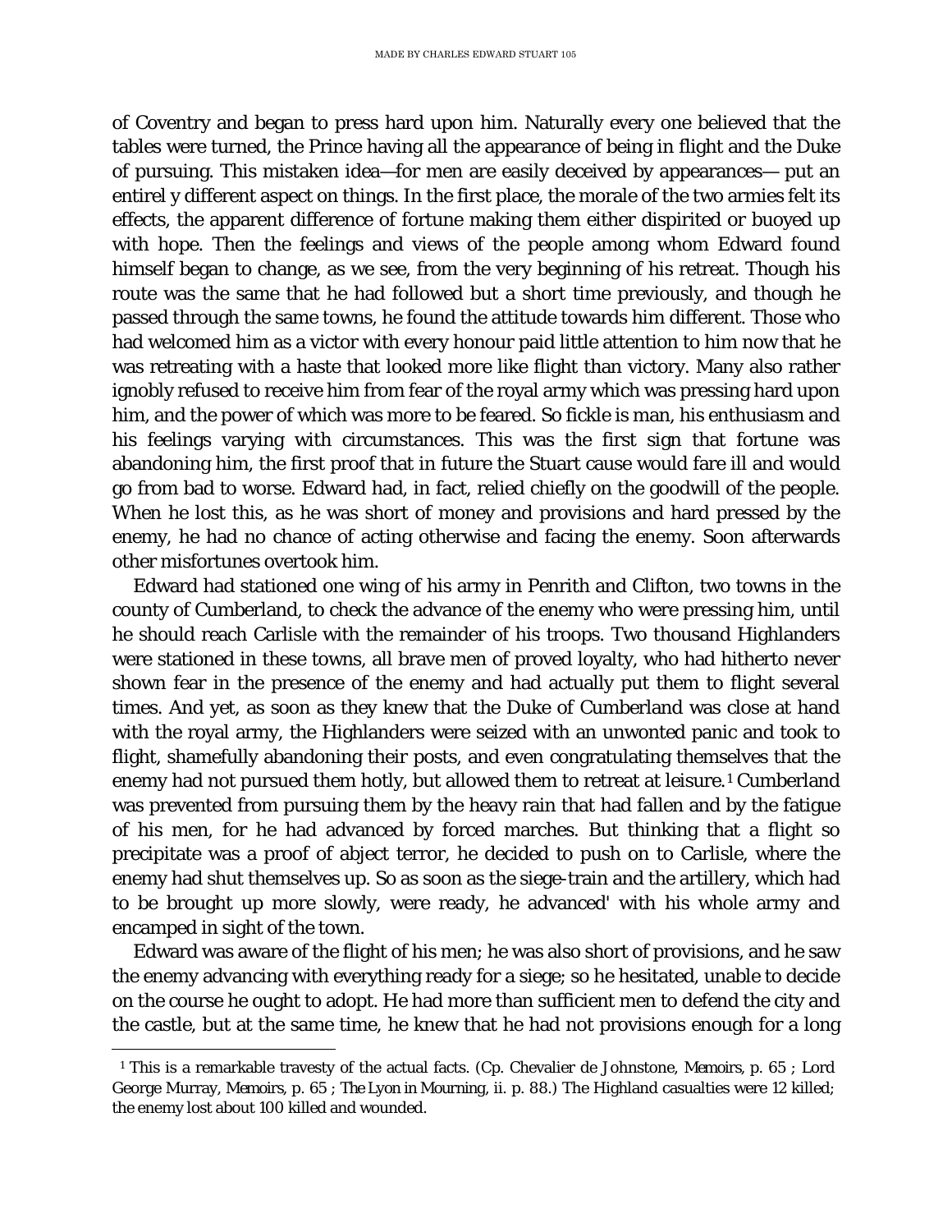of Coventry and began to press hard upon him. Naturally every one believed that the tables were turned, the Prince having all the appearance of being in flight and the Duke of pursuing. This mistaken idea—for men are easily deceived by appearances— put an entirel y different aspect on things. In the first place, the morale of the two armies felt its effects, the apparent difference of fortune making them either dispirited or buoyed up with hope. Then the feelings and views of the people among whom Edward found himself began to change, as we see, from the very beginning of his retreat. Though his route was the same that he had followed but a short time previously, and though he passed through the same towns, he found the attitude towards him different. Those who had welcomed him as a victor with every honour paid little attention to him now that he was retreating with a haste that looked more like flight than victory. Many also rather ignobly refused to receive him from fear of the royal army which was pressing hard upon him, and the power of which was more to be feared. So fickle is man, his enthusiasm and his feelings varying with circumstances. This was the first sign that fortune was abandoning him, the first proof that in future the Stuart cause would fare ill and would go from bad to worse. Edward had, in fact, relied chiefly on the goodwill of the people. When he lost this, as he was short of money and provisions and hard pressed by the enemy, he had no chance of acting otherwise and facing the enemy. Soon afterwards other misfortunes overtook him.

Edward had stationed one wing of his army in Penrith and Clifton, two towns in the county of Cumberland, to check the advance of the enemy who were pressing him, until he should reach Carlisle with the remainder of his troops. Two thousand Highlanders were stationed in these towns, all brave men of proved loyalty, who had hitherto never shown fear in the presence of the enemy and had actually put them to flight several times. And yet, as soon as they knew that the Duke of Cumberland was close at hand with the royal army, the Highlanders were seized with an unwonted panic and took to flight, shamefully abandoning their posts, and even congratulating themselves that the enemy had not pursued them hotly, but allowed them to retreat at leisure.[1] Cumberland was prevented from pursuing them by the heavy rain that had fallen and by the fatigue of his men, for he had advanced by forced marches. But thinking that a flight so precipitate was a proof of abject terror, he decided to push on to Carlisle, where the enemy had shut themselves up. So as soon as the siege-train and the artillery, which had to be brought up more slowly, were ready, he advanced' with his whole army and encamped in sight of the town.

Edward was aware of the flight of his men; he was also short of provisions, and he saw the enemy advancing with everything ready for a siege; so he hesitated, unable to decide on the course he ought to adopt. He had more than sufficient men to defend the city and the castle, but at the same time, he knew that he had not provisions enough for a long

---

[1] This is a remarkable travesty of the actual facts. (Cp. Chevalier de Johnstone, *Memoirs*, p. 65 ; Lord George Murray, *Memoirs*, p. 65 ; *The Lyon in Mourning*, ii. p. 88.) The Highland casualties were 12 killed; the enemy lost about 100 killed and wounded.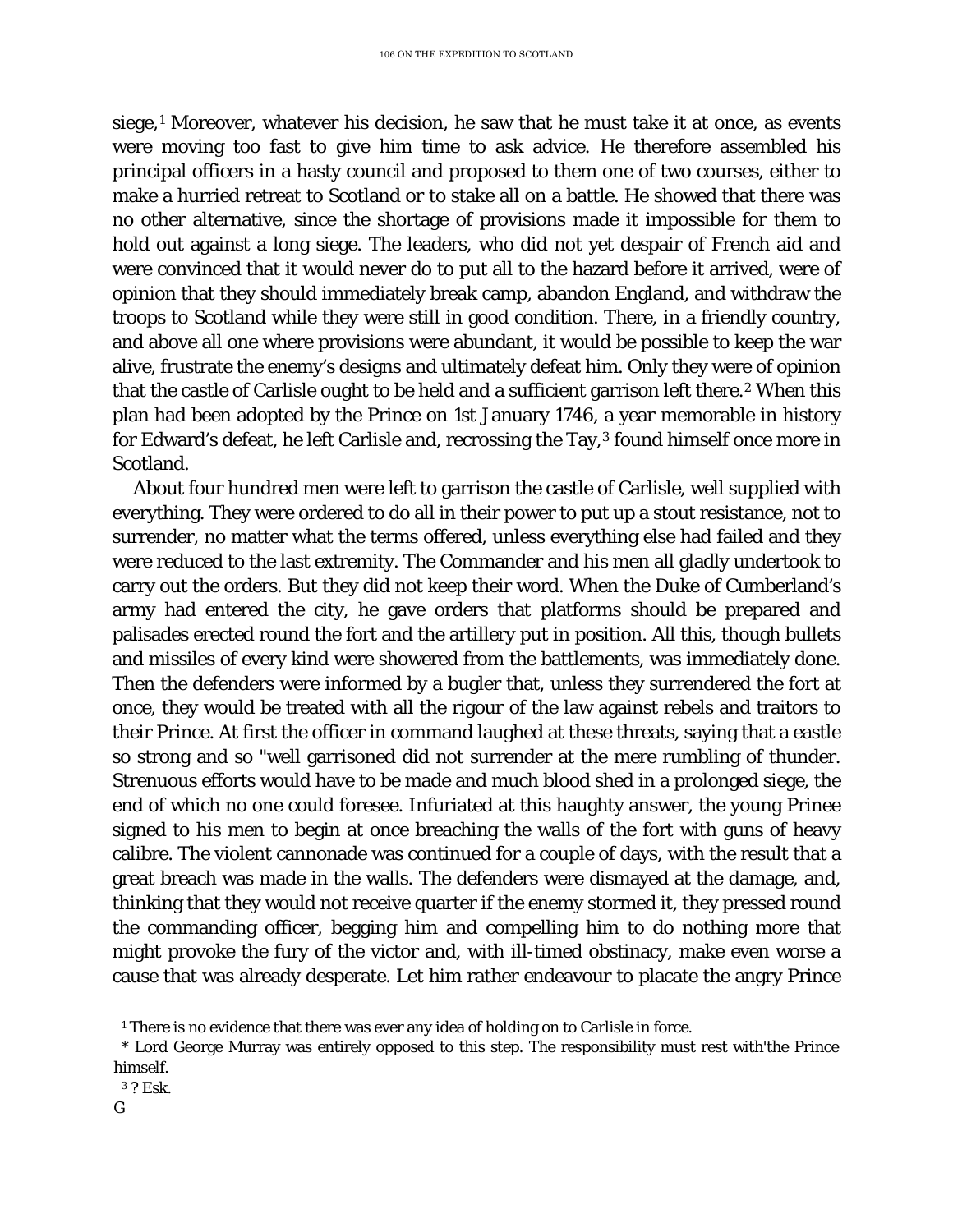siege,[1] Moreover, whatever his decision, he saw that he must take it at once, as events were moving too fast to give him time to ask advice. He therefore assembled his principal officers in a hasty council and proposed to them one of two courses, either to make a hurried retreat to Scotland or to stake all on a battle. He showed that there was no other alternative, since the shortage of provisions made it impossible for them to hold out against a long siege. The leaders, who did not yet despair of French aid and were convinced that it would never do to put all to the hazard before it arrived, were of opinion that they should immediately break camp, abandon England, and withdraw the troops to Scotland while they were still in good condition. There, in a friendly country, and above all one where provisions were abundant, it would be possible to keep the war alive, frustrate the enemy's designs and ultimately defeat him. Only they were of opinion that the castle of Carlisle ought to be held and a sufficient garrison left there.[2] When this plan had been adopted by the Prince on 1st January 1746, a year memorable in history for Edward's defeat, he left Carlisle and, recrossing the Tay,[3] found himself once more in Scotland.

About four hundred men were left to garrison the castle of Carlisle, well supplied with everything. They were ordered to do all in their power to put up a stout resistance, not to surrender, no matter what the terms offered, unless everything else had failed and they were reduced to the last extremity. The Commander and his men all gladly undertook to carry out the orders. But they did not keep their word. When the Duke of Cumberland's army had entered the city, he gave orders that platforms should be prepared and palisades erected round the fort and the artillery put in position. All this, though bullets and missiles of every kind were showered from the battlements, was immediately done. Then the defenders were informed by a bugler that, unless they surrendered the fort at once, they would be treated with all the rigour of the law against rebels and traitors to their Prince. At first the officer in command laughed at these threats, saying that a eastle so strong and so "well garrisoned did not surrender at the mere rumbling of thunder. Strenuous efforts would have to be made and much blood shed in a prolonged siege, the end of which no one could foresee. Infuriated at this haughty answer, the young Prinee signed to his men to begin at once breaching the walls of the fort with guns of heavy calibre. The violent cannonade was continued for a couple of days, with the result that a great breach was made in the walls. The defenders were dismayed at the damage, and, thinking that they would not receive quarter if the enemy stormed it, they pressed round the commanding officer, begging him and compelling him to do nothing more that might provoke the fury of the victor and, with ill-timed obstinacy, make even worse a cause that was already desperate. Let him rather endeavour to placate the angry Prince

---

[1] There is no evidence that there was ever any idea of holding on to Carlisle in force.

* Lord George Murray was entirely opposed to this step. The responsibility must rest with'the Prince himself.

[3] ? Esk.

G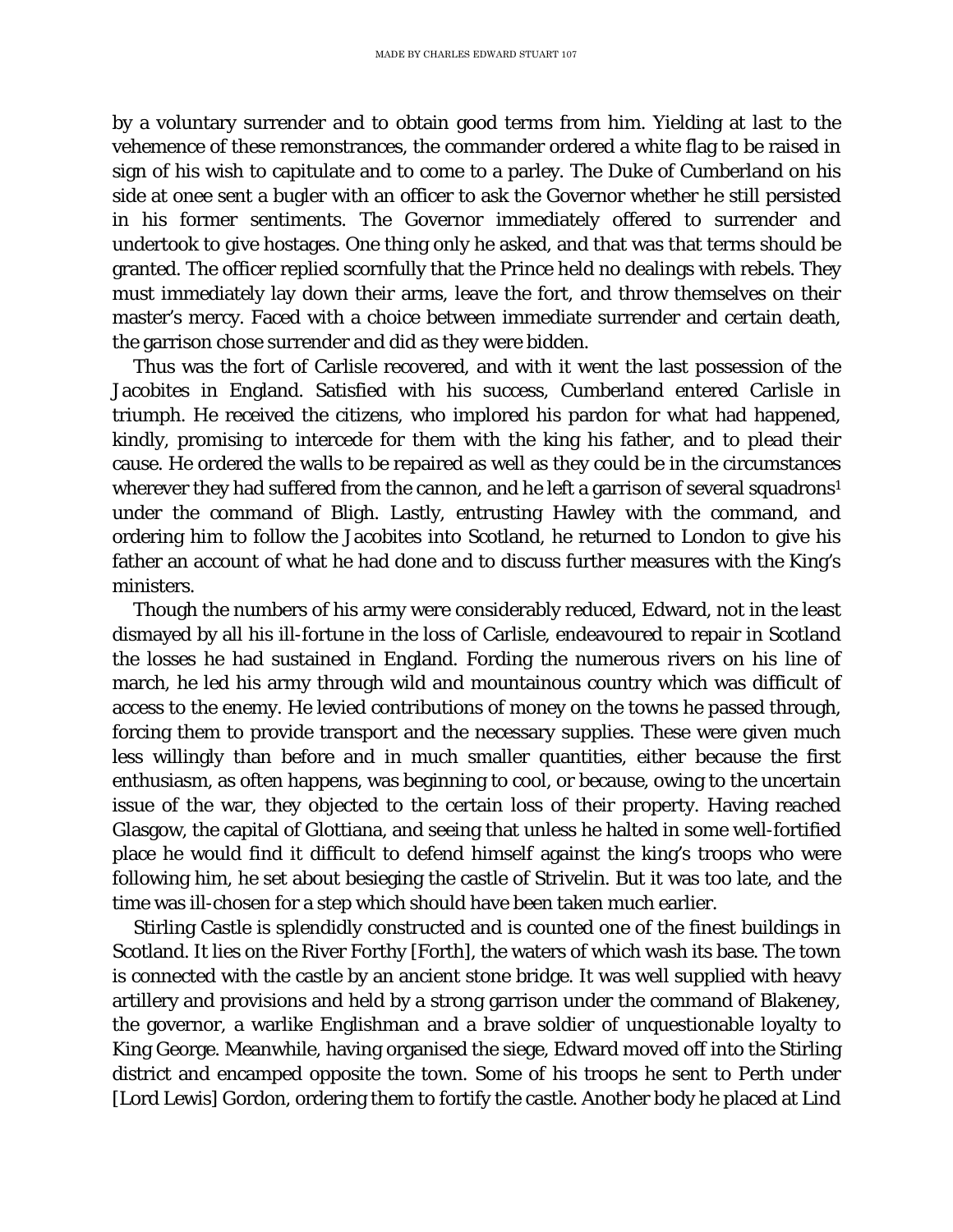by a voluntary surrender and to obtain good terms from him. Yielding at last to the vehemence of these remonstrances, the commander ordered a white flag to be raised in sign of his wish to capitulate and to come to a parley. The Duke of Cumberland on his side at onee sent a bugler with an officer to ask the Governor whether he still persisted in his former sentiments. The Governor immediately offered to surrender and undertook to give hostages. One thing only he asked, and that was that terms should be granted. The officer replied scornfully that the Prince held no dealings with rebels. They must immediately lay down their arms, leave the fort, and throw themselves on their master's mercy. Faced with a choice between immediate surrender and certain death, the garrison chose surrender and did as they were bidden.

Thus was the fort of Carlisle recovered, and with it went the last possession of the Jacobites in England. Satisfied with his success, Cumberland entered Carlisle in triumph. He received the citizens, who implored his pardon for what had happened, kindly, promising to intercede for them with the king his father, and to plead their cause. He ordered the walls to be repaired as well as they could be in the circumstances wherever they had suffered from the cannon, and he left a garrison of several squadrons[1] under the command of Bligh. Lastly, entrusting Hawley with the command, and ordering him to follow the Jacobites into Scotland, he returned to London to give his father an account of what he had done and to discuss further measures with the King's ministers.

Though the numbers of his army were considerably reduced, Edward, not in the least dismayed by all his ill-fortune in the loss of Carlisle, endeavoured to repair in Scotland the losses he had sustained in England. Fording the numerous rivers on his line of march, he led his army through wild and mountainous country which was difficult of access to the enemy. He levied contributions of money on the towns he passed through, forcing them to provide transport and the necessary supplies. These were given much less willingly than before and in much smaller quantities, either because the first enthusiasm, as often happens, was beginning to cool, or because, owing to the uncertain issue of the war, they objected to the certain loss of their property. Having reached Glasgow, the capital of Glottiana, and seeing that unless he halted in some well-fortified place he would find it difficult to defend himself against the king's troops who were following him, he set about besieging the castle of Strivelin. But it was too late, and the time was ill-chosen for a step which should have been taken much earlier.

Stirling Castle is splendidly constructed and is counted one of the finest buildings in Scotland. It lies on the River Forthy [Forth], the waters of which wash its base. The town is connected with the castle by an ancient stone bridge. It was well supplied with heavy artillery and provisions and held by a strong garrison under the command of Blakeney, the governor, a warlike Englishman and a brave soldier of unquestionable loyalty to King George. Meanwhile, having organised the siege, Edward moved off into the Stirling district and encamped opposite the town. Some of his troops he sent to Perth under [Lord Lewis] Gordon, ordering them to fortify the castle. Another body he placed at Lind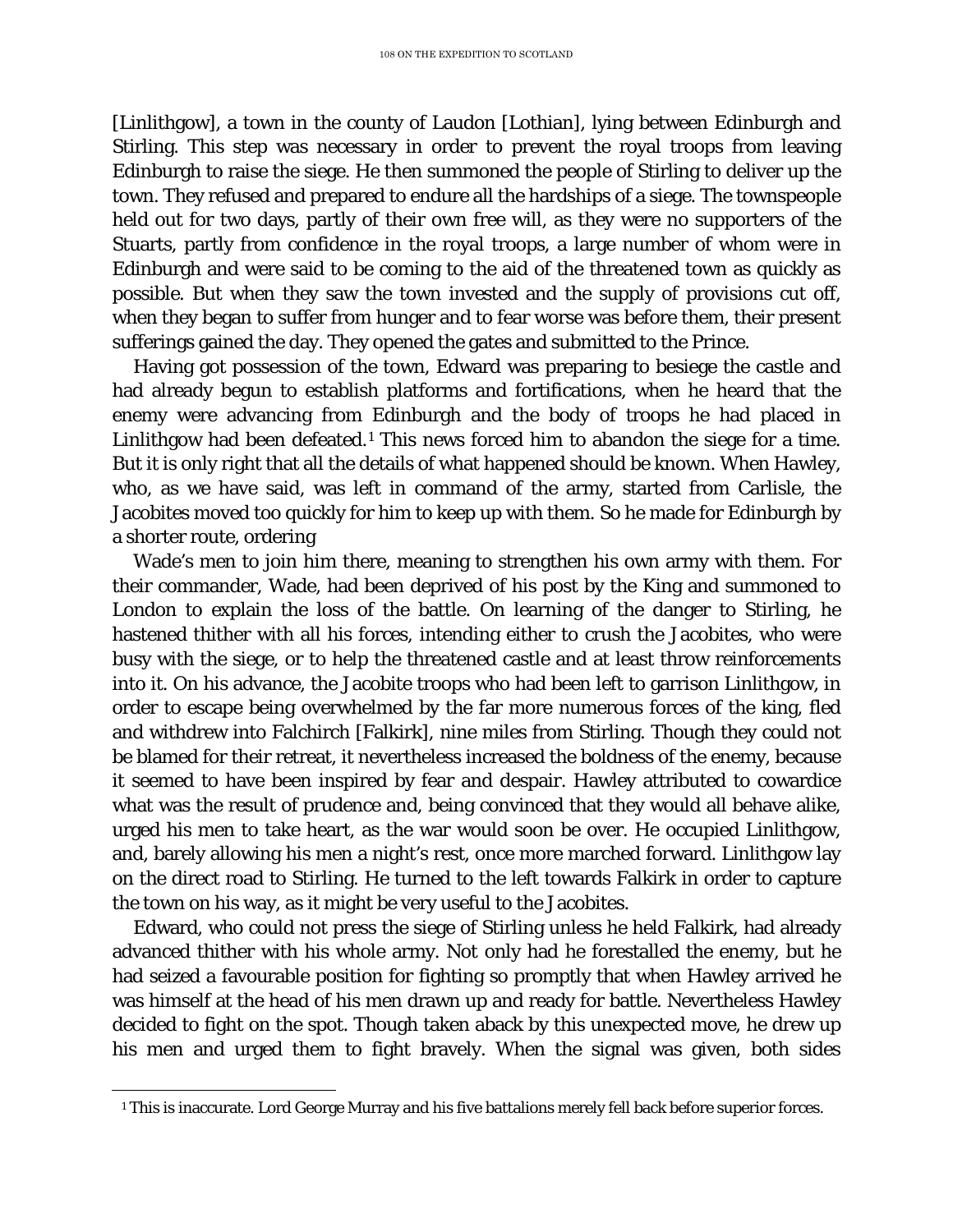[Linlithgow], a town in the county of Laudon [Lothian], lying between Edinburgh and Stirling. This step was necessary in order to prevent the royal troops from leaving Edinburgh to raise the siege. He then summoned the people of Stirling to deliver up the town. They refused and prepared to endure all the hardships of a siege. The townspeople held out for two days, partly of their own free will, as they were no supporters of the Stuarts, partly from confidence in the royal troops, a large number of whom were in Edinburgh and were said to be coming to the aid of the threatened town as quickly as possible. But when they saw the town invested and the supply of provisions cut off, when they began to suffer from hunger and to fear worse was before them, their present sufferings gained the day. They opened the gates and submitted to the Prince.

Having got possession of the town, Edward was preparing to besiege the castle and had already begun to establish platforms and fortifications, when he heard that the enemy were advancing from Edinburgh and the body of troops he had placed in Linlithgow had been defeated.[1] This news forced him to abandon the siege for a time. But it is only right that all the details of what happened should be known. When Hawley, who, as we have said, was left in command of the army, started from Carlisle, the Jacobites moved too quickly for him to keep up with them. So he made for Edinburgh by a shorter route, ordering

Wade's men to join him there, meaning to strengthen his own army with them. For their commander, Wade, had been deprived of his post by the King and summoned to London to explain the loss of the battle. On learning of the danger to Stirling, he hastened thither with all his forces, intending either to crush the Jacobites, who were busy with the siege, or to help the threatened castle and at least throw reinforcements into it. On his advance, the Jacobite troops who had been left to garrison Linlithgow, in order to escape being overwhelmed by the far more numerous forces of the king, fled and withdrew into Falchirch [Falkirk], nine miles from Stirling. Though they could not be blamed for their retreat, it nevertheless increased the boldness of the enemy, because it seemed to have been inspired by fear and despair. Hawley attributed to cowardice what was the result of prudence and, being convinced that they would all behave alike, urged his men to take heart, as the war would soon be over. He occupied Linlithgow, and, barely allowing his men a night's rest, once more marched forward. Linlithgow lay on the direct road to Stirling. He turned to the left towards Falkirk in order to capture the town on his way, as it might be very useful to the Jacobites.

Edward, who could not press the siege of Stirling unless he held Falkirk, had already advanced thither with his whole army. Not only had he forestalled the enemy, but he had seized a favourable position for fighting so promptly that when Hawley arrived he was himself at the head of his men drawn up and ready for battle. Nevertheless Hawley decided to fight on the spot. Though taken aback by this unexpected move, he drew up his men and urged them to fight bravely. When the signal was given, both sides

[1] This is inaccurate. Lord George Murray and his five battalions merely fell back before superior forces.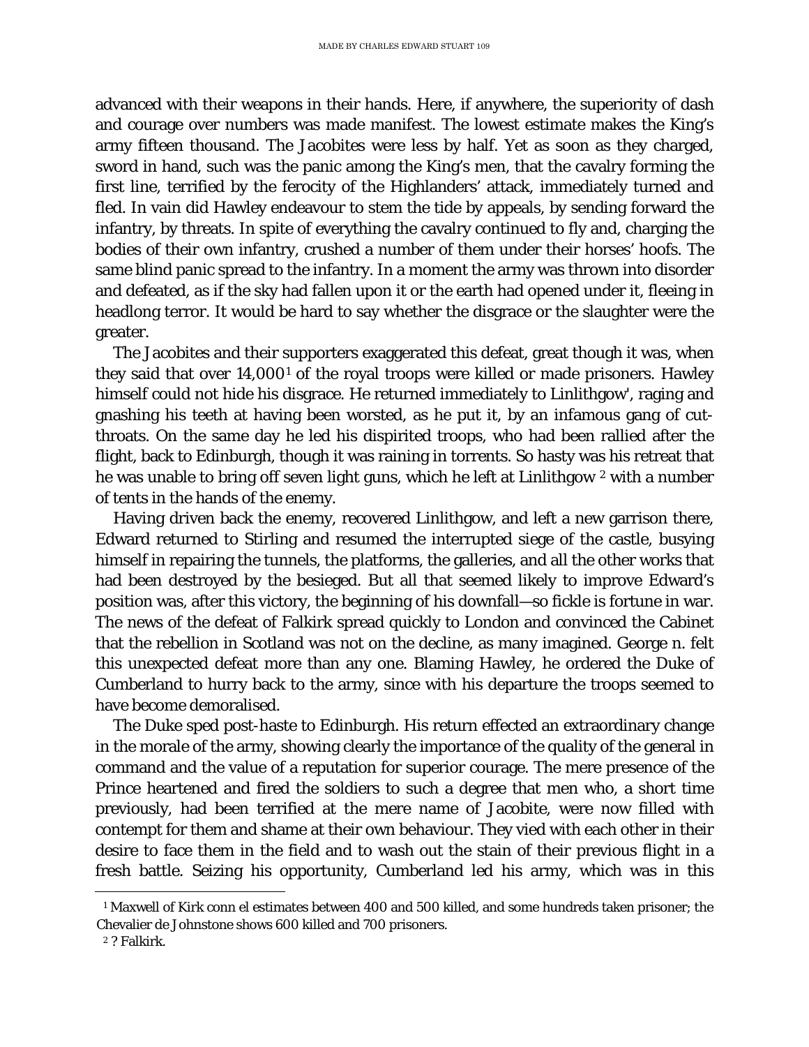advanced with their weapons in their hands. Here, if anywhere, the superiority of dash and courage over numbers was made manifest. The lowest estimate makes the King's army fifteen thousand. The Jacobites were less by half. Yet as soon as they charged, sword in hand, such was the panic among the King's men, that the cavalry forming the first line, terrified by the ferocity of the Highlanders' attack, immediately turned and fled. In vain did Hawley endeavour to stem the tide by appeals, by sending forward the infantry, by threats. In spite of everything the cavalry continued to fly and, charging the bodies of their own infantry, crushed a number of them under their horses' hoofs. The same blind panic spread to the infantry. In a moment the army was thrown into disorder and defeated, as if the sky had fallen upon it or the earth had opened under it, fleeing in headlong terror. It would be hard to say whether the disgrace or the slaughter were the greater.

The Jacobites and their supporters exaggerated this defeat, great though it was, when they said that over 14,000[1] of the royal troops were killed or made prisoners. Hawley himself could not hide his disgrace. He returned immediately to Linlithgow', raging and gnashing his teeth at having been worsted, as he put it, by an infamous gang of cut-throats. On the same day he led his dispirited troops, who had been rallied after the flight, back to Edinburgh, though it was raining in torrents. So hasty was his retreat that he was unable to bring off seven light guns, which he left at Linlithgow [2] with a number of tents in the hands of the enemy.

Having driven back the enemy, recovered Linlithgow, and left a new garrison there, Edward returned to Stirling and resumed the interrupted siege of the castle, busying himself in repairing the tunnels, the platforms, the galleries, and all the other works that had been destroyed by the besieged. But all that seemed likely to improve Edward's position was, after this victory, the beginning of his downfall—so fickle is fortune in war. The news of the defeat of Falkirk spread quickly to London and convinced the Cabinet that the rebellion in Scotland was not on the decline, as many imagined. George n. felt this unexpected defeat more than any one. Blaming Hawley, he ordered the Duke of Cumberland to hurry back to the army, since with his departure the troops seemed to have become demoralised.

The Duke sped post-haste to Edinburgh. His return effected an extraordinary change in the morale of the army, showing clearly the importance of the quality of the general in command and the value of a reputation for superior courage. The mere presence of the Prince heartened and fired the soldiers to such a degree that men who, a short time previously, had been terrified at the mere name of Jacobite, were now filled with contempt for them and shame at their own behaviour. They vied with each other in their desire to face them in the field and to wash out the stain of their previous flight in a fresh battle. Seizing his opportunity, Cumberland led his army, which was in this

---

[1] Maxwell of Kirk conn el estimates between 400 and 500 killed, and some hundreds taken prisoner; the Chevalier de Johnstone shows 600 killed and 700 prisoners.

[2] ? Falkirk.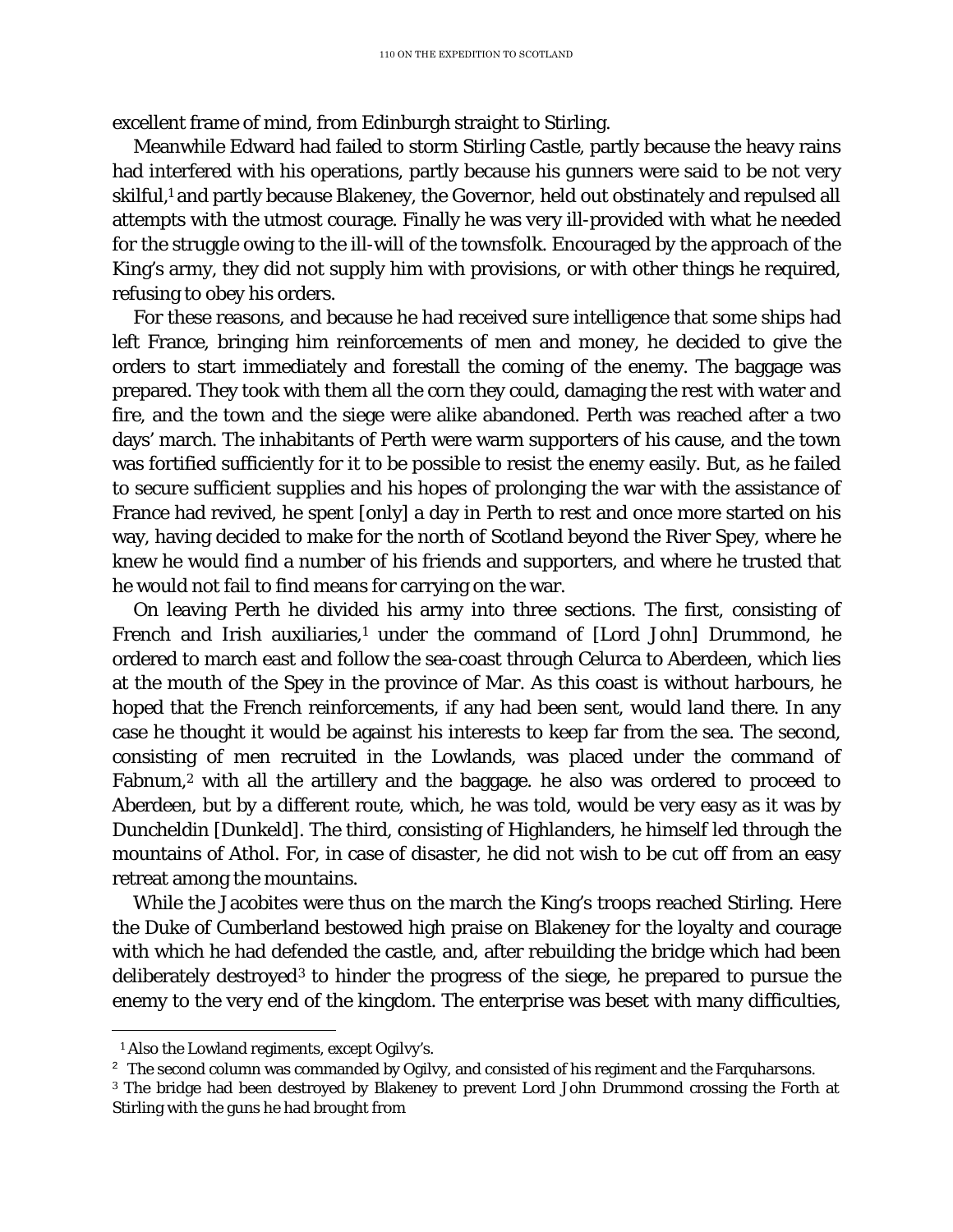excellent frame of mind, from Edinburgh straight to Stirling.

Meanwhile Edward had failed to storm Stirling Castle, partly because the heavy rains had interfered with his operations, partly because his gunners were said to be not very skilful,[1] and partly because Blakeney, the Governor, held out obstinately and repulsed all attempts with the utmost courage. Finally he was very ill-provided with what he needed for the struggle owing to the ill-will of the townsfolk. Encouraged by the approach of the King's army, they did not supply him with provisions, or with other things he required, refusing to obey his orders.

For these reasons, and because he had received sure intelligence that some ships had left France, bringing him reinforcements of men and money, he decided to give the orders to start immediately and forestall the coming of the enemy. The baggage was prepared. They took with them all the corn they could, damaging the rest with water and fire, and the town and the siege were alike abandoned. Perth was reached after a two days' march. The inhabitants of Perth were warm supporters of his cause, and the town was fortified sufficiently for it to be possible to resist the enemy easily. But, as he failed to secure sufficient supplies and his hopes of prolonging the war with the assistance of France had revived, he spent [only] a day in Perth to rest and once more started on his way, having decided to make for the north of Scotland beyond the River Spey, where he knew he would find a number of his friends and supporters, and where he trusted that he would not fail to find means for carrying on the war.

On leaving Perth he divided his army into three sections. The first, consisting of French and Irish auxiliaries,[1] under the command of [Lord John] Drummond, he ordered to march east and follow the sea-coast through Celurca to Aberdeen, which lies at the mouth of the Spey in the province of Mar. As this coast is without harbours, he hoped that the French reinforcements, if any had been sent, would land there. In any case he thought it would be against his interests to keep far from the sea. The second, consisting of men recruited in the Lowlands, was placed under the command of Fabnum,[2] with all the artillery and the baggage. he also was ordered to proceed to Aberdeen, but by a different route, which, he was told, would be very easy as it was by Duncheldin [Dunkeld]. The third, consisting of Highlanders, he himself led through the mountains of Athol. For, in case of disaster, he did not wish to be cut off from an easy retreat among the mountains.

While the Jacobites were thus on the march the King's troops reached Stirling. Here the Duke of Cumberland bestowed high praise on Blakeney for the loyalty and courage with which he had defended the castle, and, after rebuilding the bridge which had been deliberately destroyed[3] to hinder the progress of the siege, he prepared to pursue the enemy to the very end of the kingdom. The enterprise was beset with many difficulties,

---

[1] Also the Lowland regiments, except Ogilvy's.

[2] The second column was commanded by Ogilvy, and consisted of his regiment and the Farquharsons.

[3] The bridge had been destroyed by Blakeney to prevent Lord John Drummond crossing the Forth at Stirling with the guns he had brought from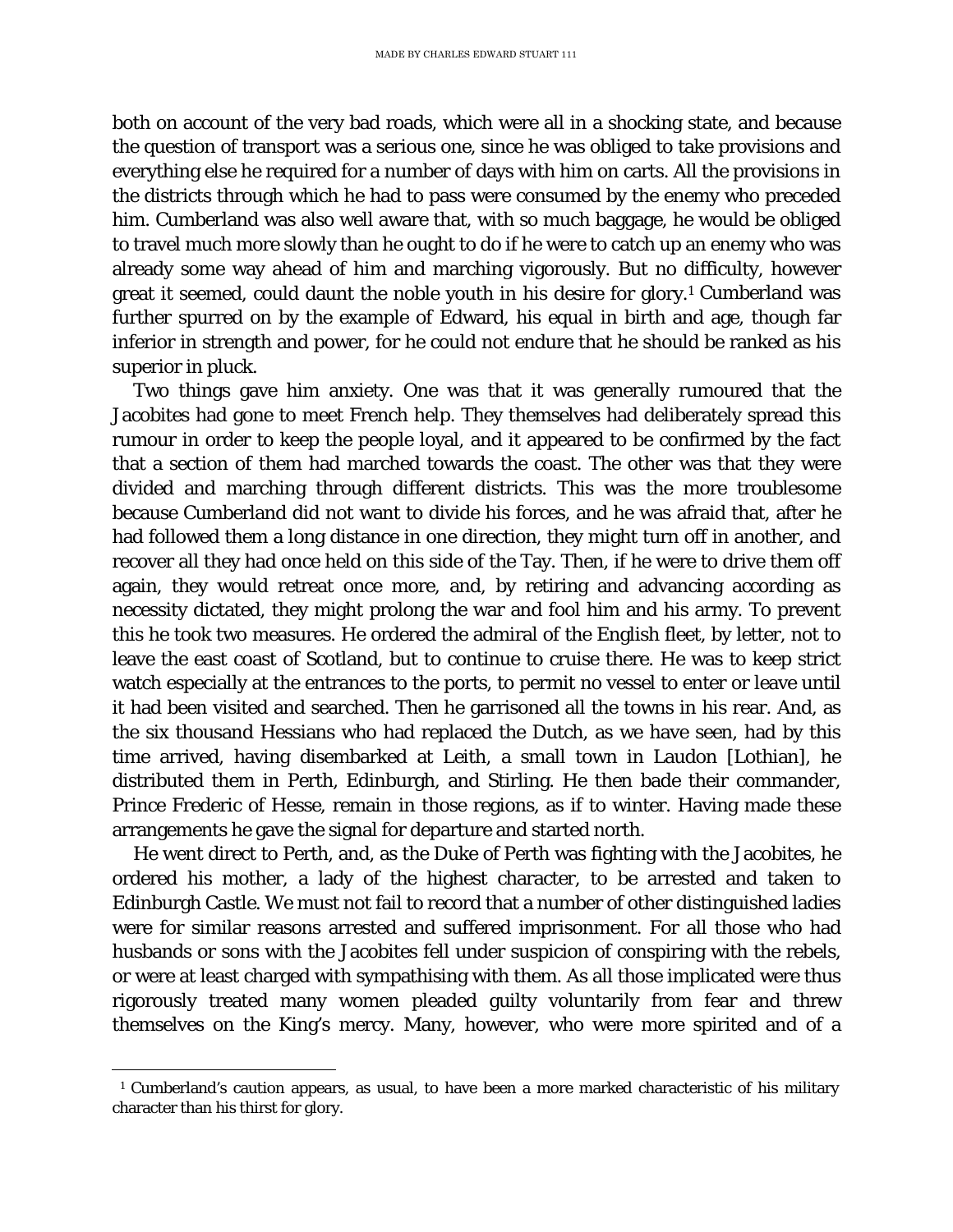both on account of the very bad roads, which were all in a shocking state, and because the question of transport was a serious one, since he was obliged to take provisions and everything else he required for a number of days with him on carts. All the provisions in the districts through which he had to pass were consumed by the enemy who preceded him. Cumberland was also well aware that, with so much baggage, he would be obliged to travel much more slowly than he ought to do if he were to catch up an enemy who was already some way ahead of him and marching vigorously. But no difficulty, however great it seemed, could daunt the noble youth in his desire for glory.[1] Cumberland was further spurred on by the example of Edward, his equal in birth and age, though far inferior in strength and power, for he could not endure that he should be ranked as his superior in pluck.

Two things gave him anxiety. One was that it was generally rumoured that the Jacobites had gone to meet French help. They themselves had deliberately spread this rumour in order to keep the people loyal, and it appeared to be confirmed by the fact that a section of them had marched towards the coast. The other was that they were divided and marching through different districts. This was the more troublesome because Cumberland did not want to divide his forces, and he was afraid that, after he had followed them a long distance in one direction, they might turn off in another, and recover all they had once held on this side of the Tay. Then, if he were to drive them off again, they would retreat once more, and, by retiring and advancing according as necessity dictated, they might prolong the war and fool him and his army. To prevent this he took two measures. He ordered the admiral of the English fleet, by letter, not to leave the east coast of Scotland, but to continue to cruise there. He was to keep strict watch especially at the entrances to the ports, to permit no vessel to enter or leave until it had been visited and searched. Then he garrisoned all the towns in his rear. And, as the six thousand Hessians who had replaced the Dutch, as we have seen, had by this time arrived, having disembarked at Leith, a small town in Laudon [Lothian], he distributed them in Perth, Edinburgh, and Stirling. He then bade their commander, Prince Frederic of Hesse, remain in those regions, as if to winter. Having made these arrangements he gave the signal for departure and started north.

He went direct to Perth, and, as the Duke of Perth was fighting with the Jacobites, he ordered his mother, a lady of the highest character, to be arrested and taken to Edinburgh Castle. We must not fail to record that a number of other distinguished ladies were for similar reasons arrested and suffered imprisonment. For all those who had husbands or sons with the Jacobites fell under suspicion of conspiring with the rebels, or were at least charged with sympathising with them. As all those implicated were thus rigorously treated many women pleaded guilty voluntarily from fear and threw themselves on the King's mercy. Many, however, who were more spirited and of a

---

[1] Cumberland's caution appears, as usual, to have been a more marked characteristic of his military character than his thirst for glory.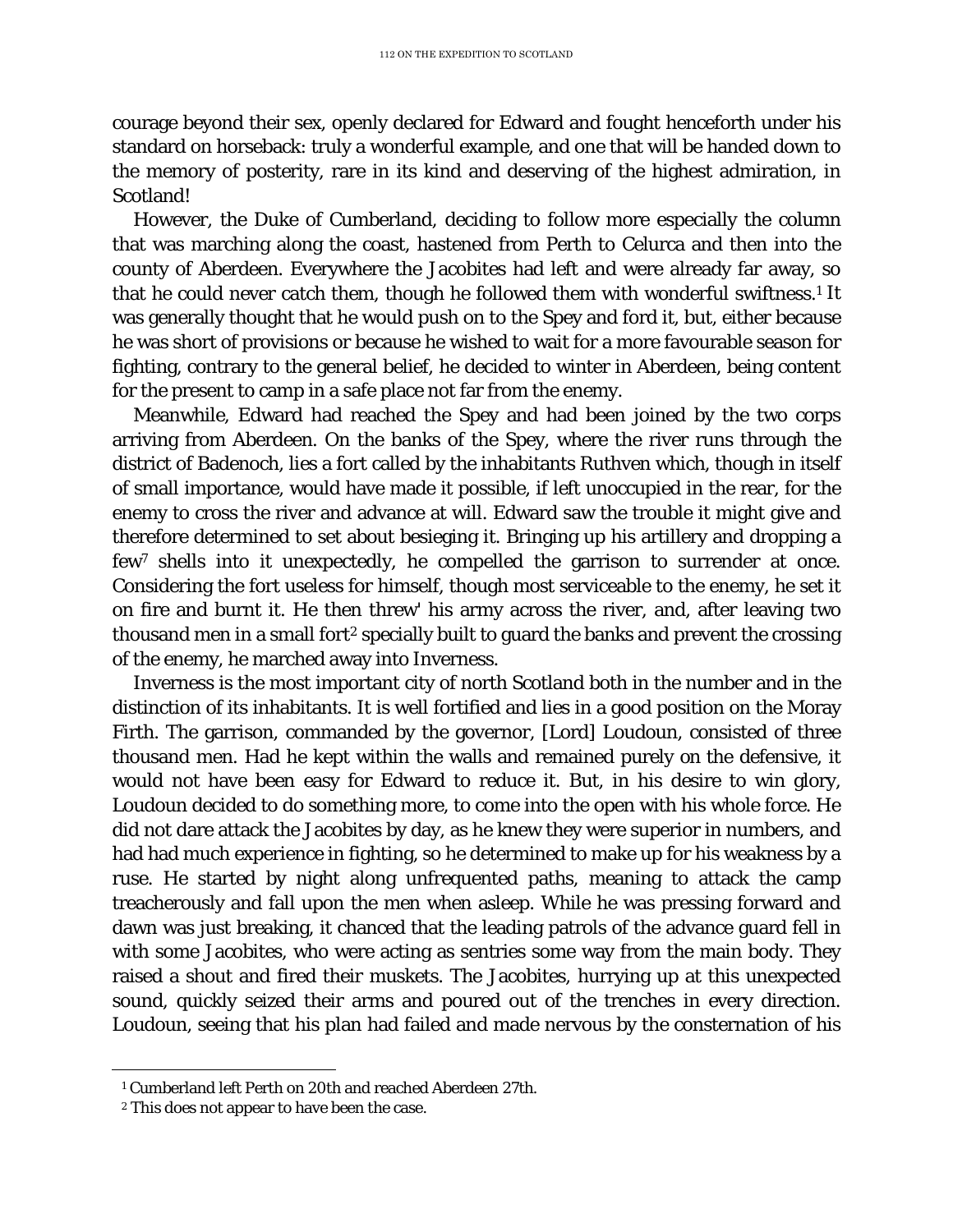courage beyond their sex, openly declared for Edward and fought henceforth under his standard on horseback: truly a wonderful example, and one that will be handed down to the memory of posterity, rare in its kind and deserving of the highest admiration, in Scotland!

However, the Duke of Cumberland, deciding to follow more especially the column that was marching along the coast, hastened from Perth to Celurca and then into the county of Aberdeen. Everywhere the Jacobites had left and were already far away, so that he could never catch them, though he followed them with wonderful swiftness.[1] It was generally thought that he would push on to the Spey and ford it, but, either because he was short of provisions or because he wished to wait for a more favourable season for fighting, contrary to the general belief, he decided to winter in Aberdeen, being content for the present to camp in a safe place not far from the enemy.

Meanwhile, Edward had reached the Spey and had been joined by the two corps arriving from Aberdeen. On the banks of the Spey, where the river runs through the district of Badenoch, lies a fort called by the inhabitants Ruthven which, though in itself of small importance, would have made it possible, if left unoccupied in the rear, for the enemy to cross the river and advance at will. Edward saw the trouble it might give and therefore determined to set about besieging it. Bringing up his artillery and dropping a few[7] shells into it unexpectedly, he compelled the garrison to surrender at once. Considering the fort useless for himself, though most serviceable to the enemy, he set it on fire and burnt it. He then threw' his army across the river, and, after leaving two thousand men in a small fort[2] specially built to guard the banks and prevent the crossing of the enemy, he marched away into Inverness.

Inverness is the most important city of north Scotland both in the number and in the distinction of its inhabitants. It is well fortified and lies in a good position on the Moray Firth. The garrison, commanded by the governor, [Lord] Loudoun, consisted of three thousand men. Had he kept within the walls and remained purely on the defensive, it would not have been easy for Edward to reduce it. But, in his desire to win glory, Loudoun decided to do something more, to come into the open with his whole force. He did not dare attack the Jacobites by day, as he knew they were superior in numbers, and had had much experience in fighting, so he determined to make up for his weakness by a ruse. He started by night along unfrequented paths, meaning to attack the camp treacherously and fall upon the men when asleep. While he was pressing forward and dawn was just breaking, it chanced that the leading patrols of the advance guard fell in with some Jacobites, who were acting as sentries some way from the main body. They raised a shout and fired their muskets. The Jacobites, hurrying up at this unexpected sound, quickly seized their arms and poured out of the trenches in every direction. Loudoun, seeing that his plan had failed and made nervous by the consternation of his

---

[1] Cumberland left Perth on 20th and reached Aberdeen 27th.

[2] This does not appear to have been the case.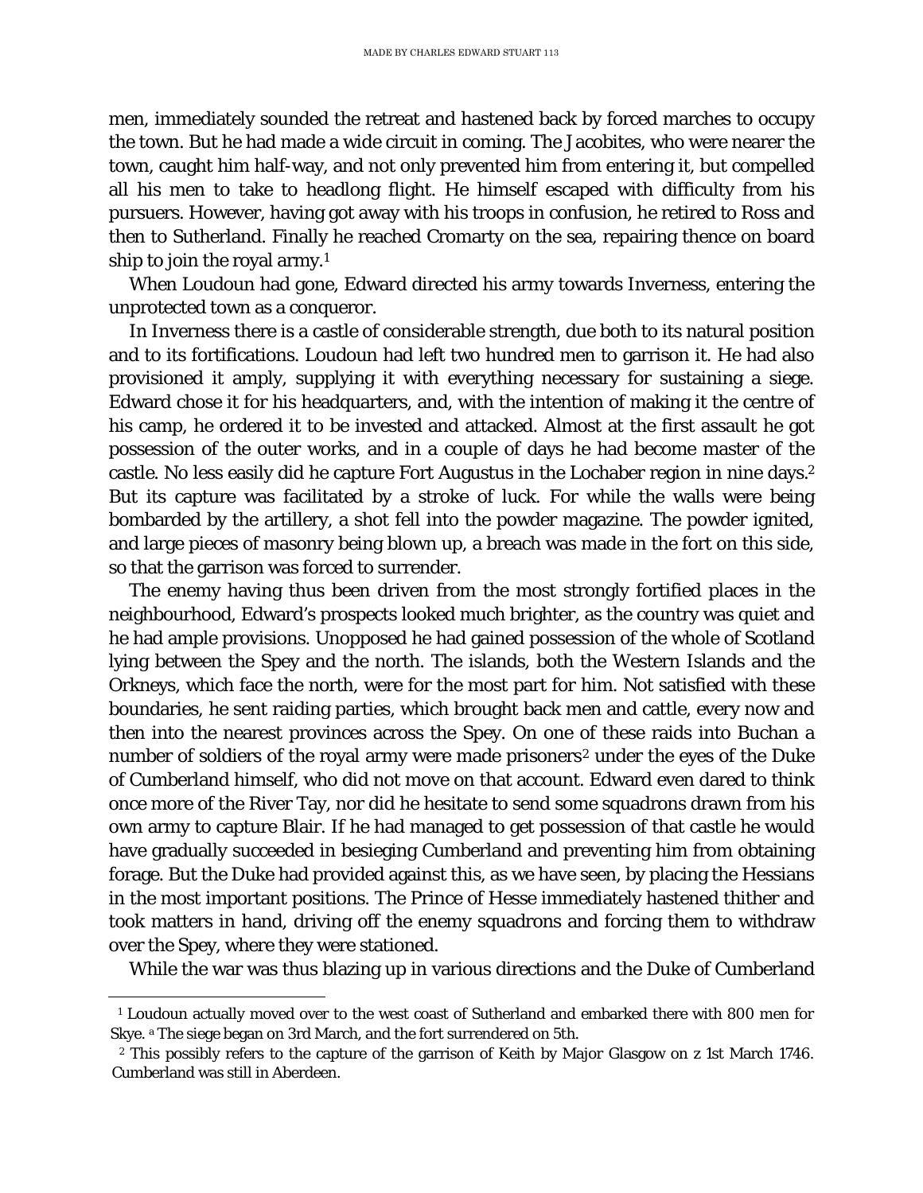men, immediately sounded the retreat and hastened back by forced marches to occupy the town. But he had made a wide circuit in coming. The Jacobites, who were nearer the town, caught him half-way, and not only prevented him from entering it, but compelled all his men to take to headlong flight. He himself escaped with difficulty from his pursuers. However, having got away with his troops in confusion, he retired to Ross and then to Sutherland. Finally he reached Cromarty on the sea, repairing thence on board ship to join the royal army.[1]

When Loudoun had gone, Edward directed his army towards Inverness, entering the unprotected town as a conqueror.

In Inverness there is a castle of considerable strength, due both to its natural position and to its fortifications. Loudoun had left two hundred men to garrison it. He had also provisioned it amply, supplying it with everything necessary for sustaining a siege. Edward chose it for his headquarters, and, with the intention of making it the centre of his camp, he ordered it to be invested and attacked. Almost at the first assault he got possession of the outer works, and in a couple of days he had become master of the castle. No less easily did he capture Fort Augustus in the Lochaber region in nine days.[2] But its capture was facilitated by a stroke of luck. For while the walls were being bombarded by the artillery, a shot fell into the powder magazine. The powder ignited, and large pieces of masonry being blown up, a breach was made in the fort on this side, so that the garrison was forced to surrender.

The enemy having thus been driven from the most strongly fortified places in the neighbourhood, Edward's prospects looked much brighter, as the country was quiet and he had ample provisions. Unopposed he had gained possession of the whole of Scotland lying between the Spey and the north. The islands, both the Western Islands and the Orkneys, which face the north, were for the most part for him. Not satisfied with these boundaries, he sent raiding parties, which brought back men and cattle, every now and then into the nearest provinces across the Spey. On one of these raids into Buchan a number of soldiers of the royal army were made prisoners[2] under the eyes of the Duke of Cumberland himself, who did not move on that account. Edward even dared to think once more of the River Tay, nor did he hesitate to send some squadrons drawn from his own army to capture Blair. If he had managed to get possession of that castle he would have gradually succeeded in besieging Cumberland and preventing him from obtaining forage. But the Duke had provided against this, as we have seen, by placing the Hessians in the most important positions. The Prince of Hesse immediately hastened thither and took matters in hand, driving off the enemy squadrons and forcing them to withdraw over the Spey, where they were stationed.

While the war was thus blazing up in various directions and the Duke of Cumberland

---

[1] Loudoun actually moved over to the west coast of Sutherland and embarked there with 800 men for Skye. [a] The siege began on 3rd March, and the fort surrendered on 5th.

[2] This possibly refers to the capture of the garrison of Keith by Major Glasgow on z 1st March 1746. Cumberland was still in Aberdeen.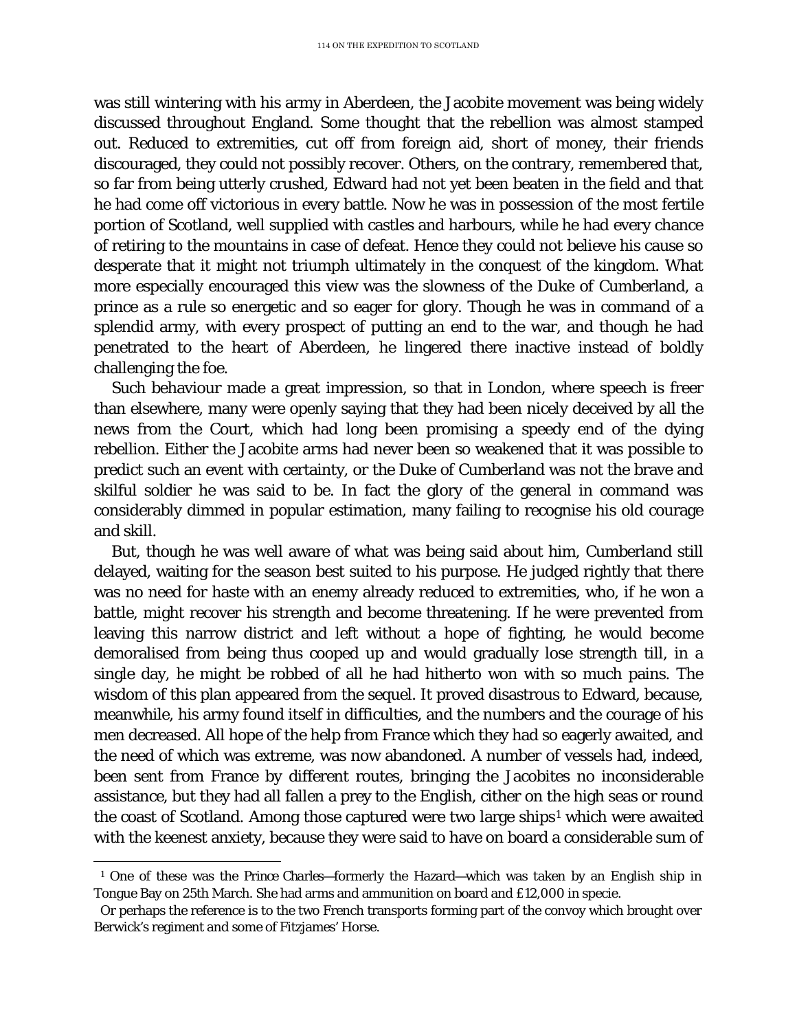was still wintering with his army in Aberdeen, the Jacobite movement was being widely discussed throughout England. Some thought that the rebellion was almost stamped out. Reduced to extremities, cut off from foreign aid, short of money, their friends discouraged, they could not possibly recover. Others, on the contrary, remembered that, so far from being utterly crushed, Edward had not yet been beaten in the field and that he had come off victorious in every battle. Now he was in possession of the most fertile portion of Scotland, well supplied with castles and harbours, while he had every chance of retiring to the mountains in case of defeat. Hence they could not believe his cause so desperate that it might not triumph ultimately in the conquest of the kingdom. What more especially encouraged this view was the slowness of the Duke of Cumberland, a prince as a rule so energetic and so eager for glory. Though he was in command of a splendid army, with every prospect of putting an end to the war, and though he had penetrated to the heart of Aberdeen, he lingered there inactive instead of boldly challenging the foe.

Such behaviour made a great impression, so that in London, where speech is freer than elsewhere, many were openly saying that they had been nicely deceived by all the news from the Court, which had long been promising a speedy end of the dying rebellion. Either the Jacobite arms had never been so weakened that it was possible to predict such an event with certainty, or the Duke of Cumberland was not the brave and skilful soldier he was said to be. In fact the glory of the general in command was considerably dimmed in popular estimation, many failing to recognise his old courage and skill.

But, though he was well aware of what was being said about him, Cumberland still delayed, waiting for the season best suited to his purpose. He judged rightly that there was no need for haste with an enemy already reduced to extremities, who, if he won a battle, might recover his strength and become threatening. If he were prevented from leaving this narrow district and left without a hope of fighting, he would become demoralised from being thus cooped up and would gradually lose strength till, in a single day, he might be robbed of all he had hitherto won with so much pains. The wisdom of this plan appeared from the sequel. It proved disastrous to Edward, because, meanwhile, his army found itself in difficulties, and the numbers and the courage of his men decreased. All hope of the help from France which they had so eagerly awaited, and the need of which was extreme, was now abandoned. A number of vessels had, indeed, been sent from France by different routes, bringing the Jacobites no inconsiderable assistance, but they had all fallen a prey to the English, cither on the high seas or round the coast of Scotland. Among those captured were two large ships[1] which were awaited with the keenest anxiety, because they were said to have on board a considerable sum of

---

[1] One of these was the *Prince Charles*—formerly the *Hazard*—which was taken by an English ship in Tongue Bay on 25th March. She had arms and ammunition on board and £12,000 in specie.

Or perhaps the reference is to the two French transports forming part of the convoy which brought over Berwick's regiment and some of Fitzjames' Horse.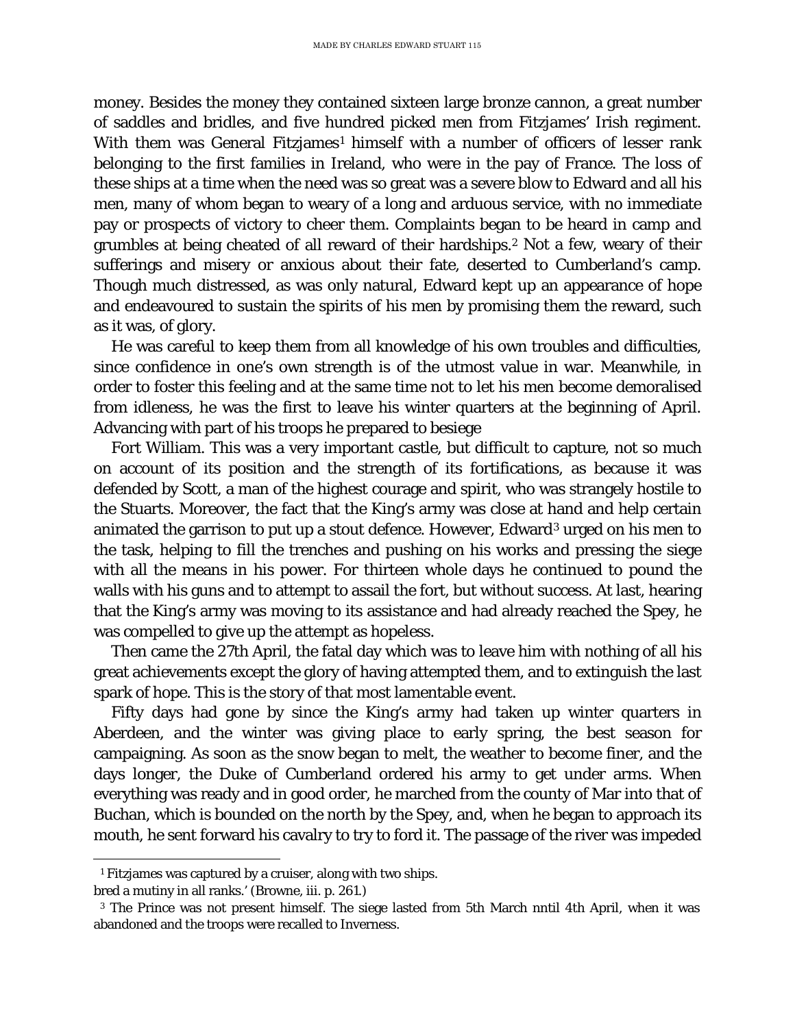money. Besides the money they contained sixteen large bronze cannon, a great number of saddles and bridles, and five hundred picked men from Fitzjames' Irish regiment. With them was General Fitzjames[1] himself with a number of officers of lesser rank belonging to the first families in Ireland, who were in the pay of France. The loss of these ships at a time when the need was so great was a severe blow to Edward and all his men, many of whom began to weary of a long and arduous service, with no immediate pay or prospects of victory to cheer them. Complaints began to be heard in camp and grumbles at being cheated of all reward of their hardships.[2] Not a few, weary of their sufferings and misery or anxious about their fate, deserted to Cumberland's camp. Though much distressed, as was only natural, Edward kept up an appearance of hope and endeavoured to sustain the spirits of his men by promising them the reward, such as it was, of glory.

He was careful to keep them from all knowledge of his own troubles and difficulties, since confidence in one's own strength is of the utmost value in war. Meanwhile, in order to foster this feeling and at the same time not to let his men become demoralised from idleness, he was the first to leave his winter quarters at the beginning of April. Advancing with part of his troops he prepared to besiege

Fort William. This was a very important castle, but difficult to capture, not so much on account of its position and the strength of its fortifications, as because it was defended by Scott, a man of the highest courage and spirit, who was strangely hostile to the Stuarts. Moreover, the fact that the King's army was close at hand and help certain animated the garrison to put up a stout defence. However, Edward[3] urged on his men to the task, helping to fill the trenches and pushing on his works and pressing the siege with all the means in his power. For thirteen whole days he continued to pound the walls with his guns and to attempt to assail the fort, but without success. At last, hearing that the King's army was moving to its assistance and had already reached the Spey, he was compelled to give up the attempt as hopeless.

Then came the 27th April, the fatal day which was to leave him with nothing of all his great achievements except the glory of having attempted them, and to extinguish the last spark of hope. This is the story of that most lamentable event.

Fifty days had gone by since the King's army had taken up winter quarters in Aberdeen, and the winter was giving place to early spring, the best season for campaigning. As soon as the snow began to melt, the weather to become finer, and the days longer, the Duke of Cumberland ordered his army to get under arms. When everything was ready and in good order, he marched from the county of Mar into that of Buchan, which is bounded on the north by the Spey, and, when he began to approach its mouth, he sent forward his cavalry to try to ford it. The passage of the river was impeded

---

[1] Fitzjames was captured by a cruiser, along with two ships.

bred a mutiny in all ranks.' (Browne, iii. p. 261.)

[3] The Prince was not present himself. The siege lasted from 5th March nntil 4th April, when it was abandoned and the troops were recalled to Inverness.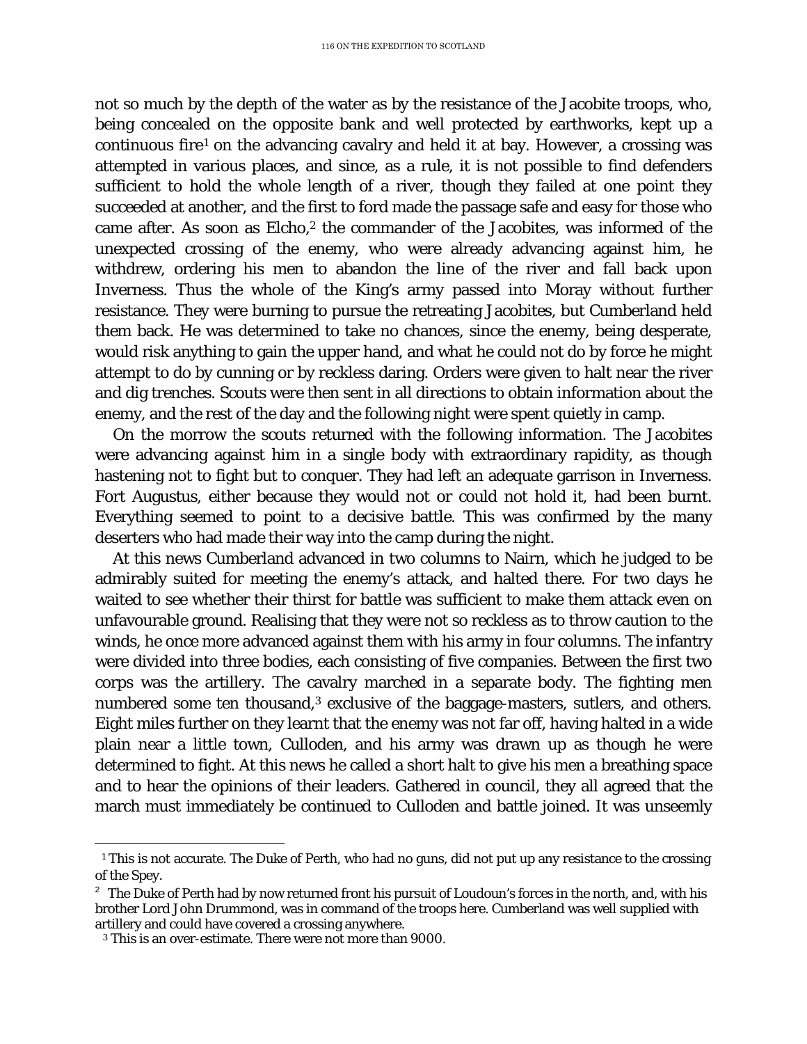not so much by the depth of the water as by the resistance of the Jacobite troops, who, being concealed on the opposite bank and well protected by earthworks, kept up a continuous fire[1] on the advancing cavalry and held it at bay. However, a crossing was attempted in various places, and since, as a rule, it is not possible to find defenders sufficient to hold the whole length of a river, though they failed at one point they succeeded at another, and the first to ford made the passage safe and easy for those who came after. As soon as Elcho,[2] the commander of the Jacobites, was informed of the unexpected crossing of the enemy, who were already advancing against him, he withdrew, ordering his men to abandon the line of the river and fall back upon Inverness. Thus the whole of the King's army passed into Moray without further resistance. They were burning to pursue the retreating Jacobites, but Cumberland held them back. He was determined to take no chances, since the enemy, being desperate, would risk anything to gain the upper hand, and what he could not do by force he might attempt to do by cunning or by reckless daring. Orders were given to halt near the river and dig trenches. Scouts were then sent in all directions to obtain information about the enemy, and the rest of the day and the following night were spent quietly in camp.

On the morrow the scouts returned with the following information. The Jacobites were advancing against him in a single body with extraordinary rapidity, as though hastening not to fight but to conquer. They had left an adequate garrison in Inverness. Fort Augustus, either because they would not or could not hold it, had been burnt. Everything seemed to point to a decisive battle. This was confirmed by the many deserters who had made their way into the camp during the night.

At this news Cumberland advanced in two columns to Nairn, which he judged to be admirably suited for meeting the enemy's attack, and halted there. For two days he waited to see whether their thirst for battle was sufficient to make them attack even on unfavourable ground. Realising that they were not so reckless as to throw caution to the winds, he once more advanced against them with his army in four columns. The infantry were divided into three bodies, each consisting of five companies. Between the first two corps was the artillery. The cavalry marched in a separate body. The fighting men numbered some ten thousand,[3] exclusive of the baggage-masters, sutlers, and others. Eight miles further on they learnt that the enemy was not far off, having halted in a wide plain near a little town, Culloden, and his army was drawn up as though he were determined to fight. At this news he called a short halt to give his men a breathing space and to hear the opinions of their leaders. Gathered in council, they all agreed that the march must immediately be continued to Culloden and battle joined. It was unseemly

---

[1] This is not accurate. The Duke of Perth, who had no guns, did not put up any resistance to the crossing of the Spey.

[2] The Duke of Perth had by now returned front his pursuit of Loudoun's forces in the north, and, with his brother Lord John Drummond, was in command of the troops here. Cumberland was well supplied with artillery and could have covered a crossing anywhere.

[3] This is an over-estimate. There were not more than 9000.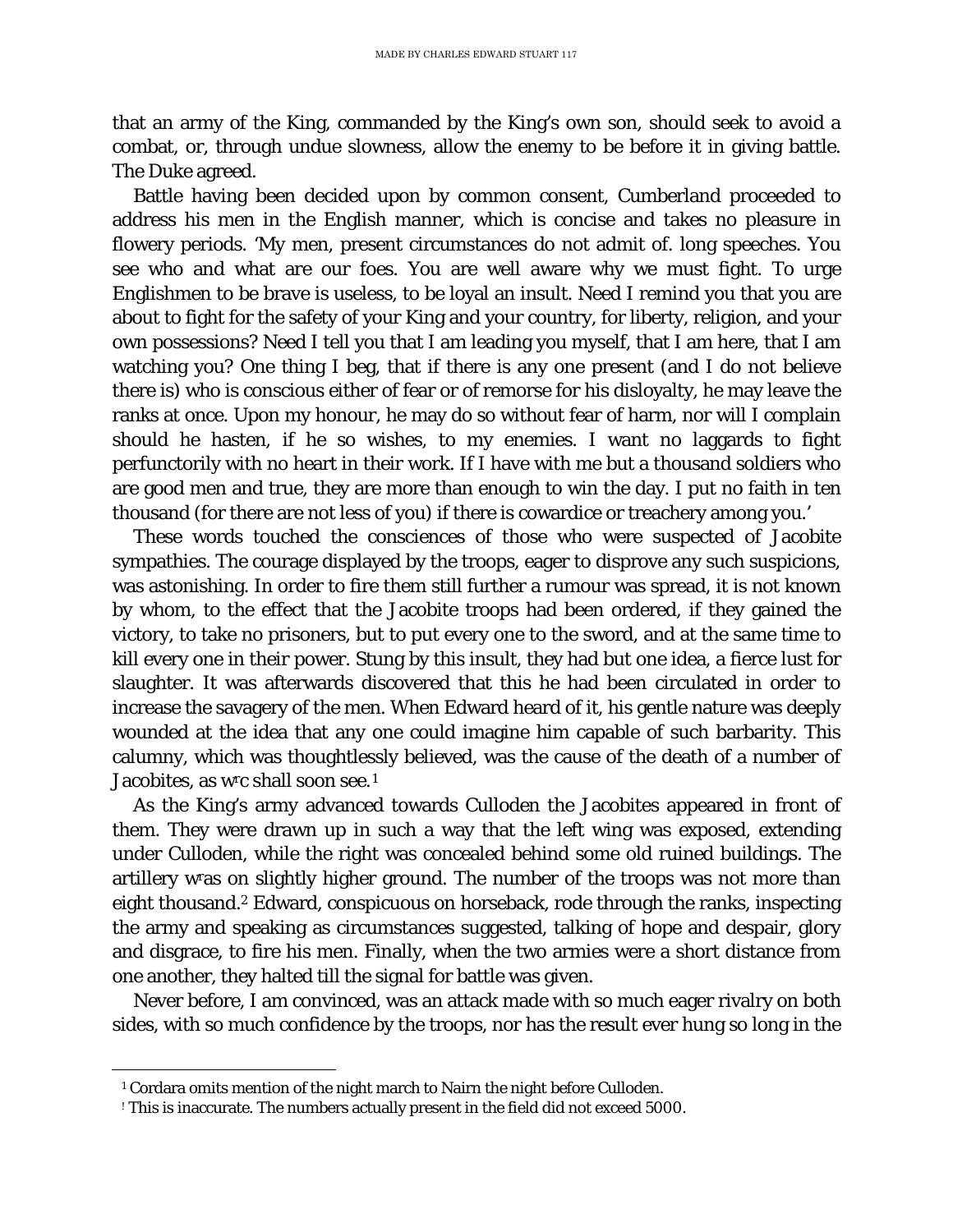that an army of the King, commanded by the King's own son, should seek to avoid a combat, or, through undue slowness, allow the enemy to be before it in giving battle. The Duke agreed.

Battle having been decided upon by common consent, Cumberland proceeded to address his men in the English manner, which is concise and takes no pleasure in flowery periods. 'My men, present circumstances do not admit of. long speeches. You see who and what are our foes. You are well aware why we must fight. To urge Englishmen to be brave is useless, to be loyal an insult. Need I remind you that you are about to fight for the safety of your King and your country, for liberty, religion, and your own possessions? Need I tell you that I am leading you myself, that I am here, that I am watching you? One thing I beg, that if there is any one present (and I do not believe there is) who is conscious either of fear or of remorse for his disloyalty, he may leave the ranks at once. Upon my honour, he may do so without fear of harm, nor will I complain should he hasten, if he so wishes, to my enemies. I want no laggards to fight perfunctorily with no heart in their work. If I have with me but a thousand soldiers who are good men and true, they are more than enough to win the day. I put no faith in ten thousand (for there are not less of you) if there is cowardice or treachery among you.'

These words touched the consciences of those who were suspected of Jacobite sympathies. The courage displayed by the troops, eager to disprove any such suspicions, was astonishing. In order to fire them still further a rumour was spread, it is not known by whom, to the effect that the Jacobite troops had been ordered, if they gained the victory, to take no prisoners, but to put every one to the sword, and at the same time to kill every one in their power. Stung by this insult, they had but one idea, a fierce lust for slaughter. It was afterwards discovered that this he had been circulated in order to increase the savagery of the men. When Edward heard of it, his gentle nature was deeply wounded at the idea that any one could imagine him capable of such barbarity. This calumny, which was thoughtlessly believed, was the cause of the death of a number of Jacobites, as wrc shall soon see.[1]

As the King's army advanced towards Culloden the Jacobites appeared in front of them. They were drawn up in such a way that the left wing was exposed, extending under Culloden, while the right was concealed behind some old ruined buildings. The artillery wras on slightly higher ground. The number of the troops was not more than eight thousand.[2] Edward, conspicuous on horseback, rode through the ranks, inspecting the army and speaking as circumstances suggested, talking of hope and despair, glory and disgrace, to fire his men. Finally, when the two armies were a short distance from one another, they halted till the signal for battle was given.

Never before, I am convinced, was an attack made with so much eager rivalry on both sides, with so much confidence by the troops, nor has the result ever hung so long in the

---

[1] Cordara omits mention of the night march to Nairn the night before Culloden.

[2] This is inaccurate. The numbers actually present in the field did not exceed 5000.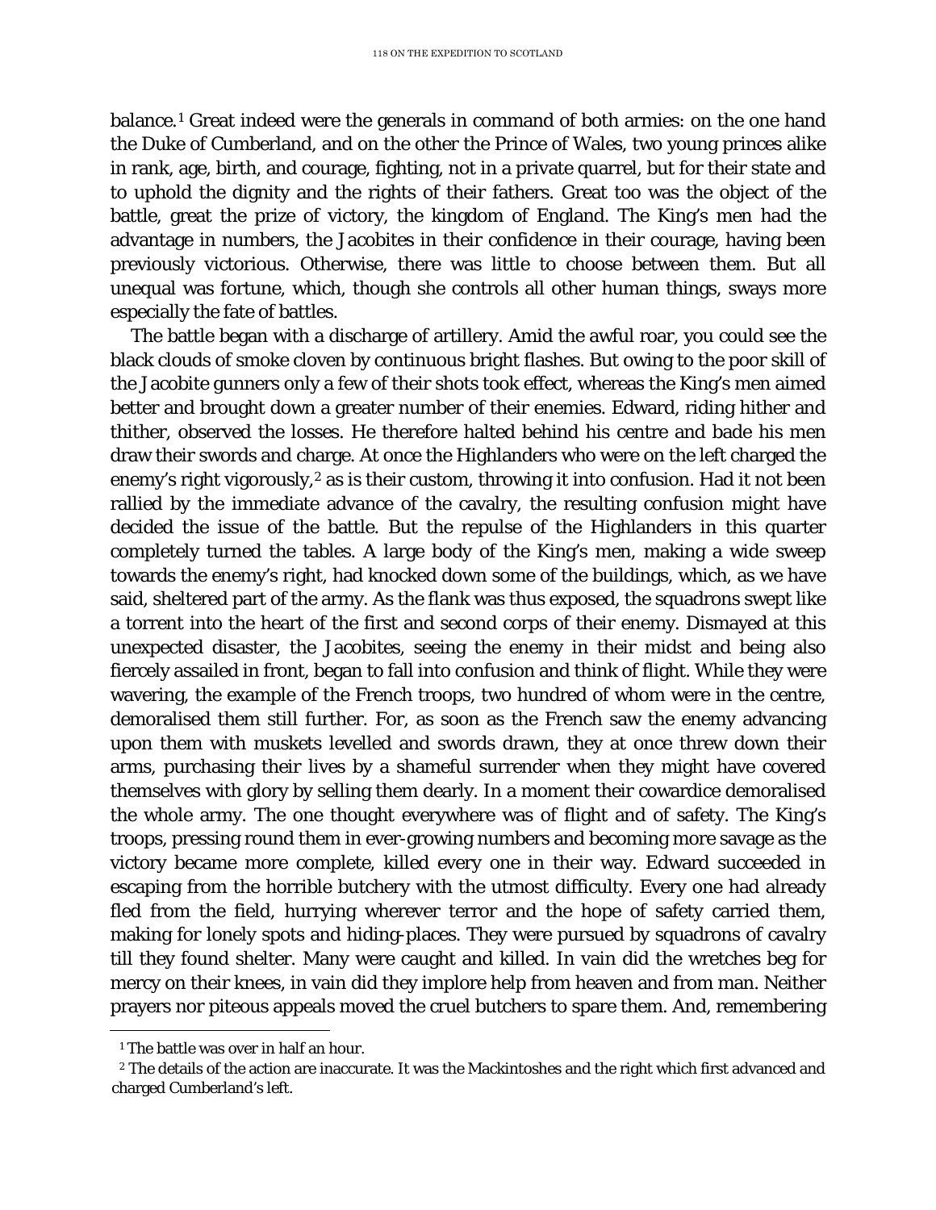balance.[1] Great indeed were the generals in command of both armies: on the one hand the Duke of Cumberland, and on the other the Prince of Wales, two young princes alike in rank, age, birth, and courage, fighting, not in a private quarrel, but for their state and to uphold the dignity and the rights of their fathers. Great too was the object of the battle, great the prize of victory, the kingdom of England. The King's men had the advantage in numbers, the Jacobites in their confidence in their courage, having been previously victorious. Otherwise, there was little to choose between them. But all unequal was fortune, which, though she controls all other human things, sways more especially the fate of battles.

The battle began with a discharge of artillery. Amid the awful roar, you could see the black clouds of smoke cloven by continuous bright flashes. But owing to the poor skill of the Jacobite gunners only a few of their shots took effect, whereas the King's men aimed better and brought down a greater number of their enemies. Edward, riding hither and thither, observed the losses. He therefore halted behind his centre and bade his men draw their swords and charge. At once the Highlanders who were on the left charged the enemy's right vigorously,[2] as is their custom, throwing it into confusion. Had it not been rallied by the immediate advance of the cavalry, the resulting confusion might have decided the issue of the battle. But the repulse of the Highlanders in this quarter completely turned the tables. A large body of the King's men, making a wide sweep towards the enemy's right, had knocked down some of the buildings, which, as we have said, sheltered part of the army. As the flank was thus exposed, the squadrons swept like a torrent into the heart of the first and second corps of their enemy. Dismayed at this unexpected disaster, the Jacobites, seeing the enemy in their midst and being also fiercely assailed in front, began to fall into confusion and think of flight. While they were wavering, the example of the French troops, two hundred of whom were in the centre, demoralised them still further. For, as soon as the French saw the enemy advancing upon them with muskets levelled and swords drawn, they at once threw down their arms, purchasing their lives by a shameful surrender when they might have covered themselves with glory by selling them dearly. In a moment their cowardice demoralised the whole army. The one thought everywhere was of flight and of safety. The King's troops, pressing round them in ever-growing numbers and becoming more savage as the victory became more complete, killed every one in their way. Edward succeeded in escaping from the horrible butchery with the utmost difficulty. Every one had already fled from the field, hurrying wherever terror and the hope of safety carried them, making for lonely spots and hiding-places. They were pursued by squadrons of cavalry till they found shelter. Many were caught and killed. In vain did the wretches beg for mercy on their knees, in vain did they implore help from heaven and from man. Neither prayers nor piteous appeals moved the cruel butchers to spare them. And, remembering

---

[1] The battle was over in half an hour.

[2] The details of the action are inaccurate. It was the Mackintoshes and the right which first advanced and charged Cumberland's left.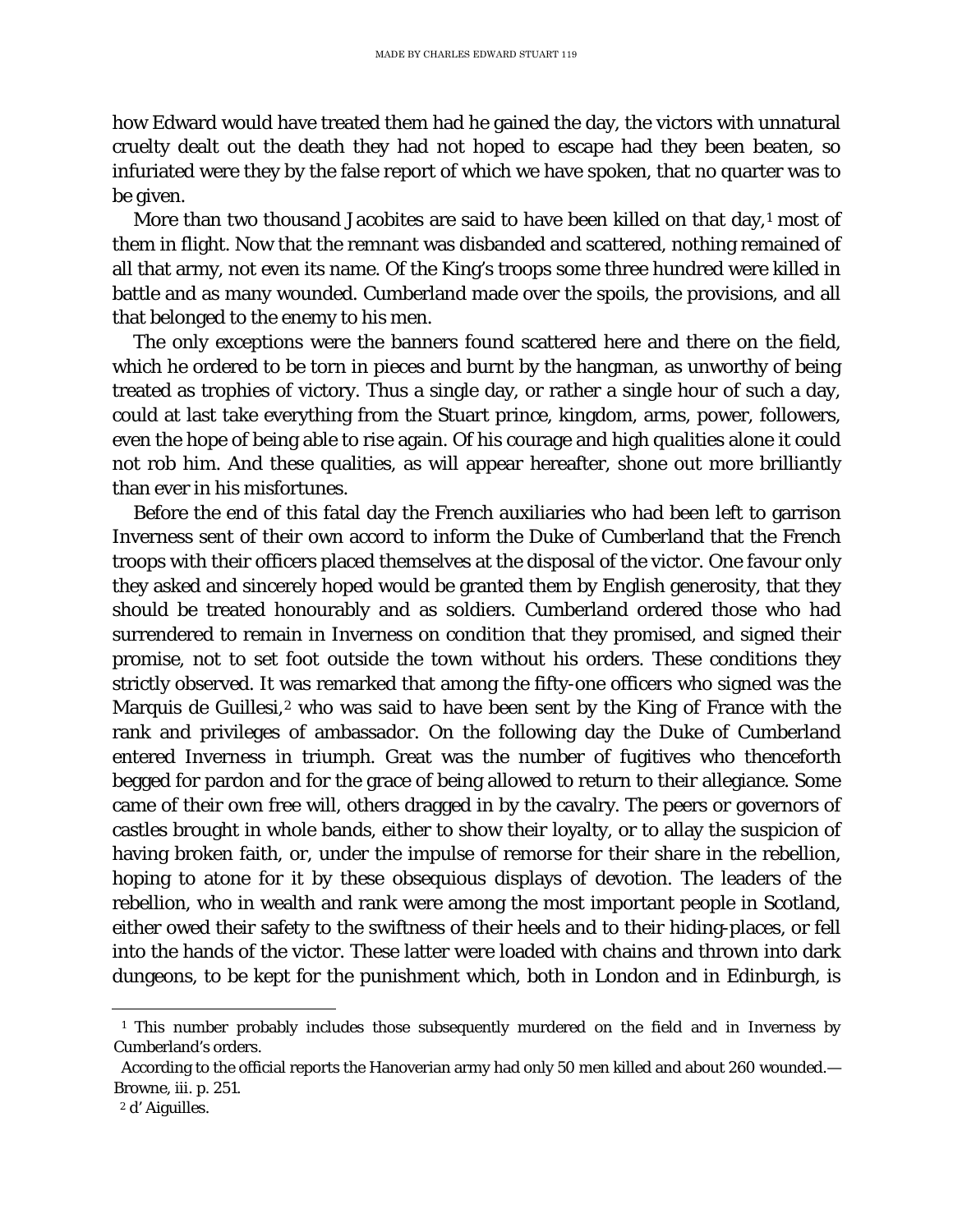how Edward would have treated them had he gained the day, the victors with unnatural cruelty dealt out the death they had not hoped to escape had they been beaten, so infuriated were they by the false report of which we have spoken, that no quarter was to be given.

More than two thousand Jacobites are said to have been killed on that day,[1] most of them in flight. Now that the remnant was disbanded and scattered, nothing remained of all that army, not even its name. Of the King's troops some three hundred were killed in battle and as many wounded. Cumberland made over the spoils, the provisions, and all that belonged to the enemy to his men.

The only exceptions were the banners found scattered here and there on the field, which he ordered to be torn in pieces and burnt by the hangman, as unworthy of being treated as trophies of victory. Thus a single day, or rather a single hour of such a day, could at last take everything from the Stuart prince, kingdom, arms, power, followers, even the hope of being able to rise again. Of his courage and high qualities alone it could not rob him. And these qualities, as will appear hereafter, shone out more brilliantly than ever in his misfortunes.

Before the end of this fatal day the French auxiliaries who had been left to garrison Inverness sent of their own accord to inform the Duke of Cumberland that the French troops with their officers placed themselves at the disposal of the victor. One favour only they asked and sincerely hoped would be granted them by English generosity, that they should be treated honourably and as soldiers. Cumberland ordered those who had surrendered to remain in Inverness on condition that they promised, and signed their promise, not to set foot outside the town without his orders. These conditions they strictly observed. It was remarked that among the fifty-one officers who signed was the Marquis de Guillesi,[2] who was said to have been sent by the King of France with the rank and privileges of ambassador. On the following day the Duke of Cumberland entered Inverness in triumph. Great was the number of fugitives who thenceforth begged for pardon and for the grace of being allowed to return to their allegiance. Some came of their own free will, others dragged in by the cavalry. The peers or governors of castles brought in whole bands, either to show their loyalty, or to allay the suspicion of having broken faith, or, under the impulse of remorse for their share in the rebellion, hoping to atone for it by these obsequious displays of devotion. The leaders of the rebellion, who in wealth and rank were among the most important people in Scotland, either owed their safety to the swiftness of their heels and to their hiding-places, or fell into the hands of the victor. These latter were loaded with chains and thrown into dark dungeons, to be kept for the punishment which, both in London and in Edinburgh, is

---

[1] This number probably includes those subsequently murdered on the field and in Inverness by Cumberland's orders.

According to the official reports the Hanoverian army had only 50 men killed and about 260 wounded.—Browne, iii. p. 251.

[2] d' Aiguilles.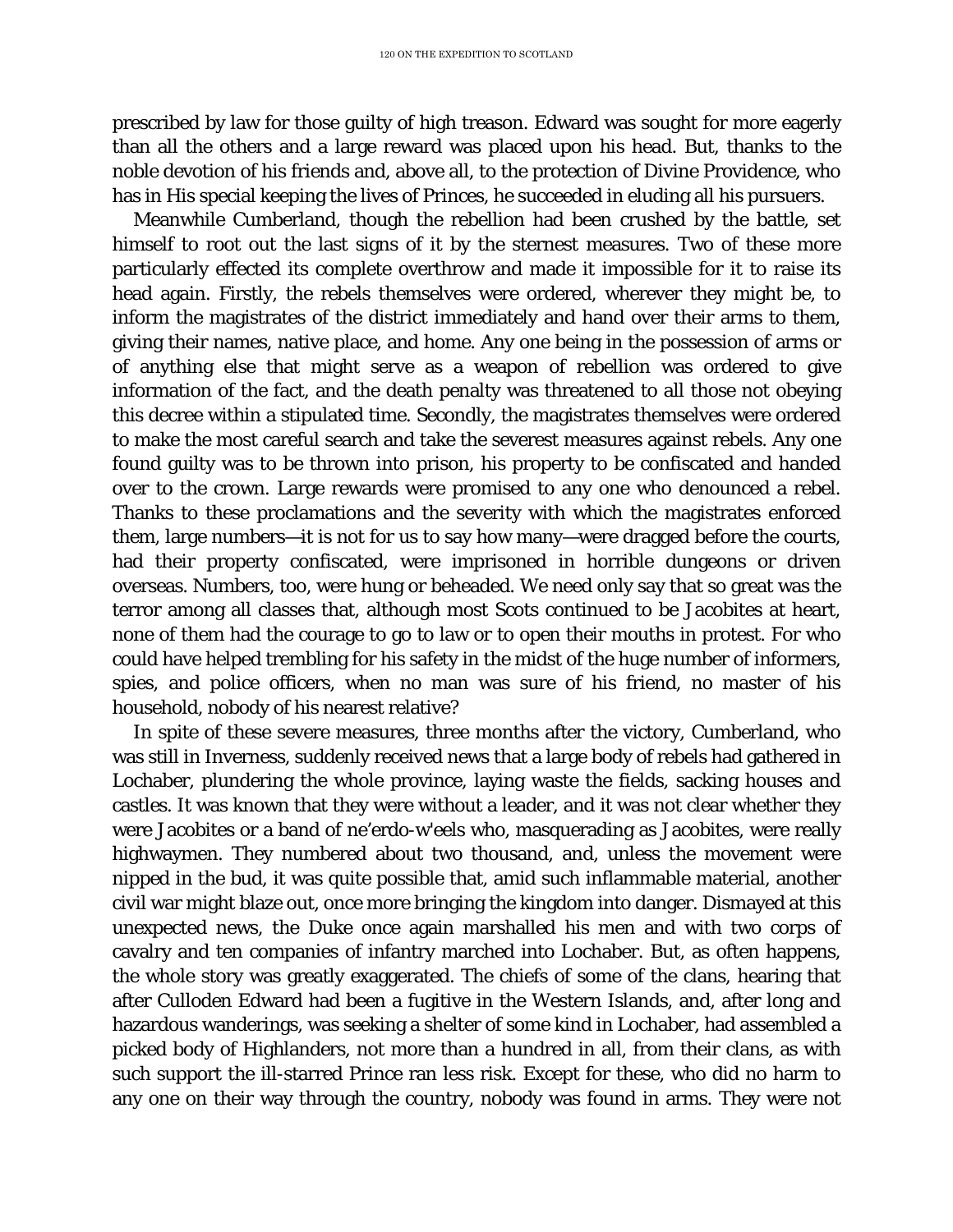prescribed by law for those guilty of high treason. Edward was sought for more eagerly than all the others and a large reward was placed upon his head. But, thanks to the noble devotion of his friends and, above all, to the protection of Divine Providence, who has in His special keeping the lives of Princes, he succeeded in eluding all his pursuers.

Meanwhile Cumberland, though the rebellion had been crushed by the battle, set himself to root out the last signs of it by the sternest measures. Two of these more particularly effected its complete overthrow and made it impossible for it to raise its head again. Firstly, the rebels themselves were ordered, wherever they might be, to inform the magistrates of the district immediately and hand over their arms to them, giving their names, native place, and home. Any one being in the possession of arms or of anything else that might serve as a weapon of rebellion was ordered to give information of the fact, and the death penalty was threatened to all those not obeying this decree within a stipulated time. Secondly, the magistrates themselves were ordered to make the most careful search and take the severest measures against rebels. Any one found guilty was to be thrown into prison, his property to be confiscated and handed over to the crown. Large rewards were promised to any one who denounced a rebel. Thanks to these proclamations and the severity with which the magistrates enforced them, large numbers—it is not for us to say how many—were dragged before the courts, had their property confiscated, were imprisoned in horrible dungeons or driven overseas. Numbers, too, were hung or beheaded. We need only say that so great was the terror among all classes that, although most Scots continued to be Jacobites at heart, none of them had the courage to go to law or to open their mouths in protest. For who could have helped trembling for his safety in the midst of the huge number of informers, spies, and police officers, when no man was sure of his friend, no master of his household, nobody of his nearest relative?

In spite of these severe measures, three months after the victory, Cumberland, who was still in Inverness, suddenly received news that a large body of rebels had gathered in Lochaber, plundering the whole province, laying waste the fields, sacking houses and castles. It was known that they were without a leader, and it was not clear whether they were Jacobites or a band of ne'erdo-w'eels who, masquerading as Jacobites, were really highwaymen. They numbered about two thousand, and, unless the movement were nipped in the bud, it was quite possible that, amid such inflammable material, another civil war might blaze out, once more bringing the kingdom into danger. Dismayed at this unexpected news, the Duke once again marshalled his men and with two corps of cavalry and ten companies of infantry marched into Lochaber. But, as often happens, the whole story was greatly exaggerated. The chiefs of some of the clans, hearing that after Culloden Edward had been a fugitive in the Western Islands, and, after long and hazardous wanderings, was seeking a shelter of some kind in Lochaber, had assembled a picked body of Highlanders, not more than a hundred in all, from their clans, as with such support the ill-starred Prince ran less risk. Except for these, who did no harm to any one on their way through the country, nobody was found in arms. They were not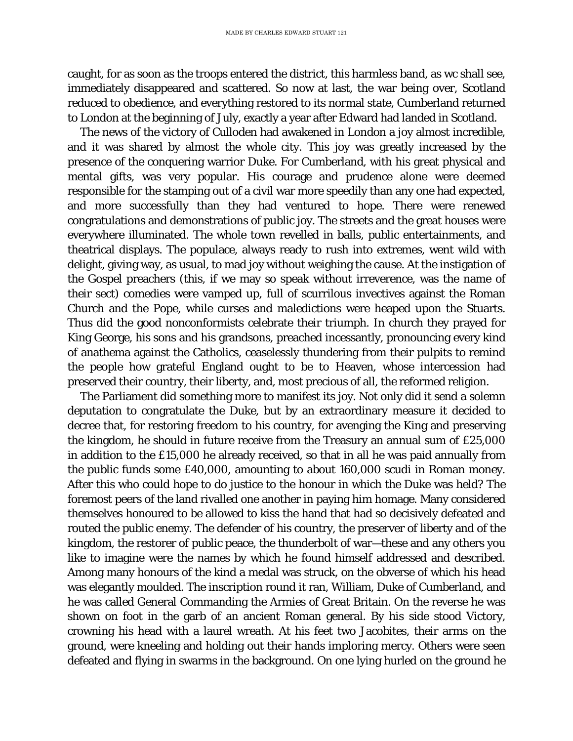caught, for as soon as the troops entered the district, this harmless band, as wc shall see, immediately disappeared and scattered. So now at last, the war being over, Scotland reduced to obedience, and everything restored to its normal state, Cumberland returned to London at the beginning of July, exactly a year after Edward had landed in Scotland.

The news of the victory of Culloden had awakened in London a joy almost incredible, and it was shared by almost the whole city. This joy was greatly increased by the presence of the conquering warrior Duke. For Cumberland, with his great physical and mental gifts, was very popular. His courage and prudence alone were deemed responsible for the stamping out of a civil war more speedily than any one had expected, and more successfully than they had ventured to hope. There were renewed congratulations and demonstrations of public joy. The streets and the great houses were everywhere illuminated. The whole town revelled in balls, public entertainments, and theatrical displays. The populace, always ready to rush into extremes, went wild with delight, giving way, as usual, to mad joy without weighing the cause. At the instigation of the Gospel preachers (this, if we may so speak without irreverence, was the name of their sect) comedies were vamped up, full of scurrilous invectives against the Roman Church and the Pope, while curses and maledictions were heaped upon the Stuarts. Thus did the good nonconformists celebrate their triumph. In church they prayed for King George, his sons and his grandsons, preached incessantly, pronouncing every kind of anathema against the Catholics, ceaselessly thundering from their pulpits to remind the people how grateful England ought to be to Heaven, whose intercession had preserved their country, their liberty, and, most precious of all, the reformed religion.

The Parliament did something more to manifest its joy. Not only did it send a solemn deputation to congratulate the Duke, but by an extraordinary measure it decided to decree that, for restoring freedom to his country, for avenging the King and preserving the kingdom, he should in future receive from the Treasury an annual sum of £25,000 in addition to the £15,000 he already received, so that in all he was paid annually from the public funds some £40,000, amounting to about 160,000 scudi in Roman money. After this who could hope to do justice to the honour in which the Duke was held? The foremost peers of the land rivalled one another in paying him homage. Many considered themselves honoured to be allowed to kiss the hand that had so decisively defeated and routed the public enemy. The defender of his country, the preserver of liberty and of the kingdom, the restorer of public peace, the thunderbolt of war—these and any others you like to imagine were the names by which he found himself addressed and described. Among many honours of the kind a medal was struck, on the obverse of which his head was elegantly moulded. The inscription round it ran, William, Duke of Cumberland, and he was called General Commanding the Armies of Great Britain. On the reverse he was shown on foot in the garb of an ancient Roman general. By his side stood Victory, crowning his head with a laurel wreath. At his feet two Jacobites, their arms on the ground, were kneeling and holding out their hands imploring mercy. Others were seen defeated and flying in swarms in the background. On one lying hurled on the ground he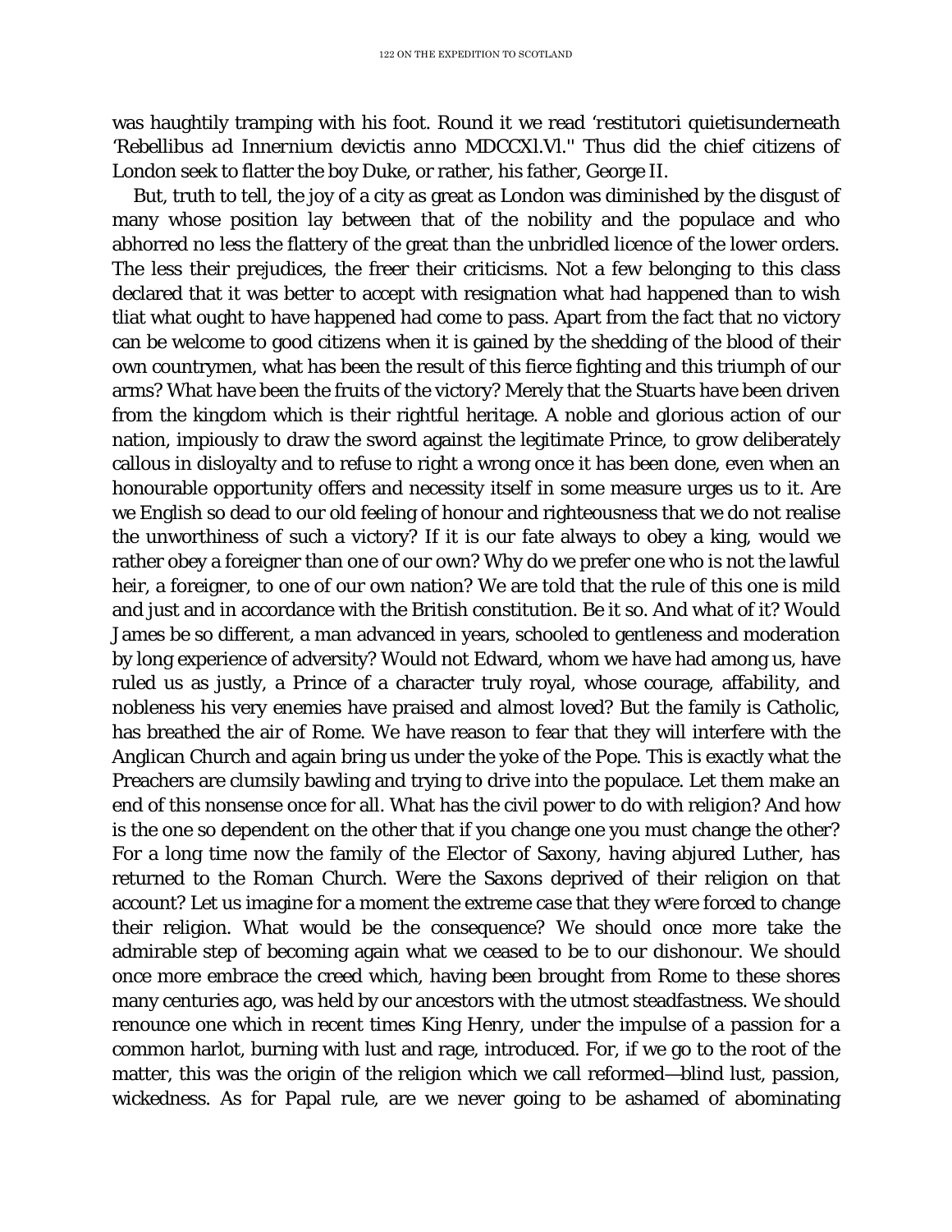was haughtily tramping with his foot. Round it we read 'restitutori quietisunderneath 'Rebellibus ad Innernium devictis anno MDCCXl.Vl.'' Thus did the chief citizens of London seek to flatter the boy Duke, or rather, his father, George II.

But, truth to tell, the joy of a city as great as London was diminished by the disgust of many whose position lay between that of the nobility and the populace and who abhorred no less the flattery of the great than the unbridled licence of the lower orders. The less their prejudices, the freer their criticisms. Not a few belonging to this class declared that it was better to accept with resignation what had happened than to wish tliat what ought to have happened had come to pass. Apart from the fact that no victory can be welcome to good citizens when it is gained by the shedding of the blood of their own countrymen, what has been the result of this fierce fighting and this triumph of our arms? What have been the fruits of the victory? Merely that the Stuarts have been driven from the kingdom which is their rightful heritage. A noble and glorious action of our nation, impiously to draw the sword against the legitimate Prince, to grow deliberately callous in disloyalty and to refuse to right a wrong once it has been done, even when an honourable opportunity offers and necessity itself in some measure urges us to it. Are we English so dead to our old feeling of honour and righteousness that we do not realise the unworthiness of such a victory? If it is our fate always to obey a king, would we rather obey a foreigner than one of our own? Why do we prefer one who is not the lawful heir, a foreigner, to one of our own nation? We are told that the rule of this one is mild and just and in accordance with the British constitution. Be it so. And what of it? Would James be so different, a man advanced in years, schooled to gentleness and moderation by long experience of adversity? Would not Edward, whom we have had among us, have ruled us as justly, a Prince of a character truly royal, whose courage, affability, and nobleness his very enemies have praised and almost loved? But the family is Catholic, has breathed the air of Rome. We have reason to fear that they will interfere with the Anglican Church and again bring us under the yoke of the Pope. This is exactly what the Preachers are clumsily bawling and trying to drive into the populace. Let them make an end of this nonsense once for all. What has the civil power to do with religion? And how is the one so dependent on the other that if you change one you must change the other? For a long time now the family of the Elector of Saxony, having abjured Luther, has returned to the Roman Church. Were the Saxons deprived of their religion on that account? Let us imagine for a moment the extreme case that they wrere forced to change their religion. What would be the consequence? We should once more take the admirable step of becoming again what we ceased to be to our dishonour. We should once more embrace the creed which, having been brought from Rome to these shores many centuries ago, was held by our ancestors with the utmost steadfastness. We should renounce one which in recent times King Henry, under the impulse of a passion for a common harlot, burning with lust and rage, introduced. For, if we go to the root of the matter, this was the origin of the religion which we call reformed—blind lust, passion, wickedness. As for Papal rule, are we never going to be ashamed of abominating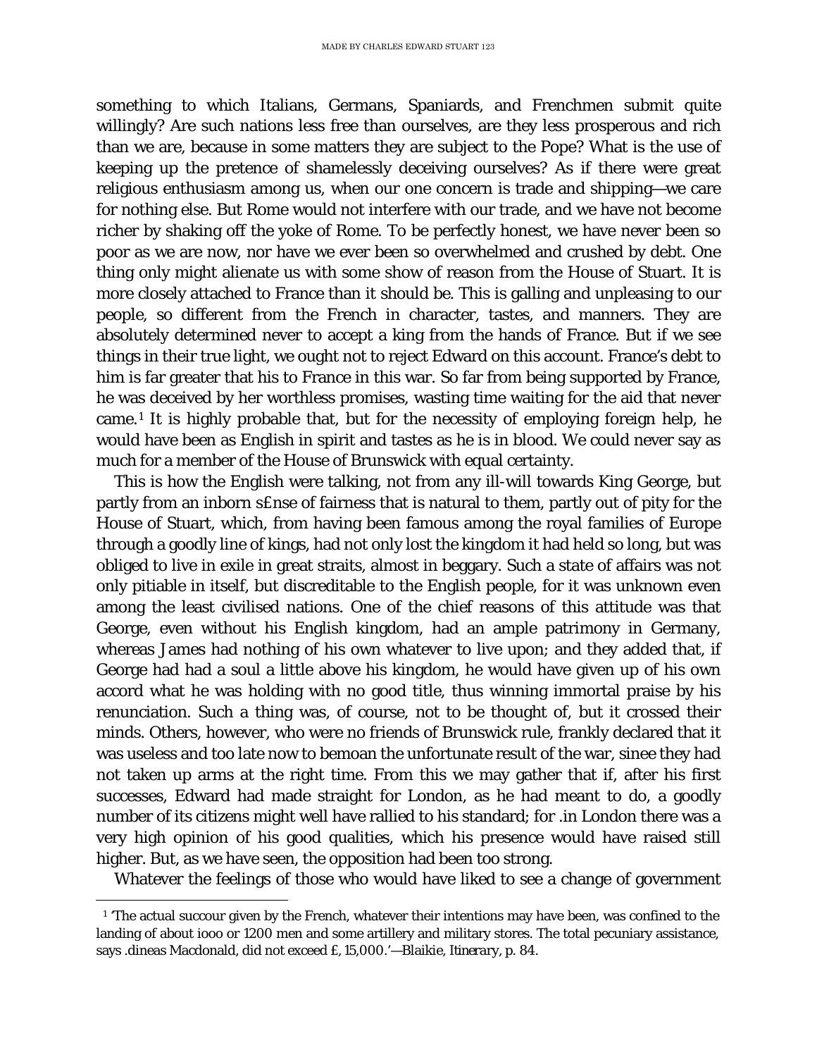something to which Italians, Germans, Spaniards, and Frenchmen submit quite willingly? Are such nations less free than ourselves, are they less prosperous and rich than we are, because in some matters they are subject to the Pope? What is the use of keeping up the pretence of shamelessly deceiving ourselves? As if there were great religious enthusiasm among us, when our one concern is trade and shipping—we care for nothing else. But Rome would not interfere with our trade, and we have not become richer by shaking off the yoke of Rome. To be perfectly honest, we have never been so poor as we are now, nor have we ever been so overwhelmed and crushed by debt. One thing only might alienate us with some show of reason from the House of Stuart. It is more closely attached to France than it should be. This is galling and unpleasing to our people, so different from the French in character, tastes, and manners. They are absolutely determined never to accept a king from the hands of France. But if we see things in their true light, we ought not to reject Edward on this account. France's debt to him is far greater that his to France in this war. So far from being supported by France, he was deceived by her worthless promises, wasting time waiting for the aid that never came.[1] It is highly probable that, but for the necessity of employing foreign help, he would have been as English in spirit and tastes as he is in blood. We could never say as much for a member of the House of Brunswick with equal certainty.

This is how the English were talking, not from any ill-will towards King George, but partly from an inborn s£nse of fairness that is natural to them, partly out of pity for the House of Stuart, which, from having been famous among the royal families of Europe through a goodly line of kings, had not only lost the kingdom it had held so long, but was obliged to live in exile in great straits, almost in beggary. Such a state of affairs was not only pitiable in itself, but discreditable to the English people, for it was unknown even among the least civilised nations. One of the chief reasons of this attitude was that George, even without his English kingdom, had an ample patrimony in Germany, whereas James had nothing of his own whatever to live upon; and they added that, if George had had a soul a little above his kingdom, he would have given up of his own accord what he was holding with no good title, thus winning immortal praise by his renunciation. Such a thing was, of course, not to be thought of, but it crossed their minds. Others, however, who were no friends of Brunswick rule, frankly declared that it was useless and too late now to bemoan the unfortunate result of the war, sinee they had not taken up arms at the right time. From this we may gather that if, after his first successes, Edward had made straight for London, as he had meant to do, a goodly number of its citizens might well have rallied to his standard; for .in London there was a very high opinion of his good qualities, which his presence would have raised still higher. But, as we have seen, the opposition had been too strong.

Whatever the feelings of those who would have liked to see a change of government

[1] 'The actual succour given by the French, whatever their intentions may have been, was confined to the landing of about iooo or 1200 men and some artillery and military stores. The total pecuniary assistance, says .dineas Macdonald, did not exceed £, 15,000.'—Blaikie, Itinerary, p. 84.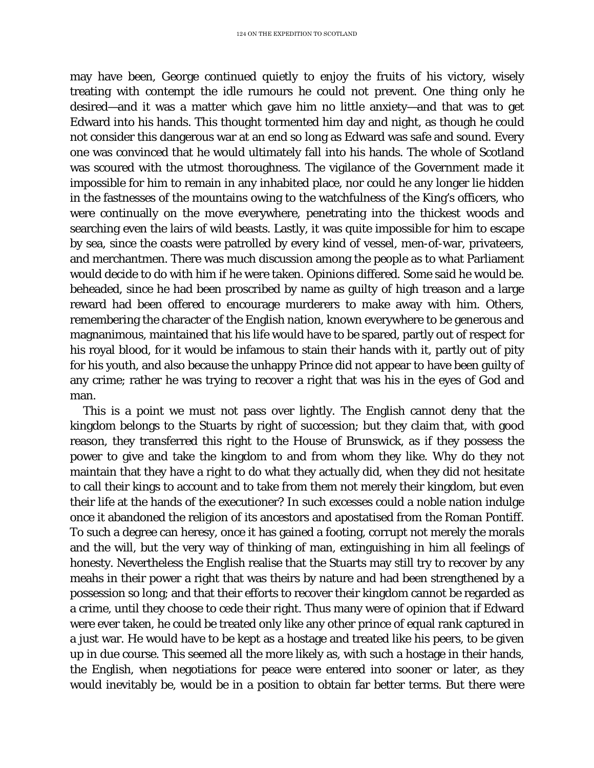may have been, George continued quietly to enjoy the fruits of his victory, wisely treating with contempt the idle rumours he could not prevent. One thing only he desired—and it was a matter which gave him no little anxiety—and that was to get Edward into his hands. This thought tormented him day and night, as though he could not consider this dangerous war at an end so long as Edward was safe and sound. Every one was convinced that he would ultimately fall into his hands. The whole of Scotland was scoured with the utmost thoroughness. The vigilance of the Government made it impossible for him to remain in any inhabited place, nor could he any longer lie hidden in the fastnesses of the mountains owing to the watchfulness of the King's officers, who were continually on the move everywhere, penetrating into the thickest woods and searching even the lairs of wild beasts. Lastly, it was quite impossible for him to escape by sea, since the coasts were patrolled by every kind of vessel, men-of-war, privateers, and merchantmen. There was much discussion among the people as to what Parliament would decide to do with him if he were taken. Opinions differed. Some said he would be. beheaded, since he had been proscribed by name as guilty of high treason and a large reward had been offered to encourage murderers to make away with him. Others, remembering the character of the English nation, known everywhere to be generous and magnanimous, maintained that his life would have to be spared, partly out of respect for his royal blood, for it would be infamous to stain their hands with it, partly out of pity for his youth, and also because the unhappy Prince did not appear to have been guilty of any crime; rather he was trying to recover a right that was his in the eyes of God and man.

This is a point we must not pass over lightly. The English cannot deny that the kingdom belongs to the Stuarts by right of succession; but they claim that, with good reason, they transferred this right to the House of Brunswick, as if they possess the power to give and take the kingdom to and from whom they like. Why do they not maintain that they have a right to do what they actually did, when they did not hesitate to call their kings to account and to take from them not merely their kingdom, but even their life at the hands of the executioner? In such excesses could a noble nation indulge once it abandoned the religion of its ancestors and apostatised from the Roman Pontiff. To such a degree can heresy, once it has gained a footing, corrupt not merely the morals and the will, but the very way of thinking of man, extinguishing in him all feelings of honesty. Nevertheless the English realise that the Stuarts may still try to recover by any meahs in their power a right that was theirs by nature and had been strengthened by a possession so long; and that their efforts to recover their kingdom cannot be regarded as a crime, until they choose to cede their right. Thus many were of opinion that if Edward were ever taken, he could be treated only like any other prince of equal rank captured in a just war. He would have to be kept as a hostage and treated like his peers, to be given up in due course. This seemed all the more likely as, with such a hostage in their hands, the English, when negotiations for peace were entered into sooner or later, as they would inevitably be, would be in a position to obtain far better terms. But there were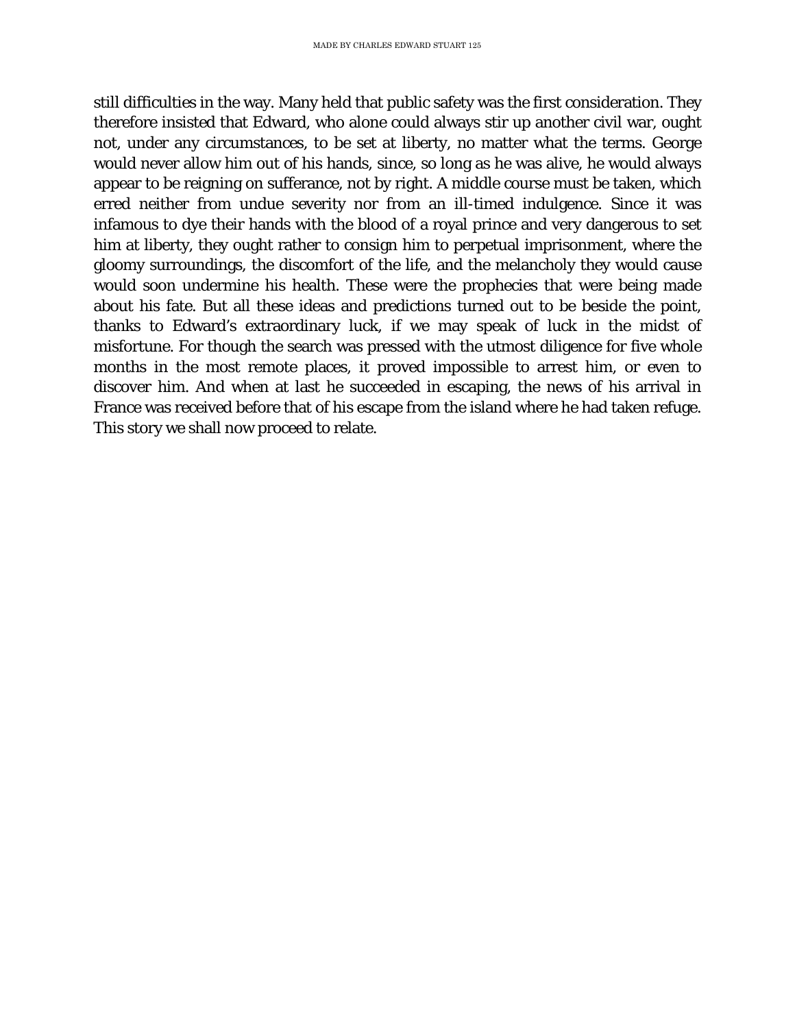still difficulties in the way. Many held that public safety was the first consideration. They therefore insisted that Edward, who alone could always stir up another civil war, ought not, under any circumstances, to be set at liberty, no matter what the terms. George would never allow him out of his hands, since, so long as he was alive, he would always appear to be reigning on sufferance, not by right. A middle course must be taken, which erred neither from undue severity nor from an ill-timed indulgence. Since it was infamous to dye their hands with the blood of a royal prince and very dangerous to set him at liberty, they ought rather to consign him to perpetual imprisonment, where the gloomy surroundings, the discomfort of the life, and the melancholy they would cause would soon undermine his health. These were the prophecies that were being made about his fate. But all these ideas and predictions turned out to be beside the point, thanks to Edward's extraordinary luck, if we may speak of luck in the midst of misfortune. For though the search was pressed with the utmost diligence for five whole months in the most remote places, it proved impossible to arrest him, or even to discover him. And when at last he succeeded in escaping, the news of his arrival in France was received before that of his escape from the island where he had taken refuge. This story we shall now proceed to relate.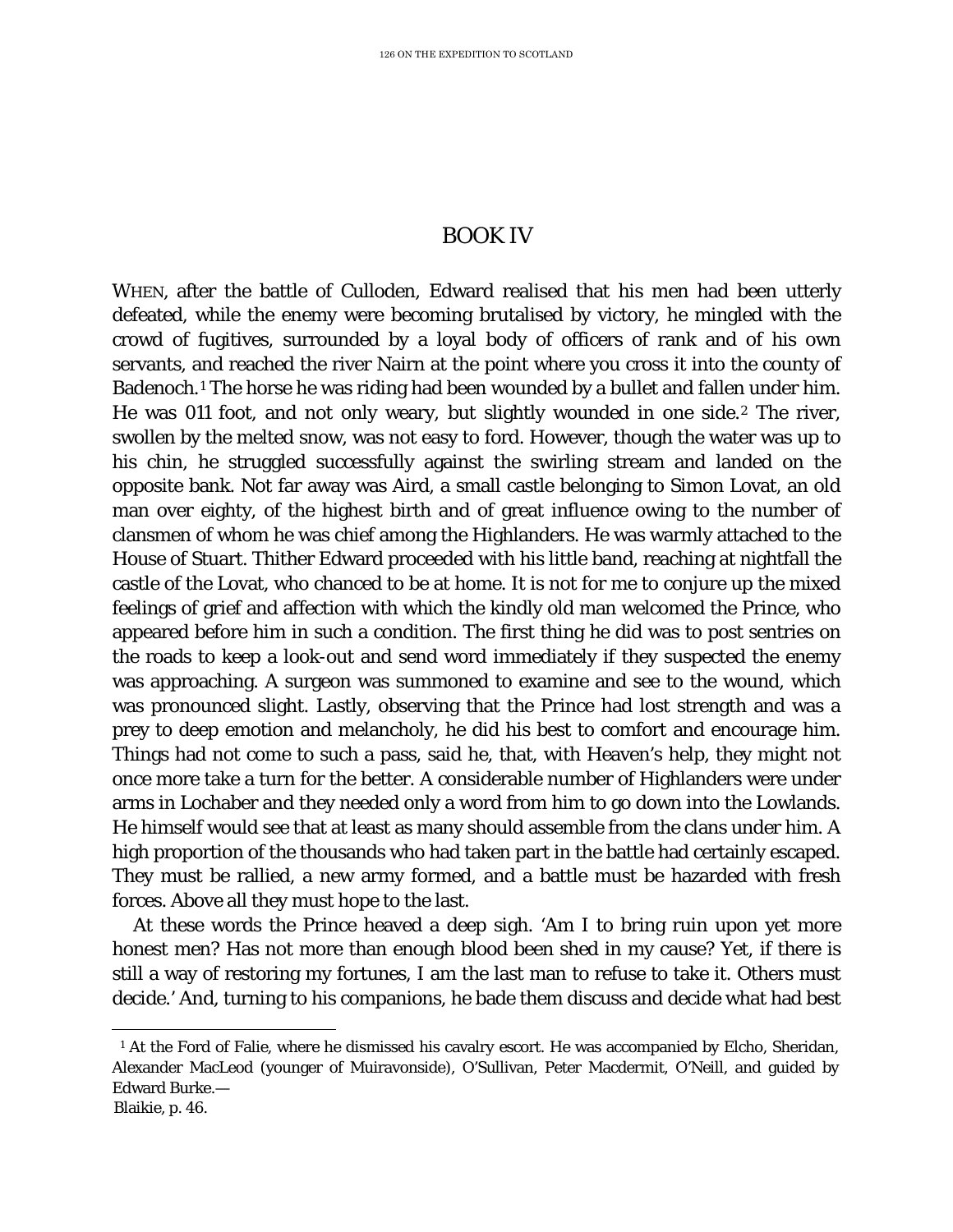# BOOK IV

WHEN, after the battle of Culloden, Edward realised that his men had been utterly defeated, while the enemy were becoming brutalised by victory, he mingled with the crowd of fugitives, surrounded by a loyal body of officers of rank and of his own servants, and reached the river Nairn at the point where you cross it into the county of Badenoch.[1] The horse he was riding had been wounded by a bullet and fallen under him. He was 011 foot, and not only weary, but slightly wounded in one side.[2] The river, swollen by the melted snow, was not easy to ford. However, though the water was up to his chin, he struggled successfully against the swirling stream and landed on the opposite bank. Not far away was Aird, a small castle belonging to Simon Lovat, an old man over eighty, of the highest birth and of great influence owing to the number of clansmen of whom he was chief among the Highlanders. He was warmly attached to the House of Stuart. Thither Edward proceeded with his little band, reaching at nightfall the castle of the Lovat, who chanced to be at home. It is not for me to conjure up the mixed feelings of grief and affection with which the kindly old man welcomed the Prince, who appeared before him in such a condition. The first thing he did was to post sentries on the roads to keep a look-out and send word immediately if they suspected the enemy was approaching. A surgeon was summoned to examine and see to the wound, which was pronounced slight. Lastly, observing that the Prince had lost strength and was a prey to deep emotion and melancholy, he did his best to comfort and encourage him. Things had not come to such a pass, said he, that, with Heaven's help, they might not once more take a turn for the better. A considerable number of Highlanders were under arms in Lochaber and they needed only a word from him to go down into the Lowlands. He himself would see that at least as many should assemble from the clans under him. A high proportion of the thousands who had taken part in the battle had certainly escaped. They must be rallied, a new army formed, and a battle must be hazarded with fresh forces. Above all they must hope to the last.

At these words the Prince heaved a deep sigh. 'Am I to bring ruin upon yet more honest men? Has not more than enough blood been shed in my cause? Yet, if there is still a way of restoring my fortunes, I am the last man to refuse to take it. Others must decide.' And, turning to his companions, he bade them discuss and decide what had best

---

[1] At the Ford of Falie, where he dismissed his cavalry escort. He was accompanied by Elcho, Sheridan, Alexander MacLeod (younger of Muiravonside), O'Sullivan, Peter Macdermit, O'Neill, and guided by Edward Burke.—
Blaikie, p. 46.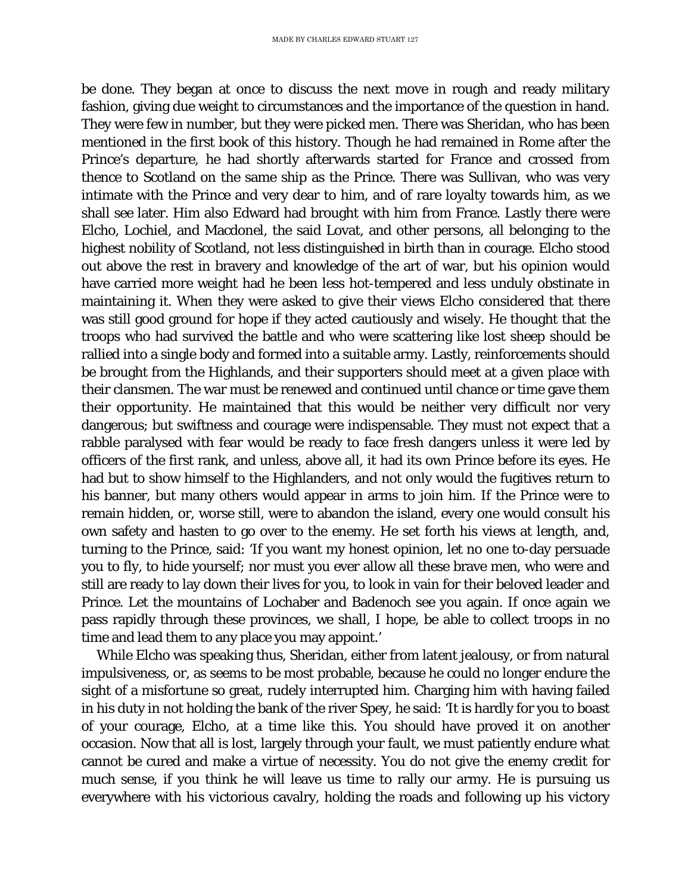be done. They began at once to discuss the next move in rough and ready military fashion, giving due weight to circumstances and the importance of the question in hand. They were few in number, but they were picked men. There was Sheridan, who has been mentioned in the first book of this history. Though he had remained in Rome after the Prince's departure, he had shortly afterwards started for France and crossed from thence to Scotland on the same ship as the Prince. There was Sullivan, who was very intimate with the Prince and very dear to him, and of rare loyalty towards him, as we shall see later. Him also Edward had brought with him from France. Lastly there were Elcho, Lochiel, and Macdonel, the said Lovat, and other persons, all belonging to the highest nobility of Scotland, not less distinguished in birth than in courage. Elcho stood out above the rest in bravery and knowledge of the art of war, but his opinion would have carried more weight had he been less hot-tempered and less unduly obstinate in maintaining it. When they were asked to give their views Elcho considered that there was still good ground for hope if they acted cautiously and wisely. He thought that the troops who had survived the battle and who were scattering like lost sheep should be rallied into a single body and formed into a suitable army. Lastly, reinforcements should be brought from the Highlands, and their supporters should meet at a given place with their clansmen. The war must be renewed and continued until chance or time gave them their opportunity. He maintained that this would be neither very difficult nor very dangerous; but swiftness and courage were indispensable. They must not expect that a rabble paralysed with fear would be ready to face fresh dangers unless it were led by officers of the first rank, and unless, above all, it had its own Prince before its eyes. He had but to show himself to the Highlanders, and not only would the fugitives return to his banner, but many others would appear in arms to join him. If the Prince were to remain hidden, or, worse still, were to abandon the island, every one would consult his own safety and hasten to go over to the enemy. He set forth his views at length, and, turning to the Prince, said: 'If you want my honest opinion, let no one to-day persuade you to fly, to hide yourself; nor must you ever allow all these brave men, who were and still are ready to lay down their lives for you, to look in vain for their beloved leader and Prince. Let the mountains of Lochaber and Badenoch see you again. If once again we pass rapidly through these provinces, we shall, I hope, be able to collect troops in no time and lead them to any place you may appoint.'

While Elcho was speaking thus, Sheridan, either from latent jealousy, or from natural impulsiveness, or, as seems to be most probable, because he could no longer endure the sight of a misfortune so great, rudely interrupted him. Charging him with having failed in his duty in not holding the bank of the river Spey, he said: 'It is hardly for you to boast of your courage, Elcho, at a time like this. You should have proved it on another occasion. Now that all is lost, largely through your fault, we must patiently endure what cannot be cured and make a virtue of necessity. You do not give the enemy credit for much sense, if you think he will leave us time to rally our army. He is pursuing us everywhere with his victorious cavalry, holding the roads and following up his victory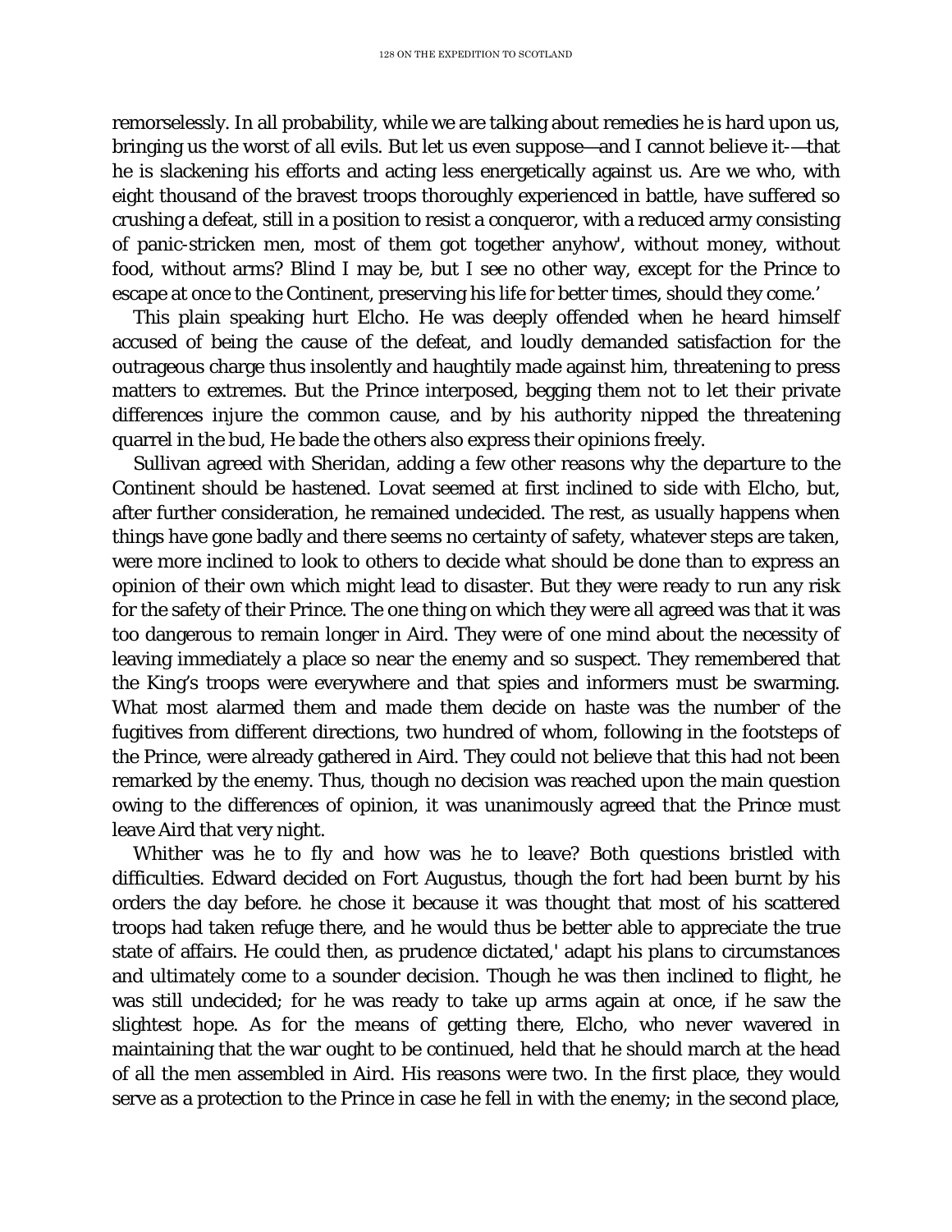remorselessly. In all probability, while we are talking about remedies he is hard upon us, bringing us the worst of all evils. But let us even suppose—and I cannot believe it-—that he is slackening his efforts and acting less energetically against us. Are we who, with eight thousand of the bravest troops thoroughly experienced in battle, have suffered so crushing a defeat, still in a position to resist a conqueror, with a reduced army consisting of panic-stricken men, most of them got together anyhow', without money, without food, without arms? Blind I may be, but I see no other way, except for the Prince to escape at once to the Continent, preserving his life for better times, should they come.'

This plain speaking hurt Elcho. He was deeply offended when he heard himself accused of being the cause of the defeat, and loudly demanded satisfaction for the outrageous charge thus insolently and haughtily made against him, threatening to press matters to extremes. But the Prince interposed, begging them not to let their private differences injure the common cause, and by his authority nipped the threatening quarrel in the bud, He bade the others also express their opinions freely.

Sullivan agreed with Sheridan, adding a few other reasons why the departure to the Continent should be hastened. Lovat seemed at first inclined to side with Elcho, but, after further consideration, he remained undecided. The rest, as usually happens when things have gone badly and there seems no certainty of safety, whatever steps are taken, were more inclined to look to others to decide what should be done than to express an opinion of their own which might lead to disaster. But they were ready to run any risk for the safety of their Prince. The one thing on which they were all agreed was that it was too dangerous to remain longer in Aird. They were of one mind about the necessity of leaving immediately a place so near the enemy and so suspect. They remembered that the King's troops were everywhere and that spies and informers must be swarming. What most alarmed them and made them decide on haste was the number of the fugitives from different directions, two hundred of whom, following in the footsteps of the Prince, were already gathered in Aird. They could not believe that this had not been remarked by the enemy. Thus, though no decision was reached upon the main question owing to the differences of opinion, it was unanimously agreed that the Prince must leave Aird that very night.

Whither was he to fly and how was he to leave? Both questions bristled with difficulties. Edward decided on Fort Augustus, though the fort had been burnt by his orders the day before. he chose it because it was thought that most of his scattered troops had taken refuge there, and he would thus be better able to appreciate the true state of affairs. He could then, as prudence dictated,' adapt his plans to circumstances and ultimately come to a sounder decision. Though he was then inclined to flight, he was still undecided; for he was ready to take up arms again at once, if he saw the slightest hope. As for the means of getting there, Elcho, who never wavered in maintaining that the war ought to be continued, held that he should march at the head of all the men assembled in Aird. His reasons were two. In the first place, they would serve as a protection to the Prince in case he fell in with the enemy; in the second place,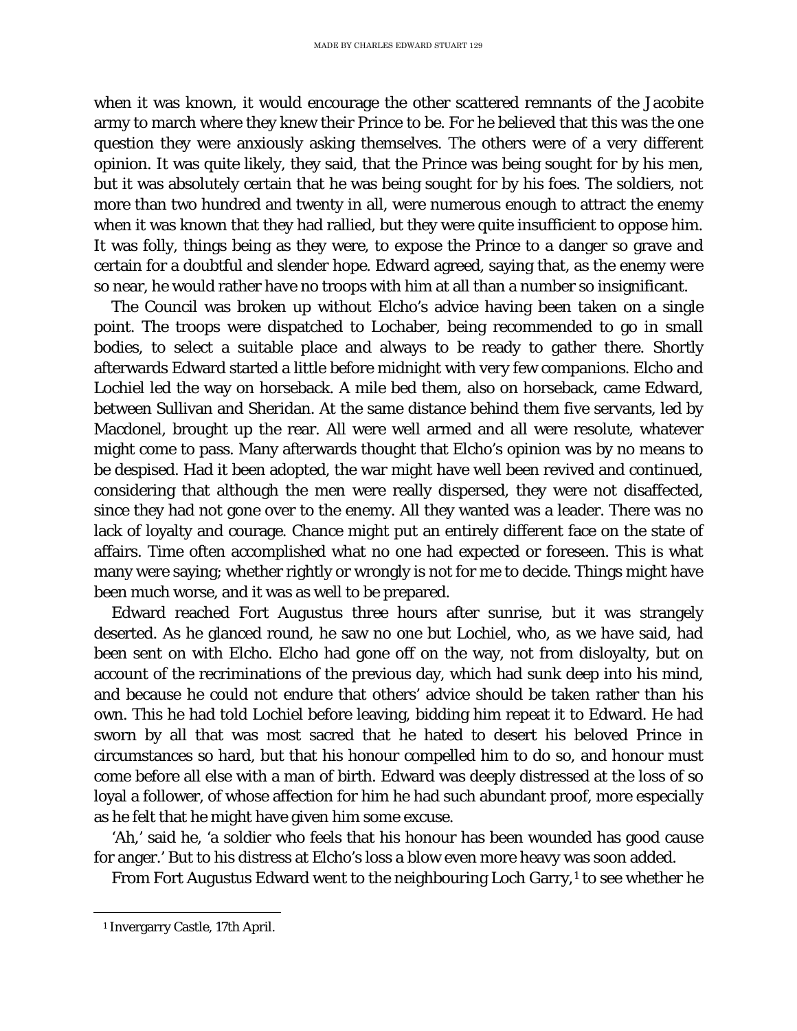when it was known, it would encourage the other scattered remnants of the Jacobite army to march where they knew their Prince to be. For he believed that this was the one question they were anxiously asking themselves. The others were of a very different opinion. It was quite likely, they said, that the Prince was being sought for by his men, but it was absolutely certain that he was being sought for by his foes. The soldiers, not more than two hundred and twenty in all, were numerous enough to attract the enemy when it was known that they had rallied, but they were quite insufficient to oppose him. It was folly, things being as they were, to expose the Prince to a danger so grave and certain for a doubtful and slender hope. Edward agreed, saying that, as the enemy were so near, he would rather have no troops with him at all than a number so insignificant.

The Council was broken up without Elcho's advice having been taken on a single point. The troops were dispatched to Lochaber, being recommended to go in small bodies, to select a suitable place and always to be ready to gather there. Shortly afterwards Edward started a little before midnight with very few companions. Elcho and Lochiel led the way on horseback. A mile bed them, also on horseback, came Edward, between Sullivan and Sheridan. At the same distance behind them five servants, led by Macdonel, brought up the rear. All were well armed and all were resolute, whatever might come to pass. Many afterwards thought that Elcho's opinion was by no means to be despised. Had it been adopted, the war might have well been revived and continued, considering that although the men were really dispersed, they were not disaffected, since they had not gone over to the enemy. All they wanted was a leader. There was no lack of loyalty and courage. Chance might put an entirely different face on the state of affairs. Time often accomplished what no one had expected or foreseen. This is what many were saying; whether rightly or wrongly is not for me to decide. Things might have been much worse, and it was as well to be prepared.

Edward reached Fort Augustus three hours after sunrise, but it was strangely deserted. As he glanced round, he saw no one but Lochiel, who, as we have said, had been sent on with Elcho. Elcho had gone off on the way, not from disloyalty, but on account of the recriminations of the previous day, which had sunk deep into his mind, and because he could not endure that others' advice should be taken rather than his own. This he had told Lochiel before leaving, bidding him repeat it to Edward. He had sworn by all that was most sacred that he hated to desert his beloved Prince in circumstances so hard, but that his honour compelled him to do so, and honour must come before all else with a man of birth. Edward was deeply distressed at the loss of so loyal a follower, of whose affection for him he had such abundant proof, more especially as he felt that he might have given him some excuse.

'Ah,' said he, 'a soldier who feels that his honour has been wounded has good cause for anger.' But to his distress at Elcho's loss a blow even more heavy was soon added.

From Fort Augustus Edward went to the neighbouring Loch Garry,[1] to see whether he

[1] Invergarry Castle, 17th April.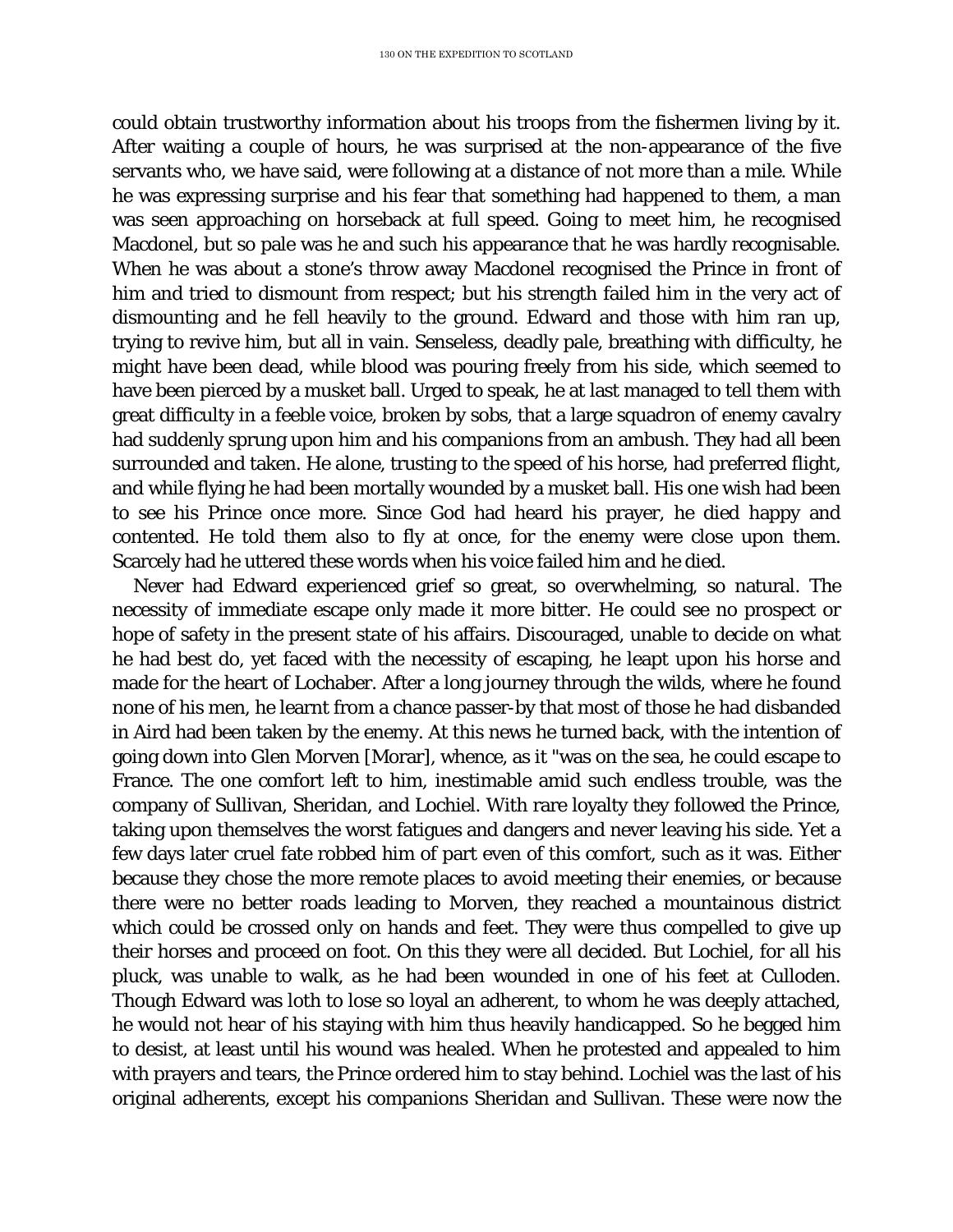could obtain trustworthy information about his troops from the fishermen living by it. After waiting a couple of hours, he was surprised at the non-appearance of the five servants who, we have said, were following at a distance of not more than a mile. While he was expressing surprise and his fear that something had happened to them, a man was seen approaching on horseback at full speed. Going to meet him, he recognised Macdonel, but so pale was he and such his appearance that he was hardly recognisable. When he was about a stone's throw away Macdonel recognised the Prince in front of him and tried to dismount from respect; but his strength failed him in the very act of dismounting and he fell heavily to the ground. Edward and those with him ran up, trying to revive him, but all in vain. Senseless, deadly pale, breathing with difficulty, he might have been dead, while blood was pouring freely from his side, which seemed to have been pierced by a musket ball. Urged to speak, he at last managed to tell them with great difficulty in a feeble voice, broken by sobs, that a large squadron of enemy cavalry had suddenly sprung upon him and his companions from an ambush. They had all been surrounded and taken. He alone, trusting to the speed of his horse, had preferred flight, and while flying he had been mortally wounded by a musket ball. His one wish had been to see his Prince once more. Since God had heard his prayer, he died happy and contented. He told them also to fly at once, for the enemy were close upon them. Scarcely had he uttered these words when his voice failed him and he died.

Never had Edward experienced grief so great, so overwhelming, so natural. The necessity of immediate escape only made it more bitter. He could see no prospect or hope of safety in the present state of his affairs. Discouraged, unable to decide on what he had best do, yet faced with the necessity of escaping, he leapt upon his horse and made for the heart of Lochaber. After a long journey through the wilds, where he found none of his men, he learnt from a chance passer-by that most of those he had disbanded in Aird had been taken by the enemy. At this news he turned back, with the intention of going down into Glen Morven [Morar], whence, as it "was on the sea, he could escape to France. The one comfort left to him, inestimable amid such endless trouble, was the company of Sullivan, Sheridan, and Lochiel. With rare loyalty they followed the Prince, taking upon themselves the worst fatigues and dangers and never leaving his side. Yet a few days later cruel fate robbed him of part even of this comfort, such as it was. Either because they chose the more remote places to avoid meeting their enemies, or because there were no better roads leading to Morven, they reached a mountainous district which could be crossed only on hands and feet. They were thus compelled to give up their horses and proceed on foot. On this they were all decided. But Lochiel, for all his pluck, was unable to walk, as he had been wounded in one of his feet at Culloden. Though Edward was loth to lose so loyal an adherent, to whom he was deeply attached, he would not hear of his staying with him thus heavily handicapped. So he begged him to desist, at least until his wound was healed. When he protested and appealed to him with prayers and tears, the Prince ordered him to stay behind. Lochiel was the last of his original adherents, except his companions Sheridan and Sullivan. These were now the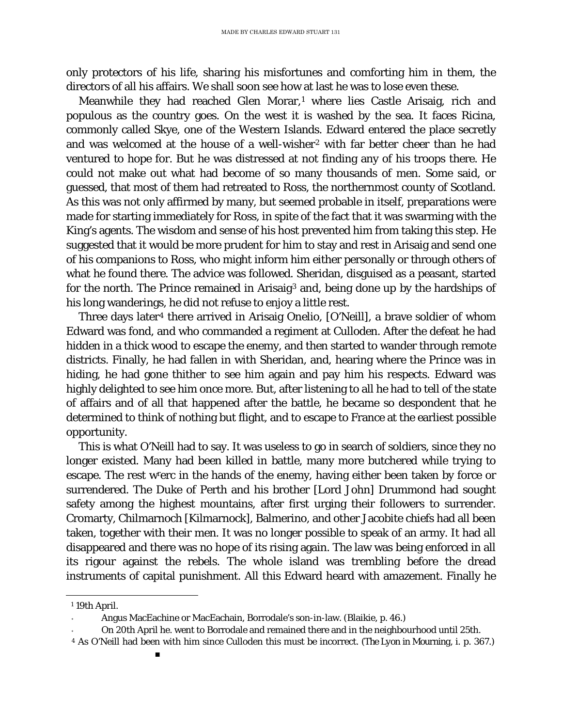only protectors of his life, sharing his misfortunes and comforting him in them, the directors of all his affairs. We shall soon see how at last he was to lose even these.

Meanwhile they had reached Glen Morar,[1] where lies Castle Arisaig, rich and populous as the country goes. On the west it is washed by the sea. It faces Ricina, commonly called Skye, one of the Western Islands. Edward entered the place secretly and was welcomed at the house of a well-wisher[2] with far better cheer than he had ventured to hope for. But he was distressed at not finding any of his troops there. He could not make out what had become of so many thousands of men. Some said, or guessed, that most of them had retreated to Ross, the northernmost county of Scotland. As this was not only affirmed by many, but seemed probable in itself, preparations were made for starting immediately for Ross, in spite of the fact that it was swarming with the King's agents. The wisdom and sense of his host prevented him from taking this step. He suggested that it would be more prudent for him to stay and rest in Arisaig and send one of his companions to Ross, who might inform him either personally or through others of what he found there. The advice was followed. Sheridan, disguised as a peasant, started for the north. The Prince remained in Arisaig[3] and, being done up by the hardships of his long wanderings, he did not refuse to enjoy a little rest.

Three days later[4] there arrived in Arisaig Onelio, [O'Neill], a brave soldier of whom Edward was fond, and who commanded a regiment at Culloden. After the defeat he had hidden in a thick wood to escape the enemy, and then started to wander through remote districts. Finally, he had fallen in with Sheridan, and, hearing where the Prince was in hiding, he had gone thither to see him again and pay him his respects. Edward was highly delighted to see him once more. But, after listening to all he had to tell of the state of affairs and of all that happened after the battle, he became so despondent that he determined to think of nothing but flight, and to escape to France at the earliest possible opportunity.

This is what O'Neill had to say. It was useless to go in search of soldiers, since they no longer existed. Many had been killed in battle, many more butchered while trying to escape. The rest werc in the hands of the enemy, having either been taken by force or surrendered. The Duke of Perth and his brother [Lord John] Drummond had sought safety among the highest mountains, after first urging their followers to surrender. Cromarty, Chilmarnoch [Kilmarnock], Balmerino, and other Jacobite chiefs had all been taken, together with their men. It was no longer possible to speak of an army. It had all disappeared and there was no hope of its rising again. The law was being enforced in all its rigour against the rebels. The whole island was trembling before the dread instruments of capital punishment. All this Edward heard with amazement. Finally he

---

[1] 19th April.

[2] Angus MacEachine or MacEachain, Borrodale's son-in-law. (Blaikie, p. 46.)

[3] On 20th April he. went to Borrodale and remained there and in the neighbourhood until 25th.

[4] As O'Neill had been with him since Culloden this must be incorrect. (*The Lyon in Mourning*, i. p. 367.)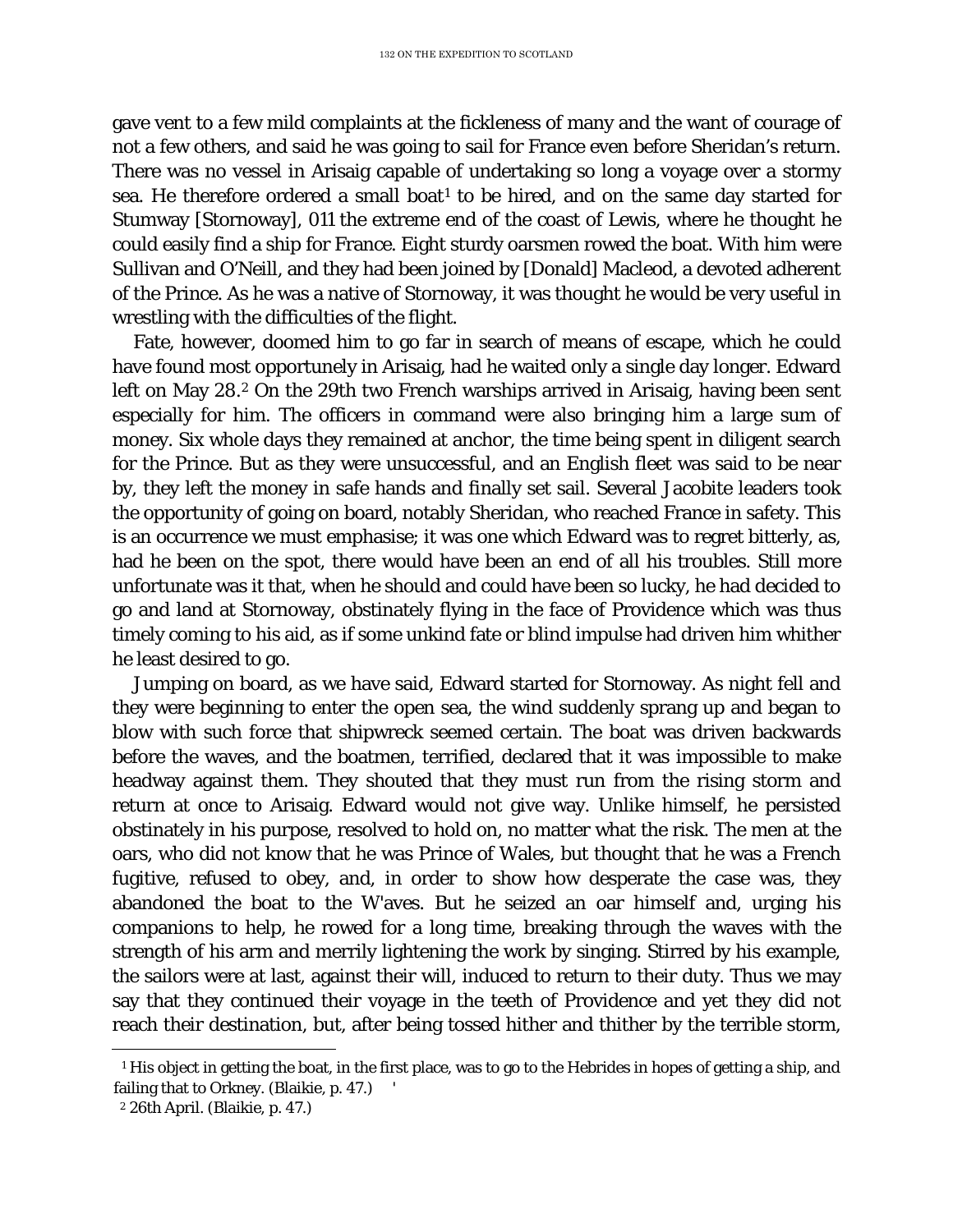gave vent to a few mild complaints at the fickleness of many and the want of courage of not a few others, and said he was going to sail for France even before Sheridan's return. There was no vessel in Arisaig capable of undertaking so long a voyage over a stormy sea. He therefore ordered a small boat[1] to be hired, and on the same day started for Stumway [Stornoway], 011 the extreme end of the coast of Lewis, where he thought he could easily find a ship for France. Eight sturdy oarsmen rowed the boat. With him were Sullivan and O'Neill, and they had been joined by [Donald] Macleod, a devoted adherent of the Prince. As he was a native of Stornoway, it was thought he would be very useful in wrestling with the difficulties of the flight.

Fate, however, doomed him to go far in search of means of escape, which he could have found most opportunely in Arisaig, had he waited only a single day longer. Edward left on May 28.[2] On the 29th two French warships arrived in Arisaig, having been sent especially for him. The officers in command were also bringing him a large sum of money. Six whole days they remained at anchor, the time being spent in diligent search for the Prince. But as they were unsuccessful, and an English fleet was said to be near by, they left the money in safe hands and finally set sail. Several Jacobite leaders took the opportunity of going on board, notably Sheridan, who reached France in safety. This is an occurrence we must emphasise; it was one which Edward was to regret bitterly, as, had he been on the spot, there would have been an end of all his troubles. Still more unfortunate was it that, when he should and could have been so lucky, he had decided to go and land at Stornoway, obstinately flying in the face of Providence which was thus timely coming to his aid, as if some unkind fate or blind impulse had driven him whither he least desired to go.

Jumping on board, as we have said, Edward started for Stornoway. As night fell and they were beginning to enter the open sea, the wind suddenly sprang up and began to blow with such force that shipwreck seemed certain. The boat was driven backwards before the waves, and the boatmen, terrified, declared that it was impossible to make headway against them. They shouted that they must run from the rising storm and return at once to Arisaig. Edward would not give way. Unlike himself, he persisted obstinately in his purpose, resolved to hold on, no matter what the risk. The men at the oars, who did not know that he was Prince of Wales, but thought that he was a French fugitive, refused to obey, and, in order to show how desperate the case was, they abandoned the boat to the W'aves. But he seized an oar himself and, urging his companions to help, he rowed for a long time, breaking through the waves with the strength of his arm and merrily lightening the work by singing. Stirred by his example, the sailors were at last, against their will, induced to return to their duty. Thus we may say that they continued their voyage in the teeth of Providence and yet they did not reach their destination, but, after being tossed hither and thither by the terrible storm,

---

[1] His object in getting the boat, in the first place, was to go to the Hebrides in hopes of getting a ship, and failing that to Orkney. (Blaikie, p. 47.)

[2] 26th April. (Blaikie, p. 47.)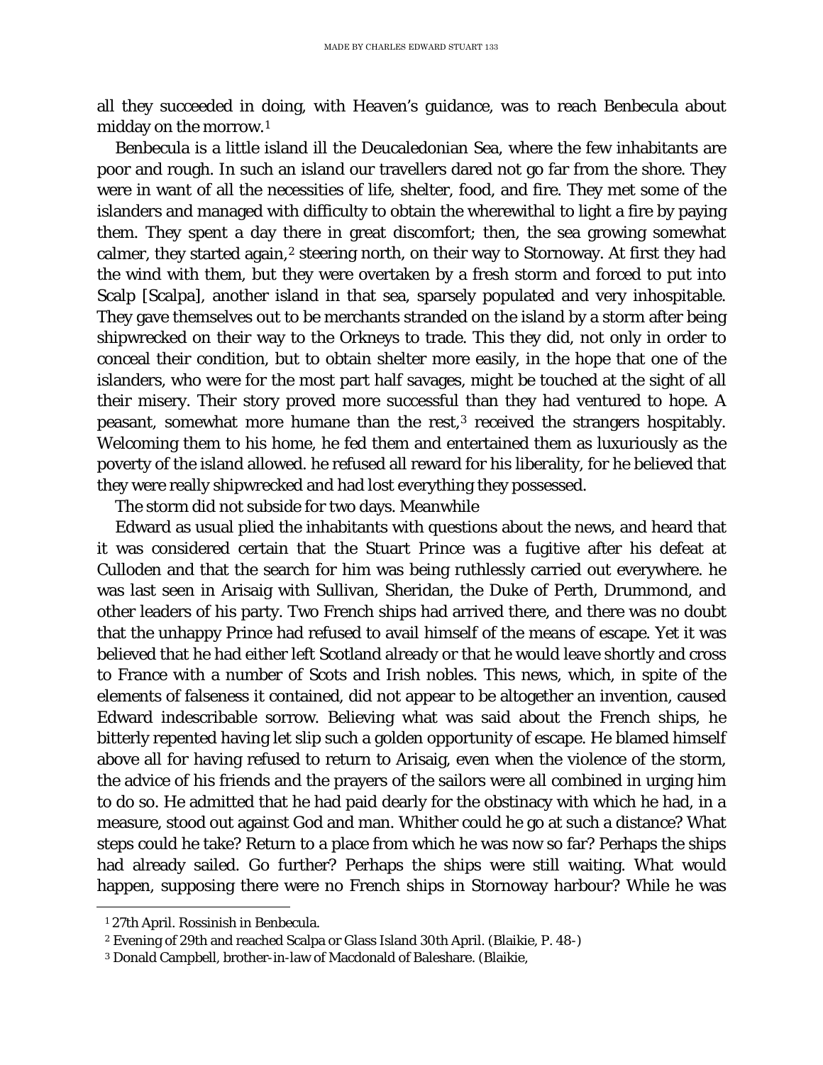all they succeeded in doing, with Heaven's guidance, was to reach Benbecula about midday on the morrow.[1]

Benbecula is a little island ill the Deucaledonian Sea, where the few inhabitants are poor and rough. In such an island our travellers dared not go far from the shore. They were in want of all the necessities of life, shelter, food, and fire. They met some of the islanders and managed with difficulty to obtain the wherewithal to light a fire by paying them. They spent a day there in great discomfort; then, the sea growing somewhat calmer, they started again,[2] steering north, on their way to Stornoway. At first they had the wind with them, but they were overtaken by a fresh storm and forced to put into Scalp [Scalpa], another island in that sea, sparsely populated and very inhospitable. They gave themselves out to be merchants stranded on the island by a storm after being shipwrecked on their way to the Orkneys to trade. This they did, not only in order to conceal their condition, but to obtain shelter more easily, in the hope that one of the islanders, who were for the most part half savages, might be touched at the sight of all their misery. Their story proved more successful than they had ventured to hope. A peasant, somewhat more humane than the rest,[3] received the strangers hospitably. Welcoming them to his home, he fed them and entertained them as luxuriously as the poverty of the island allowed. he refused all reward for his liberality, for he believed that they were really shipwrecked and had lost everything they possessed.

The storm did not subside for two days. Meanwhile

Edward as usual plied the inhabitants with questions about the news, and heard that it was considered certain that the Stuart Prince was a fugitive after his defeat at Culloden and that the search for him was being ruthlessly carried out everywhere. he was last seen in Arisaig with Sullivan, Sheridan, the Duke of Perth, Drummond, and other leaders of his party. Two French ships had arrived there, and there was no doubt that the unhappy Prince had refused to avail himself of the means of escape. Yet it was believed that he had either left Scotland already or that he would leave shortly and cross to France with a number of Scots and Irish nobles. This news, which, in spite of the elements of falseness it contained, did not appear to be altogether an invention, caused Edward indescribable sorrow. Believing what was said about the French ships, he bitterly repented having let slip such a golden opportunity of escape. He blamed himself above all for having refused to return to Arisaig, even when the violence of the storm, the advice of his friends and the prayers of the sailors were all combined in urging him to do so. He admitted that he had paid dearly for the obstinacy with which he had, in a measure, stood out against God and man. Whither could he go at such a distance? What steps could he take? Return to a place from which he was now so far? Perhaps the ships had already sailed. Go further? Perhaps the ships were still waiting. What would happen, supposing there were no French ships in Stornoway harbour? While he was

---

[1] 27th April. Rossinish in Benbecula.

[2] Evening of 29th and reached Scalpa or Glass Island 30th April. (Blaikie, P. 48-)

[3] Donald Campbell, brother-in-law of Macdonald of Baleshare. (Blaikie,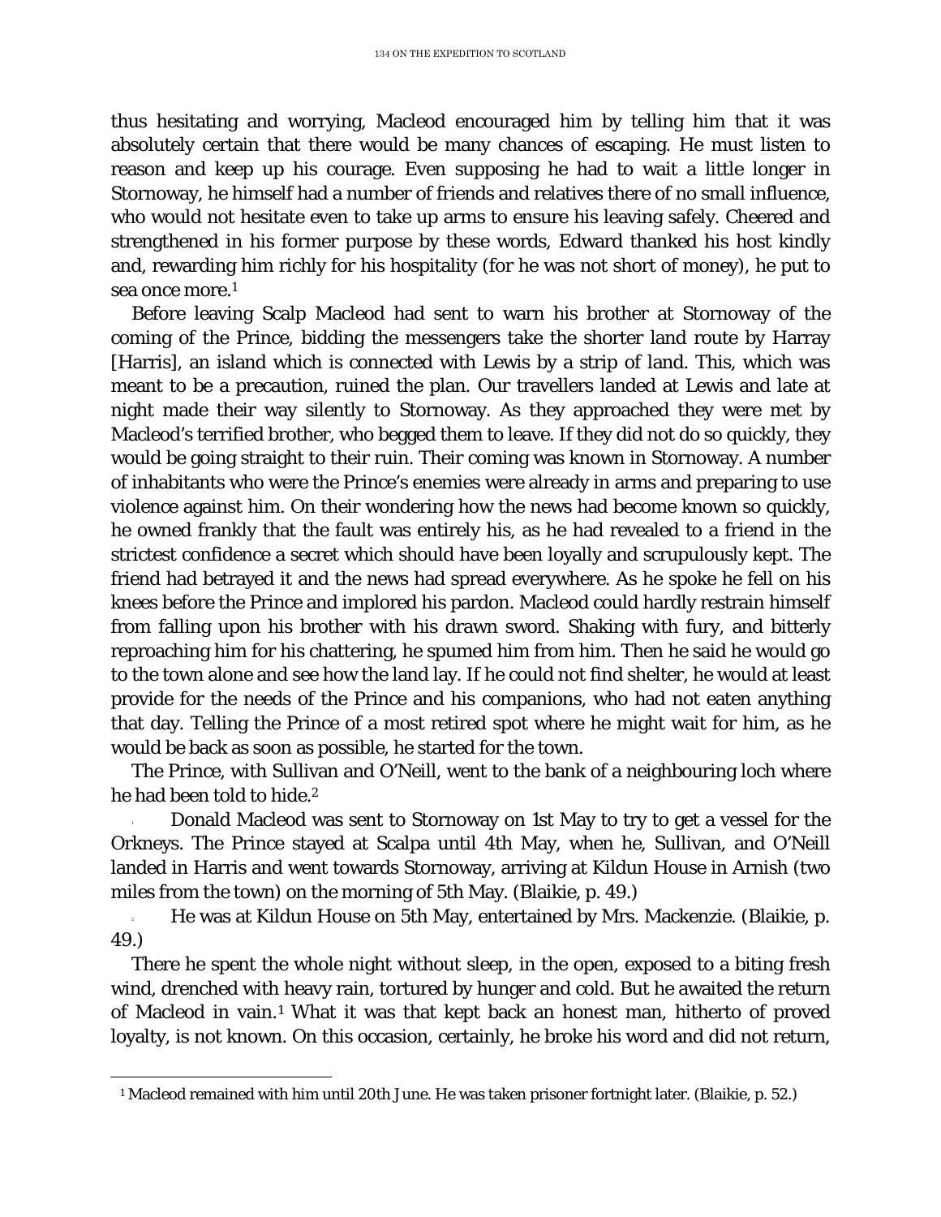thus hesitating and worrying, Macleod encouraged him by telling him that it was absolutely certain that there would be many chances of escaping. He must listen to reason and keep up his courage. Even supposing he had to wait a little longer in Stornoway, he himself had a number of friends and relatives there of no small influence, who would not hesitate even to take up arms to ensure his leaving safely. Cheered and strengthened in his former purpose by these words, Edward thanked his host kindly and, rewarding him richly for his hospitality (for he was not short of money), he put to sea once more.[1]

Before leaving Scalp Macleod had sent to warn his brother at Stornoway of the coming of the Prince, bidding the messengers take the shorter land route by Harray [Harris], an island which is connected with Lewis by a strip of land. This, which was meant to be a precaution, ruined the plan. Our travellers landed at Lewis and late at night made their way silently to Stornoway. As they approached they were met by Macleod's terrified brother, who begged them to leave. If they did not do so quickly, they would be going straight to their ruin. Their coming was known in Stornoway. A number of inhabitants who were the Prince's enemies were already in arms and preparing to use violence against him. On their wondering how the news had become known so quickly, he owned frankly that the fault was entirely his, as he had revealed to a friend in the strictest confidence a secret which should have been loyally and scrupulously kept. The friend had betrayed it and the news had spread everywhere. As he spoke he fell on his knees before the Prince and implored his pardon. Macleod could hardly restrain himself from falling upon his brother with his drawn sword. Shaking with fury, and bitterly reproaching him for his chattering, he spumed him from him. Then he said he would go to the town alone and see how the land lay. If he could not find shelter, he would at least provide for the needs of the Prince and his companions, who had not eaten anything that day. Telling the Prince of a most retired spot where he might wait for him, as he would be back as soon as possible, he started for the town.

The Prince, with Sullivan and O'Neill, went to the bank of a neighbouring loch where he had been told to hide.[2]

[1] Donald Macleod was sent to Stornoway on 1st May to try to get a vessel for the Orkneys. The Prince stayed at Scalpa until 4th May, when he, Sullivan, and O'Neill landed in Harris and went towards Stornoway, arriving at Kildun House in Arnish (two miles from the town) on the morning of 5th May. (Blaikie, p. 49.)

[2] He was at Kildun House on 5th May, entertained by Mrs. Mackenzie. (Blaikie, p. 49.)

There he spent the whole night without sleep, in the open, exposed to a biting fresh wind, drenched with heavy rain, tortured by hunger and cold. But he awaited the return of Macleod in vain.[1] What it was that kept back an honest man, hitherto of proved loyalty, is not known. On this occasion, certainly, he broke his word and did not return,

[1] Macleod remained with him until 20th June. He was taken prisoner fortnight later. (Blaikie, p. 52.)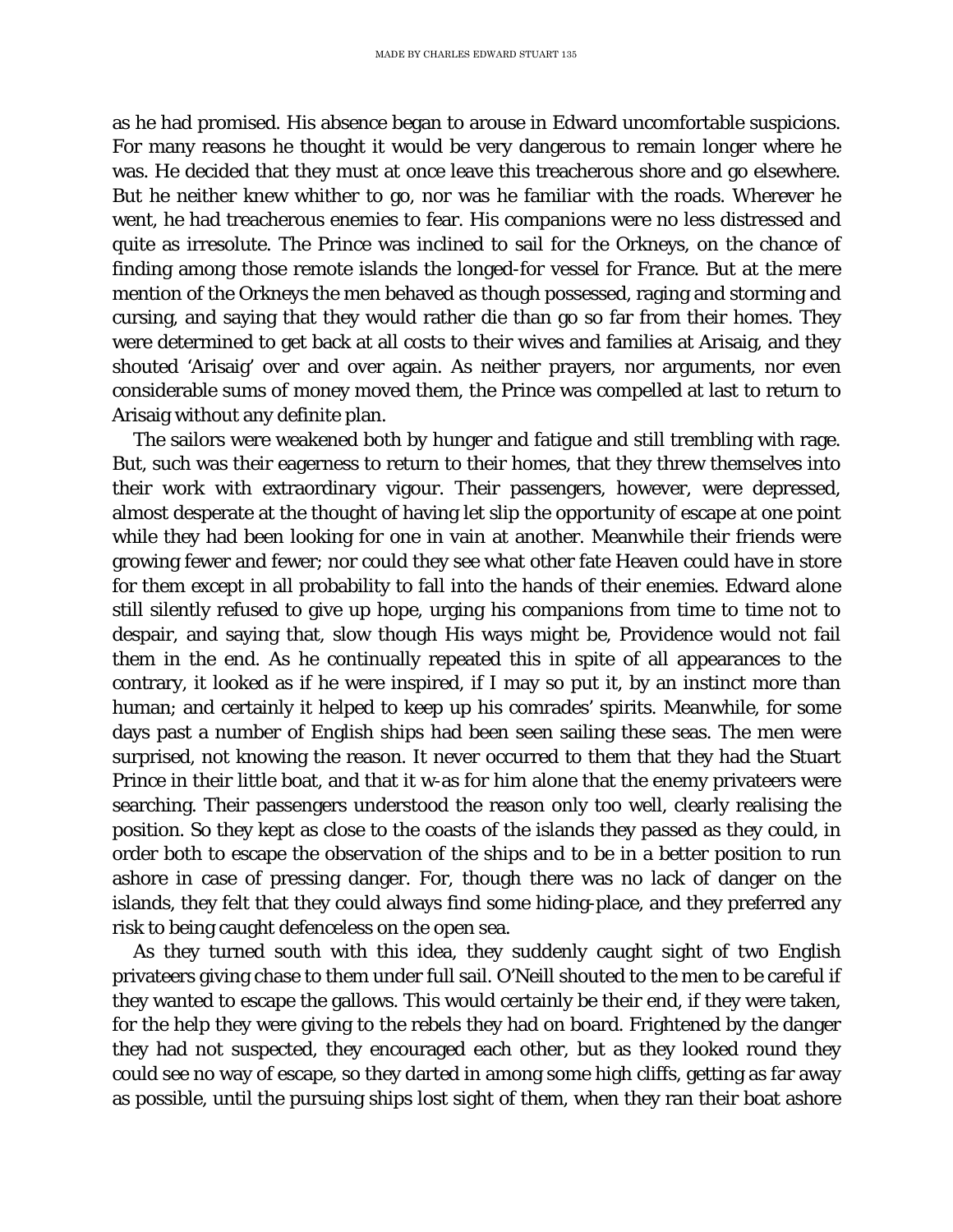as he had promised. His absence began to arouse in Edward uncomfortable suspicions. For many reasons he thought it would be very dangerous to remain longer where he was. He decided that they must at once leave this treacherous shore and go elsewhere. But he neither knew whither to go, nor was he familiar with the roads. Wherever he went, he had treacherous enemies to fear. His companions were no less distressed and quite as irresolute. The Prince was inclined to sail for the Orkneys, on the chance of finding among those remote islands the longed-for vessel for France. But at the mere mention of the Orkneys the men behaved as though possessed, raging and storming and cursing, and saying that they would rather die than go so far from their homes. They were determined to get back at all costs to their wives and families at Arisaig, and they shouted 'Arisaig' over and over again. As neither prayers, nor arguments, nor even considerable sums of money moved them, the Prince was compelled at last to return to Arisaig without any definite plan.

The sailors were weakened both by hunger and fatigue and still trembling with rage. But, such was their eagerness to return to their homes, that they threw themselves into their work with extraordinary vigour. Their passengers, however, were depressed, almost desperate at the thought of having let slip the opportunity of escape at one point while they had been looking for one in vain at another. Meanwhile their friends were growing fewer and fewer; nor could they see what other fate Heaven could have in store for them except in all probability to fall into the hands of their enemies. Edward alone still silently refused to give up hope, urging his companions from time to time not to despair, and saying that, slow though His ways might be, Providence would not fail them in the end. As he continually repeated this in spite of all appearances to the contrary, it looked as if he were inspired, if I may so put it, by an instinct more than human; and certainly it helped to keep up his comrades' spirits. Meanwhile, for some days past a number of English ships had been seen sailing these seas. The men were surprised, not knowing the reason. It never occurred to them that they had the Stuart Prince in their little boat, and that it w-as for him alone that the enemy privateers were searching. Their passengers understood the reason only too well, clearly realising the position. So they kept as close to the coasts of the islands they passed as they could, in order both to escape the observation of the ships and to be in a better position to run ashore in case of pressing danger. For, though there was no lack of danger on the islands, they felt that they could always find some hiding-place, and they preferred any risk to being caught defenceless on the open sea.

As they turned south with this idea, they suddenly caught sight of two English privateers giving chase to them under full sail. O'Neill shouted to the men to be careful if they wanted to escape the gallows. This would certainly be their end, if they were taken, for the help they were giving to the rebels they had on board. Frightened by the danger they had not suspected, they encouraged each other, but as they looked round they could see no way of escape, so they darted in among some high cliffs, getting as far away as possible, until the pursuing ships lost sight of them, when they ran their boat ashore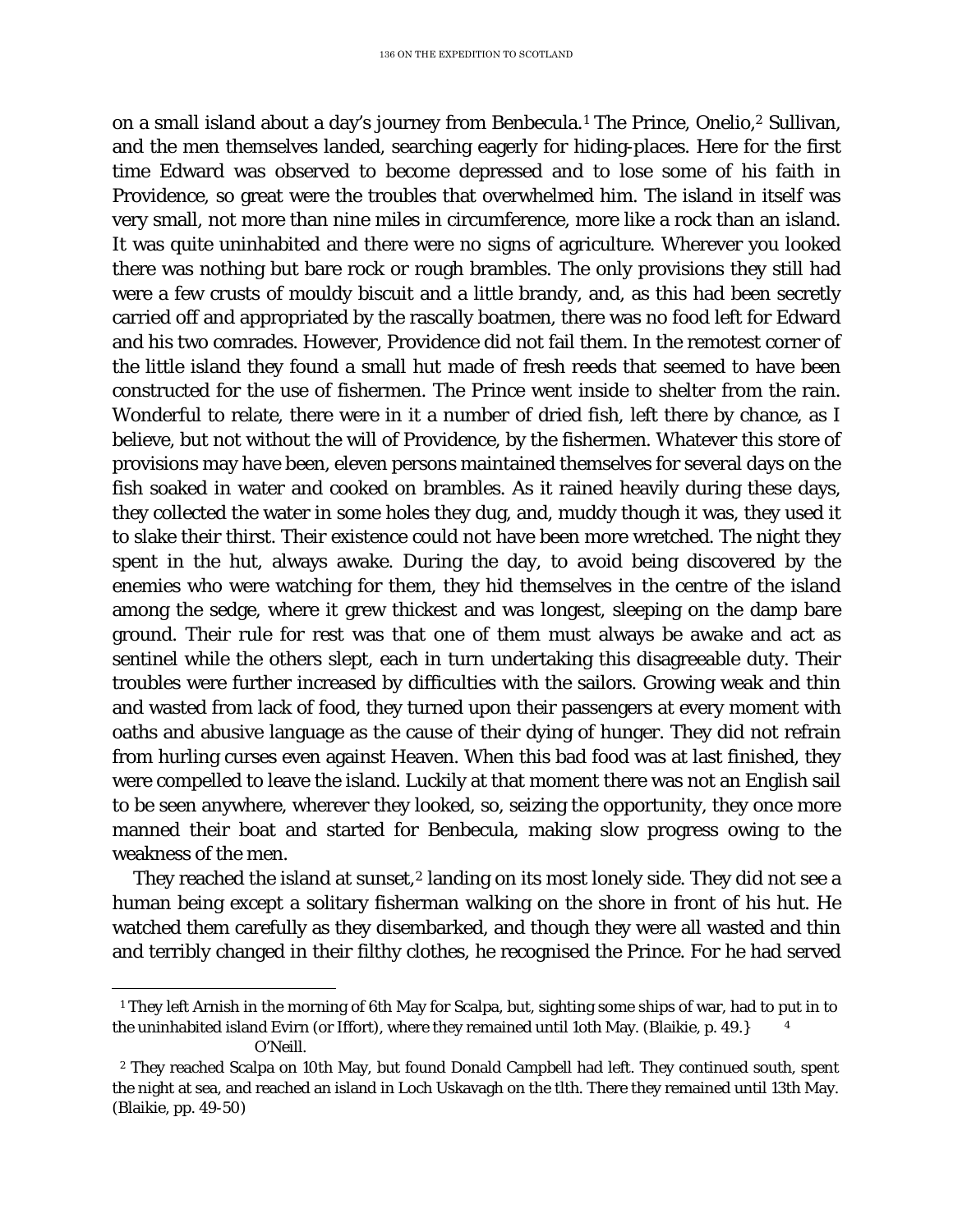on a small island about a day's journey from Benbecula.[1] The Prince, Onelio,[2] Sullivan, and the men themselves landed, searching eagerly for hiding-places. Here for the first time Edward was observed to become depressed and to lose some of his faith in Providence, so great were the troubles that overwhelmed him. The island in itself was very small, not more than nine miles in circumference, more like a rock than an island. It was quite uninhabited and there were no signs of agriculture. Wherever you looked there was nothing but bare rock or rough brambles. The only provisions they still had were a few crusts of mouldy biscuit and a little brandy, and, as this had been secretly carried off and appropriated by the rascally boatmen, there was no food left for Edward and his two comrades. However, Providence did not fail them. In the remotest corner of the little island they found a small hut made of fresh reeds that seemed to have been constructed for the use of fishermen. The Prince went inside to shelter from the rain. Wonderful to relate, there were in it a number of dried fish, left there by chance, as I believe, but not without the will of Providence, by the fishermen. Whatever this store of provisions may have been, eleven persons maintained themselves for several days on the fish soaked in water and cooked on brambles. As it rained heavily during these days, they collected the water in some holes they dug, and, muddy though it was, they used it to slake their thirst. Their existence could not have been more wretched. The night they spent in the hut, always awake. During the day, to avoid being discovered by the enemies who were watching for them, they hid themselves in the centre of the island among the sedge, where it grew thickest and was longest, sleeping on the damp bare ground. Their rule for rest was that one of them must always be awake and act as sentinel while the others slept, each in turn undertaking this disagreeable duty. Their troubles were further increased by difficulties with the sailors. Growing weak and thin and wasted from lack of food, they turned upon their passengers at every moment with oaths and abusive language as the cause of their dying of hunger. They did not refrain from hurling curses even against Heaven. When this bad food was at last finished, they were compelled to leave the island. Luckily at that moment there was not an English sail to be seen anywhere, wherever they looked, so, seizing the opportunity, they once more manned their boat and started for Benbecula, making slow progress owing to the weakness of the men.

They reached the island at sunset,[2] landing on its most lonely side. They did not see a human being except a solitary fisherman walking on the shore in front of his hut. He watched them carefully as they disembarked, and though they were all wasted and thin and terribly changed in their filthy clothes, he recognised the Prince. For he had served

---

[1] They left Arnish in the morning of 6th May for Scalpa, but, sighting some ships of war, had to put in to the uninhabited island Evirn (or Iffort), where they remained until 1oth May. (Blaikie, p. 49.} [4] O'Neill.

[2] They reached Scalpa on 10th May, but found Donald Campbell had left. They continued south, spent the night at sea, and reached an island in Loch Uskavagh on the tlth. There they remained until 13th May. (Blaikie, pp. 49-50)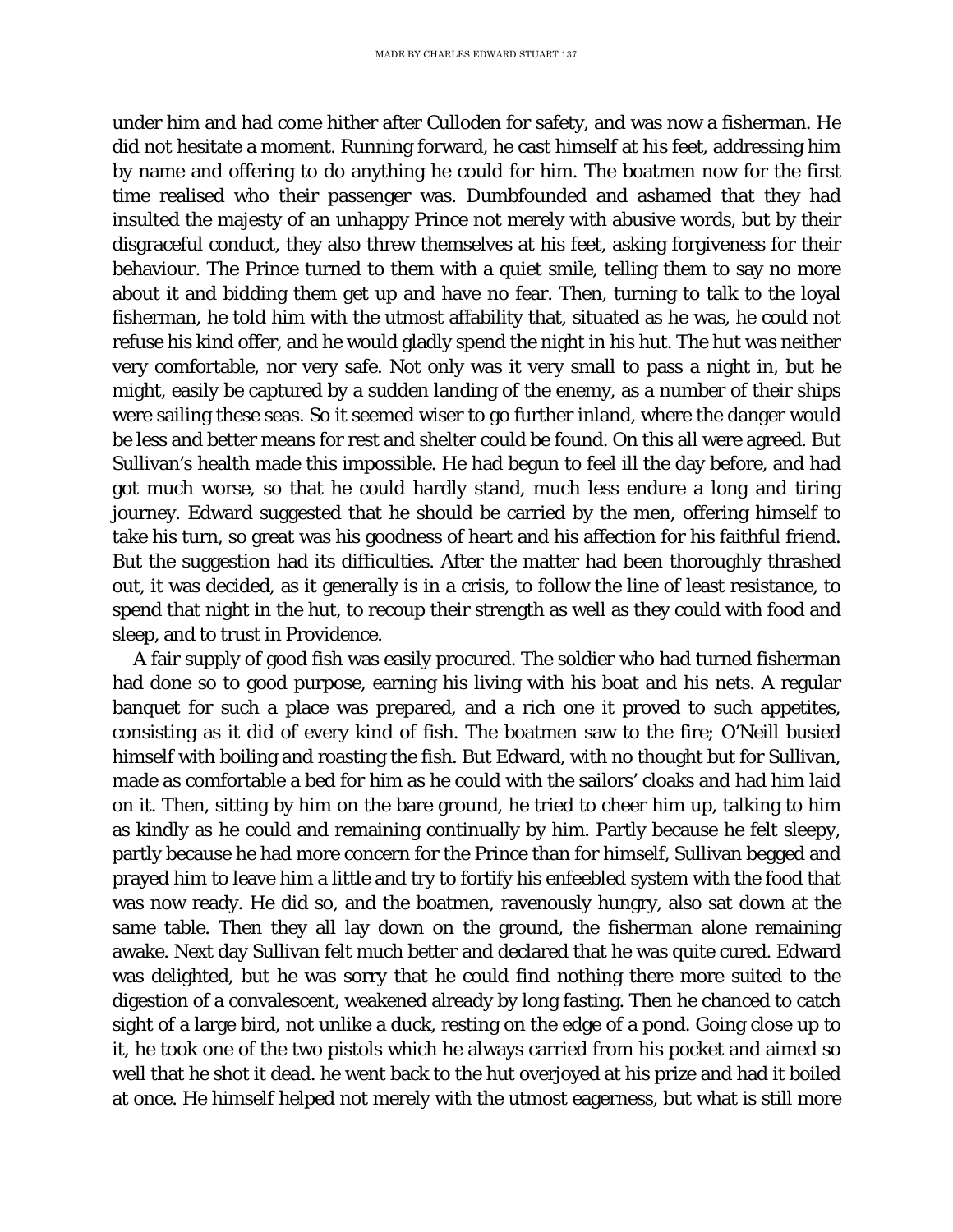under him and had come hither after Culloden for safety, and was now a fisherman. He did not hesitate a moment. Running forward, he cast himself at his feet, addressing him by name and offering to do anything he could for him. The boatmen now for the first time realised who their passenger was. Dumbfounded and ashamed that they had insulted the majesty of an unhappy Prince not merely with abusive words, but by their disgraceful conduct, they also threw themselves at his feet, asking forgiveness for their behaviour. The Prince turned to them with a quiet smile, telling them to say no more about it and bidding them get up and have no fear. Then, turning to talk to the loyal fisherman, he told him with the utmost affability that, situated as he was, he could not refuse his kind offer, and he would gladly spend the night in his hut. The hut was neither very comfortable, nor very safe. Not only was it very small to pass a night in, but he might, easily be captured by a sudden landing of the enemy, as a number of their ships were sailing these seas. So it seemed wiser to go further inland, where the danger would be less and better means for rest and shelter could be found. On this all were agreed. But Sullivan's health made this impossible. He had begun to feel ill the day before, and had got much worse, so that he could hardly stand, much less endure a long and tiring journey. Edward suggested that he should be carried by the men, offering himself to take his turn, so great was his goodness of heart and his affection for his faithful friend. But the suggestion had its difficulties. After the matter had been thoroughly thrashed out, it was decided, as it generally is in a crisis, to follow the line of least resistance, to spend that night in the hut, to recoup their strength as well as they could with food and sleep, and to trust in Providence.

A fair supply of good fish was easily procured. The soldier who had turned fisherman had done so to good purpose, earning his living with his boat and his nets. A regular banquet for such a place was prepared, and a rich one it proved to such appetites, consisting as it did of every kind of fish. The boatmen saw to the fire; O'Neill busied himself with boiling and roasting the fish. But Edward, with no thought but for Sullivan, made as comfortable a bed for him as he could with the sailors' cloaks and had him laid on it. Then, sitting by him on the bare ground, he tried to cheer him up, talking to him as kindly as he could and remaining continually by him. Partly because he felt sleepy, partly because he had more concern for the Prince than for himself, Sullivan begged and prayed him to leave him a little and try to fortify his enfeebled system with the food that was now ready. He did so, and the boatmen, ravenously hungry, also sat down at the same table. Then they all lay down on the ground, the fisherman alone remaining awake. Next day Sullivan felt much better and declared that he was quite cured. Edward was delighted, but he was sorry that he could find nothing there more suited to the digestion of a convalescent, weakened already by long fasting. Then he chanced to catch sight of a large bird, not unlike a duck, resting on the edge of a pond. Going close up to it, he took one of the two pistols which he always carried from his pocket and aimed so well that he shot it dead. he went back to the hut overjoyed at his prize and had it boiled at once. He himself helped not merely with the utmost eagerness, but what is still more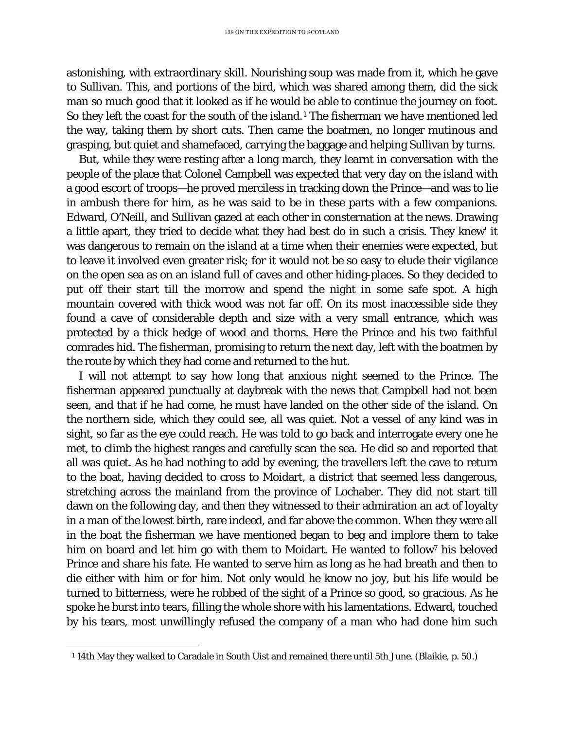astonishing, with extraordinary skill. Nourishing soup was made from it, which he gave to Sullivan. This, and portions of the bird, which was shared among them, did the sick man so much good that it looked as if he would be able to continue the journey on foot. So they left the coast for the south of the island.[1] The fisherman we have mentioned led the way, taking them by short cuts. Then came the boatmen, no longer mutinous and grasping, but quiet and shamefaced, carrying the baggage and helping Sullivan by turns.

But, while they were resting after a long march, they learnt in conversation with the people of the place that Colonel Campbell was expected that very day on the island with a good escort of troops—he proved merciless in tracking down the Prince—and was to lie in ambush there for him, as he was said to be in these parts with a few companions. Edward, O'Neill, and Sullivan gazed at each other in consternation at the news. Drawing a little apart, they tried to decide what they had best do in such a crisis. They knew' it was dangerous to remain on the island at a time when their enemies were expected, but to leave it involved even greater risk; for it would not be so easy to elude their vigilance on the open sea as on an island full of caves and other hiding-places. So they decided to put off their start till the morrow and spend the night in some safe spot. A high mountain covered with thick wood was not far off. On its most inaccessible side they found a cave of considerable depth and size with a very small entrance, which was protected by a thick hedge of wood and thorns. Here the Prince and his two faithful comrades hid. The fisherman, promising to return the next day, left with the boatmen by the route by which they had come and returned to the hut.

I will not attempt to say how long that anxious night seemed to the Prince. The fisherman appeared punctually at daybreak with the news that Campbell had not been seen, and that if he had come, he must have landed on the other side of the island. On the northern side, which they could see, all was quiet. Not a vessel of any kind was in sight, so far as the eye could reach. He was told to go back and interrogate every one he met, to climb the highest ranges and carefully scan the sea. He did so and reported that all was quiet. As he had nothing to add by evening, the travellers left the cave to return to the boat, having decided to cross to Moidart, a district that seemed less dangerous, stretching across the mainland from the province of Lochaber. They did not start till dawn on the following day, and then they witnessed to their admiration an act of loyalty in a man of the lowest birth, rare indeed, and far above the common. When they were all in the boat the fisherman we have mentioned began to beg and implore them to take him on board and let him go with them to Moidart. He wanted to follow[7] his beloved Prince and share his fate. He wanted to serve him as long as he had breath and then to die either with him or for him. Not only would he know no joy, but his life would be turned to bitterness, were he robbed of the sight of a Prince so good, so gracious. As he spoke he burst into tears, filling the whole shore with his lamentations. Edward, touched by his tears, most unwillingly refused the company of a man who had done him such

[1] 14th May they walked to Caradale in South Uist and remained there until 5th June. (Blaikie, p. 50.)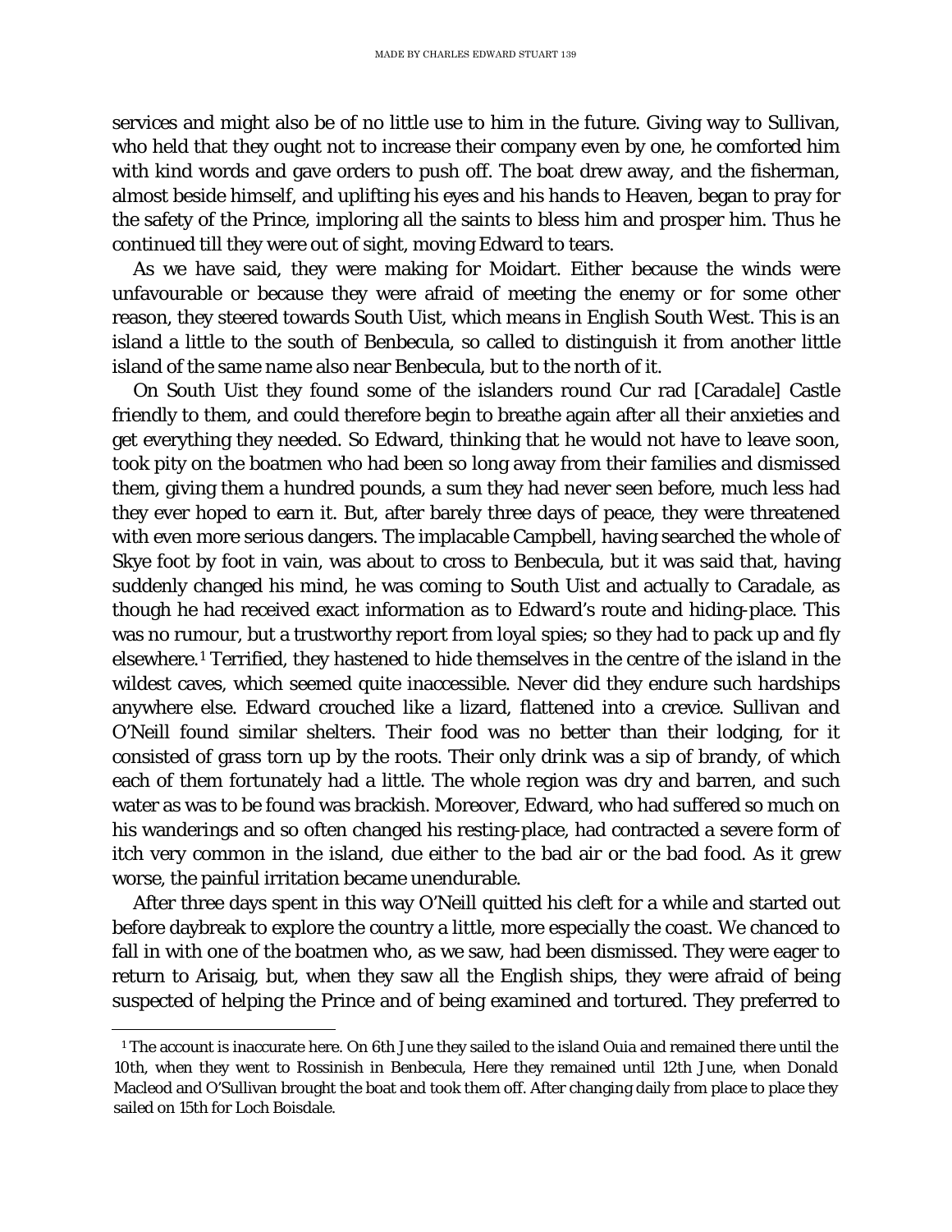services and might also be of no little use to him in the future. Giving way to Sullivan, who held that they ought not to increase their company even by one, he comforted him with kind words and gave orders to push off. The boat drew away, and the fisherman, almost beside himself, and uplifting his eyes and his hands to Heaven, began to pray for the safety of the Prince, imploring all the saints to bless him and prosper him. Thus he continued till they were out of sight, moving Edward to tears.

As we have said, they were making for Moidart. Either because the winds were unfavourable or because they were afraid of meeting the enemy or for some other reason, they steered towards South Uist, which means in English South West. This is an island a little to the south of Benbecula, so called to distinguish it from another little island of the same name also near Benbecula, but to the north of it.

On South Uist they found some of the islanders round Cur rad [Caradale] Castle friendly to them, and could therefore begin to breathe again after all their anxieties and get everything they needed. So Edward, thinking that he would not have to leave soon, took pity on the boatmen who had been so long away from their families and dismissed them, giving them a hundred pounds, a sum they had never seen before, much less had they ever hoped to earn it. But, after barely three days of peace, they were threatened with even more serious dangers. The implacable Campbell, having searched the whole of Skye foot by foot in vain, was about to cross to Benbecula, but it was said that, having suddenly changed his mind, he was coming to South Uist and actually to Caradale, as though he had received exact information as to Edward's route and hiding-place. This was no rumour, but a trustworthy report from loyal spies; so they had to pack up and fly elsewhere.[1] Terrified, they hastened to hide themselves in the centre of the island in the wildest caves, which seemed quite inaccessible. Never did they endure such hardships anywhere else. Edward crouched like a lizard, flattened into a crevice. Sullivan and O'Neill found similar shelters. Their food was no better than their lodging, for it consisted of grass torn up by the roots. Their only drink was a sip of brandy, of which each of them fortunately had a little. The whole region was dry and barren, and such water as was to be found was brackish. Moreover, Edward, who had suffered so much on his wanderings and so often changed his resting-place, had contracted a severe form of itch very common in the island, due either to the bad air or the bad food. As it grew worse, the painful irritation became unendurable.

After three days spent in this way O'Neill quitted his cleft for a while and started out before daybreak to explore the country a little, more especially the coast. We chanced to fall in with one of the boatmen who, as we saw, had been dismissed. They were eager to return to Arisaig, but, when they saw all the English ships, they were afraid of being suspected of helping the Prince and of being examined and tortured. They preferred to

[1] The account is inaccurate here. On 6th June they sailed to the island Ouia and remained there until the 10th, when they went to Rossinish in Benbecula, Here they remained until 12th June, when Donald Macleod and O'Sullivan brought the boat and took them off. After changing daily from place to place they sailed on 15th for Loch Boisdale.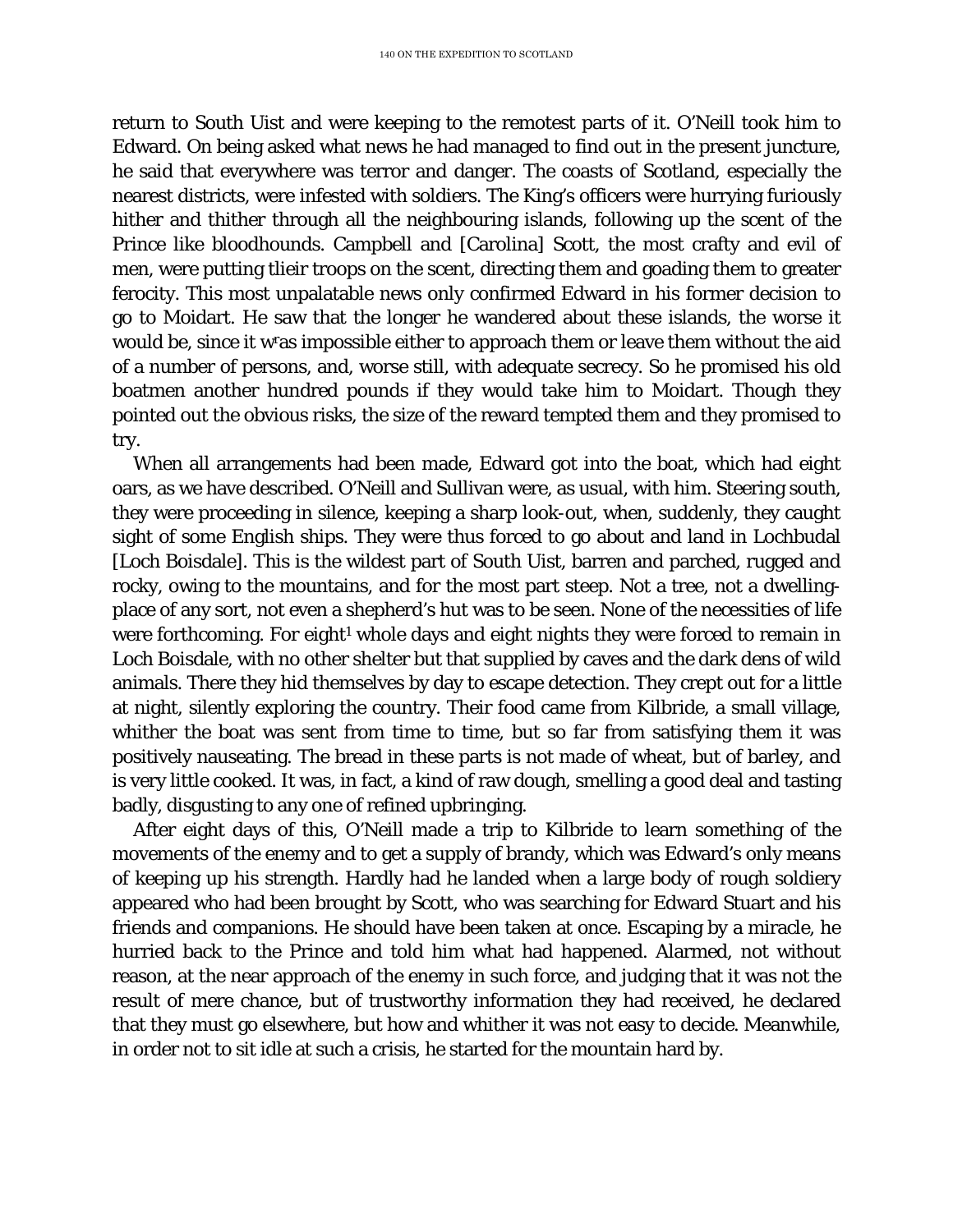return to South Uist and were keeping to the remotest parts of it. O'Neill took him to Edward. On being asked what news he had managed to find out in the present juncture, he said that everywhere was terror and danger. The coasts of Scotland, especially the nearest districts, were infested with soldiers. The King's officers were hurrying furiously hither and thither through all the neighbouring islands, following up the scent of the Prince like bloodhounds. Campbell and [Carolina] Scott, the most crafty and evil of men, were putting tlieir troops on the scent, directing them and goading them to greater ferocity. This most unpalatable news only confirmed Edward in his former decision to go to Moidart. He saw that the longer he wandered about these islands, the worse it would be, since it wras impossible either to approach them or leave them without the aid of a number of persons, and, worse still, with adequate secrecy. So he promised his old boatmen another hundred pounds if they would take him to Moidart. Though they pointed out the obvious risks, the size of the reward tempted them and they promised to try.

When all arrangements had been made, Edward got into the boat, which had eight oars, as we have described. O'Neill and Sullivan were, as usual, with him. Steering south, they were proceeding in silence, keeping a sharp look-out, when, suddenly, they caught sight of some English ships. They were thus forced to go about and land in Lochbudal [Loch Boisdale]. This is the wildest part of South Uist, barren and parched, rugged and rocky, owing to the mountains, and for the most part steep. Not a tree, not a dwelling-place of any sort, not even a shepherd's hut was to be seen. None of the necessities of life were forthcoming. For eight[1] whole days and eight nights they were forced to remain in Loch Boisdale, with no other shelter but that supplied by caves and the dark dens of wild animals. There they hid themselves by day to escape detection. They crept out for a little at night, silently exploring the country. Their food came from Kilbride, a small village, whither the boat was sent from time to time, but so far from satisfying them it was positively nauseating. The bread in these parts is not made of wheat, but of barley, and is very little cooked. It was, in fact, a kind of raw dough, smelling a good deal and tasting badly, disgusting to any one of refined upbringing.

After eight days of this, O'Neill made a trip to Kilbride to learn something of the movements of the enemy and to get a supply of brandy, which was Edward's only means of keeping up his strength. Hardly had he landed when a large body of rough soldiery appeared who had been brought by Scott, who was searching for Edward Stuart and his friends and companions. He should have been taken at once. Escaping by a miracle, he hurried back to the Prince and told him what had happened. Alarmed, not without reason, at the near approach of the enemy in such force, and judging that it was not the result of mere chance, but of trustworthy information they had received, he declared that they must go elsewhere, but how and whither it was not easy to decide. Meanwhile, in order not to sit idle at such a crisis, he started for the mountain hard by.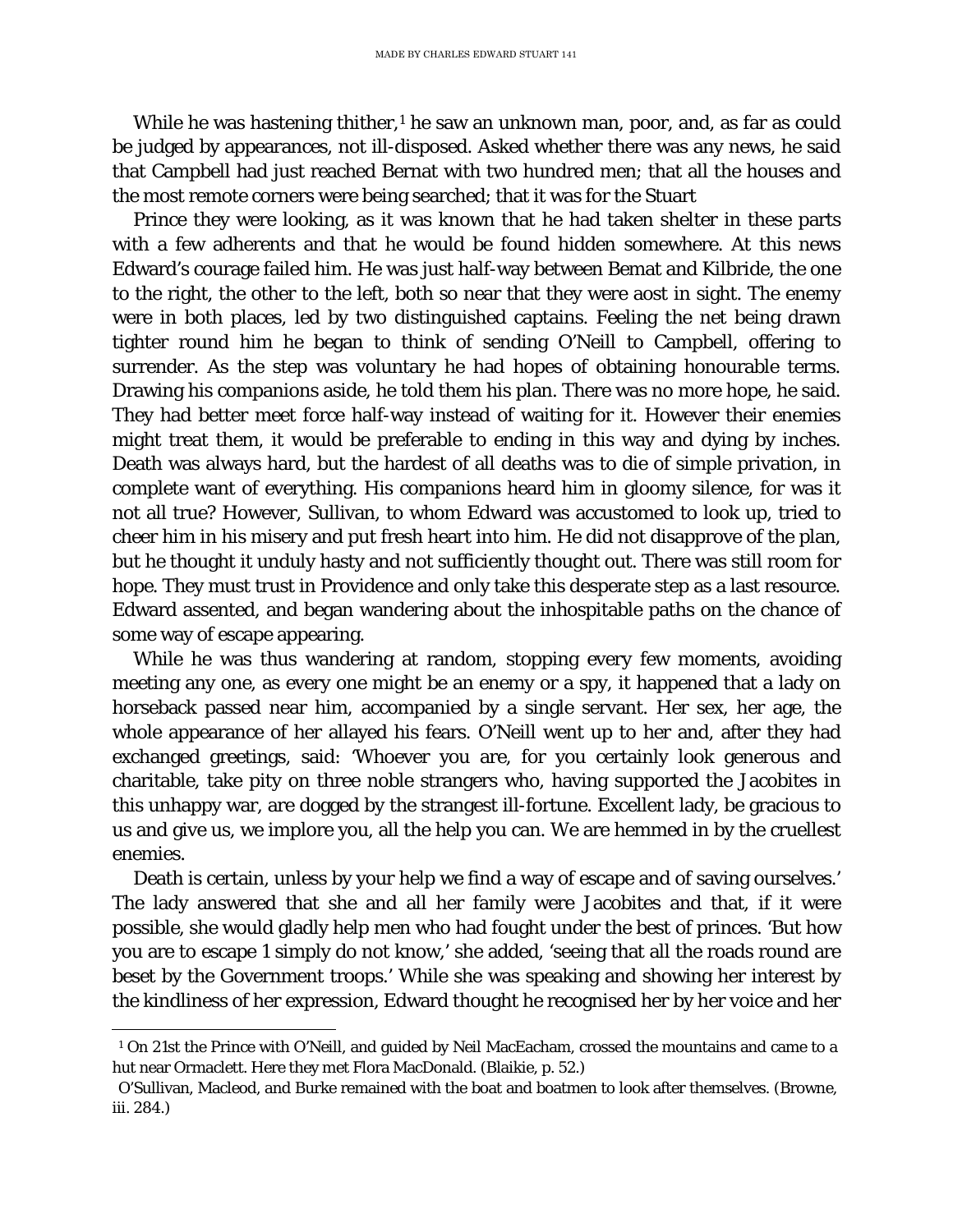While he was hastening thither,[1] he saw an unknown man, poor, and, as far as could be judged by appearances, not ill-disposed. Asked whether there was any news, he said that Campbell had just reached Bernat with two hundred men; that all the houses and the most remote corners were being searched; that it was for the Stuart

Prince they were looking, as it was known that he had taken shelter in these parts with a few adherents and that he would be found hidden somewhere. At this news Edward's courage failed him. He was just half-way between Bemat and Kilbride, the one to the right, the other to the left, both so near that they were aost in sight. The enemy were in both places, led by two distinguished captains. Feeling the net being drawn tighter round him he began to think of sending O'Neill to Campbell, offering to surrender. As the step was voluntary he had hopes of obtaining honourable terms. Drawing his companions aside, he told them his plan. There was no more hope, he said. They had better meet force half-way instead of waiting for it. However their enemies might treat them, it would be preferable to ending in this way and dying by inches. Death was always hard, but the hardest of all deaths was to die of simple privation, in complete want of everything. His companions heard him in gloomy silence, for was it not all true? However, Sullivan, to whom Edward was accustomed to look up, tried to cheer him in his misery and put fresh heart into him. He did not disapprove of the plan, but he thought it unduly hasty and not sufficiently thought out. There was still room for hope. They must trust in Providence and only take this desperate step as a last resource. Edward assented, and began wandering about the inhospitable paths on the chance of some way of escape appearing.

While he was thus wandering at random, stopping every few moments, avoiding meeting any one, as every one might be an enemy or a spy, it happened that a lady on horseback passed near him, accompanied by a single servant. Her sex, her age, the whole appearance of her allayed his fears. O'Neill went up to her and, after they had exchanged greetings, said: 'Whoever you are, for you certainly look generous and charitable, take pity on three noble strangers who, having supported the Jacobites in this unhappy war, are dogged by the strangest ill-fortune. Excellent lady, be gracious to us and give us, we implore you, all the help you can. We are hemmed in by the cruellest enemies.

Death is certain, unless by your help we find a way of escape and of saving ourselves.' The lady answered that she and all her family were Jacobites and that, if it were possible, she would gladly help men who had fought under the best of princes. 'But how you are to escape 1 simply do not know,' she added, 'seeing that all the roads round are beset by the Government troops.' While she was speaking and showing her interest by the kindliness of her expression, Edward thought he recognised her by her voice and her

---

[1] On 21st the Prince with O'Neill, and guided by Neil MacEacham, crossed the mountains and came to a hut near Ormaclett. Here they met Flora MacDonald. (Blaikie, p. 52.)

O'Sullivan, Macleod, and Burke remained with the boat and boatmen to look after themselves. (Browne, iii. 284.)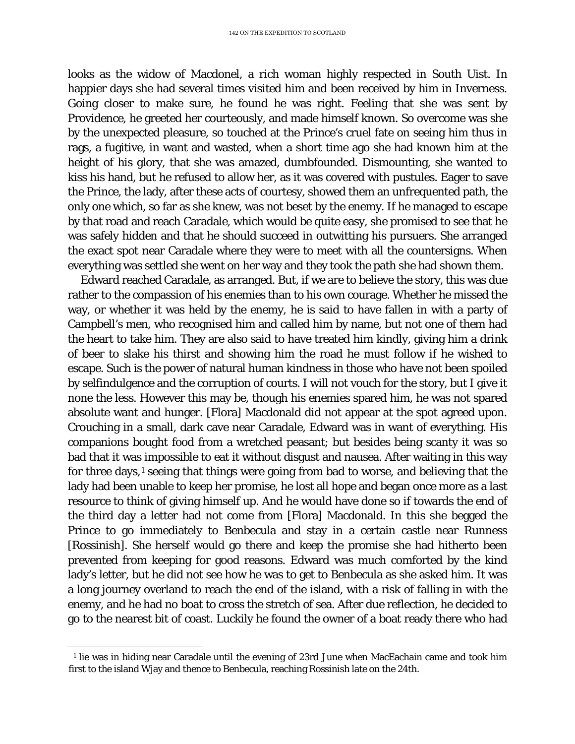looks as the widow of Macdonel, a rich woman highly respected in South Uist. In happier days she had several times visited him and been received by him in Inverness. Going closer to make sure, he found he was right. Feeling that she was sent by Providence, he greeted her courteously, and made himself known. So overcome was she by the unexpected pleasure, so touched at the Prince's cruel fate on seeing him thus in rags, a fugitive, in want and wasted, when a short time ago she had known him at the height of his glory, that she was amazed, dumbfounded. Dismounting, she wanted to kiss his hand, but he refused to allow her, as it was covered with pustules. Eager to save the Prince, the lady, after these acts of courtesy, showed them an unfrequented path, the only one which, so far as she knew, was not beset by the enemy. If he managed to escape by that road and reach Caradale, which would be quite easy, she promised to see that he was safely hidden and that he should succeed in outwitting his pursuers. She arranged the exact spot near Caradale where they were to meet with all the countersigns. When everything was settled she went on her way and they took the path she had shown them.

Edward reached Caradale, as arranged. But, if we are to believe the story, this was due rather to the compassion of his enemies than to his own courage. Whether he missed the way, or whether it was held by the enemy, he is said to have fallen in with a party of Campbell's men, who recognised him and called him by name, but not one of them had the heart to take him. They are also said to have treated him kindly, giving him a drink of beer to slake his thirst and showing him the road he must follow if he wished to escape. Such is the power of natural human kindness in those who have not been spoiled by selfindulgence and the corruption of courts. I will not vouch for the story, but I give it none the less. However this may be, though his enemies spared him, he was not spared absolute want and hunger. [Flora] Macdonald did not appear at the spot agreed upon. Crouching in a small, dark cave near Caradale, Edward was in want of everything. His companions bought food from a wretched peasant; but besides being scanty it was so bad that it was impossible to eat it without disgust and nausea. After waiting in this way for three days,[1] seeing that things were going from bad to worse, and believing that the lady had been unable to keep her promise, he lost all hope and began once more as a last resource to think of giving himself up. And he would have done so if towards the end of the third day a letter had not come from [Flora] Macdonald. In this she begged the Prince to go immediately to Benbecula and stay in a certain castle near Runness [Rossinish]. She herself would go there and keep the promise she had hitherto been prevented from keeping for good reasons. Edward was much comforted by the kind lady's letter, but he did not see how he was to get to Benbecula as she asked him. It was a long journey overland to reach the end of the island, with a risk of falling in with the enemy, and he had no boat to cross the stretch of sea. After due reflection, he decided to go to the nearest bit of coast. Luckily he found the owner of a boat ready there who had

[1] lie was in hiding near Caradale until the evening of 23rd June when MacEachain came and took him first to the island Wjay and thence to Benbecula, reaching Rossinish late on the 24th.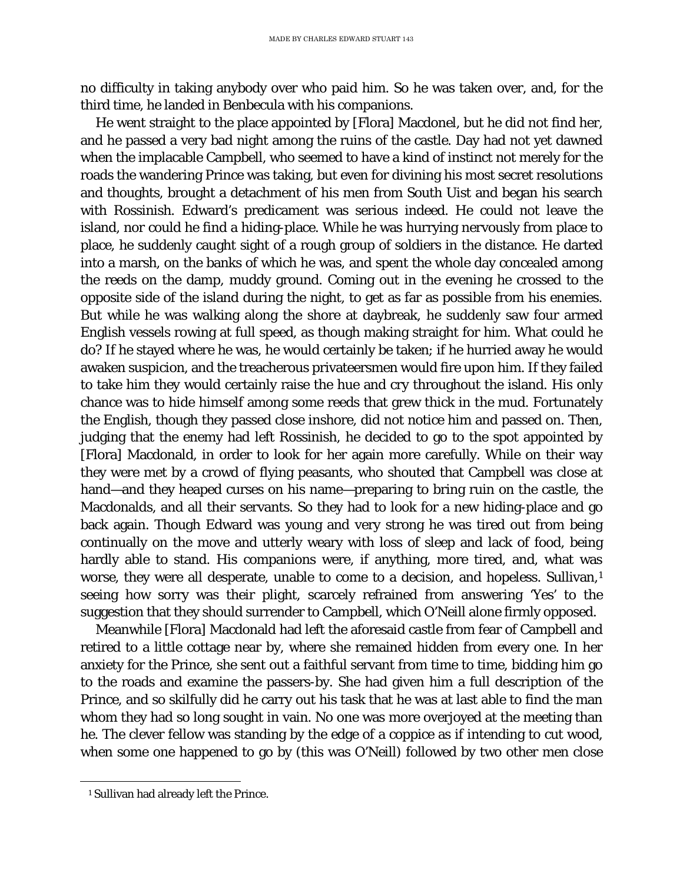no difficulty in taking anybody over who paid him. So he was taken over, and, for the third time, he landed in Benbecula with his companions.

He went straight to the place appointed by [Flora] Macdonel, but he did not find her, and he passed a very bad night among the ruins of the castle. Day had not yet dawned when the implacable Campbell, who seemed to have a kind of instinct not merely for the roads the wandering Prince was taking, but even for divining his most secret resolutions and thoughts, brought a detachment of his men from South Uist and began his search with Rossinish. Edward's predicament was serious indeed. He could not leave the island, nor could he find a hiding-place. While he was hurrying nervously from place to place, he suddenly caught sight of a rough group of soldiers in the distance. He darted into a marsh, on the banks of which he was, and spent the whole day concealed among the reeds on the damp, muddy ground. Coming out in the evening he crossed to the opposite side of the island during the night, to get as far as possible from his enemies. But while he was walking along the shore at daybreak, he suddenly saw four armed English vessels rowing at full speed, as though making straight for him. What could he do? If he stayed where he was, he would certainly be taken; if he hurried away he would awaken suspicion, and the treacherous privateersmen would fire upon him. If they failed to take him they would certainly raise the hue and cry throughout the island. His only chance was to hide himself among some reeds that grew thick in the mud. Fortunately the English, though they passed close inshore, did not notice him and passed on. Then, judging that the enemy had left Rossinish, he decided to go to the spot appointed by [Flora] Macdonald, in order to look for her again more carefully. While on their way they were met by a crowd of flying peasants, who shouted that Campbell was close at hand—and they heaped curses on his name—preparing to bring ruin on the castle, the Macdonalds, and all their servants. So they had to look for a new hiding-place and go back again. Though Edward was young and very strong he was tired out from being continually on the move and utterly weary with loss of sleep and lack of food, being hardly able to stand. His companions were, if anything, more tired, and, what was worse, they were all desperate, unable to come to a decision, and hopeless. Sullivan,[1] seeing how sorry was their plight, scarcely refrained from answering 'Yes' to the suggestion that they should surrender to Campbell, which O'Neill alone firmly opposed.

Meanwhile [Flora] Macdonald had left the aforesaid castle from fear of Campbell and retired to a little cottage near by, where she remained hidden from every one. In her anxiety for the Prince, she sent out a faithful servant from time to time, bidding him go to the roads and examine the passers-by. She had given him a full description of the Prince, and so skilfully did he carry out his task that he was at last able to find the man whom they had so long sought in vain. No one was more overjoyed at the meeting than he. The clever fellow was standing by the edge of a coppice as if intending to cut wood, when some one happened to go by (this was O'Neill) followed by two other men close

[1] Sullivan had already left the Prince.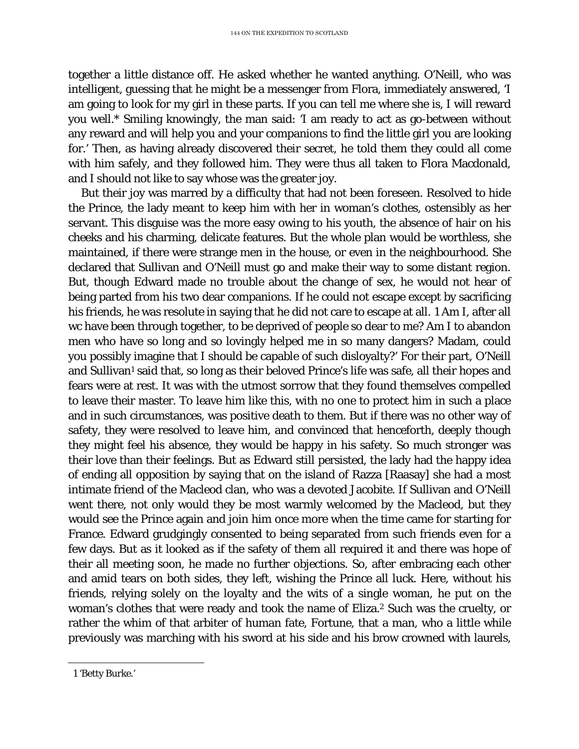together a little distance off. He asked whether he wanted anything. O'Neill, who was intelligent, guessing that he might be a messenger from Flora, immediately answered, 'I am going to look for my girl in these parts. If you can tell me where she is, I will reward you well.* Smiling knowingly, the man said: 'I am ready to act as go-between without any reward and will help you and your companions to find the little girl you are looking for.' Then, as having already discovered their secret, he told them they could all come with him safely, and they followed him. They were thus all taken to Flora Macdonald, and I should not like to say whose was the greater joy.

But their joy was marred by a difficulty that had not been foreseen. Resolved to hide the Prince, the lady meant to keep him with her in woman's clothes, ostensibly as her servant. This disguise was the more easy owing to his youth, the absence of hair on his cheeks and his charming, delicate features. But the whole plan would be worthless, she maintained, if there were strange men in the house, or even in the neighbourhood. She declared that Sullivan and O'Neill must go and make their way to some distant region. But, though Edward made no trouble about the change of sex, he would not hear of being parted from his two dear companions. If he could not escape except by sacrificing his friends, he was resolute in saying that he did not care to escape at all. 1 Am I, after all wc have been through together, to be deprived of people so dear to me? Am I to abandon men who have so long and so lovingly helped me in so many dangers? Madam, could you possibly imagine that I should be capable of such disloyalty?' For their part, O'Neill and Sullivan[1] said that, so long as their beloved Prince's life was safe, all their hopes and fears were at rest. It was with the utmost sorrow that they found themselves compelled to leave their master. To leave him like this, with no one to protect him in such a place and in such circumstances, was positive death to them. But if there was no other way of safety, they were resolved to leave him, and convinced that henceforth, deeply though they might feel his absence, they would be happy in his safety. So much stronger was their love than their feelings. But as Edward still persisted, the lady had the happy idea of ending all opposition by saying that on the island of Razza [Raasay] she had a most intimate friend of the Macleod clan, who was a devoted Jacobite. If Sullivan and O'Neill went there, not only would they be most warmly welcomed by the Macleod, but they would see the Prince again and join him once more when the time came for starting for France. Edward grudgingly consented to being separated from such friends even for a few days. But as it looked as if the safety of them all required it and there was hope of their all meeting soon, he made no further objections. So, after embracing each other and amid tears on both sides, they left, wishing the Prince all luck. Here, without his friends, relying solely on the loyalty and the wits of a single woman, he put on the woman's clothes that were ready and took the name of Eliza.[2] Such was the cruelty, or rather the whim of that arbiter of human fate, Fortune, that a man, who a little while previously was marching with his sword at his side and his brow crowned with laurels,

1 'Betty Burke.'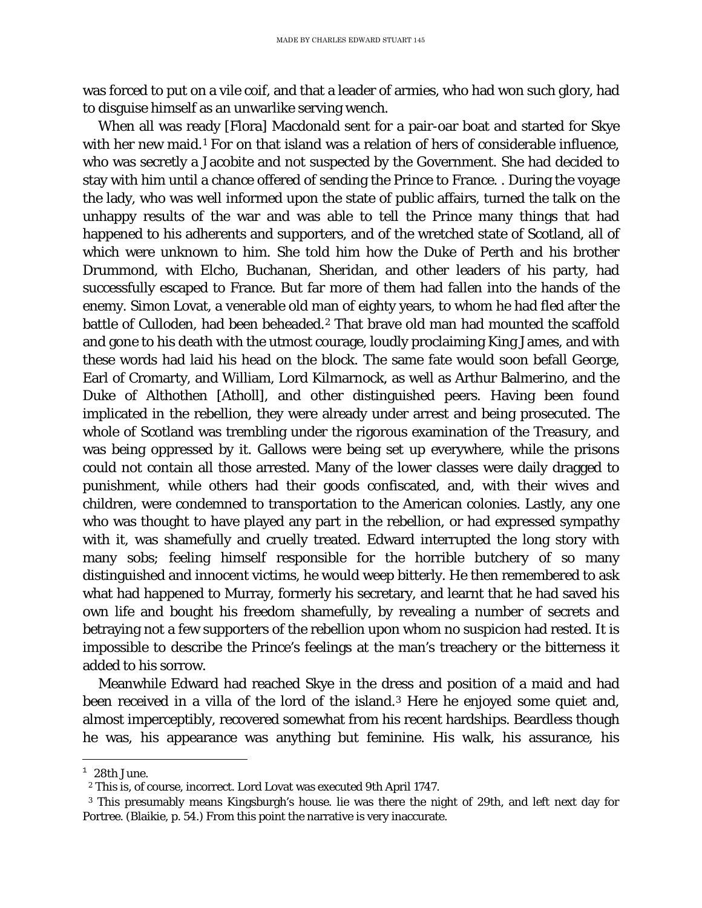was forced to put on a vile coif, and that a leader of armies, who had won such glory, had to disguise himself as an unwarlike serving wench.

When all was ready [Flora] Macdonald sent for a pair-oar boat and started for Skye with her new maid.[1] For on that island was a relation of hers of considerable influence, who was secretly a Jacobite and not suspected by the Government. She had decided to stay with him until a chance offered of sending the Prince to France. . During the voyage the lady, who was well informed upon the state of public affairs, turned the talk on the unhappy results of the war and was able to tell the Prince many things that had happened to his adherents and supporters, and of the wretched state of Scotland, all of which were unknown to him. She told him how the Duke of Perth and his brother Drummond, with Elcho, Buchanan, Sheridan, and other leaders of his party, had successfully escaped to France. But far more of them had fallen into the hands of the enemy. Simon Lovat, a venerable old man of eighty years, to whom he had fled after the battle of Culloden, had been beheaded.[2] That brave old man had mounted the scaffold and gone to his death with the utmost courage, loudly proclaiming King James, and with these words had laid his head on the block. The same fate would soon befall George, Earl of Cromarty, and William, Lord Kilmarnock, as well as Arthur Balmerino, and the Duke of Althothen [Atholl], and other distinguished peers. Having been found implicated in the rebellion, they were already under arrest and being prosecuted. The whole of Scotland was trembling under the rigorous examination of the Treasury, and was being oppressed by it. Gallows were being set up everywhere, while the prisons could not contain all those arrested. Many of the lower classes were daily dragged to punishment, while others had their goods confiscated, and, with their wives and children, were condemned to transportation to the American colonies. Lastly, any one who was thought to have played any part in the rebellion, or had expressed sympathy with it, was shamefully and cruelly treated. Edward interrupted the long story with many sobs; feeling himself responsible for the horrible butchery of so many distinguished and innocent victims, he would weep bitterly. He then remembered to ask what had happened to Murray, formerly his secretary, and learnt that he had saved his own life and bought his freedom shamefully, by revealing a number of secrets and betraying not a few supporters of the rebellion upon whom no suspicion had rested. It is impossible to describe the Prince's feelings at the man's treachery or the bitterness it added to his sorrow.

Meanwhile Edward had reached Skye in the dress and position of a maid and had been received in a villa of the lord of the island.[3] Here he enjoyed some quiet and, almost imperceptibly, recovered somewhat from his recent hardships. Beardless though he was, his appearance was anything but feminine. His walk, his assurance, his

---

[1] 28th June.

[2] This is, of course, incorrect. Lord Lovat was executed 9th April 1747.

[3] This presumably means Kingsburgh's house. lie was there the night of 29th, and left next day for Portree. (Blaikie, p. 54.) From this point the narrative is very inaccurate.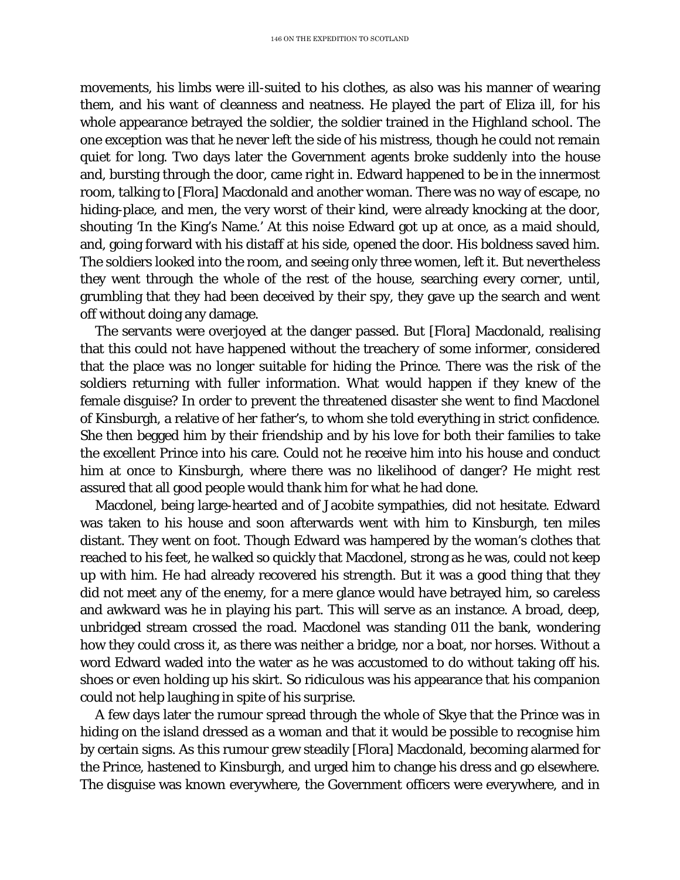movements, his limbs were ill-suited to his clothes, as also was his manner of wearing them, and his want of cleanness and neatness. He played the part of Eliza ill, for his whole appearance betrayed the soldier, the soldier trained in the Highland school. The one exception was that he never left the side of his mistress, though he could not remain quiet for long. Two days later the Government agents broke suddenly into the house and, bursting through the door, came right in. Edward happened to be in the innermost room, talking to [Flora] Macdonald and another woman. There was no way of escape, no hiding-place, and men, the very worst of their kind, were already knocking at the door, shouting 'In the King's Name.' At this noise Edward got up at once, as a maid should, and, going forward with his distaff at his side, opened the door. His boldness saved him. The soldiers looked into the room, and seeing only three women, left it. But nevertheless they went through the whole of the rest of the house, searching every corner, until, grumbling that they had been deceived by their spy, they gave up the search and went off without doing any damage.

The servants were overjoyed at the danger passed. But [Flora] Macdonald, realising that this could not have happened without the treachery of some informer, considered that the place was no longer suitable for hiding the Prince. There was the risk of the soldiers returning with fuller information. What would happen if they knew of the female disguise? In order to prevent the threatened disaster she went to find Macdonel of Kinsburgh, a relative of her father's, to whom she told everything in strict confidence. She then begged him by their friendship and by his love for both their families to take the excellent Prince into his care. Could not he receive him into his house and conduct him at once to Kinsburgh, where there was no likelihood of danger? He might rest assured that all good people would thank him for what he had done.

Macdonel, being large-hearted and of Jacobite sympathies, did not hesitate. Edward was taken to his house and soon afterwards went with him to Kinsburgh, ten miles distant. They went on foot. Though Edward was hampered by the woman's clothes that reached to his feet, he walked so quickly that Macdonel, strong as he was, could not keep up with him. He had already recovered his strength. But it was a good thing that they did not meet any of the enemy, for a mere glance would have betrayed him, so careless and awkward was he in playing his part. This will serve as an instance. A broad, deep, unbridged stream crossed the road. Macdonel was standing 011 the bank, wondering how they could cross it, as there was neither a bridge, nor a boat, nor horses. Without a word Edward waded into the water as he was accustomed to do without taking off his. shoes or even holding up his skirt. So ridiculous was his appearance that his companion could not help laughing in spite of his surprise.

A few days later the rumour spread through the whole of Skye that the Prince was in hiding on the island dressed as a woman and that it would be possible to recognise him by certain signs. As this rumour grew steadily [Flora] Macdonald, becoming alarmed for the Prince, hastened to Kinsburgh, and urged him to change his dress and go elsewhere. The disguise was known everywhere, the Government officers were everywhere, and in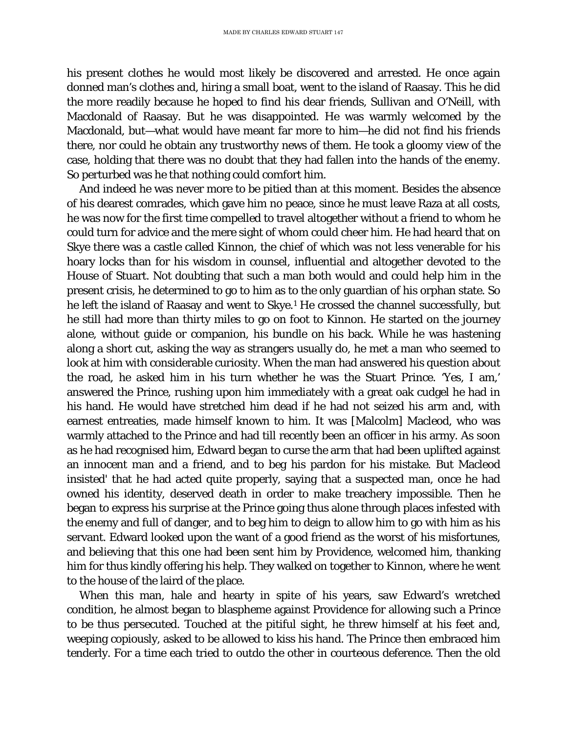his present clothes he would most likely be discovered and arrested. He once again donned man's clothes and, hiring a small boat, went to the island of Raasay. This he did the more readily because he hoped to find his dear friends, Sullivan and O'Neill, with Macdonald of Raasay. But he was disappointed. He was warmly welcomed by the Macdonald, but—what would have meant far more to him—he did not find his friends there, nor could he obtain any trustworthy news of them. He took a gloomy view of the case, holding that there was no doubt that they had fallen into the hands of the enemy. So perturbed was he that nothing could comfort him.

And indeed he was never more to be pitied than at this moment. Besides the absence of his dearest comrades, which gave him no peace, since he must leave Raza at all costs, he was now for the first time compelled to travel altogether without a friend to whom he could turn for advice and the mere sight of whom could cheer him. He had heard that on Skye there was a castle called Kinnon, the chief of which was not less venerable for his hoary locks than for his wisdom in counsel, influential and altogether devoted to the House of Stuart. Not doubting that such a man both would and could help him in the present crisis, he determined to go to him as to the only guardian of his orphan state. So he left the island of Raasay and went to Skye.[1] He crossed the channel successfully, but he still had more than thirty miles to go on foot to Kinnon. He started on the journey alone, without guide or companion, his bundle on his back. While he was hastening along a short cut, asking the way as strangers usually do, he met a man who seemed to look at him with considerable curiosity. When the man had answered his question about the road, he asked him in his turn whether he was the Stuart Prince. 'Yes, I am,' answered the Prince, rushing upon him immediately with a great oak cudgel he had in his hand. He would have stretched him dead if he had not seized his arm and, with earnest entreaties, made himself known to him. It was [Malcolm] Macleod, who was warmly attached to the Prince and had till recently been an officer in his army. As soon as he had recognised him, Edward began to curse the arm that had been uplifted against an innocent man and a friend, and to beg his pardon for his mistake. But Macleod insisted' that he had acted quite properly, saying that a suspected man, once he had owned his identity, deserved death in order to make treachery impossible. Then he began to express his surprise at the Prince going thus alone through places infested with the enemy and full of danger, and to beg him to deign to allow him to go with him as his servant. Edward looked upon the want of a good friend as the worst of his misfortunes, and believing that this one had been sent him by Providence, welcomed him, thanking him for thus kindly offering his help. They walked on together to Kinnon, where he went to the house of the laird of the place.

When this man, hale and hearty in spite of his years, saw Edward's wretched condition, he almost began to blaspheme against Providence for allowing such a Prince to be thus persecuted. Touched at the pitiful sight, he threw himself at his feet and, weeping copiously, asked to be allowed to kiss his hand. The Prince then embraced him tenderly. For a time each tried to outdo the other in courteous deference. Then the old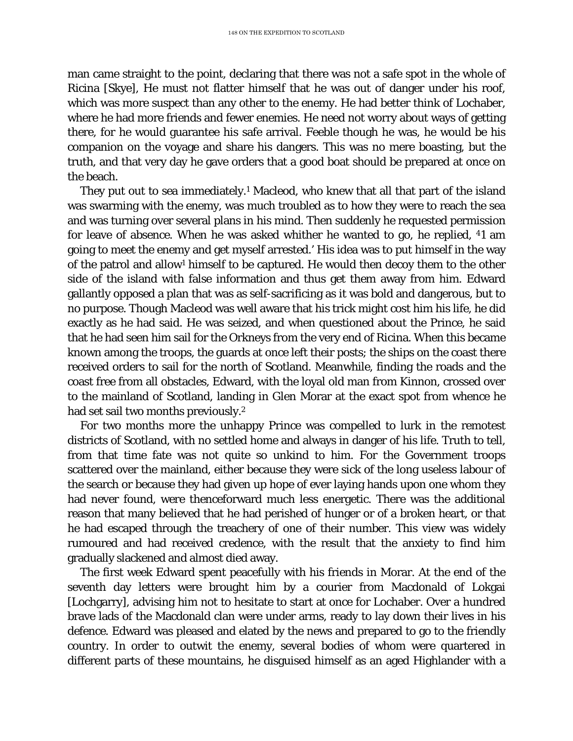man came straight to the point, declaring that there was not a safe spot in the whole of Ricina [Skye], He must not flatter himself that he was out of danger under his roof, which was more suspect than any other to the enemy. He had better think of Lochaber, where he had more friends and fewer enemies. He need not worry about ways of getting there, for he would guarantee his safe arrival. Feeble though he was, he would be his companion on the voyage and share his dangers. This was no mere boasting, but the truth, and that very day he gave orders that a good boat should be prepared at once on the beach.

They put out to sea immediately.[1] Macleod, who knew that all that part of the island was swarming with the enemy, was much troubled as to how they were to reach the sea and was turning over several plans in his mind. Then suddenly he requested permission for leave of absence. When he was asked whither he wanted to go, he replied, '41 am going to meet the enemy and get myself arrested.' His idea was to put himself in the way of the patrol and allow[1] himself to be captured. He would then decoy them to the other side of the island with false information and thus get them away from him. Edward gallantly opposed a plan that was as self-sacrificing as it was bold and dangerous, but to no purpose. Though Macleod was well aware that his trick might cost him his life, he did exactly as he had said. He was seized, and when questioned about the Prince, he said that he had seen him sail for the Orkneys from the very end of Ricina. When this became known among the troops, the guards at once left their posts; the ships on the coast there received orders to sail for the north of Scotland. Meanwhile, finding the roads and the coast free from all obstacles, Edward, with the loyal old man from Kinnon, crossed over to the mainland of Scotland, landing in Glen Morar at the exact spot from whence he had set sail two months previously.[2]

For two months more the unhappy Prince was compelled to lurk in the remotest districts of Scotland, with no settled home and always in danger of his life. Truth to tell, from that time fate was not quite so unkind to him. For the Government troops scattered over the mainland, either because they were sick of the long useless labour of the search or because they had given up hope of ever laying hands upon one whom they had never found, were thenceforward much less energetic. There was the additional reason that many believed that he had perished of hunger or of a broken heart, or that he had escaped through the treachery of one of their number. This view was widely rumoured and had received credence, with the result that the anxiety to find him gradually slackened and almost died away.

The first week Edward spent peacefully with his friends in Morar. At the end of the seventh day letters were brought him by a courier from Macdonald of Lokgai [Lochgarry], advising him not to hesitate to start at once for Lochaber. Over a hundred brave lads of the Macdonald clan were under arms, ready to lay down their lives in his defence. Edward was pleased and elated by the news and prepared to go to the friendly country. In order to outwit the enemy, several bodies of whom were quartered in different parts of these mountains, he disguised himself as an aged Highlander with a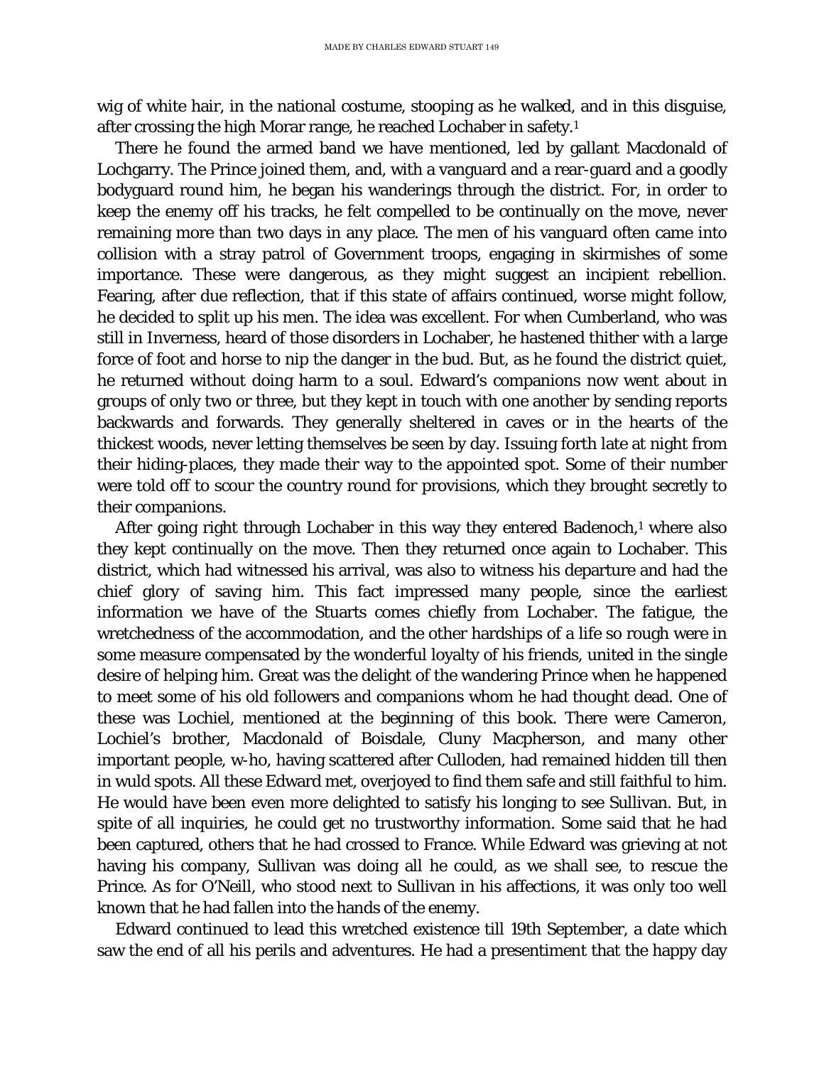wig of white hair, in the national costume, stooping as he walked, and in this disguise, after crossing the high Morar range, he reached Lochaber in safety.[1]

There he found the armed band we have mentioned, led by gallant Macdonald of Lochgarry. The Prince joined them, and, with a vanguard and a rear-guard and a goodly bodyguard round him, he began his wanderings through the district. For, in order to keep the enemy off his tracks, he felt compelled to be continually on the move, never remaining more than two days in any place. The men of his vanguard often came into collision with a stray patrol of Government troops, engaging in skirmishes of some importance. These were dangerous, as they might suggest an incipient rebellion. Fearing, after due reflection, that if this state of affairs continued, worse might follow, he decided to split up his men. The idea was excellent. For when Cumberland, who was still in Inverness, heard of those disorders in Lochaber, he hastened thither with a large force of foot and horse to nip the danger in the bud. But, as he found the district quiet, he returned without doing harm to a soul. Edward's companions now went about in groups of only two or three, but they kept in touch with one another by sending reports backwards and forwards. They generally sheltered in caves or in the hearts of the thickest woods, never letting themselves be seen by day. Issuing forth late at night from their hiding-places, they made their way to the appointed spot. Some of their number were told off to scour the country round for provisions, which they brought secretly to their companions.

After going right through Lochaber in this way they entered Badenoch,[1] where also they kept continually on the move. Then they returned once again to Lochaber. This district, which had witnessed his arrival, was also to witness his departure and had the chief glory of saving him. This fact impressed many people, since the earliest information we have of the Stuarts comes chiefly from Lochaber. The fatigue, the wretchedness of the accommodation, and the other hardships of a life so rough were in some measure compensated by the wonderful loyalty of his friends, united in the single desire of helping him. Great was the delight of the wandering Prince when he happened to meet some of his old followers and companions whom he had thought dead. One of these was Lochiel, mentioned at the beginning of this book. There were Cameron, Lochiel's brother, Macdonald of Boisdale, Cluny Macpherson, and many other important people, w-ho, having scattered after Culloden, had remained hidden till then in wuld spots. All these Edward met, overjoyed to find them safe and still faithful to him. He would have been even more delighted to satisfy his longing to see Sullivan. But, in spite of all inquiries, he could get no trustworthy information. Some said that he had been captured, others that he had crossed to France. While Edward was grieving at not having his company, Sullivan was doing all he could, as we shall see, to rescue the Prince. As for O'Neill, who stood next to Sullivan in his affections, it was only too well known that he had fallen into the hands of the enemy.

Edward continued to lead this wretched existence till 19th September, a date which saw the end of all his perils and adventures. He had a presentiment that the happy day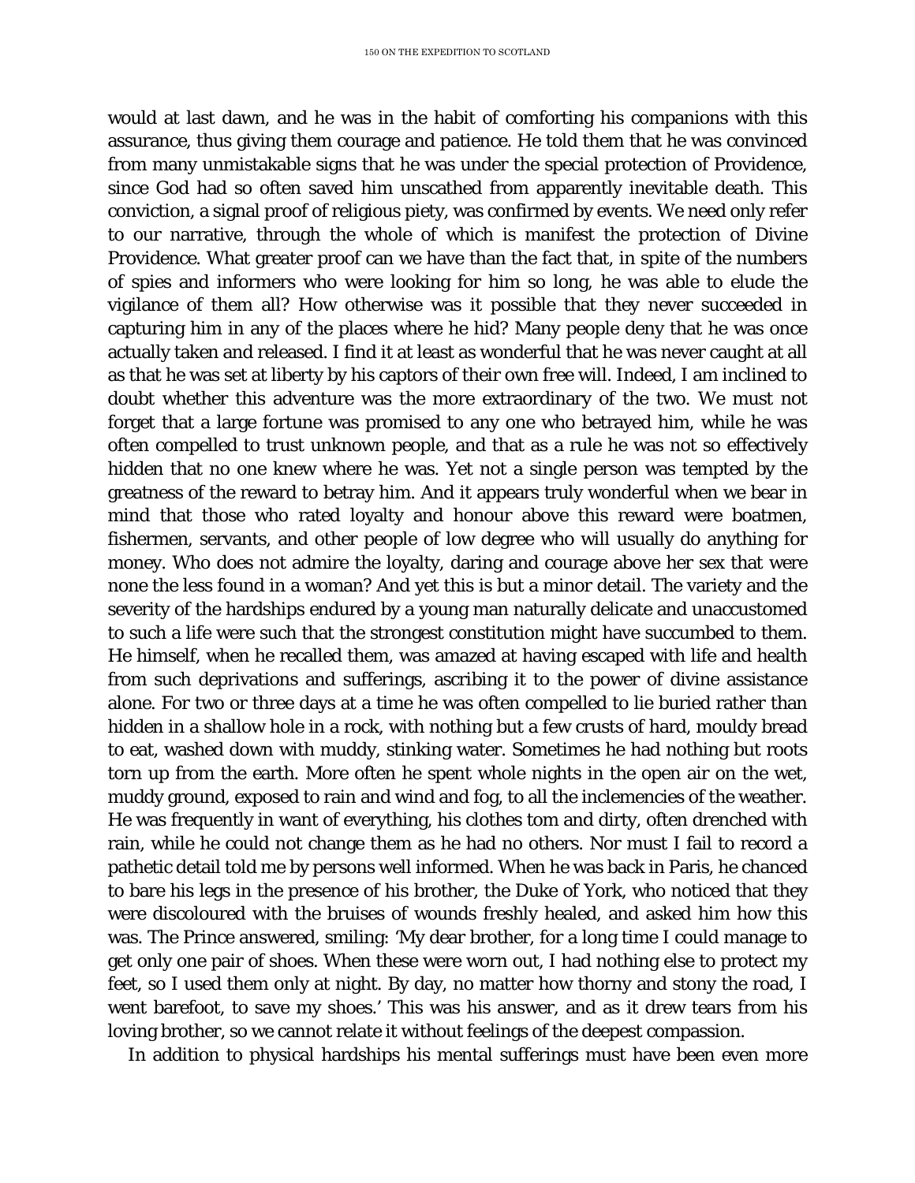would at last dawn, and he was in the habit of comforting his companions with this assurance, thus giving them courage and patience. He told them that he was convinced from many unmistakable signs that he was under the special protection of Providence, since God had so often saved him unscathed from apparently inevitable death. This conviction, a signal proof of religious piety, was confirmed by events. We need only refer to our narrative, through the whole of which is manifest the protection of Divine Providence. What greater proof can we have than the fact that, in spite of the numbers of spies and informers who were looking for him so long, he was able to elude the vigilance of them all? How otherwise was it possible that they never succeeded in capturing him in any of the places where he hid? Many people deny that he was once actually taken and released. I find it at least as wonderful that he was never caught at all as that he was set at liberty by his captors of their own free will. Indeed, I am inclined to doubt whether this adventure was the more extraordinary of the two. We must not forget that a large fortune was promised to any one who betrayed him, while he was often compelled to trust unknown people, and that as a rule he was not so effectively hidden that no one knew where he was. Yet not a single person was tempted by the greatness of the reward to betray him. And it appears truly wonderful when we bear in mind that those who rated loyalty and honour above this reward were boatmen, fishermen, servants, and other people of low degree who will usually do anything for money. Who does not admire the loyalty, daring and courage above her sex that were none the less found in a woman? And yet this is but a minor detail. The variety and the severity of the hardships endured by a young man naturally delicate and unaccustomed to such a life were such that the strongest constitution might have succumbed to them. He himself, when he recalled them, was amazed at having escaped with life and health from such deprivations and sufferings, ascribing it to the power of divine assistance alone. For two or three days at a time he was often compelled to lie buried rather than hidden in a shallow hole in a rock, with nothing but a few crusts of hard, mouldy bread to eat, washed down with muddy, stinking water. Sometimes he had nothing but roots torn up from the earth. More often he spent whole nights in the open air on the wet, muddy ground, exposed to rain and wind and fog, to all the inclemencies of the weather. He was frequently in want of everything, his clothes tom and dirty, often drenched with rain, while he could not change them as he had no others. Nor must I fail to record a pathetic detail told me by persons well informed. When he was back in Paris, he chanced to bare his legs in the presence of his brother, the Duke of York, who noticed that they were discoloured with the bruises of wounds freshly healed, and asked him how this was. The Prince answered, smiling: 'My dear brother, for a long time I could manage to get only one pair of shoes. When these were worn out, I had nothing else to protect my feet, so I used them only at night. By day, no matter how thorny and stony the road, I went barefoot, to save my shoes.' This was his answer, and as it drew tears from his loving brother, so we cannot relate it without feelings of the deepest compassion.

In addition to physical hardships his mental sufferings must have been even more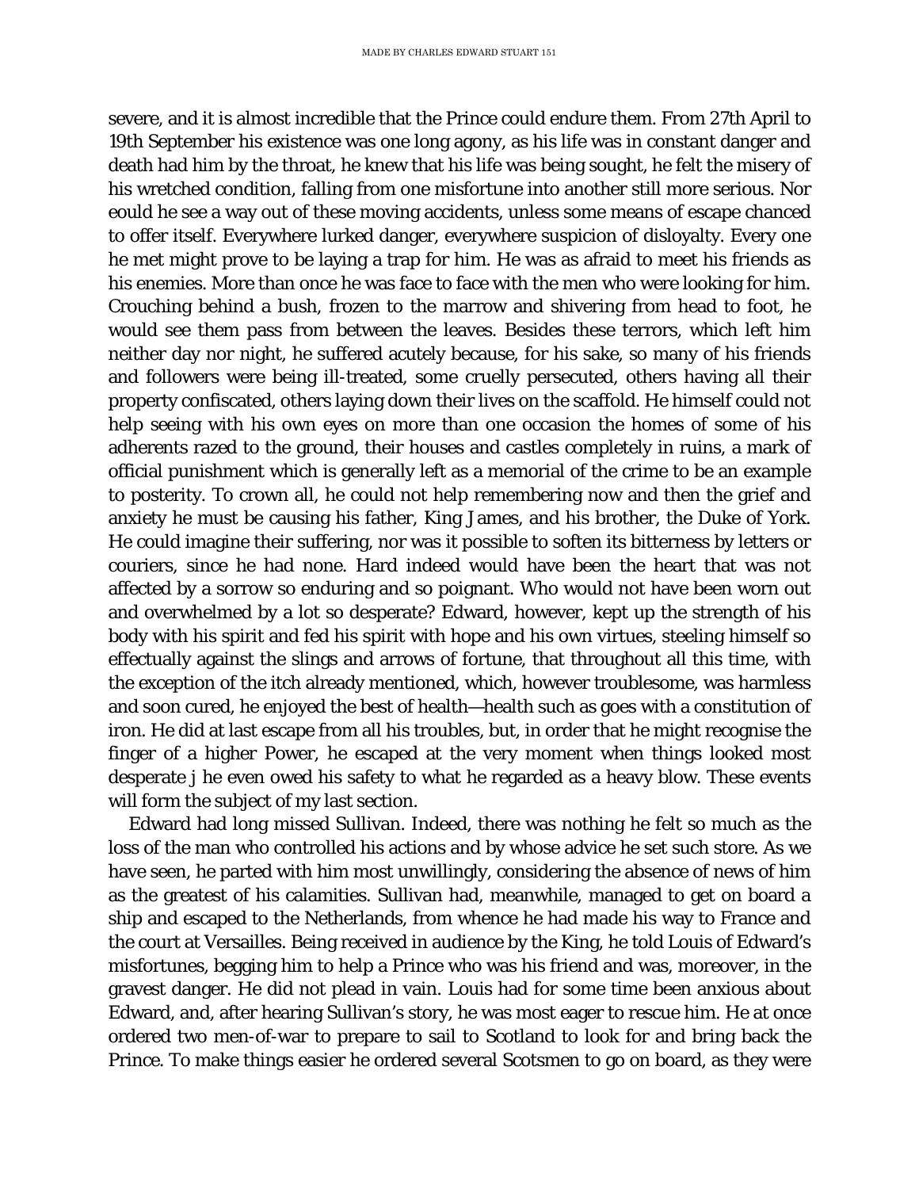severe, and it is almost incredible that the Prince could endure them. From 27th April to 19th September his existence was one long agony, as his life was in constant danger and death had him by the throat, he knew that his life was being sought, he felt the misery of his wretched condition, falling from one misfortune into another still more serious. Nor eould he see a way out of these moving accidents, unless some means of escape chanced to offer itself. Everywhere lurked danger, everywhere suspicion of disloyalty. Every one he met might prove to be laying a trap for him. He was as afraid to meet his friends as his enemies. More than once he was face to face with the men who were looking for him. Crouching behind a bush, frozen to the marrow and shivering from head to foot, he would see them pass from between the leaves. Besides these terrors, which left him neither day nor night, he suffered acutely because, for his sake, so many of his friends and followers were being ill-treated, some cruelly persecuted, others having all their property confiscated, others laying down their lives on the scaffold. He himself could not help seeing with his own eyes on more than one occasion the homes of some of his adherents razed to the ground, their houses and castles completely in ruins, a mark of official punishment which is generally left as a memorial of the crime to be an example to posterity. To crown all, he could not help remembering now and then the grief and anxiety he must be causing his father, King James, and his brother, the Duke of York. He could imagine their suffering, nor was it possible to soften its bitterness by letters or couriers, since he had none. Hard indeed would have been the heart that was not affected by a sorrow so enduring and so poignant. Who would not have been worn out and overwhelmed by a lot so desperate? Edward, however, kept up the strength of his body with his spirit and fed his spirit with hope and his own virtues, steeling himself so effectually against the slings and arrows of fortune, that throughout all this time, with the exception of the itch already mentioned, which, however troublesome, was harmless and soon cured, he enjoyed the best of health—health such as goes with a constitution of iron. He did at last escape from all his troubles, but, in order that he might recognise the finger of a higher Power, he escaped at the very moment when things looked most desperate j he even owed his safety to what he regarded as a heavy blow. These events will form the subject of my last section.

Edward had long missed Sullivan. Indeed, there was nothing he felt so much as the loss of the man who controlled his actions and by whose advice he set such store. As we have seen, he parted with him most unwillingly, considering the absence of news of him as the greatest of his calamities. Sullivan had, meanwhile, managed to get on board a ship and escaped to the Netherlands, from whence he had made his way to France and the court at Versailles. Being received in audience by the King, he told Louis of Edward's misfortunes, begging him to help a Prince who was his friend and was, moreover, in the gravest danger. He did not plead in vain. Louis had for some time been anxious about Edward, and, after hearing Sullivan's story, he was most eager to rescue him. He at once ordered two men-of-war to prepare to sail to Scotland to look for and bring back the Prince. To make things easier he ordered several Scotsmen to go on board, as they were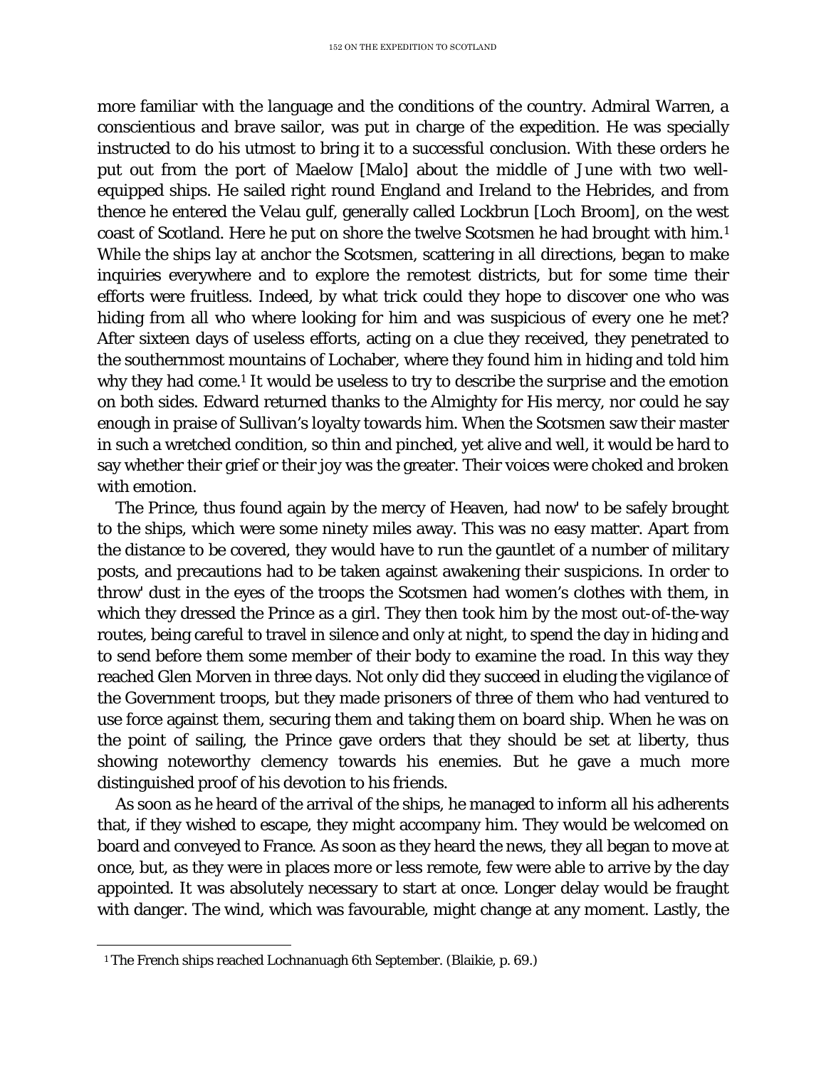more familiar with the language and the conditions of the country. Admiral Warren, a conscientious and brave sailor, was put in charge of the expedition. He was specially instructed to do his utmost to bring it to a successful conclusion. With these orders he put out from the port of Maelow [Malo] about the middle of June with two well-equipped ships. He sailed right round England and Ireland to the Hebrides, and from thence he entered the Velau gulf, generally called Lockbrun [Loch Broom], on the west coast of Scotland. Here he put on shore the twelve Scotsmen he had brought with him.[1] While the ships lay at anchor the Scotsmen, scattering in all directions, began to make inquiries everywhere and to explore the remotest districts, but for some time their efforts were fruitless. Indeed, by what trick could they hope to discover one who was hiding from all who where looking for him and was suspicious of every one he met? After sixteen days of useless efforts, acting on a clue they received, they penetrated to the southernmost mountains of Lochaber, where they found him in hiding and told him why they had come.[1] It would be useless to try to describe the surprise and the emotion on both sides. Edward returned thanks to the Almighty for His mercy, nor could he say enough in praise of Sullivan's loyalty towards him. When the Scotsmen saw their master in such a wretched condition, so thin and pinched, yet alive and well, it would be hard to say whether their grief or their joy was the greater. Their voices were choked and broken with emotion.

The Prince, thus found again by the mercy of Heaven, had now' to be safely brought to the ships, which were some ninety miles away. This was no easy matter. Apart from the distance to be covered, they would have to run the gauntlet of a number of military posts, and precautions had to be taken against awakening their suspicions. In order to throw' dust in the eyes of the troops the Scotsmen had women's clothes with them, in which they dressed the Prince as a girl. They then took him by the most out-of-the-way routes, being careful to travel in silence and only at night, to spend the day in hiding and to send before them some member of their body to examine the road. In this way they reached Glen Morven in three days. Not only did they succeed in eluding the vigilance of the Government troops, but they made prisoners of three of them who had ventured to use force against them, securing them and taking them on board ship. When he was on the point of sailing, the Prince gave orders that they should be set at liberty, thus showing noteworthy clemency towards his enemies. But he gave a much more distinguished proof of his devotion to his friends.

As soon as he heard of the arrival of the ships, he managed to inform all his adherents that, if they wished to escape, they might accompany him. They would be welcomed on board and conveyed to France. As soon as they heard the news, they all began to move at once, but, as they were in places more or less remote, few were able to arrive by the day appointed. It was absolutely necessary to start at once. Longer delay would be fraught with danger. The wind, which was favourable, might change at any moment. Lastly, the

[1] The French ships reached Lochnanuagh 6th September. (Blaikie, p. 69.)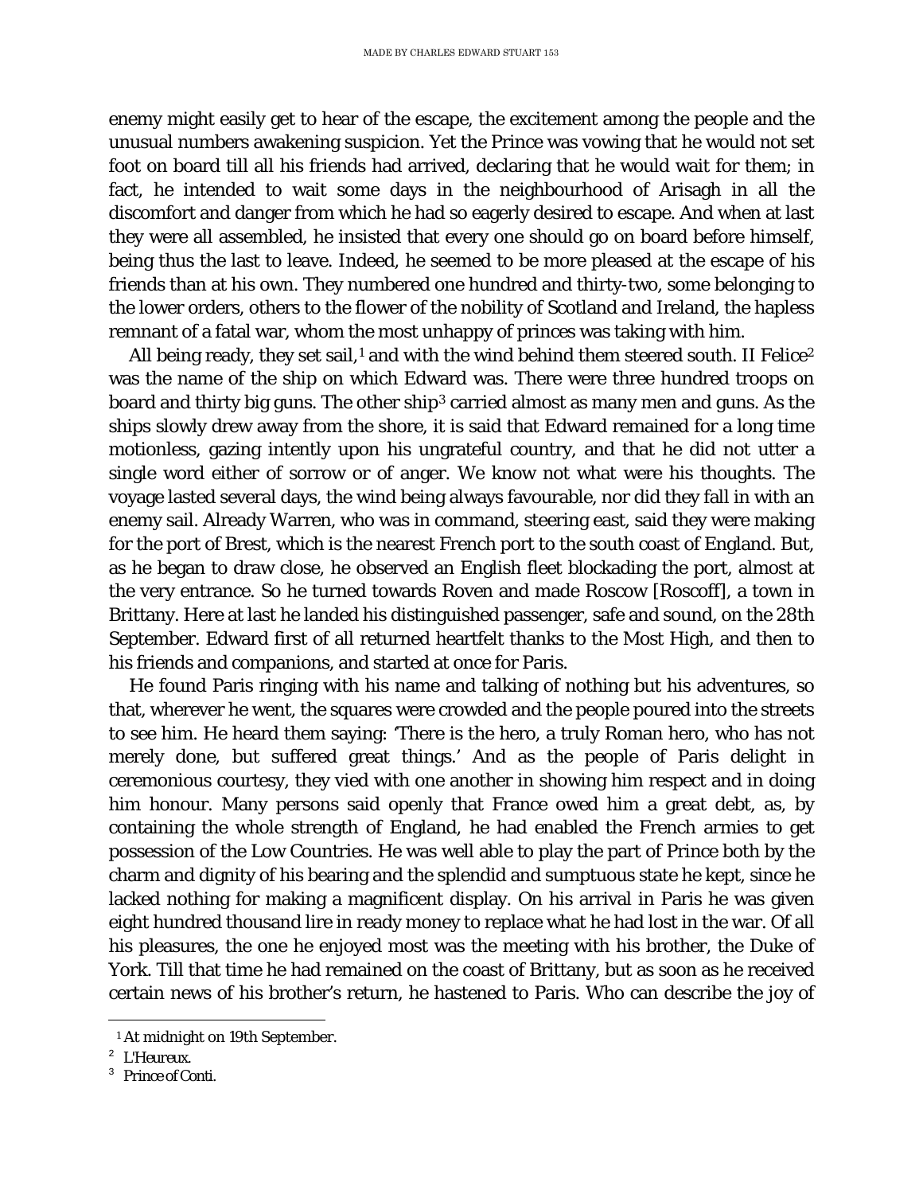enemy might easily get to hear of the escape, the excitement among the people and the unusual numbers awakening suspicion. Yet the Prince was vowing that he would not set foot on board till all his friends had arrived, declaring that he would wait for them; in fact, he intended to wait some days in the neighbourhood of Arisagh in all the discomfort and danger from which he had so eagerly desired to escape. And when at last they were all assembled, he insisted that every one should go on board before himself, being thus the last to leave. Indeed, he seemed to be more pleased at the escape of his friends than at his own. They numbered one hundred and thirty-two, some belonging to the lower orders, others to the flower of the nobility of Scotland and Ireland, the hapless remnant of a fatal war, whom the most unhappy of princes was taking with him.

All being ready, they set sail,[1] and with the wind behind them steered south. II Felice[2] was the name of the ship on which Edward was. There were three hundred troops on board and thirty big guns. The other ship[3] carried almost as many men and guns. As the ships slowly drew away from the shore, it is said that Edward remained for a long time motionless, gazing intently upon his ungrateful country, and that he did not utter a single word either of sorrow or of anger. We know not what were his thoughts. The voyage lasted several days, the wind being always favourable, nor did they fall in with an enemy sail. Already Warren, who was in command, steering east, said they were making for the port of Brest, which is the nearest French port to the south coast of England. But, as he began to draw close, he observed an English fleet blockading the port, almost at the very entrance. So he turned towards Roven and made Roscow [Roscoff], a town in Brittany. Here at last he landed his distinguished passenger, safe and sound, on the 28th September. Edward first of all returned heartfelt thanks to the Most High, and then to his friends and companions, and started at once for Paris.

He found Paris ringing with his name and talking of nothing but his adventures, so that, wherever he went, the squares were crowded and the people poured into the streets to see him. He heard them saying: 'There is the hero, a truly Roman hero, who has not merely done, but suffered great things.' And as the people of Paris delight in ceremonious courtesy, they vied with one another in showing him respect and in doing him honour. Many persons said openly that France owed him a great debt, as, by containing the whole strength of England, he had enabled the French armies to get possession of the Low Countries. He was well able to play the part of Prince both by the charm and dignity of his bearing and the splendid and sumptuous state he kept, since he lacked nothing for making a magnificent display. On his arrival in Paris he was given eight hundred thousand lire in ready money to replace what he had lost in the war. Of all his pleasures, the one he enjoyed most was the meeting with his brother, the Duke of York. Till that time he had remained on the coast of Brittany, but as soon as he received certain news of his brother's return, he hastened to Paris. Who can describe the joy of

---

[1] At midnight on 19th September.

[2] *L'Heureux.*

[3] *Prince of Conti.*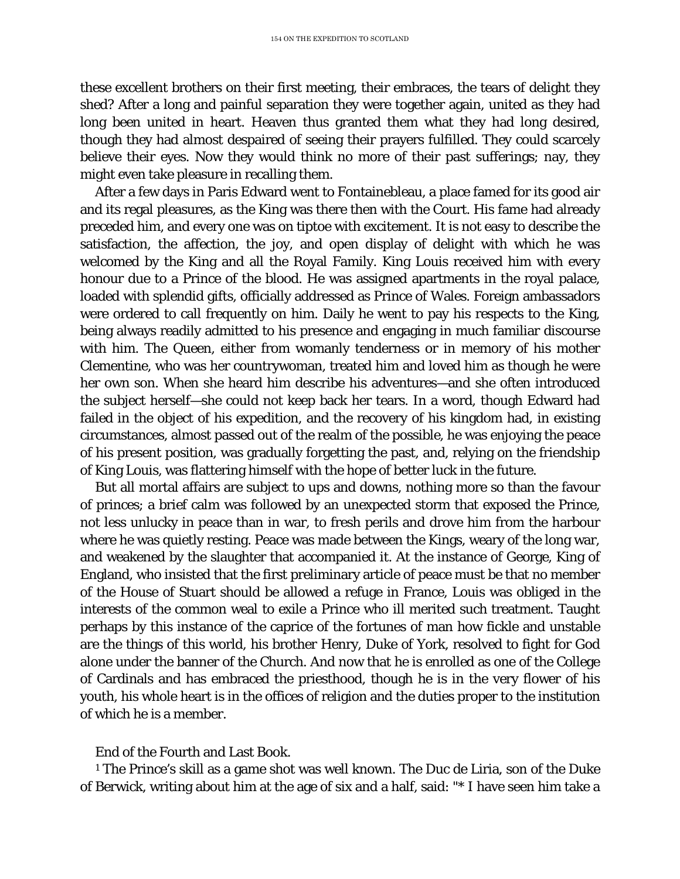these excellent brothers on their first meeting, their embraces, the tears of delight they shed? After a long and painful separation they were together again, united as they had long been united in heart. Heaven thus granted them what they had long desired, though they had almost despaired of seeing their prayers fulfilled. They could scarcely believe their eyes. Now they would think no more of their past sufferings; nay, they might even take pleasure in recalling them.

After a few days in Paris Edward went to Fontainebleau, a place famed for its good air and its regal pleasures, as the King was there then with the Court. His fame had already preceded him, and every one was on tiptoe with excitement. It is not easy to describe the satisfaction, the affection, the joy, and open display of delight with which he was welcomed by the King and all the Royal Family. King Louis received him with every honour due to a Prince of the blood. He was assigned apartments in the royal palace, loaded with splendid gifts, officially addressed as Prince of Wales. Foreign ambassadors were ordered to call frequently on him. Daily he went to pay his respects to the King, being always readily admitted to his presence and engaging in much familiar discourse with him. The Queen, either from womanly tenderness or in memory of his mother Clementine, who was her countrywoman, treated him and loved him as though he were her own son. When she heard him describe his adventures—and she often introduced the subject herself—she could not keep back her tears. In a word, though Edward had failed in the object of his expedition, and the recovery of his kingdom had, in existing circumstances, almost passed out of the realm of the possible, he was enjoying the peace of his present position, was gradually forgetting the past, and, relying on the friendship of King Louis, was flattering himself with the hope of better luck in the future.

But all mortal affairs are subject to ups and downs, nothing more so than the favour of princes; a brief calm was followed by an unexpected storm that exposed the Prince, not less unlucky in peace than in war, to fresh perils and drove him from the harbour where he was quietly resting. Peace was made between the Kings, weary of the long war, and weakened by the slaughter that accompanied it. At the instance of George, King of England, who insisted that the first preliminary article of peace must be that no member of the House of Stuart should be allowed a refuge in France, Louis was obliged in the interests of the common weal to exile a Prince who ill merited such treatment. Taught perhaps by this instance of the caprice of the fortunes of man how fickle and unstable are the things of this world, his brother Henry, Duke of York, resolved to fight for God alone under the banner of the Church. And now that he is enrolled as one of the College of Cardinals and has embraced the priesthood, though he is in the very flower of his youth, his whole heart is in the offices of religion and the duties proper to the institution of which he is a member.

End of the Fourth and Last Book.

[1] The Prince's skill as a game shot was well known. The Duc de Liria, son of the Duke of Berwick, writing about him at the age of six and a half, said: "* I have seen him take a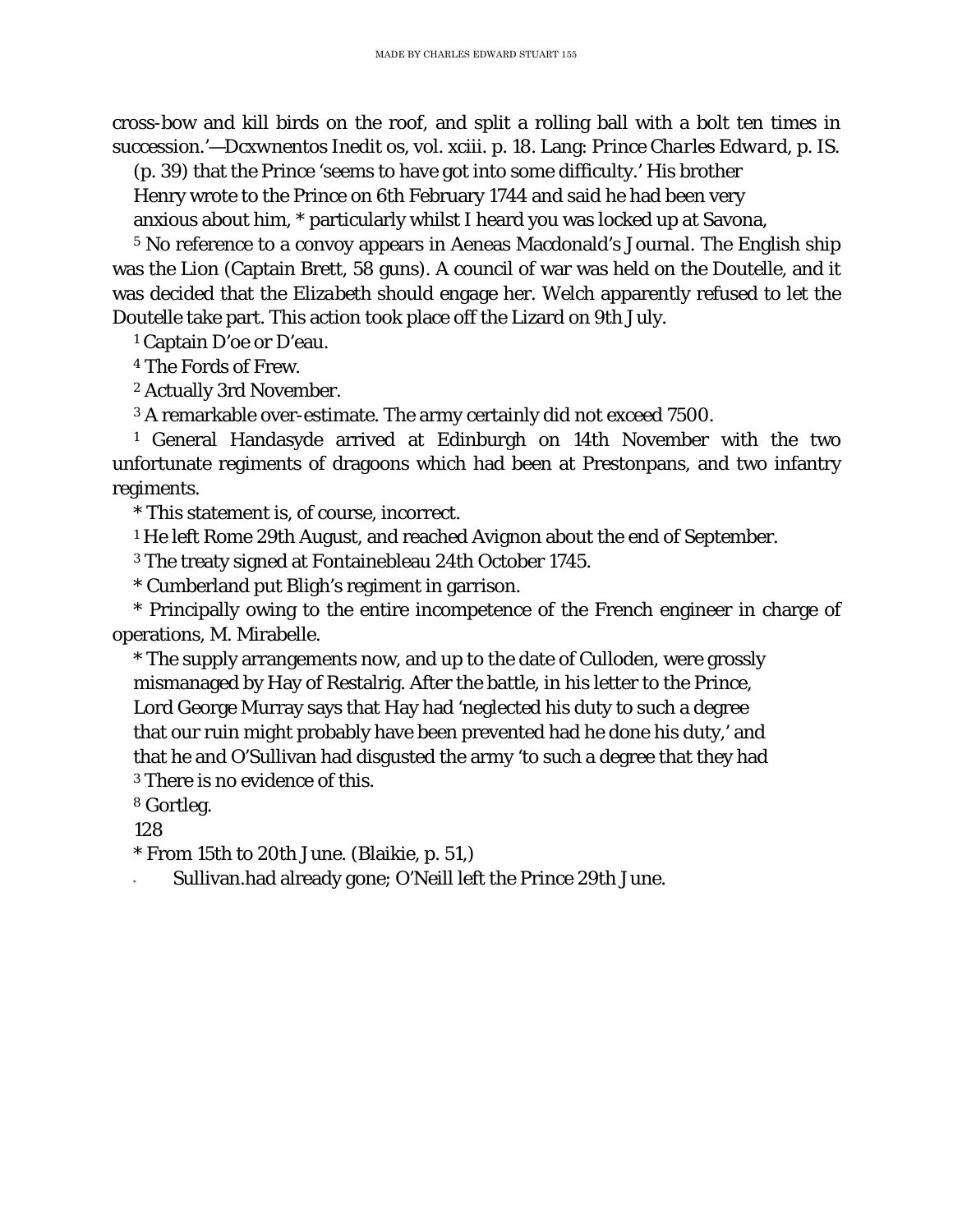cross-bow and kill birds on the roof, and split a rolling ball with a bolt ten times in succession.'—*Dcxwnentos Inedit os*, vol. xciii. p. 18. Lang: *Prince Charles Edward*, p. IS.

(p. 39) that the Prince 'seems to have got into some difficulty.' His brother Henry wrote to the Prince on 6th February 1744 and said he had been very anxious about him, * particularly whilst I heard you was locked up at Savona,

[5] No reference to a convoy appears in Aeneas Macdonald's Journal. The English ship was the Lion (Captain Brett, 58 guns). A council of war was held on the Doutelle, and it was decided that the Elizabeth should engage her. Welch apparently refused to let the Doutelle take part. This action took place off the Lizard on 9th July.

[1] Captain D'oe or D'eau.

[4] The Fords of Frew.

[2] Actually 3rd November.

[3] A remarkable over-estimate. The army certainly did not exceed 7500.

[1] General Handasyde arrived at Edinburgh on 14th November with the two unfortunate regiments of dragoons which had been at Prestonpans, and two infantry regiments.

* This statement is, of course, incorrect.

[1] He left Rome 29th August, and reached Avignon about the end of September.

[3] The treaty signed at Fontainebleau 24th October 1745.

* Cumberland put Bligh's regiment in garrison.

* Principally owing to the entire incompetence of the French engineer in charge of operations, M. Mirabelle.

* The supply arrangements now, and up to the date of Culloden, were grossly mismanaged by Hay of Restalrig. After the battle, in his letter to the Prince, Lord George Murray says that Hay had 'neglected his duty to such a degree that our ruin might probably have been prevented had he done his duty,' and that he and O'Sullivan had disgusted the army 'to such a degree that they had

[3] There is no evidence of this.

[8] Gortleg.

128

* From 15th to 20th June. (Blaikie, p. 51,)

- Sullivan.had already gone; O'Neill left the Prince 29th June.